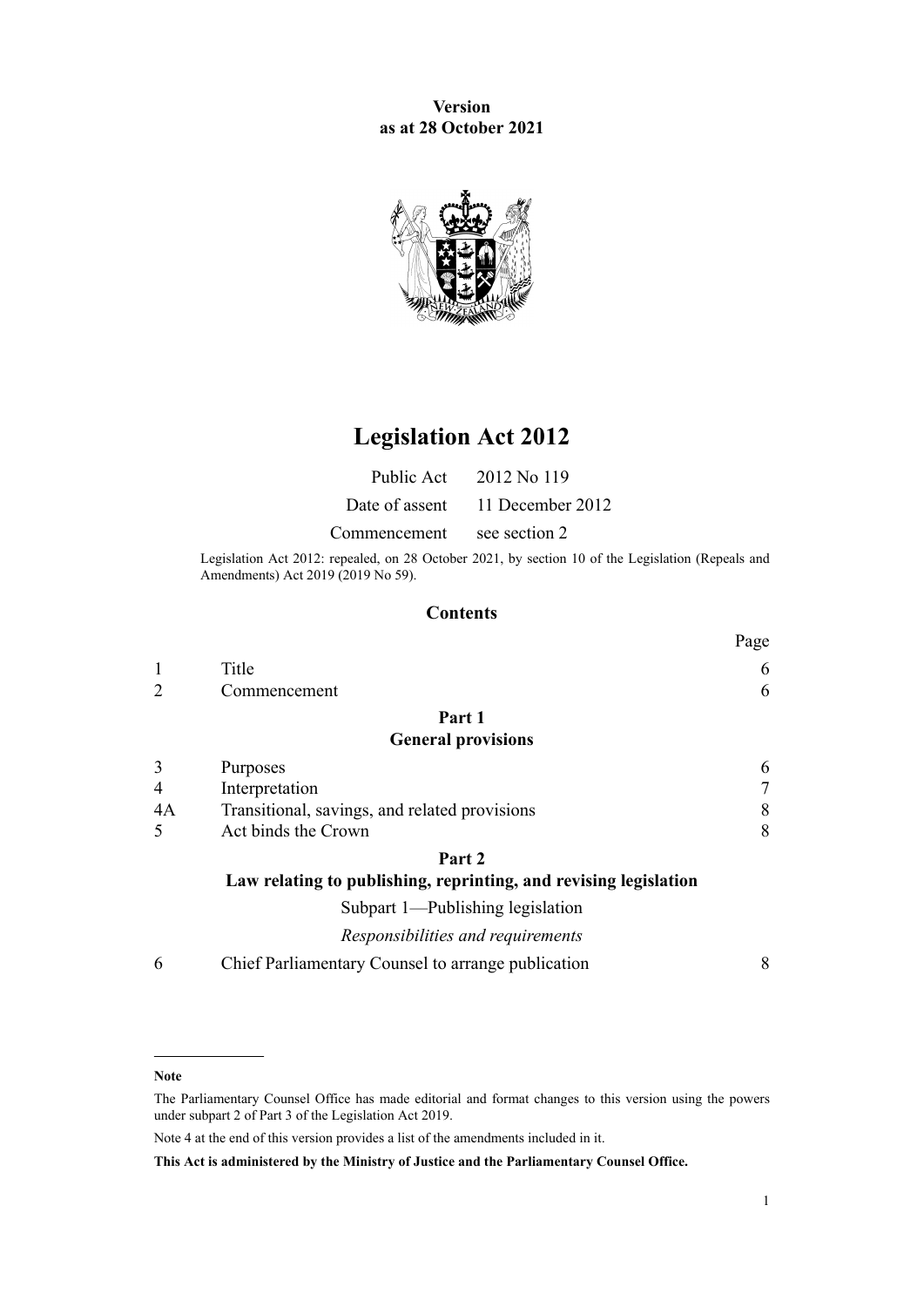**Version**
**as at 28 October 2021**

# Legislation Act 2012

| | |
|---|---|
| Public Act | 2012 No 119 |
| Date of assent | 11 December 2012 |
| Commencement | see section 2 |

Legislation Act 2012: repealed, on 28 October 2021, by section 10 of the Legislation (Repeals and Amendments) Act 2019 (2019 No 59).

## Contents

| | | Page |
|---|---|---|
| 1 | Title | 6 |
| 2 | Commencement | 6 |
| | **Part 1** **General provisions** | |
| 3 | Purposes | 6 |
| 4 | Interpretation | 7 |
| 4A | Transitional, savings, and related provisions | 8 |
| 5 | Act binds the Crown | 8 |
| | **Part 2** **Law relating to publishing, reprinting, and revising legislation** | |
| | Subpart 1—Publishing legislation | |
| | *Responsibilities and requirements* | |
| 6 | Chief Parliamentary Counsel to arrange publication | 8 |

**Note**

The Parliamentary Counsel Office has made editorial and format changes to this version using the powers under subpart 2 of Part 3 of the Legislation Act 2019.

Note 4 at the end of this version provides a list of the amendments included in it.

**This Act is administered by the Ministry of Justice and the Parliamentary Counsel Office.**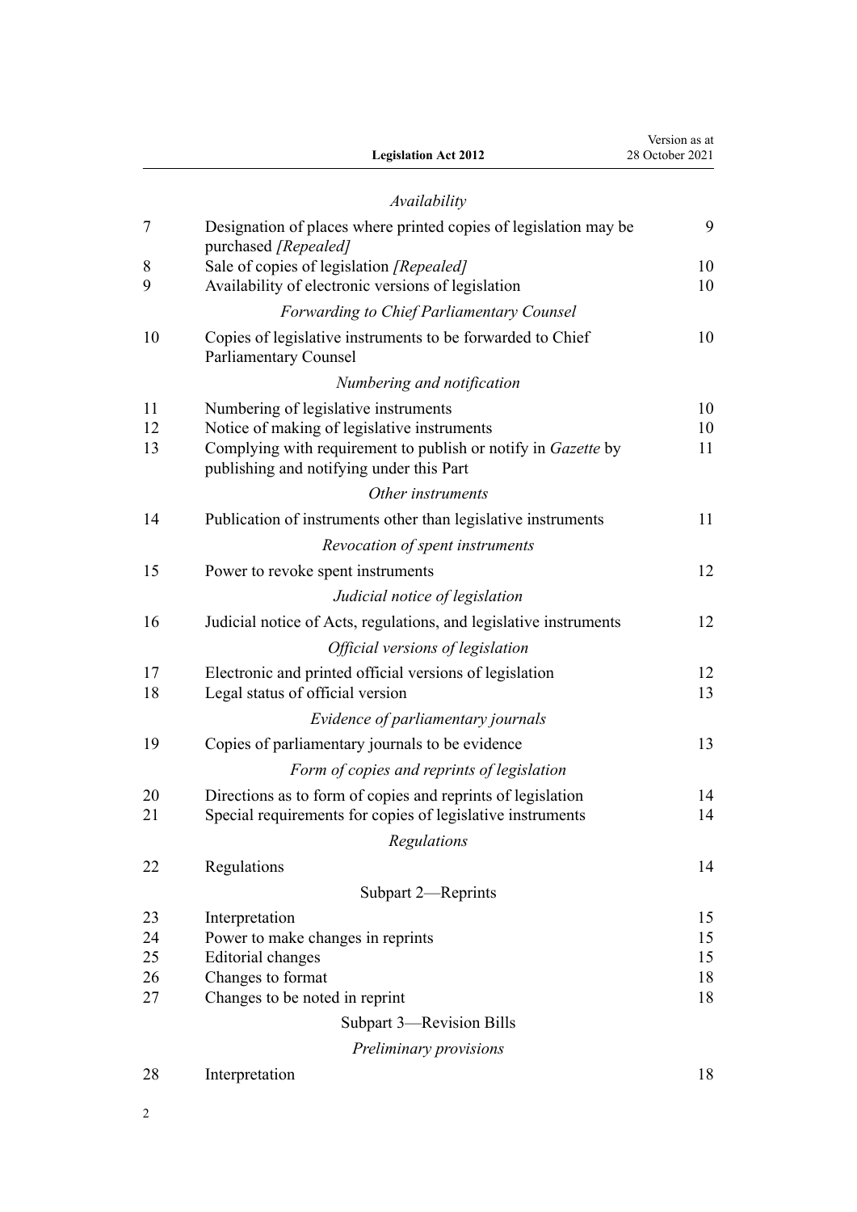*Availability*

| | | |
|---|---|---|
| 7 | Designation of places where printed copies of legislation may be purchased *[Repealed]* | 9 |
| 8 | Sale of copies of legislation *[Repealed]* | 10 |
| 9 | Availability of electronic versions of legislation | 10 |

*Forwarding to Chief Parliamentary Counsel*

| | | |
|---|---|---|
| 10 | Copies of legislative instruments to be forwarded to Chief Parliamentary Counsel | 10 |

*Numbering and notification*

| | | |
|---|---|---|
| 11 | Numbering of legislative instruments | 10 |
| 12 | Notice of making of legislative instruments | 10 |
| 13 | Complying with requirement to publish or notify in *Gazette* by publishing and notifying under this Part | 11 |

*Other instruments*

| | | |
|---|---|---|
| 14 | Publication of instruments other than legislative instruments | 11 |

*Revocation of spent instruments*

| | | |
|---|---|---|
| 15 | Power to revoke spent instruments | 12 |

*Judicial notice of legislation*

| | | |
|---|---|---|
| 16 | Judicial notice of Acts, regulations, and legislative instruments | 12 |

*Official versions of legislation*

| | | |
|---|---|---|
| 17 | Electronic and printed official versions of legislation | 12 |
| 18 | Legal status of official version | 13 |

*Evidence of parliamentary journals*

| | | |
|---|---|---|
| 19 | Copies of parliamentary journals to be evidence | 13 |

*Form of copies and reprints of legislation*

| | | |
|---|---|---|
| 20 | Directions as to form of copies and reprints of legislation | 14 |
| 21 | Special requirements for copies of legislative instruments | 14 |

*Regulations*

| | | |
|---|---|---|
| 22 | Regulations | 14 |

Subpart 2—Reprints

| | | |
|---|---|---|
| 23 | Interpretation | 15 |
| 24 | Power to make changes in reprints | 15 |
| 25 | Editorial changes | 15 |
| 26 | Changes to format | 18 |
| 27 | Changes to be noted in reprint | 18 |

Subpart 3—Revision Bills

*Preliminary provisions*

| | | |
|---|---|---|
| 28 | Interpretation | 18 |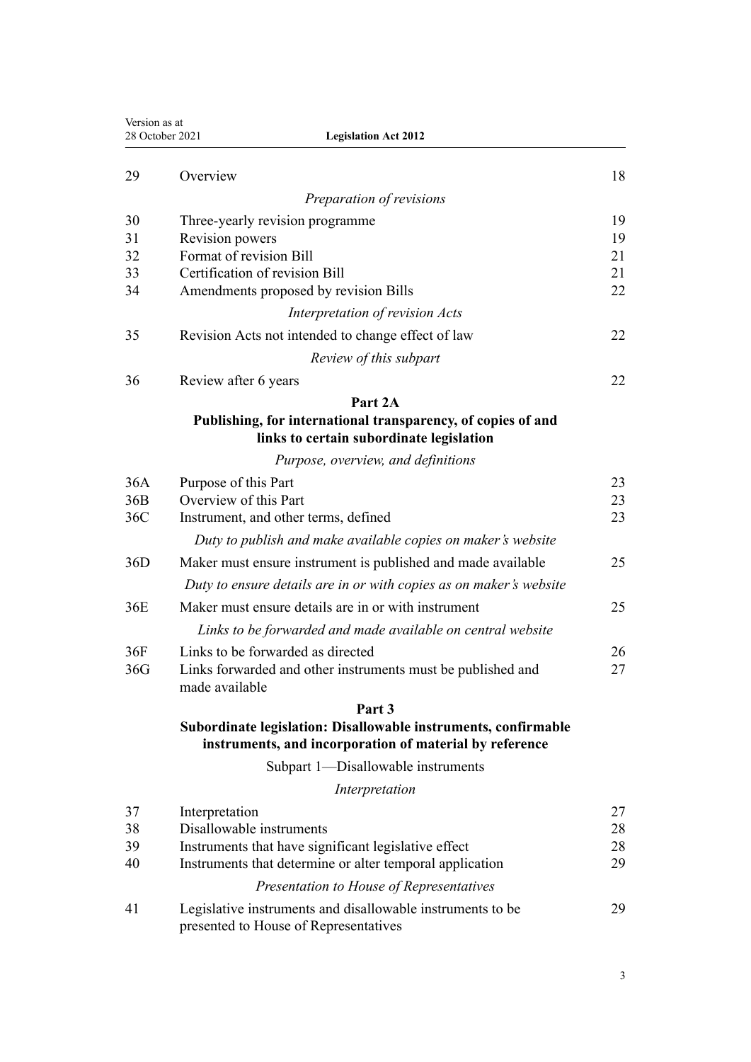| | | |
|---|---|---|
| 29 | Overview | 18 |
| | *Preparation of revisions* | |
| 30 | Three-yearly revision programme | 19 |
| 31 | Revision powers | 19 |
| 32 | Format of revision Bill | 21 |
| 33 | Certification of revision Bill | 21 |
| 34 | Amendments proposed by revision Bills | 22 |
| | *Interpretation of revision Acts* | |
| 35 | Revision Acts not intended to change effect of law | 22 |
| | *Review of this subpart* | |
| 36 | Review after 6 years | 22 |

**Part 2A**
**Publishing, for international transparency, of copies of and links to certain subordinate legislation**

| | | |
|---|---|---|
| | *Purpose, overview, and definitions* | |
| 36A | Purpose of this Part | 23 |
| 36B | Overview of this Part | 23 |
| 36C | Instrument, and other terms, defined | 23 |
| | *Duty to publish and make available copies on maker's website* | |
| 36D | Maker must ensure instrument is published and made available | 25 |
| | *Duty to ensure details are in or with copies as on maker's website* | |
| 36E | Maker must ensure details are in or with instrument | 25 |
| | *Links to be forwarded and made available on central website* | |
| 36F | Links to be forwarded as directed | 26 |
| 36G | Links forwarded and other instruments must be published and made available | 27 |

**Part 3**
**Subordinate legislation: Disallowable instruments, confirmable instruments, and incorporation of material by reference**

Subpart 1—Disallowable instruments

| | | |
|---|---|---|
| | *Interpretation* | |
| 37 | Interpretation | 27 |
| 38 | Disallowable instruments | 28 |
| 39 | Instruments that have significant legislative effect | 28 |
| 40 | Instruments that determine or alter temporal application | 29 |
| | *Presentation to House of Representatives* | |
| 41 | Legislative instruments and disallowable instruments to be presented to House of Representatives | 29 |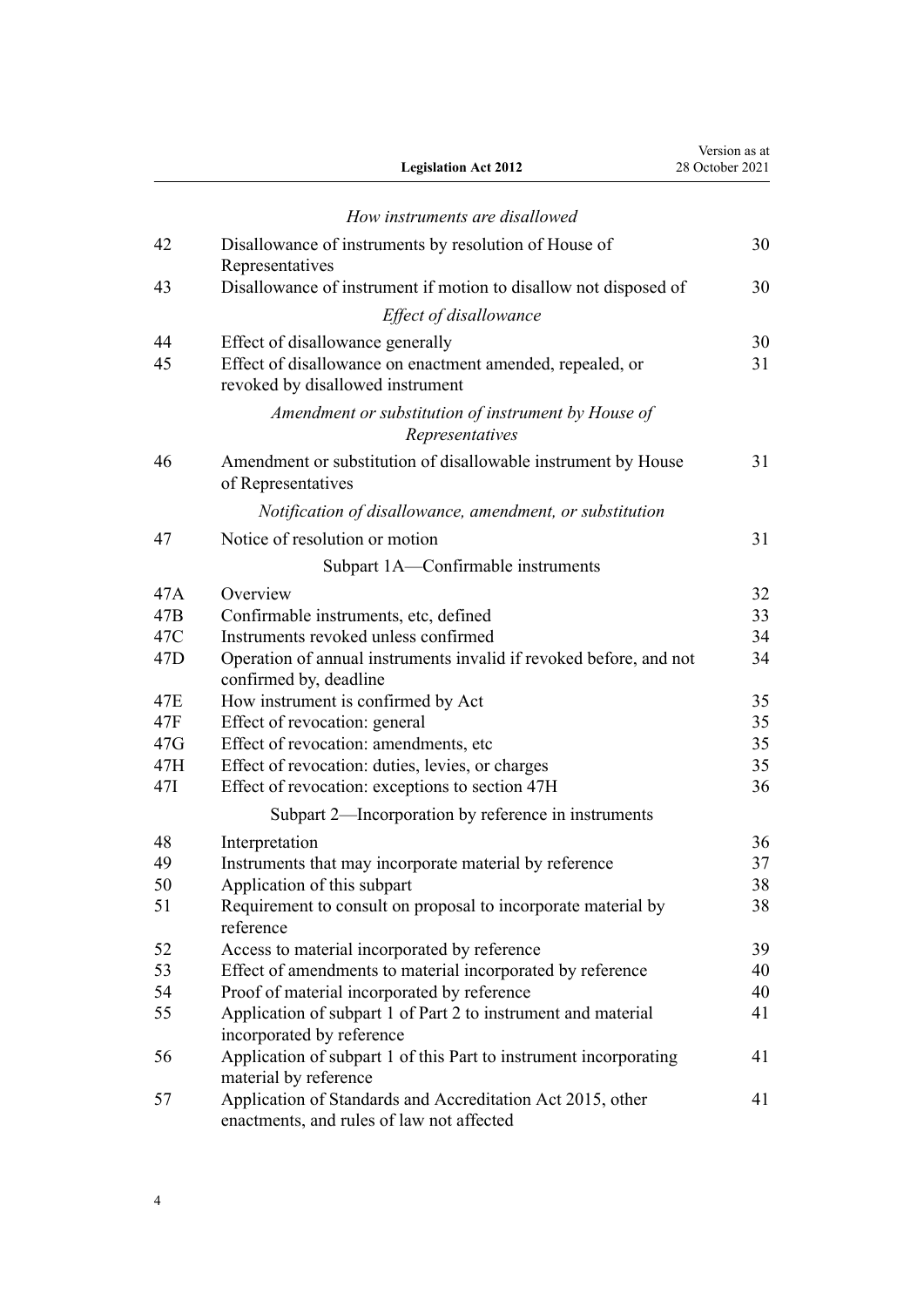*How instruments are disallowed*

| | | |
|---|---|---|
| 42 | Disallowance of instruments by resolution of House of Representatives | 30 |
| 43 | Disallowance of instrument if motion to disallow not disposed of | 30 |

*Effect of disallowance*

| | | |
|---|---|---|
| 44 | Effect of disallowance generally | 30 |
| 45 | Effect of disallowance on enactment amended, repealed, or revoked by disallowed instrument | 31 |

*Amendment or substitution of instrument by House of Representatives*

| | | |
|---|---|---|
| 46 | Amendment or substitution of disallowable instrument by House of Representatives | 31 |

*Notification of disallowance, amendment, or substitution*

| | | |
|---|---|---|
| 47 | Notice of resolution or motion | 31 |

Subpart 1A—Confirmable instruments

| | | |
|---|---|---|
| 47A | Overview | 32 |
| 47B | Confirmable instruments, etc, defined | 33 |
| 47C | Instruments revoked unless confirmed | 34 |
| 47D | Operation of annual instruments invalid if revoked before, and not confirmed by, deadline | 34 |
| 47E | How instrument is confirmed by Act | 35 |
| 47F | Effect of revocation: general | 35 |
| 47G | Effect of revocation: amendments, etc | 35 |
| 47H | Effect of revocation: duties, levies, or charges | 35 |
| 47I | Effect of revocation: exceptions to section 47H | 36 |

Subpart 2—Incorporation by reference in instruments

| | | |
|---|---|---|
| 48 | Interpretation | 36 |
| 49 | Instruments that may incorporate material by reference | 37 |
| 50 | Application of this subpart | 38 |
| 51 | Requirement to consult on proposal to incorporate material by reference | 38 |
| 52 | Access to material incorporated by reference | 39 |
| 53 | Effect of amendments to material incorporated by reference | 40 |
| 54 | Proof of material incorporated by reference | 40 |
| 55 | Application of subpart 1 of Part 2 to instrument and material incorporated by reference | 41 |
| 56 | Application of subpart 1 of this Part to instrument incorporating material by reference | 41 |
| 57 | Application of Standards and Accreditation Act 2015, other enactments, and rules of law not affected | 41 |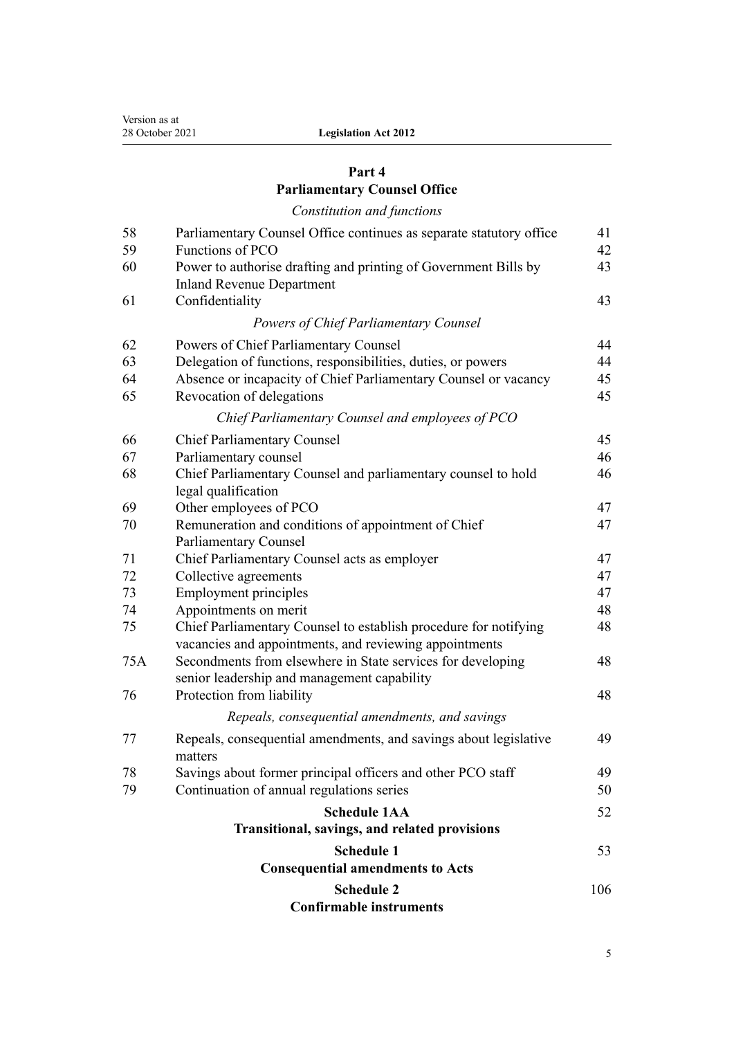## Part 4
## Parliamentary Counsel Office

*Constitution and functions*

| | | |
|---|---|---|
| 58 | Parliamentary Counsel Office continues as separate statutory office | 41 |
| 59 | Functions of PCO | 42 |
| 60 | Power to authorise drafting and printing of Government Bills by Inland Revenue Department | 43 |
| 61 | Confidentiality | 43 |

*Powers of Chief Parliamentary Counsel*

| | | |
|---|---|---|
| 62 | Powers of Chief Parliamentary Counsel | 44 |
| 63 | Delegation of functions, responsibilities, duties, or powers | 44 |
| 64 | Absence or incapacity of Chief Parliamentary Counsel or vacancy | 45 |
| 65 | Revocation of delegations | 45 |

*Chief Parliamentary Counsel and employees of PCO*

| | | |
|---|---|---|
| 66 | Chief Parliamentary Counsel | 45 |
| 67 | Parliamentary counsel | 46 |
| 68 | Chief Parliamentary Counsel and parliamentary counsel to hold legal qualification | 46 |
| 69 | Other employees of PCO | 47 |
| 70 | Remuneration and conditions of appointment of Chief Parliamentary Counsel | 47 |
| 71 | Chief Parliamentary Counsel acts as employer | 47 |
| 72 | Collective agreements | 47 |
| 73 | Employment principles | 47 |
| 74 | Appointments on merit | 48 |
| 75 | Chief Parliamentary Counsel to establish procedure for notifying vacancies and appointments, and reviewing appointments | 48 |
| 75A | Secondments from elsewhere in State services for developing senior leadership and management capability | 48 |
| 76 | Protection from liability | 48 |

*Repeals, consequential amendments, and savings*

| | | |
|---|---|---|
| 77 | Repeals, consequential amendments, and savings about legislative matters | 49 |
| 78 | Savings about former principal officers and other PCO staff | 49 |
| 79 | Continuation of annual regulations series | 50 |

**Schedule 1AA** — 52
**Transitional, savings, and related provisions**

**Schedule 1** — 53
**Consequential amendments to Acts**

**Schedule 2** — 106
**Confirmable instruments**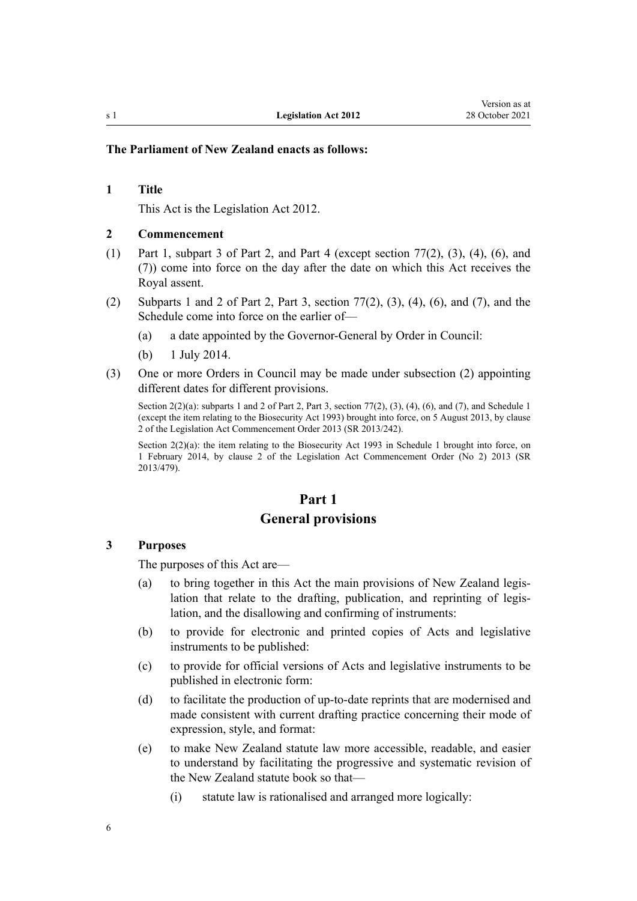**The Parliament of New Zealand enacts as follows:**

### 1 Title

This Act is the Legislation Act 2012.

### 2 Commencement

(1) Part 1, subpart 3 of Part 2, and Part 4 (except section 77(2), (3), (4), (6), and (7)) come into force on the day after the date on which this Act receives the Royal assent.

(2) Subparts 1 and 2 of Part 2, Part 3, section 77(2), (3), (4), (6), and (7), and the Schedule come into force on the earlier of—

- (a) a date appointed by the Governor-General by Order in Council:
- (b) 1 July 2014.

(3) One or more Orders in Council may be made under subsection (2) appointing different dates for different provisions.

Section 2(2)(a): subparts 1 and 2 of Part 2, Part 3, section 77(2), (3), (4), (6), and (7), and Schedule 1 (except the item relating to the Biosecurity Act 1993) brought into force, on 5 August 2013, by clause 2 of the Legislation Act Commencement Order 2013 (SR 2013/242).

Section 2(2)(a): the item relating to the Biosecurity Act 1993 in Schedule 1 brought into force, on 1 February 2014, by clause 2 of the Legislation Act Commencement Order (No 2) 2013 (SR 2013/479).

## Part 1
## General provisions

### 3 Purposes

The purposes of this Act are—

- (a) to bring together in this Act the main provisions of New Zealand legislation that relate to the drafting, publication, and reprinting of legislation, and the disallowing and confirming of instruments:
- (b) to provide for electronic and printed copies of Acts and legislative instruments to be published:
- (c) to provide for official versions of Acts and legislative instruments to be published in electronic form:
- (d) to facilitate the production of up-to-date reprints that are modernised and made consistent with current drafting practice concerning their mode of expression, style, and format:
- (e) to make New Zealand statute law more accessible, readable, and easier to understand by facilitating the progressive and systematic revision of the New Zealand statute book so that—
  - (i) statute law is rationalised and arranged more logically: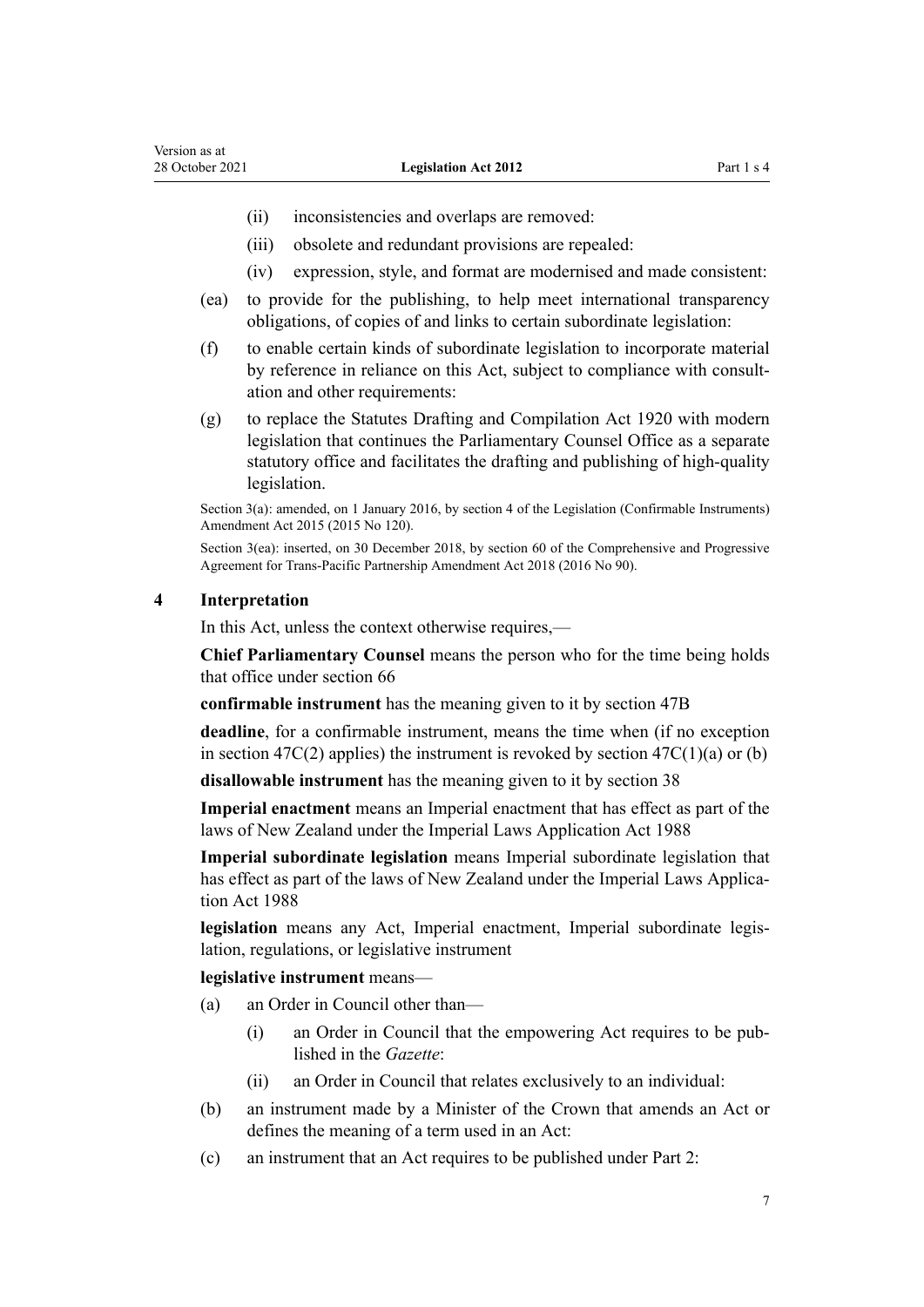(ii) inconsistencies and overlaps are removed:

(iii) obsolete and redundant provisions are repealed:

(iv) expression, style, and format are modernised and made consistent:

(ea) to provide for the publishing, to help meet international transparency obligations, of copies of and links to certain subordinate legislation:

(f) to enable certain kinds of subordinate legislation to incorporate material by reference in reliance on this Act, subject to compliance with consultation and other requirements:

(g) to replace the Statutes Drafting and Compilation Act 1920 with modern legislation that continues the Parliamentary Counsel Office as a separate statutory office and facilitates the drafting and publishing of high-quality legislation.

Section 3(a): amended, on 1 January 2016, by section 4 of the Legislation (Confirmable Instruments) Amendment Act 2015 (2015 No 120).

Section 3(ea): inserted, on 30 December 2018, by section 60 of the Comprehensive and Progressive Agreement for Trans-Pacific Partnership Amendment Act 2018 (2016 No 90).

## 4 Interpretation

In this Act, unless the context otherwise requires,—

**Chief Parliamentary Counsel** means the person who for the time being holds that office under section 66

**confirmable instrument** has the meaning given to it by section 47B

**deadline**, for a confirmable instrument, means the time when (if no exception in section 47C(2) applies) the instrument is revoked by section 47C(1)(a) or (b)

**disallowable instrument** has the meaning given to it by section 38

**Imperial enactment** means an Imperial enactment that has effect as part of the laws of New Zealand under the Imperial Laws Application Act 1988

**Imperial subordinate legislation** means Imperial subordinate legislation that has effect as part of the laws of New Zealand under the Imperial Laws Application Act 1988

**legislation** means any Act, Imperial enactment, Imperial subordinate legislation, regulations, or legislative instrument

**legislative instrument** means—

(a) an Order in Council other than—

(i) an Order in Council that the empowering Act requires to be published in the *Gazette*:

(ii) an Order in Council that relates exclusively to an individual:

(b) an instrument made by a Minister of the Crown that amends an Act or defines the meaning of a term used in an Act:

(c) an instrument that an Act requires to be published under Part 2: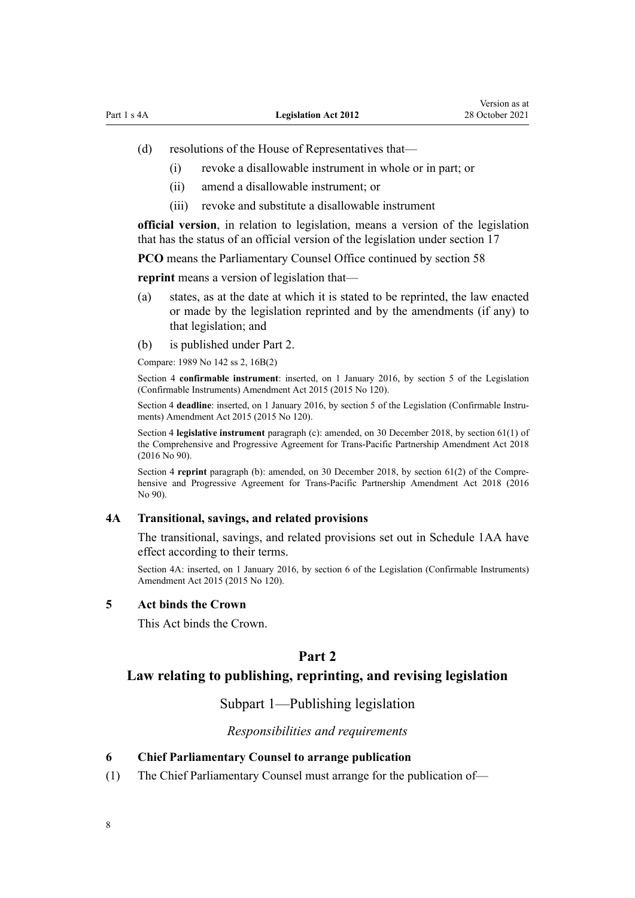(d) resolutions of the House of Representatives that—

  (i) revoke a disallowable instrument in whole or in part; or

  (ii) amend a disallowable instrument; or

  (iii) revoke and substitute a disallowable instrument

**official version**, in relation to legislation, means a version of the legislation that has the status of an official version of the legislation under section 17

**PCO** means the Parliamentary Counsel Office continued by section 58

**reprint** means a version of legislation that—

(a) states, as at the date at which it is stated to be reprinted, the law enacted or made by the legislation reprinted and by the amendments (if any) to that legislation; and

(b) is published under Part 2.

Compare: 1989 No 142 ss 2, 16B(2)

Section 4 **confirmable instrument**: inserted, on 1 January 2016, by section 5 of the Legislation (Confirmable Instruments) Amendment Act 2015 (2015 No 120).

Section 4 **deadline**: inserted, on 1 January 2016, by section 5 of the Legislation (Confirmable Instruments) Amendment Act 2015 (2015 No 120).

Section 4 **legislative instrument** paragraph (c): amended, on 30 December 2018, by section 61(1) of the Comprehensive and Progressive Agreement for Trans-Pacific Partnership Amendment Act 2018 (2016 No 90).

Section 4 **reprint** paragraph (b): amended, on 30 December 2018, by section 61(2) of the Comprehensive and Progressive Agreement for Trans-Pacific Partnership Amendment Act 2018 (2016 No 90).

### 4A Transitional, savings, and related provisions

The transitional, savings, and related provisions set out in Schedule 1AA have effect according to their terms.

Section 4A: inserted, on 1 January 2016, by section 6 of the Legislation (Confirmable Instruments) Amendment Act 2015 (2015 No 120).

### 5 Act binds the Crown

This Act binds the Crown.

## Part 2
## Law relating to publishing, reprinting, and revising legislation

### Subpart 1—Publishing legislation

*Responsibilities and requirements*

### 6 Chief Parliamentary Counsel to arrange publication

(1) The Chief Parliamentary Counsel must arrange for the publication of—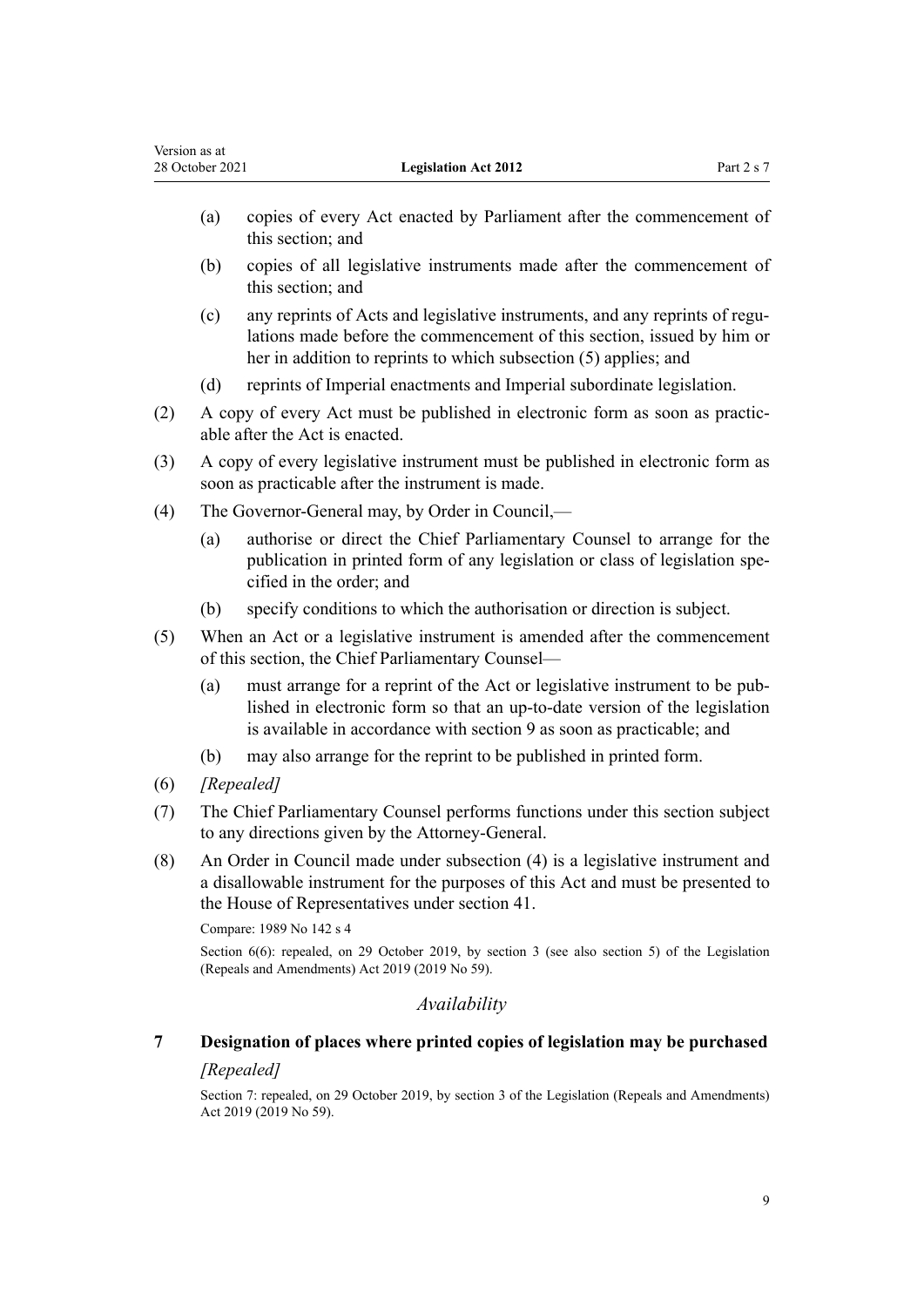(a) copies of every Act enacted by Parliament after the commencement of this section; and

(b) copies of all legislative instruments made after the commencement of this section; and

(c) any reprints of Acts and legislative instruments, and any reprints of regulations made before the commencement of this section, issued by him or her in addition to reprints to which subsection (5) applies; and

(d) reprints of Imperial enactments and Imperial subordinate legislation.

(2) A copy of every Act must be published in electronic form as soon as practicable after the Act is enacted.

(3) A copy of every legislative instrument must be published in electronic form as soon as practicable after the instrument is made.

(4) The Governor-General may, by Order in Council,—

(a) authorise or direct the Chief Parliamentary Counsel to arrange for the publication in printed form of any legislation or class of legislation specified in the order; and

(b) specify conditions to which the authorisation or direction is subject.

(5) When an Act or a legislative instrument is amended after the commencement of this section, the Chief Parliamentary Counsel—

(a) must arrange for a reprint of the Act or legislative instrument to be published in electronic form so that an up-to-date version of the legislation is available in accordance with section 9 as soon as practicable; and

(b) may also arrange for the reprint to be published in printed form.

(6) *[Repealed]*

(7) The Chief Parliamentary Counsel performs functions under this section subject to any directions given by the Attorney-General.

(8) An Order in Council made under subsection (4) is a legislative instrument and a disallowable instrument for the purposes of this Act and must be presented to the House of Representatives under section 41.

Compare: 1989 No 142 s 4

Section 6(6): repealed, on 29 October 2019, by section 3 (see also section 5) of the Legislation (Repeals and Amendments) Act 2019 (2019 No 59).

## *Availability*

### 7 Designation of places where printed copies of legislation may be purchased

*[Repealed]*

Section 7: repealed, on 29 October 2019, by section 3 of the Legislation (Repeals and Amendments) Act 2019 (2019 No 59).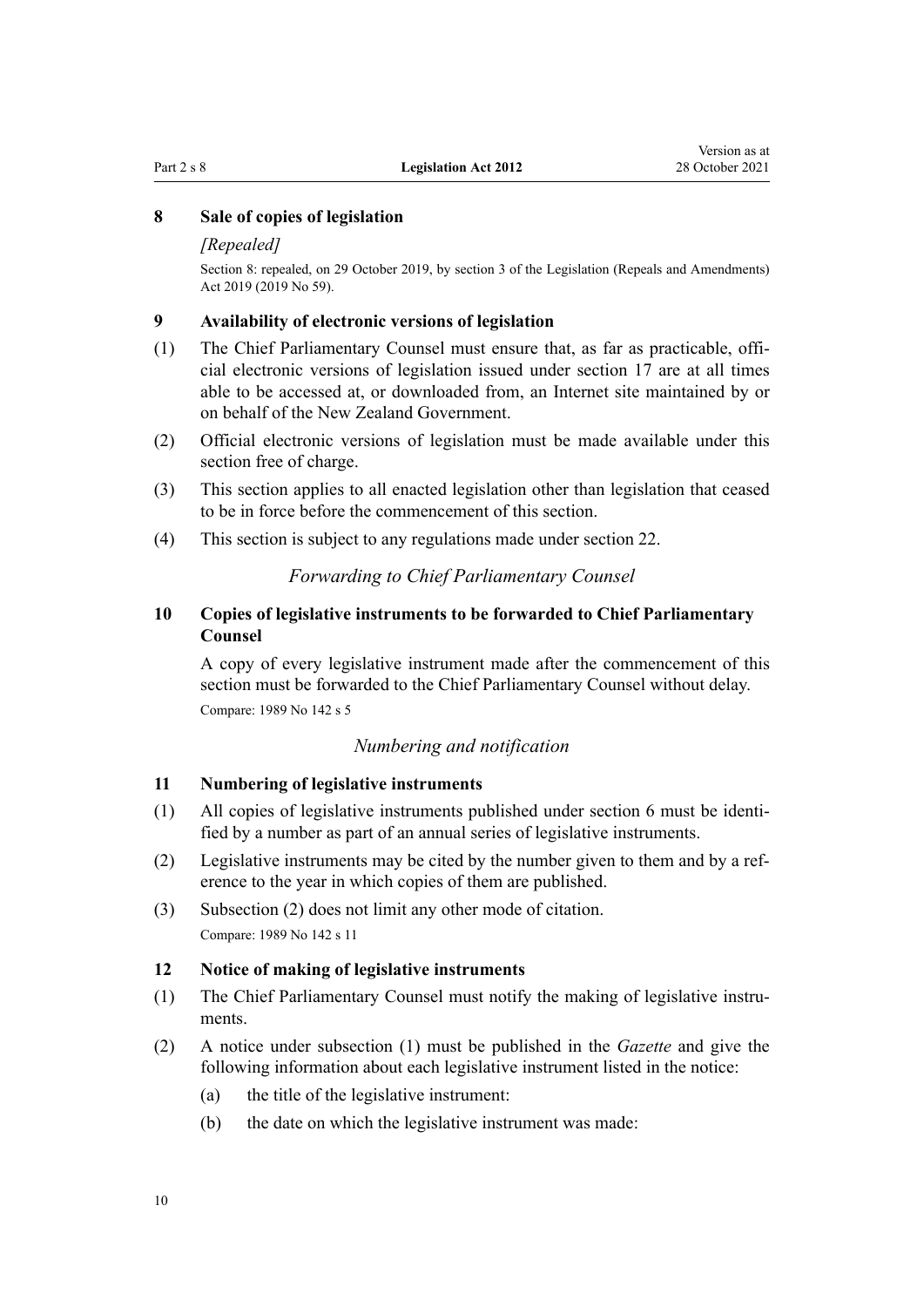### 8 Sale of copies of legislation

*[Repealed]*

Section 8: repealed, on 29 October 2019, by section 3 of the Legislation (Repeals and Amendments) Act 2019 (2019 No 59).

### 9 Availability of electronic versions of legislation

(1) The Chief Parliamentary Counsel must ensure that, as far as practicable, official electronic versions of legislation issued under section 17 are at all times able to be accessed at, or downloaded from, an Internet site maintained by or on behalf of the New Zealand Government.

(2) Official electronic versions of legislation must be made available under this section free of charge.

(3) This section applies to all enacted legislation other than legislation that ceased to be in force before the commencement of this section.

(4) This section is subject to any regulations made under section 22.

*Forwarding to Chief Parliamentary Counsel*

### 10 Copies of legislative instruments to be forwarded to Chief Parliamentary Counsel

A copy of every legislative instrument made after the commencement of this section must be forwarded to the Chief Parliamentary Counsel without delay.

Compare: 1989 No 142 s 5

*Numbering and notification*

### 11 Numbering of legislative instruments

(1) All copies of legislative instruments published under section 6 must be identified by a number as part of an annual series of legislative instruments.

(2) Legislative instruments may be cited by the number given to them and by a reference to the year in which copies of them are published.

(3) Subsection (2) does not limit any other mode of citation.

Compare: 1989 No 142 s 11

### 12 Notice of making of legislative instruments

(1) The Chief Parliamentary Counsel must notify the making of legislative instruments.

(2) A notice under subsection (1) must be published in the *Gazette* and give the following information about each legislative instrument listed in the notice:

(a) the title of the legislative instrument:

(b) the date on which the legislative instrument was made: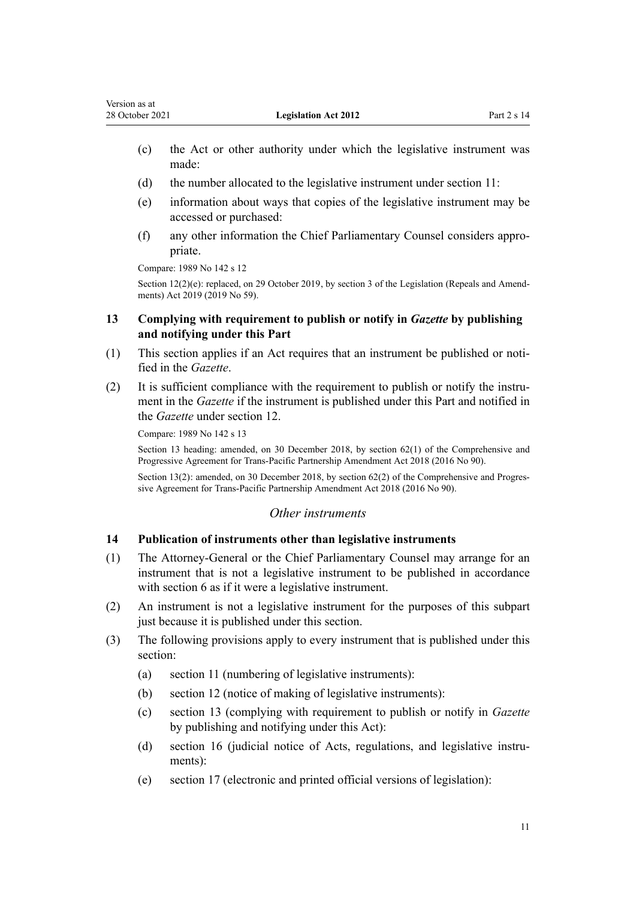- (c) the Act or other authority under which the legislative instrument was made:
- (d) the number allocated to the legislative instrument under section 11:
- (e) information about ways that copies of the legislative instrument may be accessed or purchased:
- (f) any other information the Chief Parliamentary Counsel considers appropriate.

Compare: 1989 No 142 s 12

Section 12(2)(e): replaced, on 29 October 2019, by section 3 of the Legislation (Repeals and Amendments) Act 2019 (2019 No 59).

### 13 Complying with requirement to publish or notify in *Gazette* by publishing and notifying under this Part

(1) This section applies if an Act requires that an instrument be published or notified in the *Gazette*.

(2) It is sufficient compliance with the requirement to publish or notify the instrument in the *Gazette* if the instrument is published under this Part and notified in the *Gazette* under section 12.

Compare: 1989 No 142 s 13

Section 13 heading: amended, on 30 December 2018, by section 62(1) of the Comprehensive and Progressive Agreement for Trans-Pacific Partnership Amendment Act 2018 (2016 No 90).

Section 13(2): amended, on 30 December 2018, by section 62(2) of the Comprehensive and Progressive Agreement for Trans-Pacific Partnership Amendment Act 2018 (2016 No 90).

## *Other instruments*

### 14 Publication of instruments other than legislative instruments

(1) The Attorney-General or the Chief Parliamentary Counsel may arrange for an instrument that is not a legislative instrument to be published in accordance with section 6 as if it were a legislative instrument.

(2) An instrument is not a legislative instrument for the purposes of this subpart just because it is published under this section.

(3) The following provisions apply to every instrument that is published under this section:

- (a) section 11 (numbering of legislative instruments):
- (b) section 12 (notice of making of legislative instruments):
- (c) section 13 (complying with requirement to publish or notify in *Gazette* by publishing and notifying under this Act):
- (d) section 16 (judicial notice of Acts, regulations, and legislative instruments):
- (e) section 17 (electronic and printed official versions of legislation):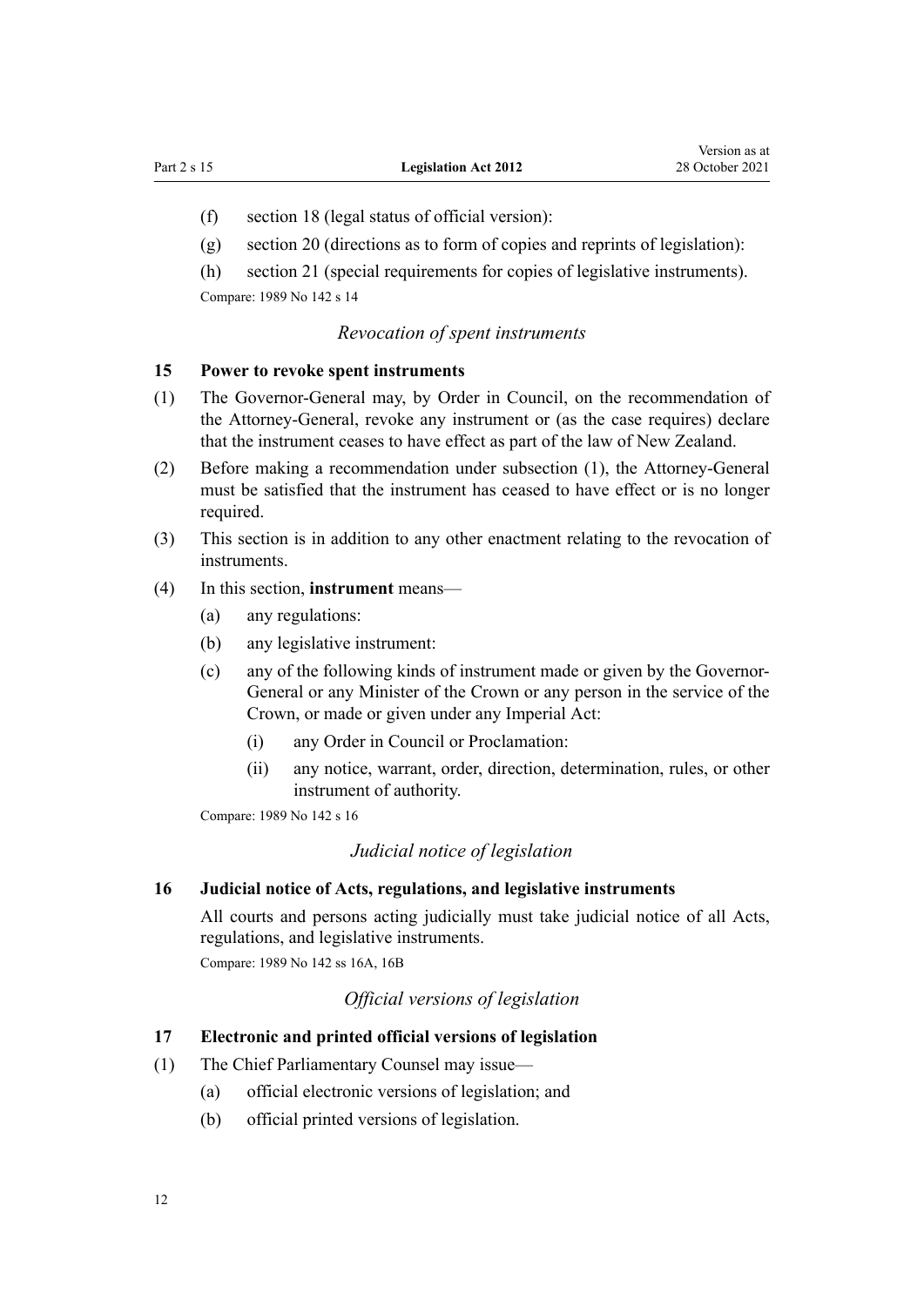(f) section 18 (legal status of official version):

(g) section 20 (directions as to form of copies and reprints of legislation):

(h) section 21 (special requirements for copies of legislative instruments).

Compare: 1989 No 142 s 14

### *Revocation of spent instruments*

## 15 Power to revoke spent instruments

(1) The Governor-General may, by Order in Council, on the recommendation of the Attorney-General, revoke any instrument or (as the case requires) declare that the instrument ceases to have effect as part of the law of New Zealand.

(2) Before making a recommendation under subsection (1), the Attorney-General must be satisfied that the instrument has ceased to have effect or is no longer required.

(3) This section is in addition to any other enactment relating to the revocation of instruments.

(4) In this section, **instrument** means—

(a) any regulations:

(b) any legislative instrument:

(c) any of the following kinds of instrument made or given by the Governor-General or any Minister of the Crown or any person in the service of the Crown, or made or given under any Imperial Act:

(i) any Order in Council or Proclamation:

(ii) any notice, warrant, order, direction, determination, rules, or other instrument of authority.

Compare: 1989 No 142 s 16

### *Judicial notice of legislation*

## 16 Judicial notice of Acts, regulations, and legislative instruments

All courts and persons acting judicially must take judicial notice of all Acts, regulations, and legislative instruments.

Compare: 1989 No 142 ss 16A, 16B

### *Official versions of legislation*

## 17 Electronic and printed official versions of legislation

(1) The Chief Parliamentary Counsel may issue—

(a) official electronic versions of legislation; and

(b) official printed versions of legislation.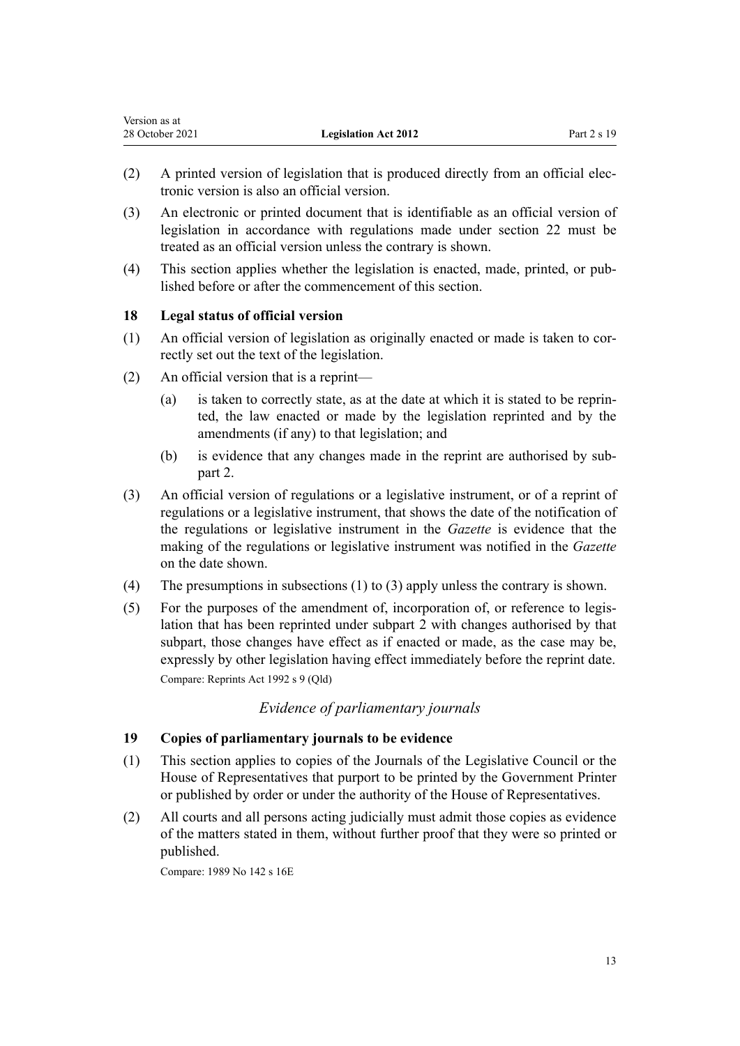(2) A printed version of legislation that is produced directly from an official electronic version is also an official version.

(3) An electronic or printed document that is identifiable as an official version of legislation in accordance with regulations made under section 22 must be treated as an official version unless the contrary is shown.

(4) This section applies whether the legislation is enacted, made, printed, or published before or after the commencement of this section.

### 18 Legal status of official version

(1) An official version of legislation as originally enacted or made is taken to correctly set out the text of the legislation.

(2) An official version that is a reprint—

- (a) is taken to correctly state, as at the date at which it is stated to be reprinted, the law enacted or made by the legislation reprinted and by the amendments (if any) to that legislation; and
- (b) is evidence that any changes made in the reprint are authorised by subpart 2.

(3) An official version of regulations or a legislative instrument, or of a reprint of regulations or a legislative instrument, that shows the date of the notification of the regulations or legislative instrument in the *Gazette* is evidence that the making of the regulations or legislative instrument was notified in the *Gazette* on the date shown.

(4) The presumptions in subsections (1) to (3) apply unless the contrary is shown.

(5) For the purposes of the amendment of, incorporation of, or reference to legislation that has been reprinted under subpart 2 with changes authorised by that subpart, those changes have effect as if enacted or made, as the case may be, expressly by other legislation having effect immediately before the reprint date.

Compare: Reprints Act 1992 s 9 (Qld)

## *Evidence of parliamentary journals*

### 19 Copies of parliamentary journals to be evidence

(1) This section applies to copies of the Journals of the Legislative Council or the House of Representatives that purport to be printed by the Government Printer or published by order or under the authority of the House of Representatives.

(2) All courts and all persons acting judicially must admit those copies as evidence of the matters stated in them, without further proof that they were so printed or published.

Compare: 1989 No 142 s 16E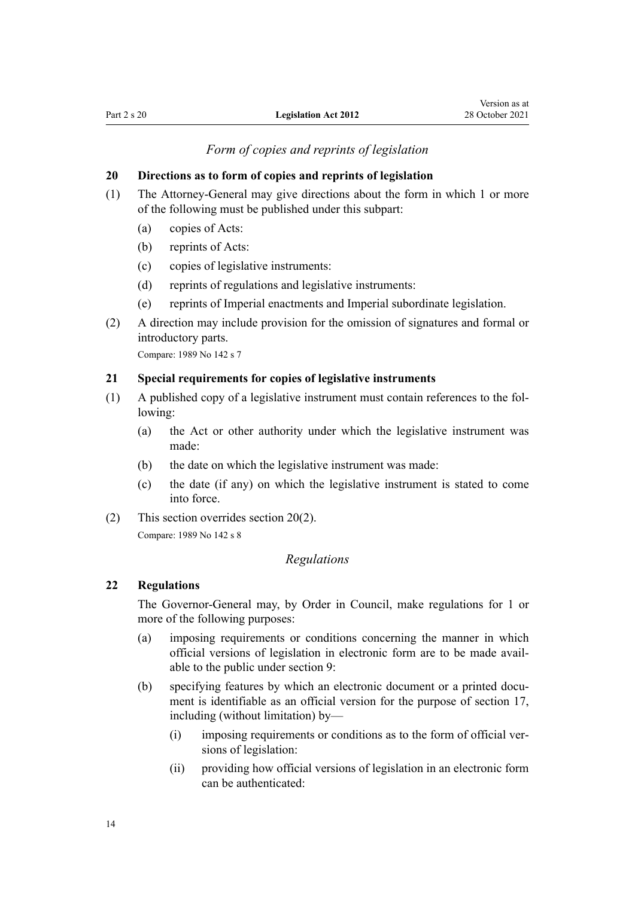*Form of copies and reprints of legislation*

### 20 Directions as to form of copies and reprints of legislation

(1) The Attorney-General may give directions about the form in which 1 or more of the following must be published under this subpart:

- (a) copies of Acts:
- (b) reprints of Acts:
- (c) copies of legislative instruments:
- (d) reprints of regulations and legislative instruments:
- (e) reprints of Imperial enactments and Imperial subordinate legislation.

(2) A direction may include provision for the omission of signatures and formal or introductory parts.

Compare: 1989 No 142 s 7

### 21 Special requirements for copies of legislative instruments

(1) A published copy of a legislative instrument must contain references to the following:

- (a) the Act or other authority under which the legislative instrument was made:
- (b) the date on which the legislative instrument was made:
- (c) the date (if any) on which the legislative instrument is stated to come into force.

(2) This section overrides section 20(2).

Compare: 1989 No 142 s 8

*Regulations*

### 22 Regulations

The Governor-General may, by Order in Council, make regulations for 1 or more of the following purposes:

- (a) imposing requirements or conditions concerning the manner in which official versions of legislation in electronic form are to be made available to the public under section 9:
- (b) specifying features by which an electronic document or a printed document is identifiable as an official version for the purpose of section 17, including (without limitation) by—
  - (i) imposing requirements or conditions as to the form of official versions of legislation:
  - (ii) providing how official versions of legislation in an electronic form can be authenticated: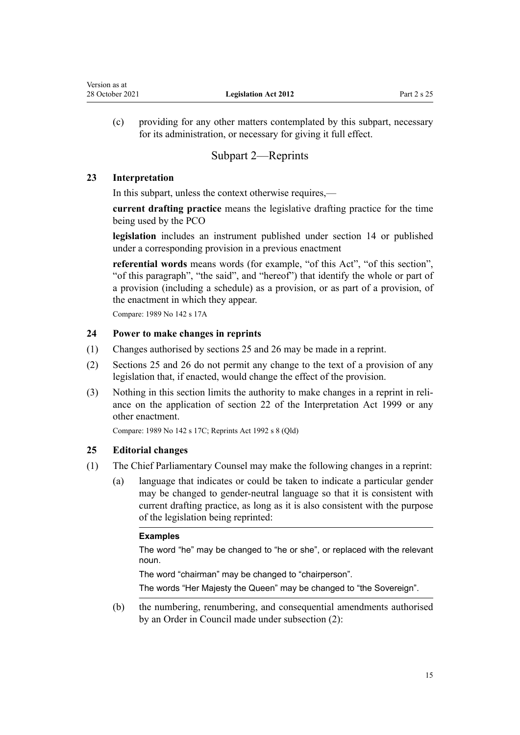(c) providing for any other matters contemplated by this subpart, necessary for its administration, or necessary for giving it full effect.

## Subpart 2—Reprints

### 23 Interpretation

In this subpart, unless the context otherwise requires,—

**current drafting practice** means the legislative drafting practice for the time being used by the PCO

**legislation** includes an instrument published under section 14 or published under a corresponding provision in a previous enactment

**referential words** means words (for example, "of this Act", "of this section", "of this paragraph", "the said", and "hereof") that identify the whole or part of a provision (including a schedule) as a provision, or as part of a provision, of the enactment in which they appear.

Compare: 1989 No 142 s 17A

### 24 Power to make changes in reprints

(1) Changes authorised by sections 25 and 26 may be made in a reprint.

(2) Sections 25 and 26 do not permit any change to the text of a provision of any legislation that, if enacted, would change the effect of the provision.

(3) Nothing in this section limits the authority to make changes in a reprint in reliance on the application of section 22 of the Interpretation Act 1999 or any other enactment.

Compare: 1989 No 142 s 17C; Reprints Act 1992 s 8 (Qld)

### 25 Editorial changes

(1) The Chief Parliamentary Counsel may make the following changes in a reprint:

(a) language that indicates or could be taken to indicate a particular gender may be changed to gender-neutral language so that it is consistent with current drafting practice, as long as it is also consistent with the purpose of the legislation being reprinted:

**Examples**

The word "he" may be changed to "he or she", or replaced with the relevant noun.

The word "chairman" may be changed to "chairperson".

The words "Her Majesty the Queen" may be changed to "the Sovereign".

(b) the numbering, renumbering, and consequential amendments authorised by an Order in Council made under subsection (2):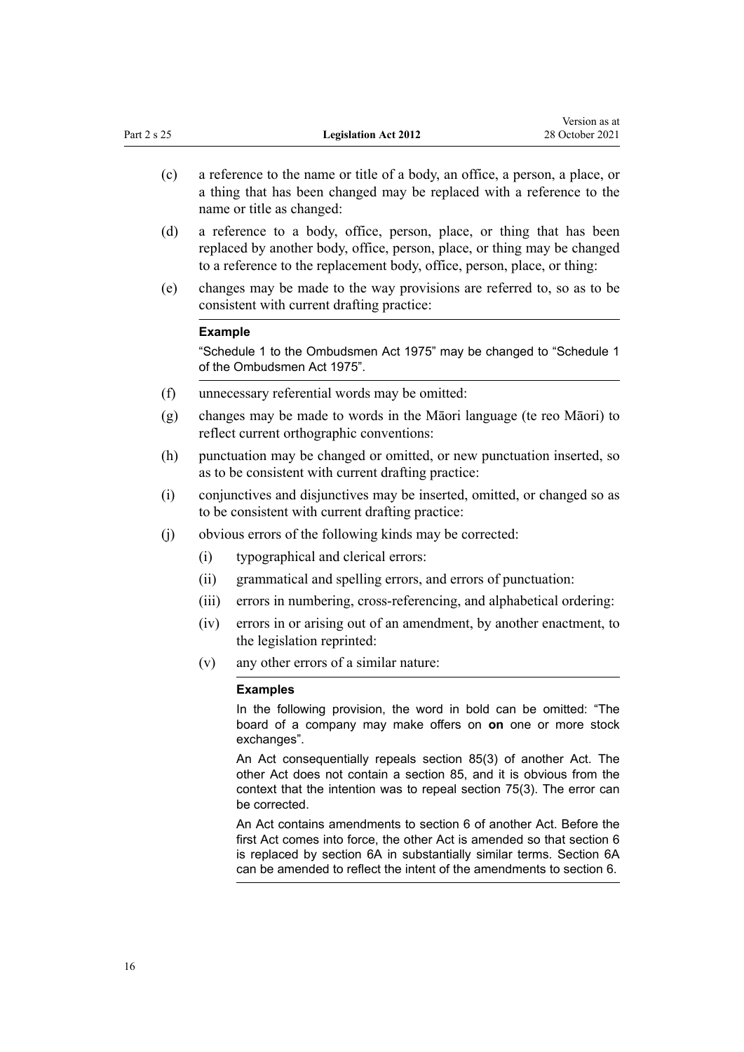(c) a reference to the name or title of a body, an office, a person, a place, or a thing that has been changed may be replaced with a reference to the name or title as changed:

(d) a reference to a body, office, person, place, or thing that has been replaced by another body, office, person, place, or thing may be changed to a reference to the replacement body, office, person, place, or thing:

(e) changes may be made to the way provisions are referred to, so as to be consistent with current drafting practice:

**Example**

"Schedule 1 to the Ombudsmen Act 1975" may be changed to "Schedule 1 of the Ombudsmen Act 1975".

(f) unnecessary referential words may be omitted:

(g) changes may be made to words in the Māori language (te reo Māori) to reflect current orthographic conventions:

(h) punctuation may be changed or omitted, or new punctuation inserted, so as to be consistent with current drafting practice:

(i) conjunctives and disjunctives may be inserted, omitted, or changed so as to be consistent with current drafting practice:

(j) obvious errors of the following kinds may be corrected:

  (i) typographical and clerical errors:

  (ii) grammatical and spelling errors, and errors of punctuation:

  (iii) errors in numbering, cross-referencing, and alphabetical ordering:

  (iv) errors in or arising out of an amendment, by another enactment, to the legislation reprinted:

  (v) any other errors of a similar nature:

  **Examples**

  In the following provision, the word in bold can be omitted: "The board of a company may make offers on **on** one or more stock exchanges".

  An Act consequentially repeals section 85(3) of another Act. The other Act does not contain a section 85, and it is obvious from the context that the intention was to repeal section 75(3). The error can be corrected.

  An Act contains amendments to section 6 of another Act. Before the first Act comes into force, the other Act is amended so that section 6 is replaced by section 6A in substantially similar terms. Section 6A can be amended to reflect the intent of the amendments to section 6.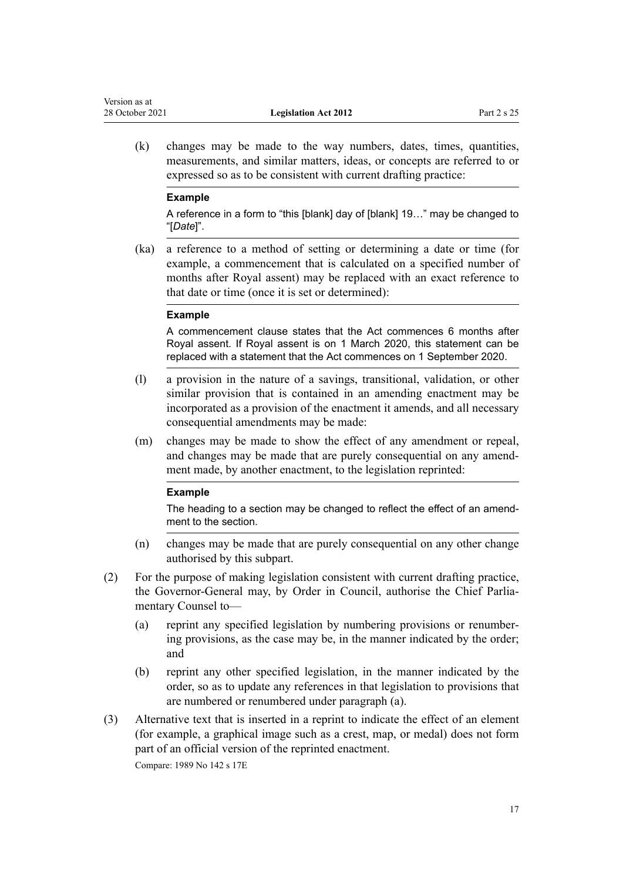(k) changes may be made to the way numbers, dates, times, quantities, measurements, and similar matters, ideas, or concepts are referred to or expressed so as to be consistent with current drafting practice:

**Example**

A reference in a form to "this [blank] day of [blank] 19…" may be changed to "[*Date*]".

(ka) a reference to a method of setting or determining a date or time (for example, a commencement that is calculated on a specified number of months after Royal assent) may be replaced with an exact reference to that date or time (once it is set or determined):

**Example**

A commencement clause states that the Act commences 6 months after Royal assent. If Royal assent is on 1 March 2020, this statement can be replaced with a statement that the Act commences on 1 September 2020.

(l) a provision in the nature of a savings, transitional, validation, or other similar provision that is contained in an amending enactment may be incorporated as a provision of the enactment it amends, and all necessary consequential amendments may be made:

(m) changes may be made to show the effect of any amendment or repeal, and changes may be made that are purely consequential on any amendment made, by another enactment, to the legislation reprinted:

**Example**

The heading to a section may be changed to reflect the effect of an amendment to the section.

(n) changes may be made that are purely consequential on any other change authorised by this subpart.

(2) For the purpose of making legislation consistent with current drafting practice, the Governor-General may, by Order in Council, authorise the Chief Parliamentary Counsel to—

(a) reprint any specified legislation by numbering provisions or renumbering provisions, as the case may be, in the manner indicated by the order; and

(b) reprint any other specified legislation, in the manner indicated by the order, so as to update any references in that legislation to provisions that are numbered or renumbered under paragraph (a).

(3) Alternative text that is inserted in a reprint to indicate the effect of an element (for example, a graphical image such as a crest, map, or medal) does not form part of an official version of the reprinted enactment.

Compare: 1989 No 142 s 17E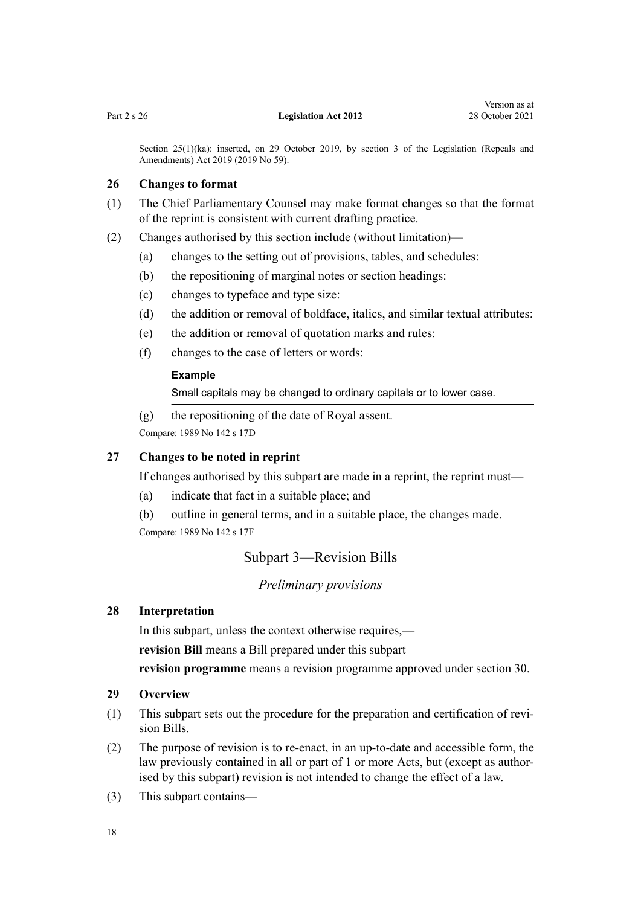Section 25(1)(ka): inserted, on 29 October 2019, by section 3 of the Legislation (Repeals and Amendments) Act 2019 (2019 No 59).

### 26 Changes to format

(1) The Chief Parliamentary Counsel may make format changes so that the format of the reprint is consistent with current drafting practice.

(2) Changes authorised by this section include (without limitation)—

(a) changes to the setting out of provisions, tables, and schedules:

(b) the repositioning of marginal notes or section headings:

(c) changes to typeface and type size:

(d) the addition or removal of boldface, italics, and similar textual attributes:

(e) the addition or removal of quotation marks and rules:

(f) changes to the case of letters or words:

**Example**

Small capitals may be changed to ordinary capitals or to lower case.

(g) the repositioning of the date of Royal assent.

Compare: 1989 No 142 s 17D

### 27 Changes to be noted in reprint

If changes authorised by this subpart are made in a reprint, the reprint must—

(a) indicate that fact in a suitable place; and

(b) outline in general terms, and in a suitable place, the changes made.

Compare: 1989 No 142 s 17F

## Subpart 3—Revision Bills

*Preliminary provisions*

### 28 Interpretation

In this subpart, unless the context otherwise requires,—

**revision Bill** means a Bill prepared under this subpart

**revision programme** means a revision programme approved under section 30.

### 29 Overview

(1) This subpart sets out the procedure for the preparation and certification of revision Bills.

(2) The purpose of revision is to re-enact, in an up-to-date and accessible form, the law previously contained in all or part of 1 or more Acts, but (except as authorised by this subpart) revision is not intended to change the effect of a law.

(3) This subpart contains—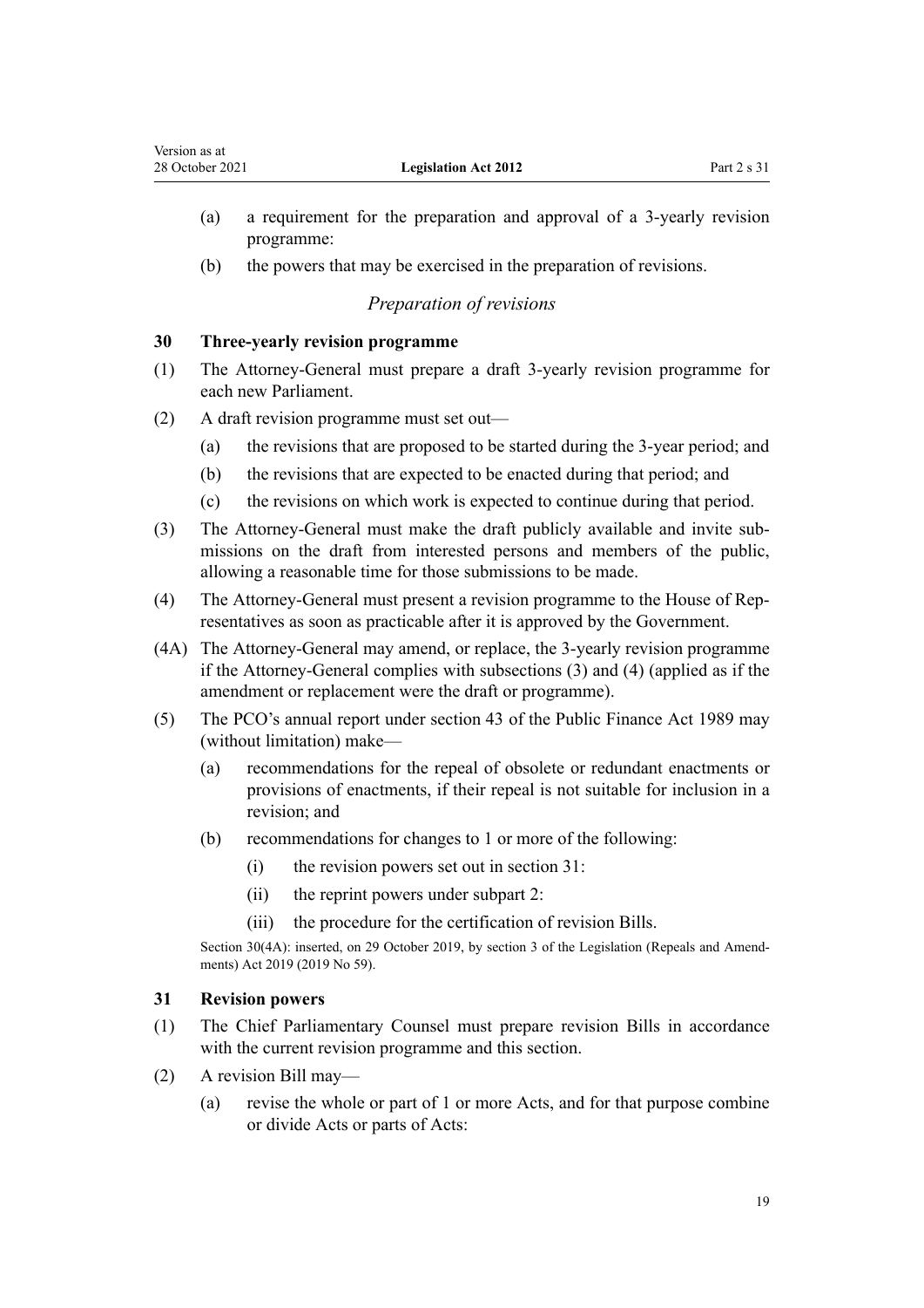- (a) a requirement for the preparation and approval of a 3-yearly revision programme:
- (b) the powers that may be exercised in the preparation of revisions.

*Preparation of revisions*

### 30 Three-yearly revision programme

(1) The Attorney-General must prepare a draft 3-yearly revision programme for each new Parliament.

(2) A draft revision programme must set out—

- (a) the revisions that are proposed to be started during the 3-year period; and
- (b) the revisions that are expected to be enacted during that period; and
- (c) the revisions on which work is expected to continue during that period.

(3) The Attorney-General must make the draft publicly available and invite submissions on the draft from interested persons and members of the public, allowing a reasonable time for those submissions to be made.

(4) The Attorney-General must present a revision programme to the House of Representatives as soon as practicable after it is approved by the Government.

(4A) The Attorney-General may amend, or replace, the 3-yearly revision programme if the Attorney-General complies with subsections (3) and (4) (applied as if the amendment or replacement were the draft or programme).

(5) The PCO's annual report under section 43 of the Public Finance Act 1989 may (without limitation) make—

- (a) recommendations for the repeal of obsolete or redundant enactments or provisions of enactments, if their repeal is not suitable for inclusion in a revision; and
- (b) recommendations for changes to 1 or more of the following:
  - (i) the revision powers set out in section 31:
  - (ii) the reprint powers under subpart 2:
  - (iii) the procedure for the certification of revision Bills.

Section 30(4A): inserted, on 29 October 2019, by section 3 of the Legislation (Repeals and Amendments) Act 2019 (2019 No 59).

### 31 Revision powers

(1) The Chief Parliamentary Counsel must prepare revision Bills in accordance with the current revision programme and this section.

(2) A revision Bill may—

- (a) revise the whole or part of 1 or more Acts, and for that purpose combine or divide Acts or parts of Acts: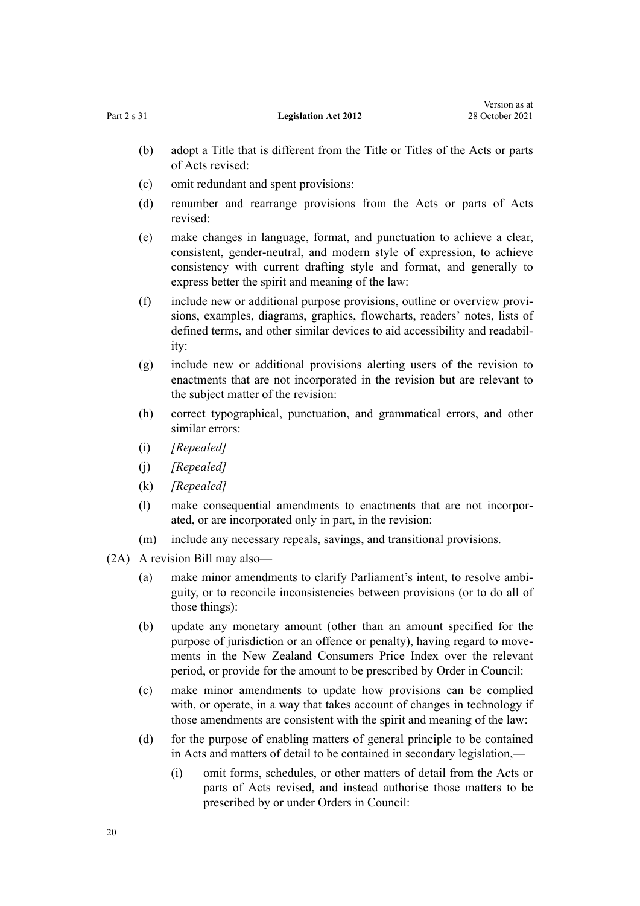(b) adopt a Title that is different from the Title or Titles of the Acts or parts of Acts revised:

(c) omit redundant and spent provisions:

(d) renumber and rearrange provisions from the Acts or parts of Acts revised:

(e) make changes in language, format, and punctuation to achieve a clear, consistent, gender-neutral, and modern style of expression, to achieve consistency with current drafting style and format, and generally to express better the spirit and meaning of the law:

(f) include new or additional purpose provisions, outline or overview provisions, examples, diagrams, graphics, flowcharts, readers' notes, lists of defined terms, and other similar devices to aid accessibility and readability:

(g) include new or additional provisions alerting users of the revision to enactments that are not incorporated in the revision but are relevant to the subject matter of the revision:

(h) correct typographical, punctuation, and grammatical errors, and other similar errors:

(i) *[Repealed]*

(j) *[Repealed]*

(k) *[Repealed]*

(l) make consequential amendments to enactments that are not incorporated, or are incorporated only in part, in the revision:

(m) include any necessary repeals, savings, and transitional provisions.

(2A) A revision Bill may also—

(a) make minor amendments to clarify Parliament's intent, to resolve ambiguity, or to reconcile inconsistencies between provisions (or to do all of those things):

(b) update any monetary amount (other than an amount specified for the purpose of jurisdiction or an offence or penalty), having regard to movements in the New Zealand Consumers Price Index over the relevant period, or provide for the amount to be prescribed by Order in Council:

(c) make minor amendments to update how provisions can be complied with, or operate, in a way that takes account of changes in technology if those amendments are consistent with the spirit and meaning of the law:

(d) for the purpose of enabling matters of general principle to be contained in Acts and matters of detail to be contained in secondary legislation,—

(i) omit forms, schedules, or other matters of detail from the Acts or parts of Acts revised, and instead authorise those matters to be prescribed by or under Orders in Council: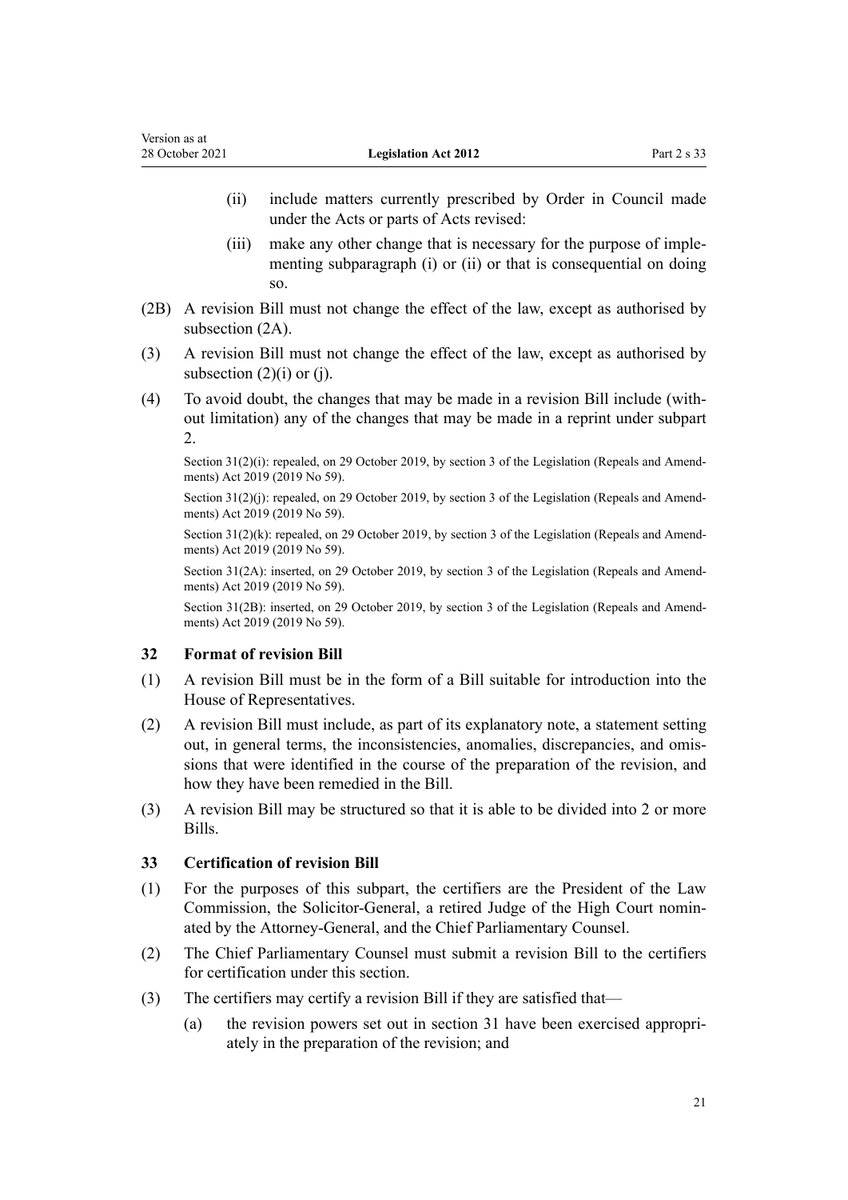(ii) include matters currently prescribed by Order in Council made under the Acts or parts of Acts revised:

(iii) make any other change that is necessary for the purpose of implementing subparagraph (i) or (ii) or that is consequential on doing so.

(2B) A revision Bill must not change the effect of the law, except as authorised by subsection (2A).

(3) A revision Bill must not change the effect of the law, except as authorised by subsection (2)(i) or (j).

(4) To avoid doubt, the changes that may be made in a revision Bill include (without limitation) any of the changes that may be made in a reprint under subpart 2.

Section 31(2)(i): repealed, on 29 October 2019, by section 3 of the Legislation (Repeals and Amendments) Act 2019 (2019 No 59).

Section 31(2)(j): repealed, on 29 October 2019, by section 3 of the Legislation (Repeals and Amendments) Act 2019 (2019 No 59).

Section 31(2)(k): repealed, on 29 October 2019, by section 3 of the Legislation (Repeals and Amendments) Act 2019 (2019 No 59).

Section 31(2A): inserted, on 29 October 2019, by section 3 of the Legislation (Repeals and Amendments) Act 2019 (2019 No 59).

Section 31(2B): inserted, on 29 October 2019, by section 3 of the Legislation (Repeals and Amendments) Act 2019 (2019 No 59).

### 32 Format of revision Bill

(1) A revision Bill must be in the form of a Bill suitable for introduction into the House of Representatives.

(2) A revision Bill must include, as part of its explanatory note, a statement setting out, in general terms, the inconsistencies, anomalies, discrepancies, and omissions that were identified in the course of the preparation of the revision, and how they have been remedied in the Bill.

(3) A revision Bill may be structured so that it is able to be divided into 2 or more Bills.

### 33 Certification of revision Bill

(1) For the purposes of this subpart, the certifiers are the President of the Law Commission, the Solicitor-General, a retired Judge of the High Court nominated by the Attorney-General, and the Chief Parliamentary Counsel.

(2) The Chief Parliamentary Counsel must submit a revision Bill to the certifiers for certification under this section.

(3) The certifiers may certify a revision Bill if they are satisfied that—

(a) the revision powers set out in section 31 have been exercised appropriately in the preparation of the revision; and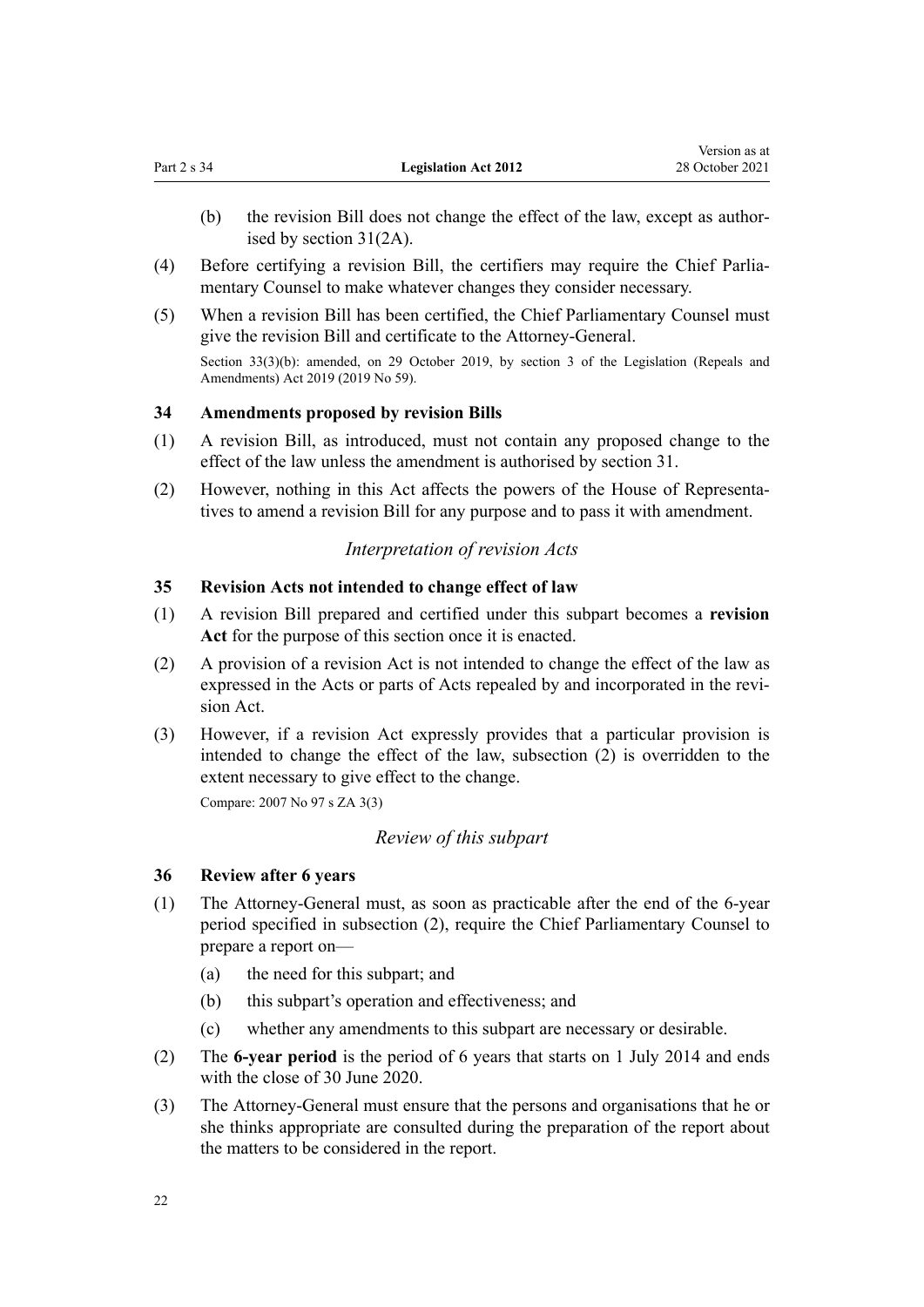(b) the revision Bill does not change the effect of the law, except as authorised by section 31(2A).

(4) Before certifying a revision Bill, the certifiers may require the Chief Parliamentary Counsel to make whatever changes they consider necessary.

(5) When a revision Bill has been certified, the Chief Parliamentary Counsel must give the revision Bill and certificate to the Attorney-General.

Section 33(3)(b): amended, on 29 October 2019, by section 3 of the Legislation (Repeals and Amendments) Act 2019 (2019 No 59).

### 34 Amendments proposed by revision Bills

(1) A revision Bill, as introduced, must not contain any proposed change to the effect of the law unless the amendment is authorised by section 31.

(2) However, nothing in this Act affects the powers of the House of Representatives to amend a revision Bill for any purpose and to pass it with amendment.

*Interpretation of revision Acts*

### 35 Revision Acts not intended to change effect of law

(1) A revision Bill prepared and certified under this subpart becomes a **revision Act** for the purpose of this section once it is enacted.

(2) A provision of a revision Act is not intended to change the effect of the law as expressed in the Acts or parts of Acts repealed by and incorporated in the revision Act.

(3) However, if a revision Act expressly provides that a particular provision is intended to change the effect of the law, subsection (2) is overridden to the extent necessary to give effect to the change.

Compare: 2007 No 97 s ZA 3(3)

*Review of this subpart*

### 36 Review after 6 years

(1) The Attorney-General must, as soon as practicable after the end of the 6-year period specified in subsection (2), require the Chief Parliamentary Counsel to prepare a report on—

(a) the need for this subpart; and

(b) this subpart's operation and effectiveness; and

(c) whether any amendments to this subpart are necessary or desirable.

(2) The **6-year period** is the period of 6 years that starts on 1 July 2014 and ends with the close of 30 June 2020.

(3) The Attorney-General must ensure that the persons and organisations that he or she thinks appropriate are consulted during the preparation of the report about the matters to be considered in the report.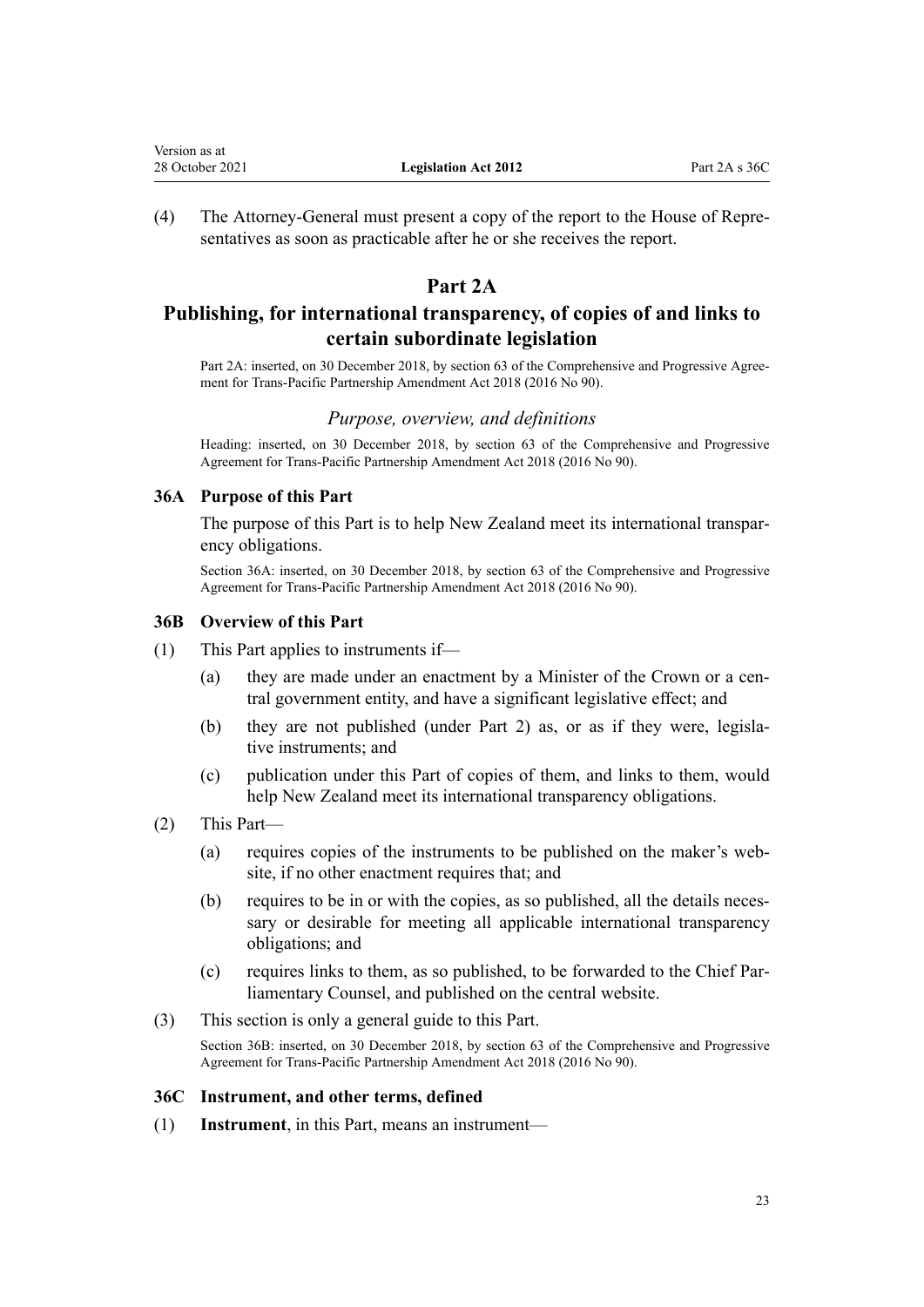(4) The Attorney-General must present a copy of the report to the House of Representatives as soon as practicable after he or she receives the report.

## Part 2A

## Publishing, for international transparency, of copies of and links to certain subordinate legislation

Part 2A: inserted, on 30 December 2018, by section 63 of the Comprehensive and Progressive Agreement for Trans-Pacific Partnership Amendment Act 2018 (2016 No 90).

### *Purpose, overview, and definitions*

Heading: inserted, on 30 December 2018, by section 63 of the Comprehensive and Progressive Agreement for Trans-Pacific Partnership Amendment Act 2018 (2016 No 90).

#### 36A Purpose of this Part

The purpose of this Part is to help New Zealand meet its international transparency obligations.

Section 36A: inserted, on 30 December 2018, by section 63 of the Comprehensive and Progressive Agreement for Trans-Pacific Partnership Amendment Act 2018 (2016 No 90).

#### 36B Overview of this Part

(1) This Part applies to instruments if—

  (a) they are made under an enactment by a Minister of the Crown or a central government entity, and have a significant legislative effect; and

  (b) they are not published (under Part 2) as, or as if they were, legislative instruments; and

  (c) publication under this Part of copies of them, and links to them, would help New Zealand meet its international transparency obligations.

(2) This Part—

  (a) requires copies of the instruments to be published on the maker's website, if no other enactment requires that; and

  (b) requires to be in or with the copies, as so published, all the details necessary or desirable for meeting all applicable international transparency obligations; and

  (c) requires links to them, as so published, to be forwarded to the Chief Parliamentary Counsel, and published on the central website.

(3) This section is only a general guide to this Part.

Section 36B: inserted, on 30 December 2018, by section 63 of the Comprehensive and Progressive Agreement for Trans-Pacific Partnership Amendment Act 2018 (2016 No 90).

#### 36C Instrument, and other terms, defined

(1) **Instrument**, in this Part, means an instrument—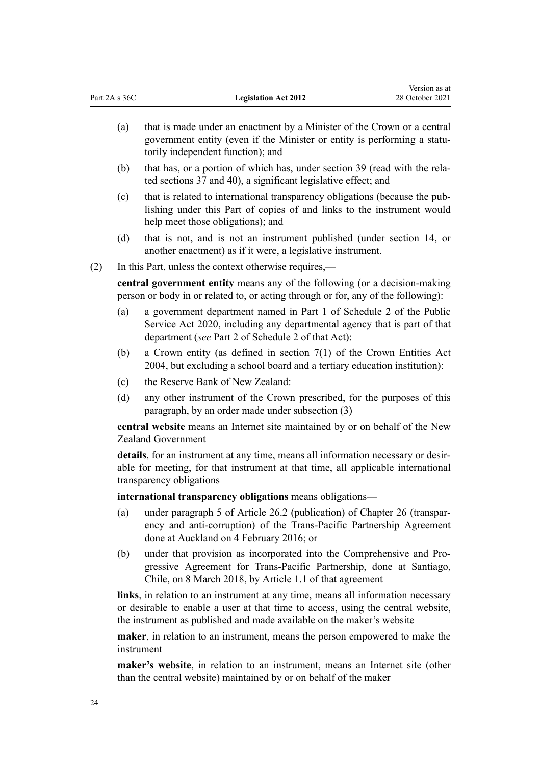(a) that is made under an enactment by a Minister of the Crown or a central government entity (even if the Minister or entity is performing a statutorily independent function); and

(b) that has, or a portion of which has, under section 39 (read with the related sections 37 and 40), a significant legislative effect; and

(c) that is related to international transparency obligations (because the publishing under this Part of copies of and links to the instrument would help meet those obligations); and

(d) that is not, and is not an instrument published (under section 14, or another enactment) as if it were, a legislative instrument.

(2) In this Part, unless the context otherwise requires,—

**central government entity** means any of the following (or a decision-making person or body in or related to, or acting through or for, any of the following):

(a) a government department named in Part 1 of Schedule 2 of the Public Service Act 2020, including any departmental agency that is part of that department (*see* Part 2 of Schedule 2 of that Act):

(b) a Crown entity (as defined in section 7(1) of the Crown Entities Act 2004, but excluding a school board and a tertiary education institution):

(c) the Reserve Bank of New Zealand:

(d) any other instrument of the Crown prescribed, for the purposes of this paragraph, by an order made under subsection (3)

**central website** means an Internet site maintained by or on behalf of the New Zealand Government

**details**, for an instrument at any time, means all information necessary or desirable for meeting, for that instrument at that time, all applicable international transparency obligations

**international transparency obligations** means obligations—

(a) under paragraph 5 of Article 26.2 (publication) of Chapter 26 (transparency and anti-corruption) of the Trans-Pacific Partnership Agreement done at Auckland on 4 February 2016; or

(b) under that provision as incorporated into the Comprehensive and Progressive Agreement for Trans-Pacific Partnership, done at Santiago, Chile, on 8 March 2018, by Article 1.1 of that agreement

**links**, in relation to an instrument at any time, means all information necessary or desirable to enable a user at that time to access, using the central website, the instrument as published and made available on the maker's website

**maker**, in relation to an instrument, means the person empowered to make the instrument

**maker's website**, in relation to an instrument, means an Internet site (other than the central website) maintained by or on behalf of the maker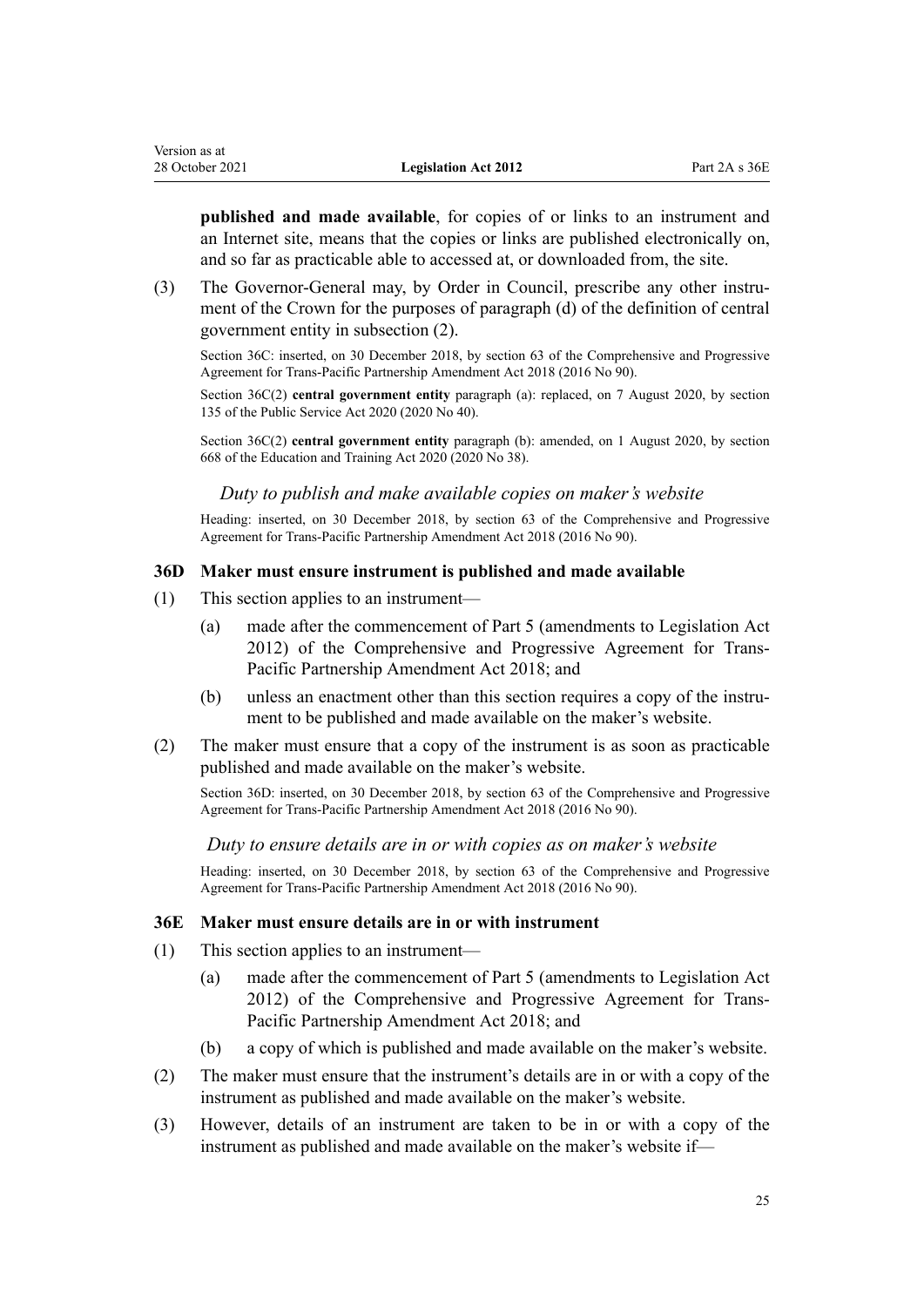**published and made available**, for copies of or links to an instrument and an Internet site, means that the copies or links are published electronically on, and so far as practicable able to accessed at, or downloaded from, the site.

(3) The Governor-General may, by Order in Council, prescribe any other instrument of the Crown for the purposes of paragraph (d) of the definition of central government entity in subsection (2).

Section 36C: inserted, on 30 December 2018, by section 63 of the Comprehensive and Progressive Agreement for Trans-Pacific Partnership Amendment Act 2018 (2016 No 90).

Section 36C(2) **central government entity** paragraph (a): replaced, on 7 August 2020, by section 135 of the Public Service Act 2020 (2020 No 40).

Section 36C(2) **central government entity** paragraph (b): amended, on 1 August 2020, by section 668 of the Education and Training Act 2020 (2020 No 38).

*Duty to publish and make available copies on maker's website*

Heading: inserted, on 30 December 2018, by section 63 of the Comprehensive and Progressive Agreement for Trans-Pacific Partnership Amendment Act 2018 (2016 No 90).

### 36D Maker must ensure instrument is published and made available

(1) This section applies to an instrument—

(a) made after the commencement of Part 5 (amendments to Legislation Act 2012) of the Comprehensive and Progressive Agreement for Trans-Pacific Partnership Amendment Act 2018; and

(b) unless an enactment other than this section requires a copy of the instrument to be published and made available on the maker's website.

(2) The maker must ensure that a copy of the instrument is as soon as practicable published and made available on the maker's website.

Section 36D: inserted, on 30 December 2018, by section 63 of the Comprehensive and Progressive Agreement for Trans-Pacific Partnership Amendment Act 2018 (2016 No 90).

*Duty to ensure details are in or with copies as on maker's website*

Heading: inserted, on 30 December 2018, by section 63 of the Comprehensive and Progressive Agreement for Trans-Pacific Partnership Amendment Act 2018 (2016 No 90).

### 36E Maker must ensure details are in or with instrument

(1) This section applies to an instrument—

(a) made after the commencement of Part 5 (amendments to Legislation Act 2012) of the Comprehensive and Progressive Agreement for Trans-Pacific Partnership Amendment Act 2018; and

(b) a copy of which is published and made available on the maker's website.

(2) The maker must ensure that the instrument's details are in or with a copy of the instrument as published and made available on the maker's website.

(3) However, details of an instrument are taken to be in or with a copy of the instrument as published and made available on the maker's website if—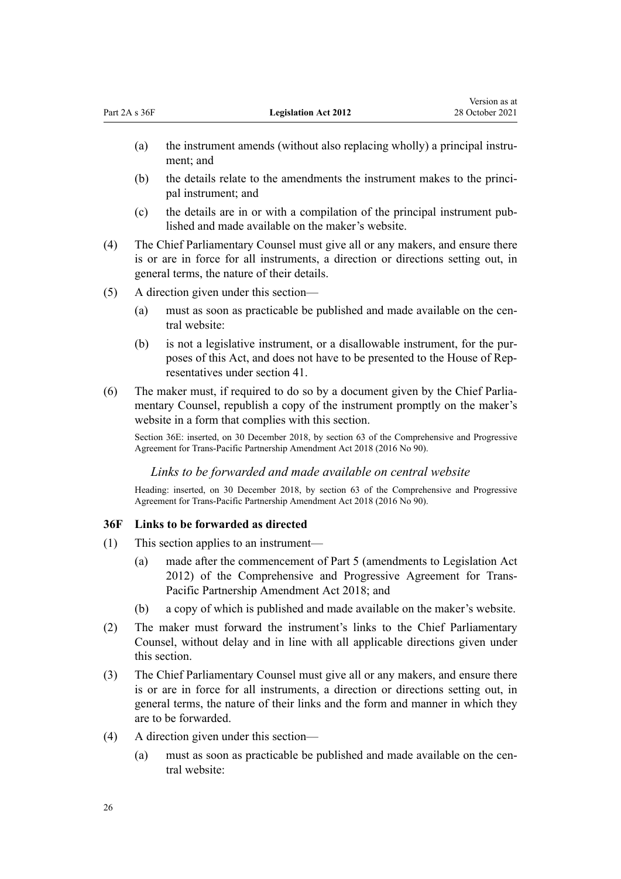(a) the instrument amends (without also replacing wholly) a principal instrument; and

(b) the details relate to the amendments the instrument makes to the principal instrument; and

(c) the details are in or with a compilation of the principal instrument published and made available on the maker's website.

(4) The Chief Parliamentary Counsel must give all or any makers, and ensure there is or are in force for all instruments, a direction or directions setting out, in general terms, the nature of their details.

(5) A direction given under this section—

(a) must as soon as practicable be published and made available on the central website:

(b) is not a legislative instrument, or a disallowable instrument, for the purposes of this Act, and does not have to be presented to the House of Representatives under section 41.

(6) The maker must, if required to do so by a document given by the Chief Parliamentary Counsel, republish a copy of the instrument promptly on the maker's website in a form that complies with this section.

Section 36E: inserted, on 30 December 2018, by section 63 of the Comprehensive and Progressive Agreement for Trans-Pacific Partnership Amendment Act 2018 (2016 No 90).

### *Links to be forwarded and made available on central website*

Heading: inserted, on 30 December 2018, by section 63 of the Comprehensive and Progressive Agreement for Trans-Pacific Partnership Amendment Act 2018 (2016 No 90).

#### **36F Links to be forwarded as directed**

(1) This section applies to an instrument—

(a) made after the commencement of Part 5 (amendments to Legislation Act 2012) of the Comprehensive and Progressive Agreement for Trans-Pacific Partnership Amendment Act 2018; and

(b) a copy of which is published and made available on the maker's website.

(2) The maker must forward the instrument's links to the Chief Parliamentary Counsel, without delay and in line with all applicable directions given under this section.

(3) The Chief Parliamentary Counsel must give all or any makers, and ensure there is or are in force for all instruments, a direction or directions setting out, in general terms, the nature of their links and the form and manner in which they are to be forwarded.

(4) A direction given under this section—

(a) must as soon as practicable be published and made available on the central website: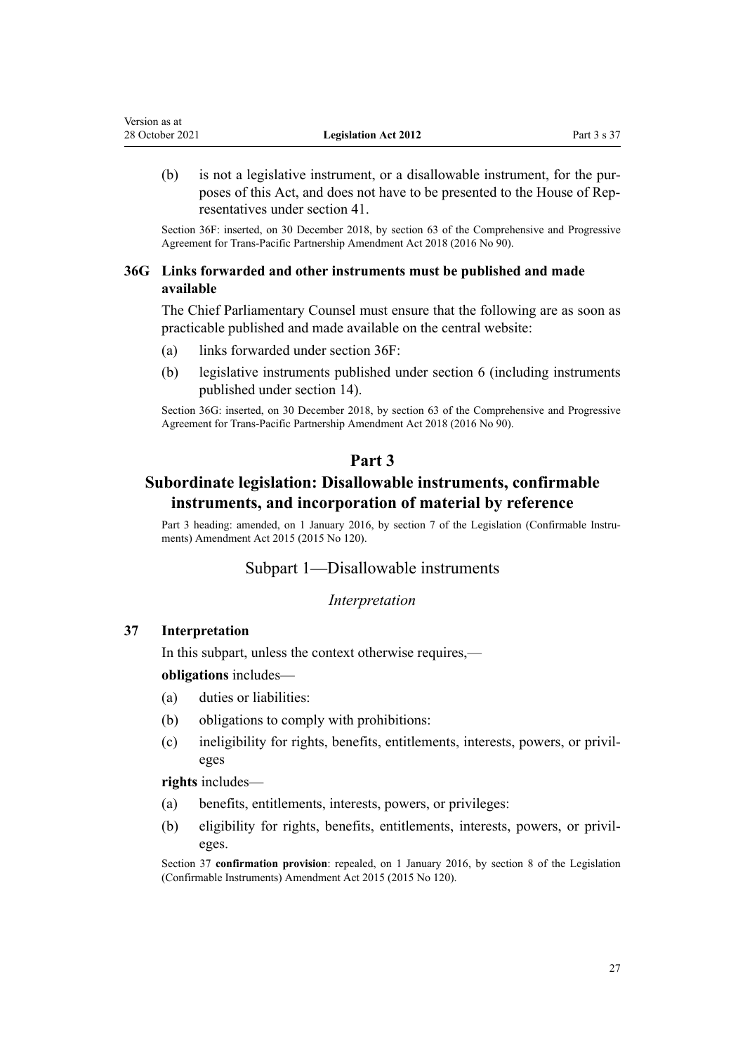(b) is not a legislative instrument, or a disallowable instrument, for the purposes of this Act, and does not have to be presented to the House of Representatives under section 41.

Section 36F: inserted, on 30 December 2018, by section 63 of the Comprehensive and Progressive Agreement for Trans-Pacific Partnership Amendment Act 2018 (2016 No 90).

### 36G Links forwarded and other instruments must be published and made available

The Chief Parliamentary Counsel must ensure that the following are as soon as practicable published and made available on the central website:

(a) links forwarded under section 36F:

(b) legislative instruments published under section 6 (including instruments published under section 14).

Section 36G: inserted, on 30 December 2018, by section 63 of the Comprehensive and Progressive Agreement for Trans-Pacific Partnership Amendment Act 2018 (2016 No 90).

# Part 3
# Subordinate legislation: Disallowable instruments, confirmable instruments, and incorporation of material by reference

Part 3 heading: amended, on 1 January 2016, by section 7 of the Legislation (Confirmable Instruments) Amendment Act 2015 (2015 No 120).

## Subpart 1—Disallowable instruments

*Interpretation*

### 37 Interpretation

In this subpart, unless the context otherwise requires,—

**obligations** includes—

(a) duties or liabilities:

(b) obligations to comply with prohibitions:

(c) ineligibility for rights, benefits, entitlements, interests, powers, or privileges

**rights** includes—

(a) benefits, entitlements, interests, powers, or privileges:

(b) eligibility for rights, benefits, entitlements, interests, powers, or privileges.

Section 37 **confirmation provision**: repealed, on 1 January 2016, by section 8 of the Legislation (Confirmable Instruments) Amendment Act 2015 (2015 No 120).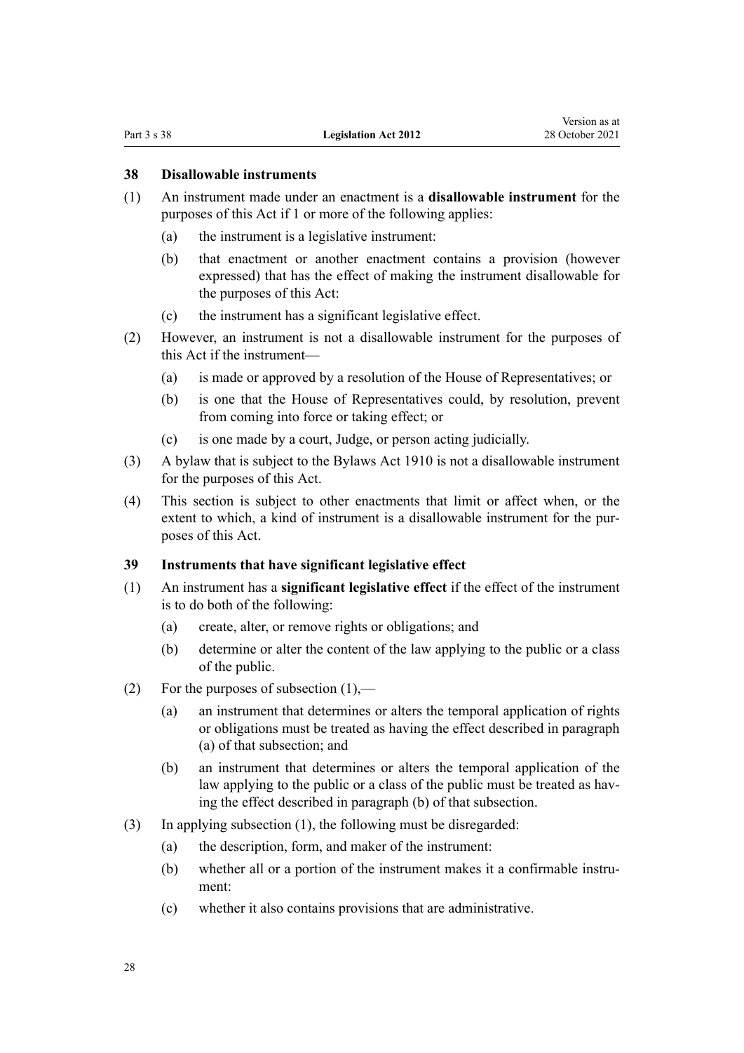### 38 Disallowable instruments

(1) An instrument made under an enactment is a **disallowable instrument** for the purposes of this Act if 1 or more of the following applies:

  (a) the instrument is a legislative instrument:

  (b) that enactment or another enactment contains a provision (however expressed) that has the effect of making the instrument disallowable for the purposes of this Act:

  (c) the instrument has a significant legislative effect.

(2) However, an instrument is not a disallowable instrument for the purposes of this Act if the instrument—

  (a) is made or approved by a resolution of the House of Representatives; or

  (b) is one that the House of Representatives could, by resolution, prevent from coming into force or taking effect; or

  (c) is one made by a court, Judge, or person acting judicially.

(3) A bylaw that is subject to the Bylaws Act 1910 is not a disallowable instrument for the purposes of this Act.

(4) This section is subject to other enactments that limit or affect when, or the extent to which, a kind of instrument is a disallowable instrument for the purposes of this Act.

### 39 Instruments that have significant legislative effect

(1) An instrument has a **significant legislative effect** if the effect of the instrument is to do both of the following:

  (a) create, alter, or remove rights or obligations; and

  (b) determine or alter the content of the law applying to the public or a class of the public.

(2) For the purposes of subsection (1),—

  (a) an instrument that determines or alters the temporal application of rights or obligations must be treated as having the effect described in paragraph (a) of that subsection; and

  (b) an instrument that determines or alters the temporal application of the law applying to the public or a class of the public must be treated as having the effect described in paragraph (b) of that subsection.

(3) In applying subsection (1), the following must be disregarded:

  (a) the description, form, and maker of the instrument:

  (b) whether all or a portion of the instrument makes it a confirmable instrument:

  (c) whether it also contains provisions that are administrative.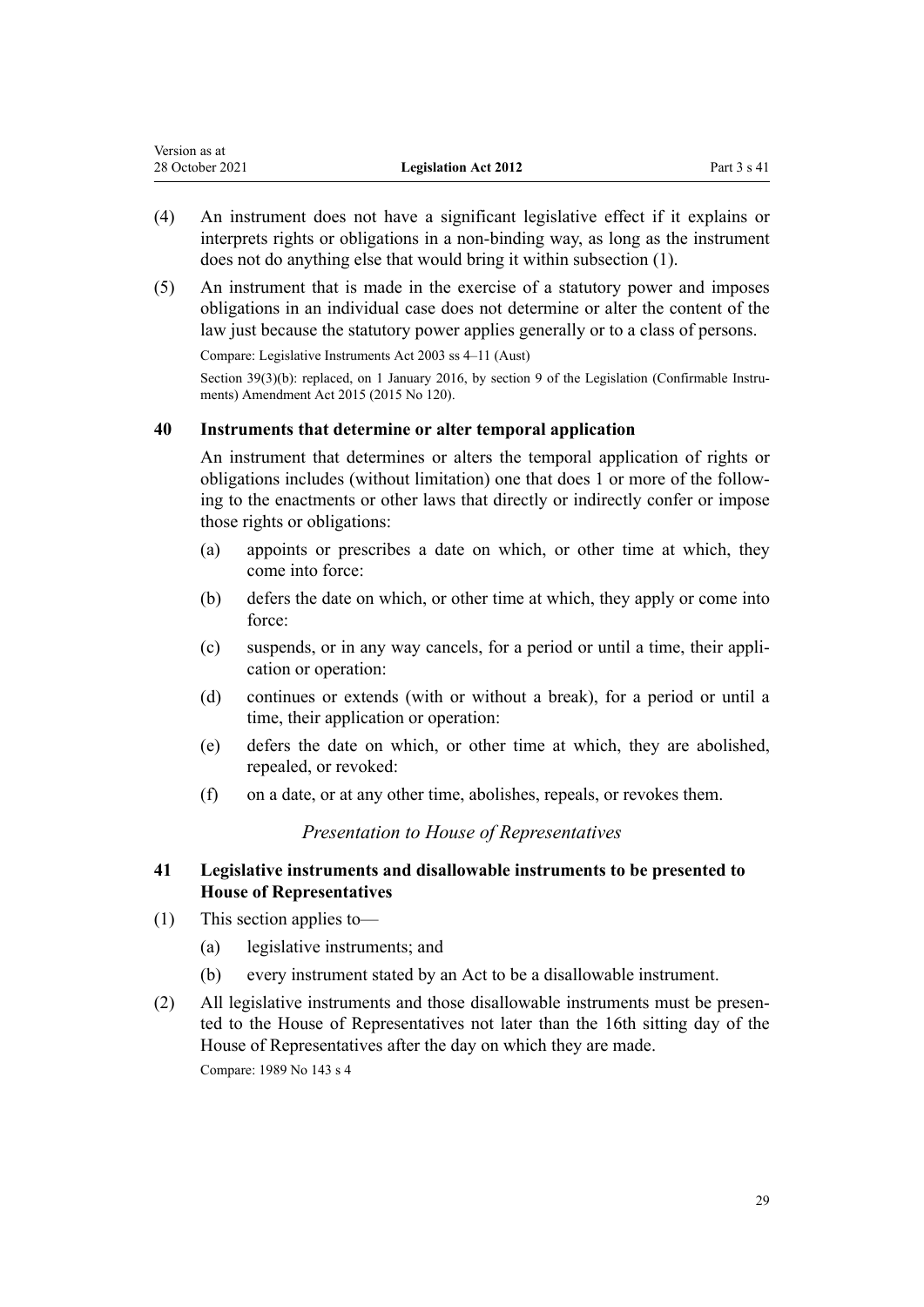(4) An instrument does not have a significant legislative effect if it explains or interprets rights or obligations in a non-binding way, as long as the instrument does not do anything else that would bring it within subsection (1).

(5) An instrument that is made in the exercise of a statutory power and imposes obligations in an individual case does not determine or alter the content of the law just because the statutory power applies generally or to a class of persons.

Compare: Legislative Instruments Act 2003 ss 4–11 (Aust)

Section 39(3)(b): replaced, on 1 January 2016, by section 9 of the Legislation (Confirmable Instruments) Amendment Act 2015 (2015 No 120).

### 40 Instruments that determine or alter temporal application

An instrument that determines or alters the temporal application of rights or obligations includes (without limitation) one that does 1 or more of the following to the enactments or other laws that directly or indirectly confer or impose those rights or obligations:

(a) appoints or prescribes a date on which, or other time at which, they come into force:

(b) defers the date on which, or other time at which, they apply or come into force:

(c) suspends, or in any way cancels, for a period or until a time, their application or operation:

(d) continues or extends (with or without a break), for a period or until a time, their application or operation:

(e) defers the date on which, or other time at which, they are abolished, repealed, or revoked:

(f) on a date, or at any other time, abolishes, repeals, or revokes them.

*Presentation to House of Representatives*

### 41 Legislative instruments and disallowable instruments to be presented to House of Representatives

(1) This section applies to—

(a) legislative instruments; and

(b) every instrument stated by an Act to be a disallowable instrument.

(2) All legislative instruments and those disallowable instruments must be presented to the House of Representatives not later than the 16th sitting day of the House of Representatives after the day on which they are made.

Compare: 1989 No 143 s 4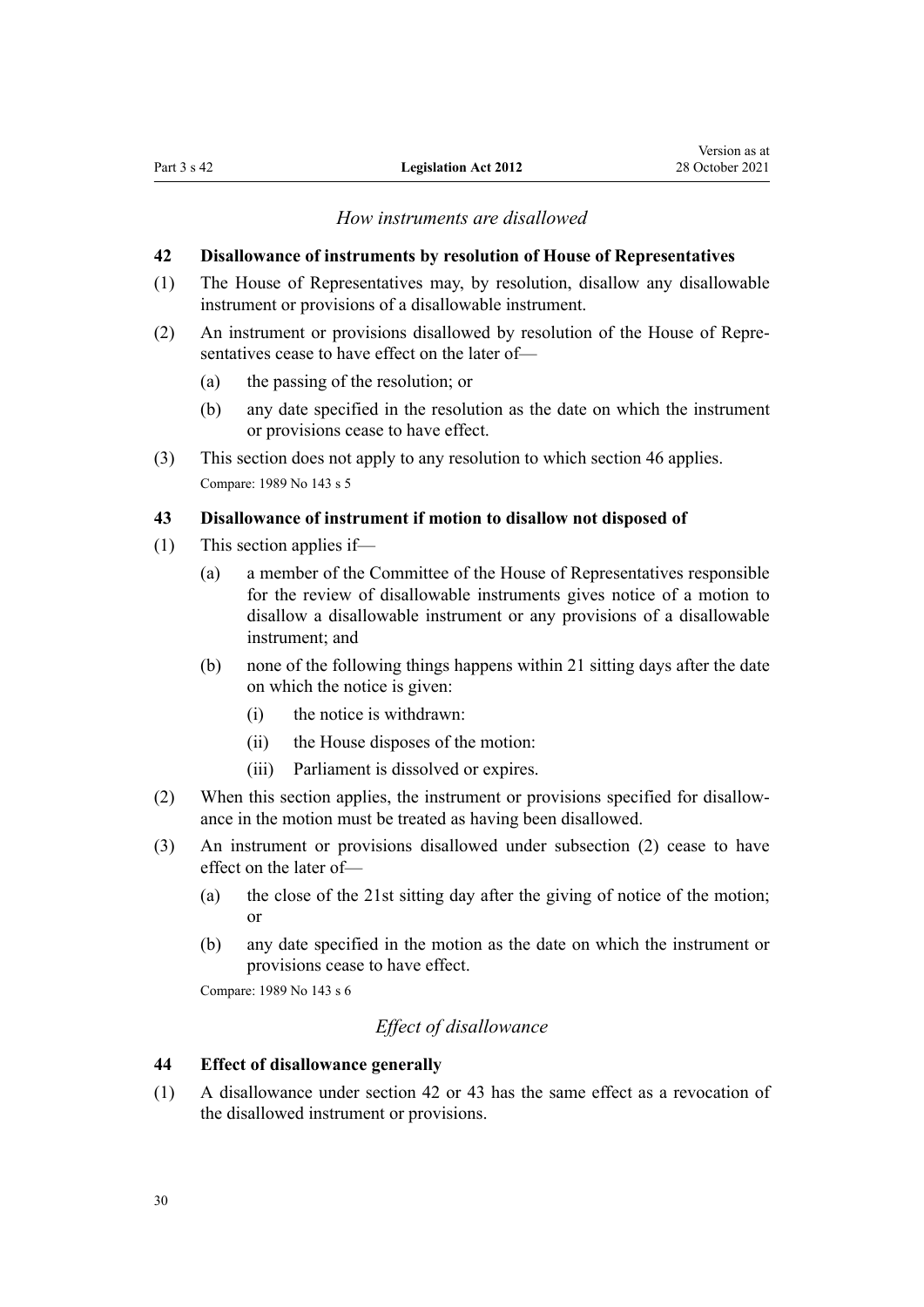*How instruments are disallowed*

### 42 Disallowance of instruments by resolution of House of Representatives

(1) The House of Representatives may, by resolution, disallow any disallowable instrument or provisions of a disallowable instrument.

(2) An instrument or provisions disallowed by resolution of the House of Representatives cease to have effect on the later of—

  (a) the passing of the resolution; or

  (b) any date specified in the resolution as the date on which the instrument or provisions cease to have effect.

(3) This section does not apply to any resolution to which section 46 applies.

Compare: 1989 No 143 s 5

### 43 Disallowance of instrument if motion to disallow not disposed of

(1) This section applies if—

  (a) a member of the Committee of the House of Representatives responsible for the review of disallowable instruments gives notice of a motion to disallow a disallowable instrument or any provisions of a disallowable instrument; and

  (b) none of the following things happens within 21 sitting days after the date on which the notice is given:

    (i) the notice is withdrawn:

    (ii) the House disposes of the motion:

    (iii) Parliament is dissolved or expires.

(2) When this section applies, the instrument or provisions specified for disallowance in the motion must be treated as having been disallowed.

(3) An instrument or provisions disallowed under subsection (2) cease to have effect on the later of—

  (a) the close of the 21st sitting day after the giving of notice of the motion; or

  (b) any date specified in the motion as the date on which the instrument or provisions cease to have effect.

Compare: 1989 No 143 s 6

*Effect of disallowance*

### 44 Effect of disallowance generally

(1) A disallowance under section 42 or 43 has the same effect as a revocation of the disallowed instrument or provisions.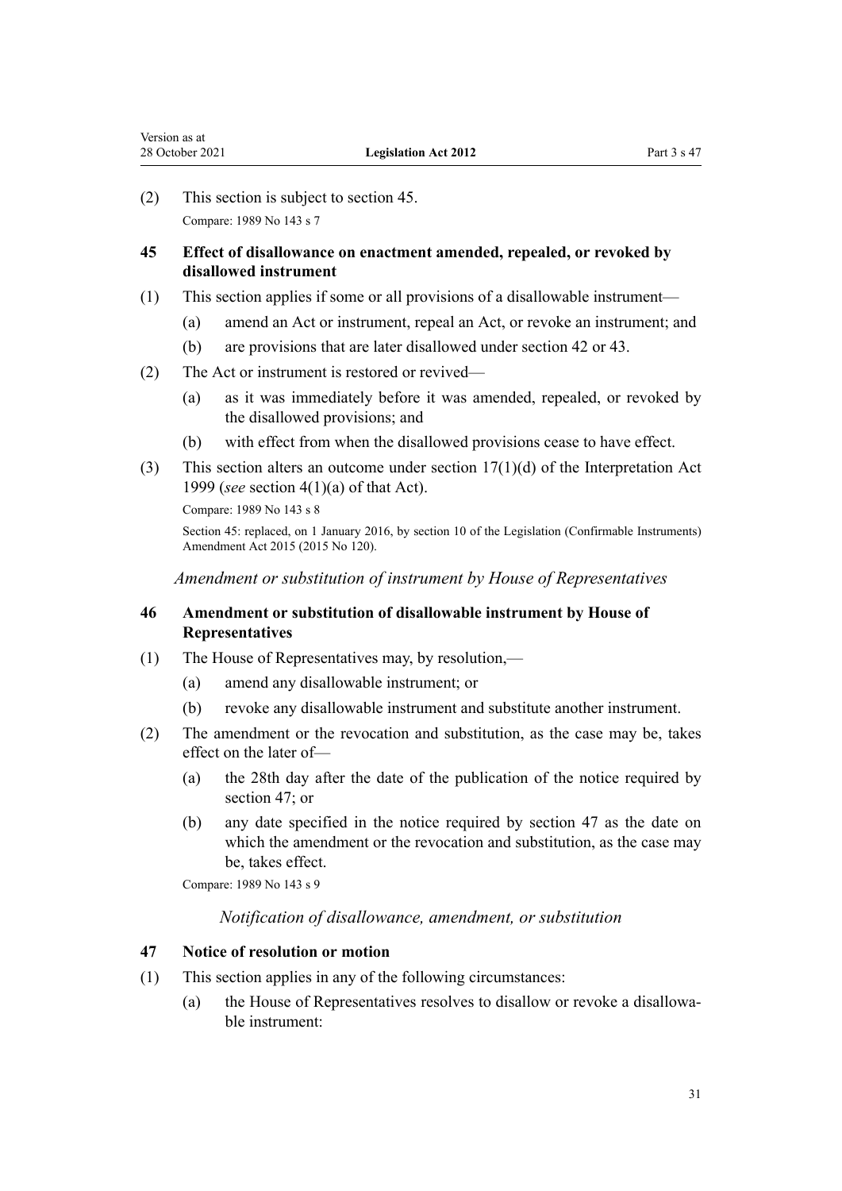(2) This section is subject to section 45.

Compare: 1989 No 143 s 7

### 45 Effect of disallowance on enactment amended, repealed, or revoked by disallowed instrument

(1) This section applies if some or all provisions of a disallowable instrument—

(a) amend an Act or instrument, repeal an Act, or revoke an instrument; and

(b) are provisions that are later disallowed under section 42 or 43.

(2) The Act or instrument is restored or revived—

(a) as it was immediately before it was amended, repealed, or revoked by the disallowed provisions; and

(b) with effect from when the disallowed provisions cease to have effect.

(3) This section alters an outcome under section 17(1)(d) of the Interpretation Act 1999 (*see* section 4(1)(a) of that Act).

Compare: 1989 No 143 s 8

Section 45: replaced, on 1 January 2016, by section 10 of the Legislation (Confirmable Instruments) Amendment Act 2015 (2015 No 120).

*Amendment or substitution of instrument by House of Representatives*

### 46 Amendment or substitution of disallowable instrument by House of Representatives

(1) The House of Representatives may, by resolution,—

(a) amend any disallowable instrument; or

(b) revoke any disallowable instrument and substitute another instrument.

(2) The amendment or the revocation and substitution, as the case may be, takes effect on the later of—

(a) the 28th day after the date of the publication of the notice required by section 47; or

(b) any date specified in the notice required by section 47 as the date on which the amendment or the revocation and substitution, as the case may be, takes effect.

Compare: 1989 No 143 s 9

*Notification of disallowance, amendment, or substitution*

### 47 Notice of resolution or motion

(1) This section applies in any of the following circumstances:

(a) the House of Representatives resolves to disallow or revoke a disallowable instrument: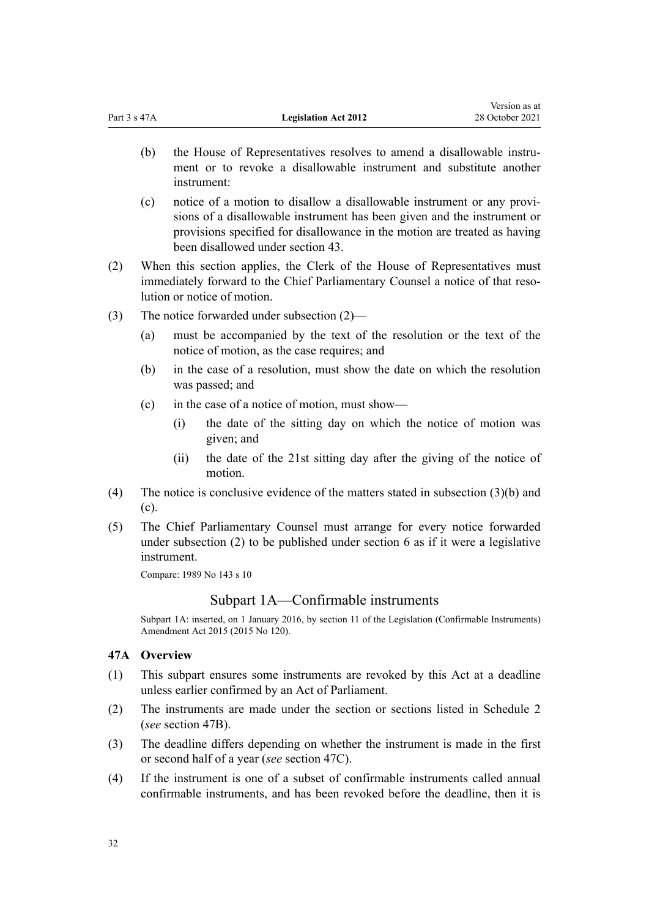(b) the House of Representatives resolves to amend a disallowable instrument or to revoke a disallowable instrument and substitute another instrument:

(c) notice of a motion to disallow a disallowable instrument or any provisions of a disallowable instrument has been given and the instrument or provisions specified for disallowance in the motion are treated as having been disallowed under section 43.

(2) When this section applies, the Clerk of the House of Representatives must immediately forward to the Chief Parliamentary Counsel a notice of that resolution or notice of motion.

(3) The notice forwarded under subsection (2)—

(a) must be accompanied by the text of the resolution or the text of the notice of motion, as the case requires; and

(b) in the case of a resolution, must show the date on which the resolution was passed; and

(c) in the case of a notice of motion, must show—

(i) the date of the sitting day on which the notice of motion was given; and

(ii) the date of the 21st sitting day after the giving of the notice of motion.

(4) The notice is conclusive evidence of the matters stated in subsection (3)(b) and (c).

(5) The Chief Parliamentary Counsel must arrange for every notice forwarded under subsection (2) to be published under section 6 as if it were a legislative instrument.

Compare: 1989 No 143 s 10

## Subpart 1A—Confirmable instruments

Subpart 1A: inserted, on 1 January 2016, by section 11 of the Legislation (Confirmable Instruments) Amendment Act 2015 (2015 No 120).

### 47A Overview

(1) This subpart ensures some instruments are revoked by this Act at a deadline unless earlier confirmed by an Act of Parliament.

(2) The instruments are made under the section or sections listed in Schedule 2 (*see* section 47B).

(3) The deadline differs depending on whether the instrument is made in the first or second half of a year (*see* section 47C).

(4) If the instrument is one of a subset of confirmable instruments called annual confirmable instruments, and has been revoked before the deadline, then it is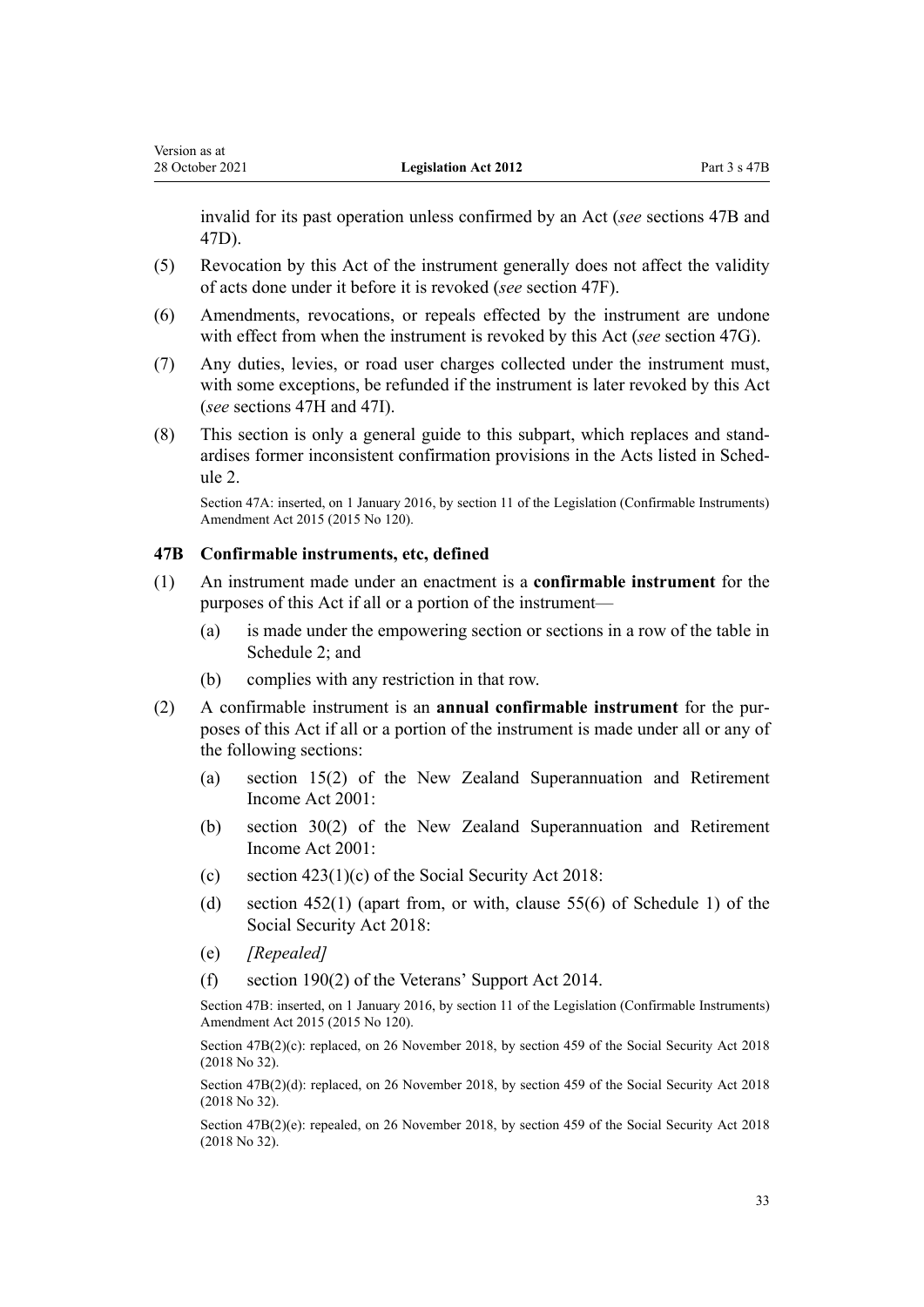invalid for its past operation unless confirmed by an Act (*see* sections 47B and 47D).

(5) Revocation by this Act of the instrument generally does not affect the validity of acts done under it before it is revoked (*see* section 47F).

(6) Amendments, revocations, or repeals effected by the instrument are undone with effect from when the instrument is revoked by this Act (*see* section 47G).

(7) Any duties, levies, or road user charges collected under the instrument must, with some exceptions, be refunded if the instrument is later revoked by this Act (*see* sections 47H and 47I).

(8) This section is only a general guide to this subpart, which replaces and standardises former inconsistent confirmation provisions in the Acts listed in Schedule 2.

Section 47A: inserted, on 1 January 2016, by section 11 of the Legislation (Confirmable Instruments) Amendment Act 2015 (2015 No 120).

### 47B Confirmable instruments, etc, defined

(1) An instrument made under an enactment is a **confirmable instrument** for the purposes of this Act if all or a portion of the instrument—

- (a) is made under the empowering section or sections in a row of the table in Schedule 2; and
- (b) complies with any restriction in that row.

(2) A confirmable instrument is an **annual confirmable instrument** for the purposes of this Act if all or a portion of the instrument is made under all or any of the following sections:

- (a) section 15(2) of the New Zealand Superannuation and Retirement Income Act 2001:
- (b) section 30(2) of the New Zealand Superannuation and Retirement Income Act 2001:
- (c) section 423(1)(c) of the Social Security Act 2018:
- (d) section 452(1) (apart from, or with, clause 55(6) of Schedule 1) of the Social Security Act 2018:
- (e) *[Repealed]*
- (f) section 190(2) of the Veterans' Support Act 2014.

Section 47B: inserted, on 1 January 2016, by section 11 of the Legislation (Confirmable Instruments) Amendment Act 2015 (2015 No 120).

Section 47B(2)(c): replaced, on 26 November 2018, by section 459 of the Social Security Act 2018 (2018 No 32).

Section 47B(2)(d): replaced, on 26 November 2018, by section 459 of the Social Security Act 2018 (2018 No 32).

Section 47B(2)(e): repealed, on 26 November 2018, by section 459 of the Social Security Act 2018 (2018 No 32).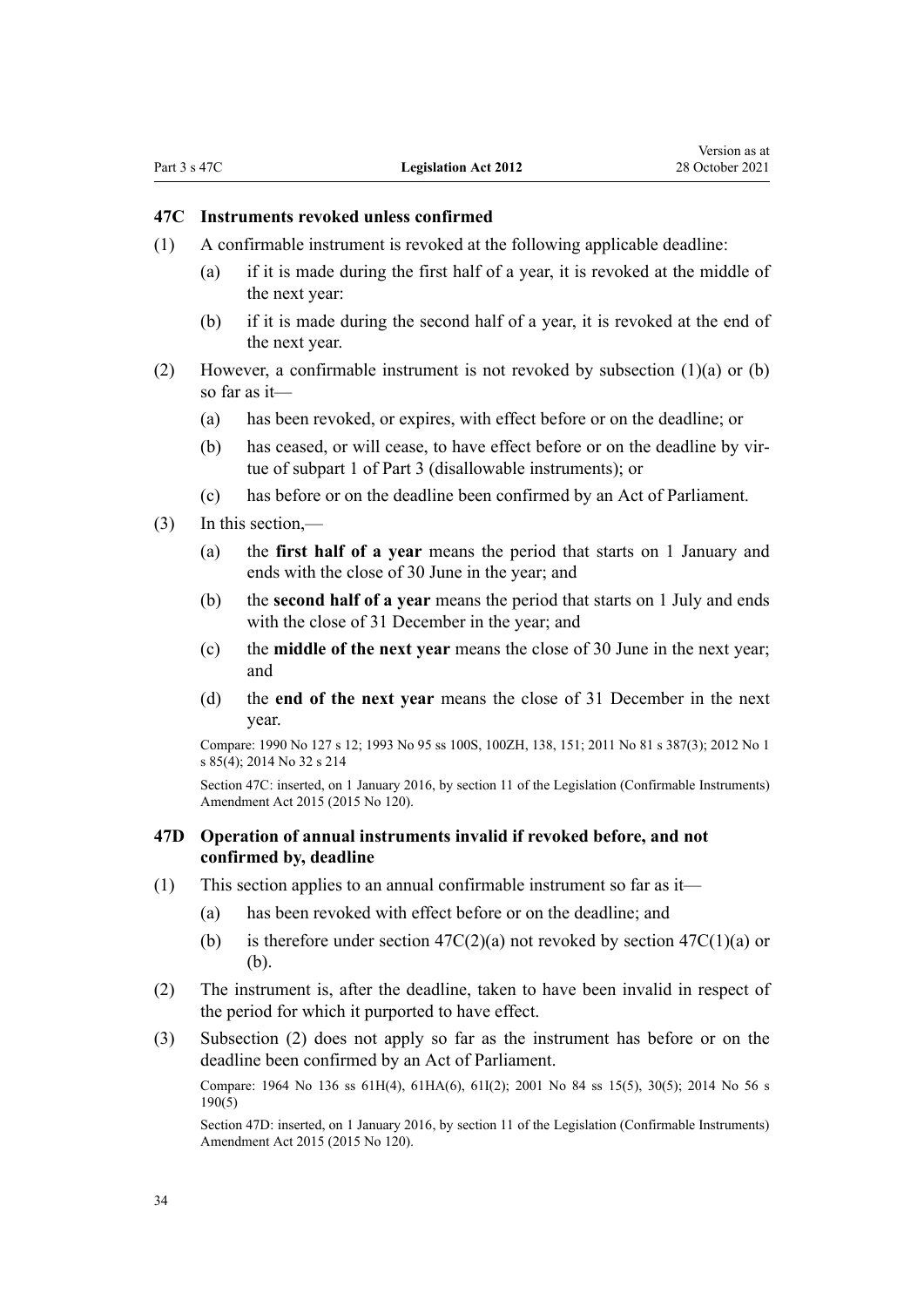### 47C Instruments revoked unless confirmed

(1) A confirmable instrument is revoked at the following applicable deadline:

(a) if it is made during the first half of a year, it is revoked at the middle of the next year:

(b) if it is made during the second half of a year, it is revoked at the end of the next year.

(2) However, a confirmable instrument is not revoked by subsection (1)(a) or (b) so far as it—

(a) has been revoked, or expires, with effect before or on the deadline; or

(b) has ceased, or will cease, to have effect before or on the deadline by virtue of subpart 1 of Part 3 (disallowable instruments); or

(c) has before or on the deadline been confirmed by an Act of Parliament.

(3) In this section,—

(a) the **first half of a year** means the period that starts on 1 January and ends with the close of 30 June in the year; and

(b) the **second half of a year** means the period that starts on 1 July and ends with the close of 31 December in the year; and

(c) the **middle of the next year** means the close of 30 June in the next year; and

(d) the **end of the next year** means the close of 31 December in the next year.

Compare: 1990 No 127 s 12; 1993 No 95 ss 100S, 100ZH, 138, 151; 2011 No 81 s 387(3); 2012 No 1 s 85(4); 2014 No 32 s 214

Section 47C: inserted, on 1 January 2016, by section 11 of the Legislation (Confirmable Instruments) Amendment Act 2015 (2015 No 120).

### 47D Operation of annual instruments invalid if revoked before, and not confirmed by, deadline

(1) This section applies to an annual confirmable instrument so far as it—

(a) has been revoked with effect before or on the deadline; and

(b) is therefore under section 47C(2)(a) not revoked by section 47C(1)(a) or (b).

(2) The instrument is, after the deadline, taken to have been invalid in respect of the period for which it purported to have effect.

(3) Subsection (2) does not apply so far as the instrument has before or on the deadline been confirmed by an Act of Parliament.

Compare: 1964 No 136 ss 61H(4), 61HA(6), 61I(2); 2001 No 84 ss 15(5), 30(5); 2014 No 56 s 190(5)

Section 47D: inserted, on 1 January 2016, by section 11 of the Legislation (Confirmable Instruments) Amendment Act 2015 (2015 No 120).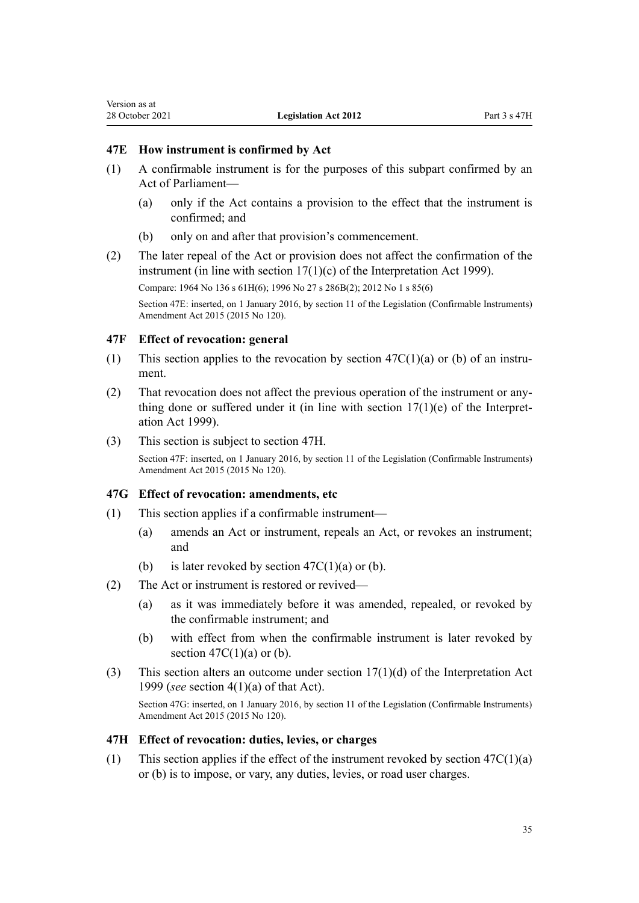### 47E How instrument is confirmed by Act

(1) A confirmable instrument is for the purposes of this subpart confirmed by an Act of Parliament—

(a) only if the Act contains a provision to the effect that the instrument is confirmed; and

(b) only on and after that provision's commencement.

(2) The later repeal of the Act or provision does not affect the confirmation of the instrument (in line with section 17(1)(c) of the Interpretation Act 1999).

Compare: 1964 No 136 s 61H(6); 1996 No 27 s 286B(2); 2012 No 1 s 85(6)

Section 47E: inserted, on 1 January 2016, by section 11 of the Legislation (Confirmable Instruments) Amendment Act 2015 (2015 No 120).

### 47F Effect of revocation: general

(1) This section applies to the revocation by section 47C(1)(a) or (b) of an instrument.

(2) That revocation does not affect the previous operation of the instrument or anything done or suffered under it (in line with section 17(1)(e) of the Interpretation Act 1999).

(3) This section is subject to section 47H.

Section 47F: inserted, on 1 January 2016, by section 11 of the Legislation (Confirmable Instruments) Amendment Act 2015 (2015 No 120).

### 47G Effect of revocation: amendments, etc

(1) This section applies if a confirmable instrument—

(a) amends an Act or instrument, repeals an Act, or revokes an instrument; and

(b) is later revoked by section 47C(1)(a) or (b).

(2) The Act or instrument is restored or revived—

(a) as it was immediately before it was amended, repealed, or revoked by the confirmable instrument; and

(b) with effect from when the confirmable instrument is later revoked by section 47C(1)(a) or (b).

(3) This section alters an outcome under section 17(1)(d) of the Interpretation Act 1999 (*see* section 4(1)(a) of that Act).

Section 47G: inserted, on 1 January 2016, by section 11 of the Legislation (Confirmable Instruments) Amendment Act 2015 (2015 No 120).

### 47H Effect of revocation: duties, levies, or charges

(1) This section applies if the effect of the instrument revoked by section 47C(1)(a) or (b) is to impose, or vary, any duties, levies, or road user charges.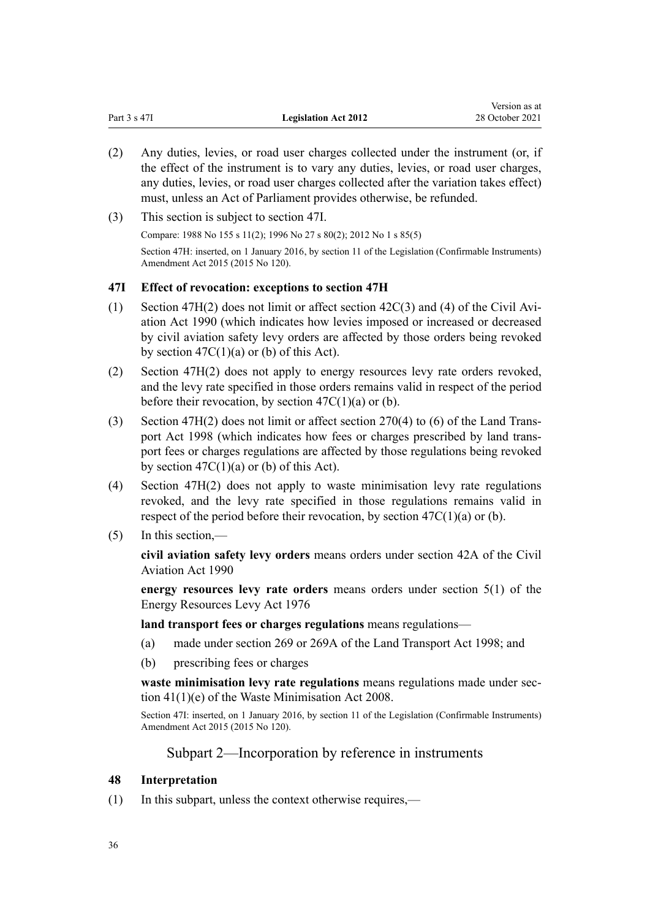(2) Any duties, levies, or road user charges collected under the instrument (or, if the effect of the instrument is to vary any duties, levies, or road user charges, any duties, levies, or road user charges collected after the variation takes effect) must, unless an Act of Parliament provides otherwise, be refunded.

(3) This section is subject to section 47I.

Compare: 1988 No 155 s 11(2); 1996 No 27 s 80(2); 2012 No 1 s 85(5)

Section 47H: inserted, on 1 January 2016, by section 11 of the Legislation (Confirmable Instruments) Amendment Act 2015 (2015 No 120).

### 47I Effect of revocation: exceptions to section 47H

(1) Section 47H(2) does not limit or affect section 42C(3) and (4) of the Civil Aviation Act 1990 (which indicates how levies imposed or increased or decreased by civil aviation safety levy orders are affected by those orders being revoked by section 47C(1)(a) or (b) of this Act).

(2) Section 47H(2) does not apply to energy resources levy rate orders revoked, and the levy rate specified in those orders remains valid in respect of the period before their revocation, by section 47C(1)(a) or (b).

(3) Section 47H(2) does not limit or affect section 270(4) to (6) of the Land Transport Act 1998 (which indicates how fees or charges prescribed by land transport fees or charges regulations are affected by those regulations being revoked by section 47C(1)(a) or (b) of this Act).

(4) Section 47H(2) does not apply to waste minimisation levy rate regulations revoked, and the levy rate specified in those regulations remains valid in respect of the period before their revocation, by section 47C(1)(a) or (b).

(5) In this section,—

**civil aviation safety levy orders** means orders under section 42A of the Civil Aviation Act 1990

**energy resources levy rate orders** means orders under section 5(1) of the Energy Resources Levy Act 1976

**land transport fees or charges regulations** means regulations—

(a) made under section 269 or 269A of the Land Transport Act 1998; and

(b) prescribing fees or charges

**waste minimisation levy rate regulations** means regulations made under section 41(1)(e) of the Waste Minimisation Act 2008.

Section 47I: inserted, on 1 January 2016, by section 11 of the Legislation (Confirmable Instruments) Amendment Act 2015 (2015 No 120).

## Subpart 2—Incorporation by reference in instruments

### 48 Interpretation

(1) In this subpart, unless the context otherwise requires,—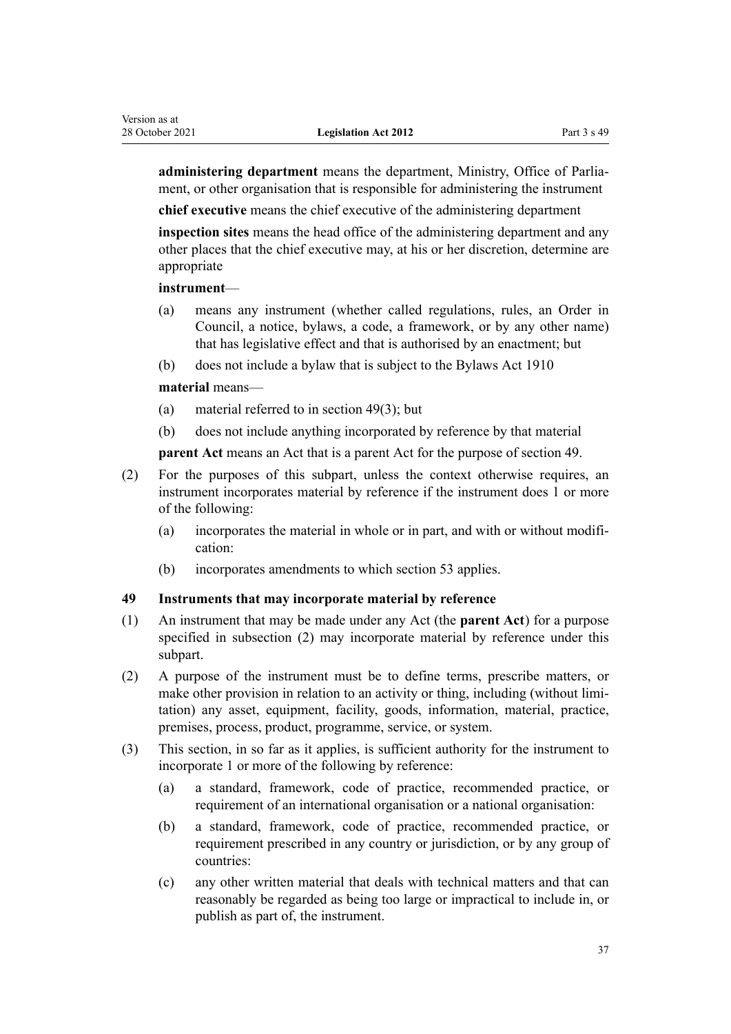**administering department** means the department, Ministry, Office of Parliament, or other organisation that is responsible for administering the instrument

**chief executive** means the chief executive of the administering department

**inspection sites** means the head office of the administering department and any other places that the chief executive may, at his or her discretion, determine are appropriate

**instrument**—

(a) means any instrument (whether called regulations, rules, an Order in Council, a notice, bylaws, a code, a framework, or by any other name) that has legislative effect and that is authorised by an enactment; but

(b) does not include a bylaw that is subject to the Bylaws Act 1910

**material** means—

(a) material referred to in section 49(3); but

(b) does not include anything incorporated by reference by that material

**parent Act** means an Act that is a parent Act for the purpose of section 49.

(2) For the purposes of this subpart, unless the context otherwise requires, an instrument incorporates material by reference if the instrument does 1 or more of the following:

(a) incorporates the material in whole or in part, and with or without modification:

(b) incorporates amendments to which section 53 applies.

**49 Instruments that may incorporate material by reference**

(1) An instrument that may be made under any Act (the **parent Act**) for a purpose specified in subsection (2) may incorporate material by reference under this subpart.

(2) A purpose of the instrument must be to define terms, prescribe matters, or make other provision in relation to an activity or thing, including (without limitation) any asset, equipment, facility, goods, information, material, practice, premises, process, product, programme, service, or system.

(3) This section, in so far as it applies, is sufficient authority for the instrument to incorporate 1 or more of the following by reference:

(a) a standard, framework, code of practice, recommended practice, or requirement of an international organisation or a national organisation:

(b) a standard, framework, code of practice, recommended practice, or requirement prescribed in any country or jurisdiction, or by any group of countries:

(c) any other written material that deals with technical matters and that can reasonably be regarded as being too large or impractical to include in, or publish as part of, the instrument.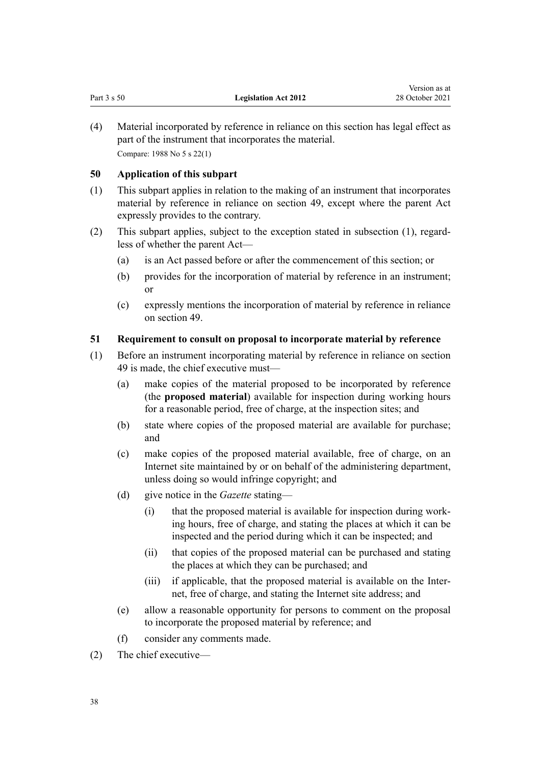(4) Material incorporated by reference in reliance on this section has legal effect as part of the instrument that incorporates the material.

Compare: 1988 No 5 s 22(1)

### 50 Application of this subpart

(1) This subpart applies in relation to the making of an instrument that incorporates material by reference in reliance on section 49, except where the parent Act expressly provides to the contrary.

(2) This subpart applies, subject to the exception stated in subsection (1), regardless of whether the parent Act—

- (a) is an Act passed before or after the commencement of this section; or
- (b) provides for the incorporation of material by reference in an instrument; or
- (c) expressly mentions the incorporation of material by reference in reliance on section 49.

### 51 Requirement to consult on proposal to incorporate material by reference

(1) Before an instrument incorporating material by reference in reliance on section 49 is made, the chief executive must—

- (a) make copies of the material proposed to be incorporated by reference (the **proposed material**) available for inspection during working hours for a reasonable period, free of charge, at the inspection sites; and
- (b) state where copies of the proposed material are available for purchase; and
- (c) make copies of the proposed material available, free of charge, on an Internet site maintained by or on behalf of the administering department, unless doing so would infringe copyright; and
- (d) give notice in the *Gazette* stating—
  - (i) that the proposed material is available for inspection during working hours, free of charge, and stating the places at which it can be inspected and the period during which it can be inspected; and
  - (ii) that copies of the proposed material can be purchased and stating the places at which they can be purchased; and
  - (iii) if applicable, that the proposed material is available on the Internet, free of charge, and stating the Internet site address; and
- (e) allow a reasonable opportunity for persons to comment on the proposal to incorporate the proposed material by reference; and
- (f) consider any comments made.

(2) The chief executive—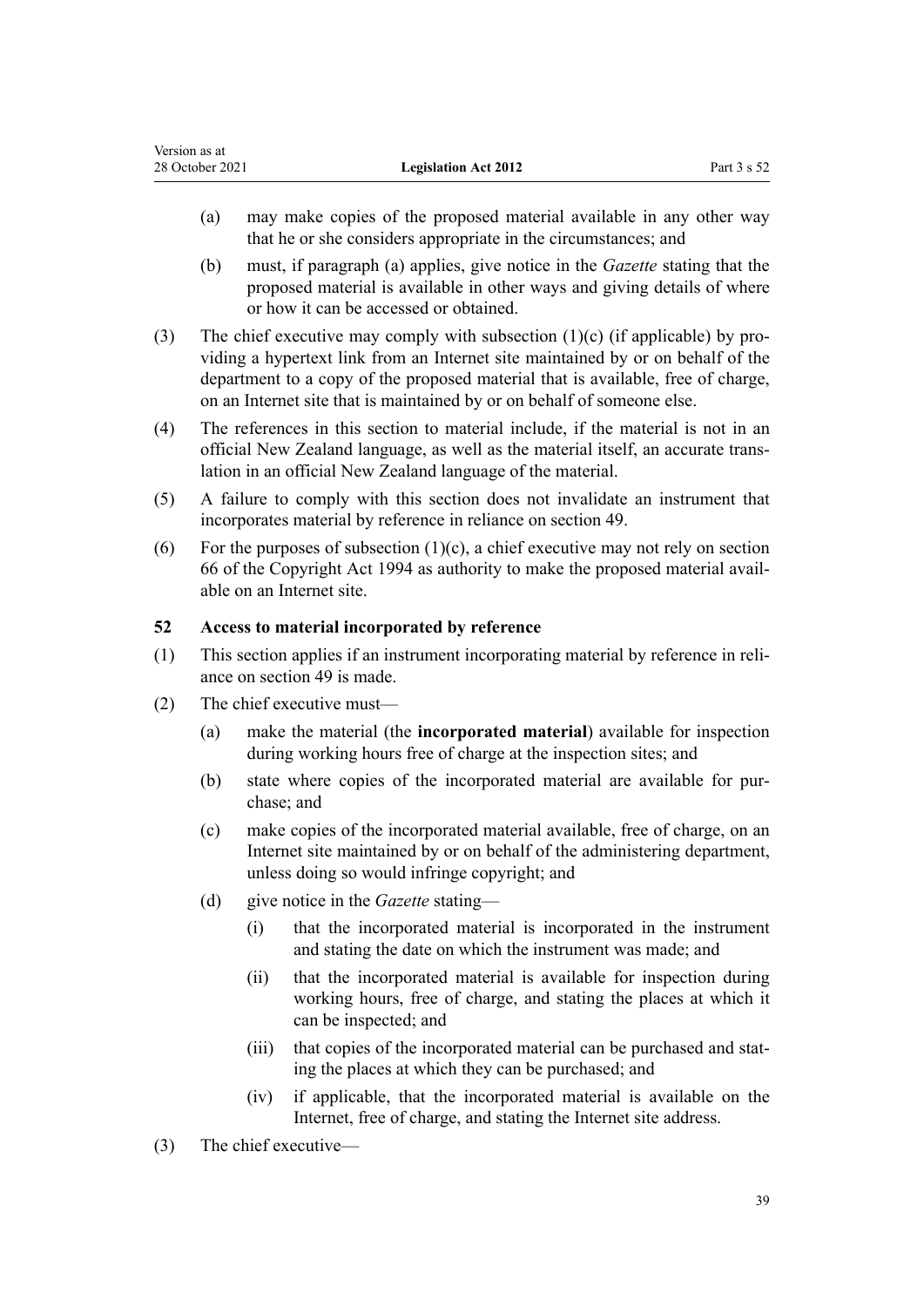(a) may make copies of the proposed material available in any other way that he or she considers appropriate in the circumstances; and

(b) must, if paragraph (a) applies, give notice in the *Gazette* stating that the proposed material is available in other ways and giving details of where or how it can be accessed or obtained.

(3) The chief executive may comply with subsection (1)(c) (if applicable) by providing a hypertext link from an Internet site maintained by or on behalf of the department to a copy of the proposed material that is available, free of charge, on an Internet site that is maintained by or on behalf of someone else.

(4) The references in this section to material include, if the material is not in an official New Zealand language, as well as the material itself, an accurate translation in an official New Zealand language of the material.

(5) A failure to comply with this section does not invalidate an instrument that incorporates material by reference in reliance on section 49.

(6) For the purposes of subsection (1)(c), a chief executive may not rely on section 66 of the Copyright Act 1994 as authority to make the proposed material available on an Internet site.

### 52 Access to material incorporated by reference

(1) This section applies if an instrument incorporating material by reference in reliance on section 49 is made.

(2) The chief executive must—

(a) make the material (the **incorporated material**) available for inspection during working hours free of charge at the inspection sites; and

(b) state where copies of the incorporated material are available for purchase; and

(c) make copies of the incorporated material available, free of charge, on an Internet site maintained by or on behalf of the administering department, unless doing so would infringe copyright; and

(d) give notice in the *Gazette* stating—

(i) that the incorporated material is incorporated in the instrument and stating the date on which the instrument was made; and

(ii) that the incorporated material is available for inspection during working hours, free of charge, and stating the places at which it can be inspected; and

(iii) that copies of the incorporated material can be purchased and stating the places at which they can be purchased; and

(iv) if applicable, that the incorporated material is available on the Internet, free of charge, and stating the Internet site address.

(3) The chief executive—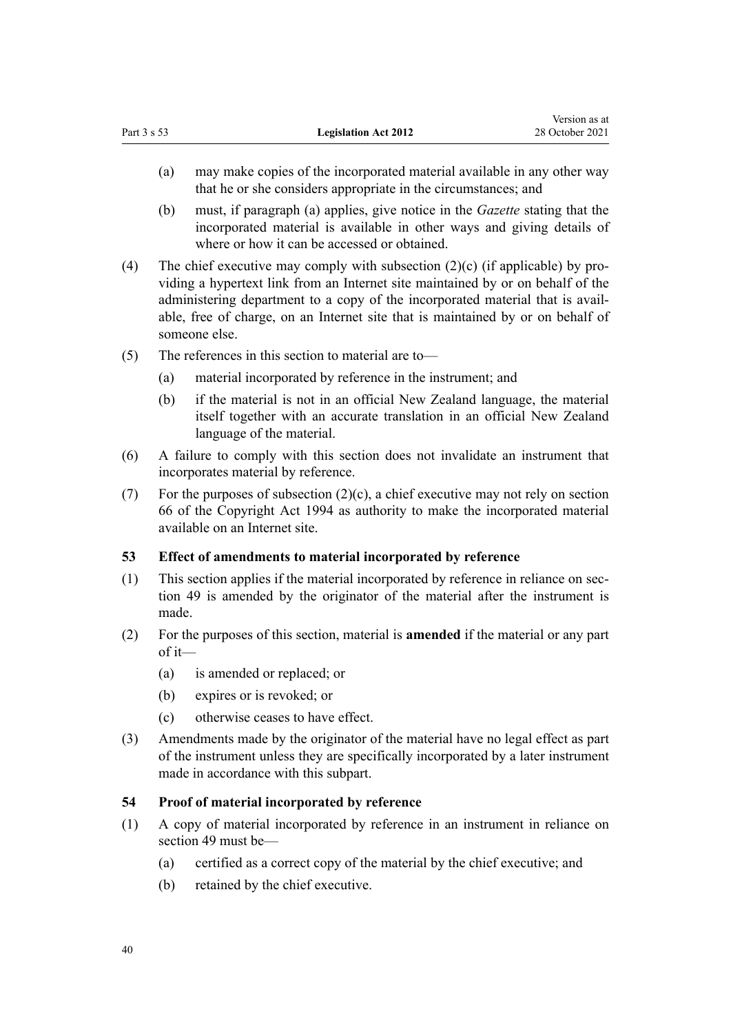(a) may make copies of the incorporated material available in any other way that he or she considers appropriate in the circumstances; and

(b) must, if paragraph (a) applies, give notice in the *Gazette* stating that the incorporated material is available in other ways and giving details of where or how it can be accessed or obtained.

(4) The chief executive may comply with subsection (2)(c) (if applicable) by providing a hypertext link from an Internet site maintained by or on behalf of the administering department to a copy of the incorporated material that is available, free of charge, on an Internet site that is maintained by or on behalf of someone else.

(5) The references in this section to material are to—

(a) material incorporated by reference in the instrument; and

(b) if the material is not in an official New Zealand language, the material itself together with an accurate translation in an official New Zealand language of the material.

(6) A failure to comply with this section does not invalidate an instrument that incorporates material by reference.

(7) For the purposes of subsection (2)(c), a chief executive may not rely on section 66 of the Copyright Act 1994 as authority to make the incorporated material available on an Internet site.

### 53 Effect of amendments to material incorporated by reference

(1) This section applies if the material incorporated by reference in reliance on section 49 is amended by the originator of the material after the instrument is made.

(2) For the purposes of this section, material is **amended** if the material or any part of it—

(a) is amended or replaced; or

(b) expires or is revoked; or

(c) otherwise ceases to have effect.

(3) Amendments made by the originator of the material have no legal effect as part of the instrument unless they are specifically incorporated by a later instrument made in accordance with this subpart.

### 54 Proof of material incorporated by reference

(1) A copy of material incorporated by reference in an instrument in reliance on section 49 must be—

(a) certified as a correct copy of the material by the chief executive; and

(b) retained by the chief executive.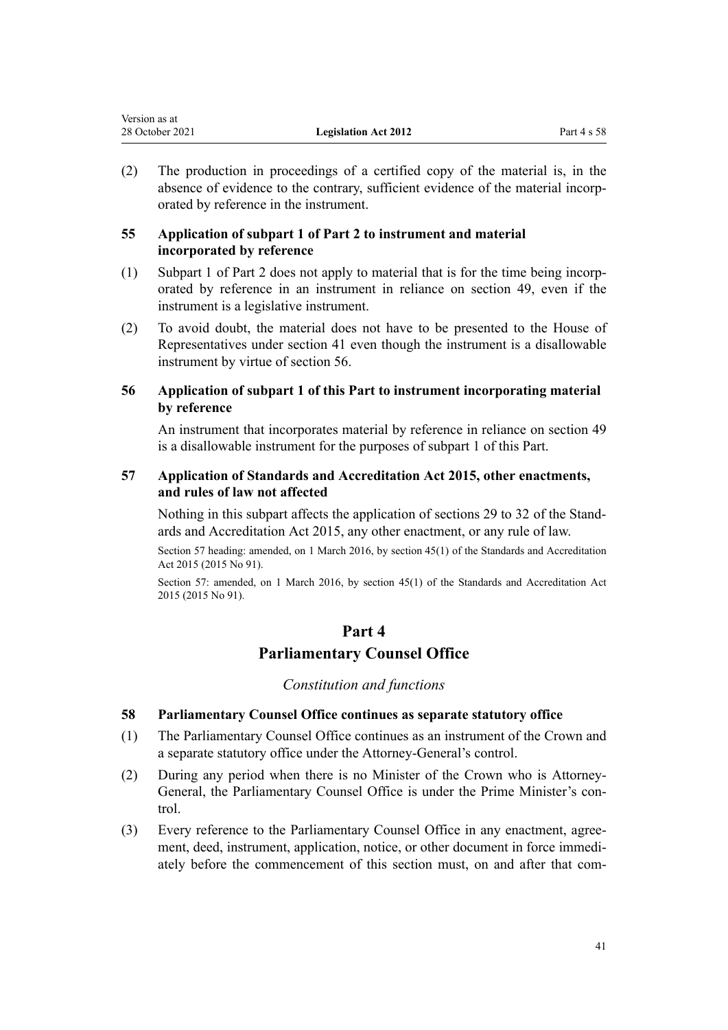(2) The production in proceedings of a certified copy of the material is, in the absence of evidence to the contrary, sufficient evidence of the material incorporated by reference in the instrument.

### 55 Application of subpart 1 of Part 2 to instrument and material incorporated by reference

(1) Subpart 1 of Part 2 does not apply to material that is for the time being incorporated by reference in an instrument in reliance on section 49, even if the instrument is a legislative instrument.

(2) To avoid doubt, the material does not have to be presented to the House of Representatives under section 41 even though the instrument is a disallowable instrument by virtue of section 56.

### 56 Application of subpart 1 of this Part to instrument incorporating material by reference

An instrument that incorporates material by reference in reliance on section 49 is a disallowable instrument for the purposes of subpart 1 of this Part.

### 57 Application of Standards and Accreditation Act 2015, other enactments, and rules of law not affected

Nothing in this subpart affects the application of sections 29 to 32 of the Standards and Accreditation Act 2015, any other enactment, or any rule of law.

Section 57 heading: amended, on 1 March 2016, by section 45(1) of the Standards and Accreditation Act 2015 (2015 No 91).

Section 57: amended, on 1 March 2016, by section 45(1) of the Standards and Accreditation Act 2015 (2015 No 91).

# Part 4
# Parliamentary Counsel Office

*Constitution and functions*

### 58 Parliamentary Counsel Office continues as separate statutory office

(1) The Parliamentary Counsel Office continues as an instrument of the Crown and a separate statutory office under the Attorney-General's control.

(2) During any period when there is no Minister of the Crown who is Attorney-General, the Parliamentary Counsel Office is under the Prime Minister's control.

(3) Every reference to the Parliamentary Counsel Office in any enactment, agreement, deed, instrument, application, notice, or other document in force immediately before the commencement of this section must, on and after that com-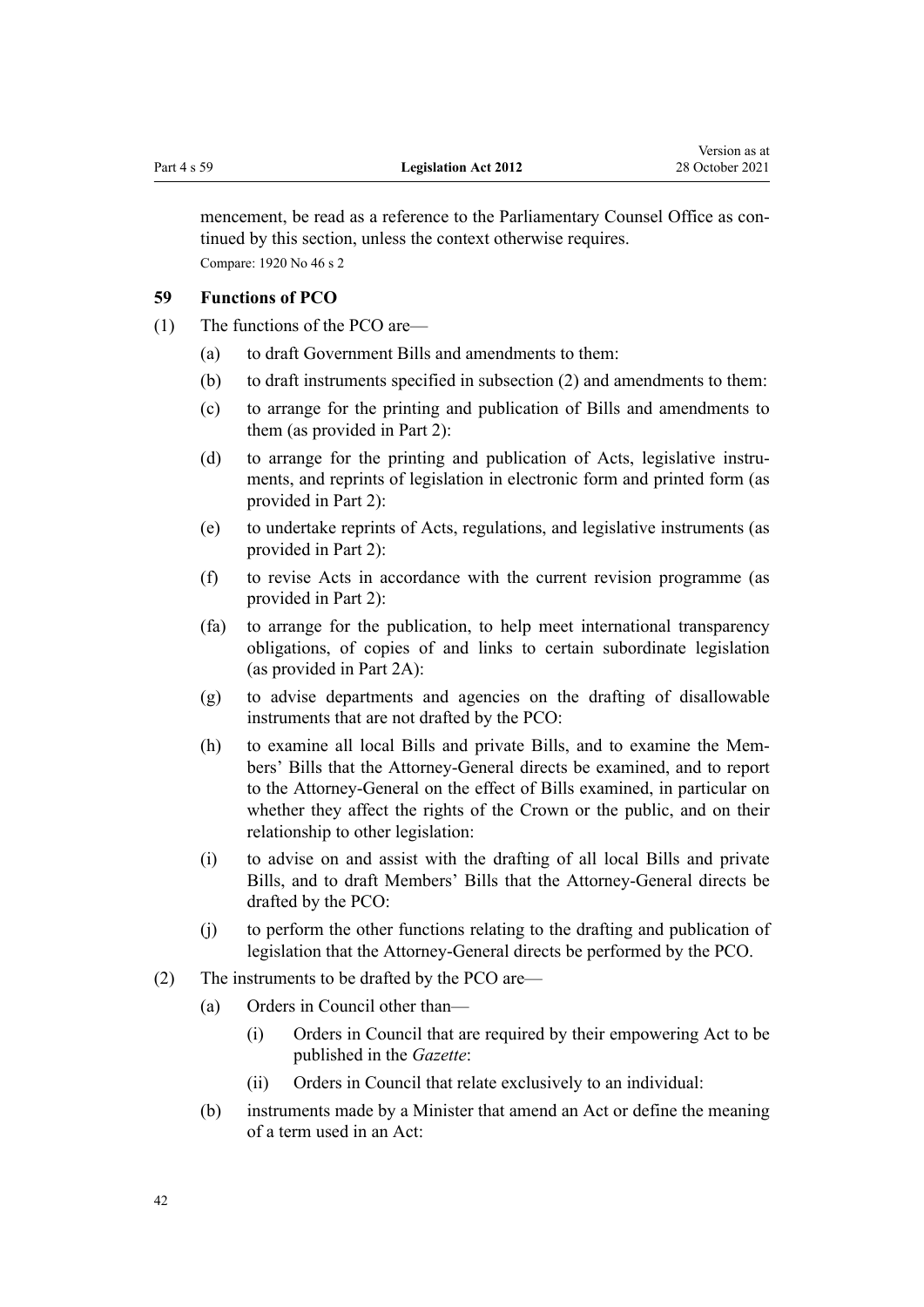mencement, be read as a reference to the Parliamentary Counsel Office as continued by this section, unless the context otherwise requires.

Compare: 1920 No 46 s 2

### 59 Functions of PCO

(1) The functions of the PCO are—

- (a) to draft Government Bills and amendments to them:
- (b) to draft instruments specified in subsection (2) and amendments to them:
- (c) to arrange for the printing and publication of Bills and amendments to them (as provided in Part 2):
- (d) to arrange for the printing and publication of Acts, legislative instruments, and reprints of legislation in electronic form and printed form (as provided in Part 2):
- (e) to undertake reprints of Acts, regulations, and legislative instruments (as provided in Part 2):
- (f) to revise Acts in accordance with the current revision programme (as provided in Part 2):
- (fa) to arrange for the publication, to help meet international transparency obligations, of copies of and links to certain subordinate legislation (as provided in Part 2A):
- (g) to advise departments and agencies on the drafting of disallowable instruments that are not drafted by the PCO:
- (h) to examine all local Bills and private Bills, and to examine the Members' Bills that the Attorney-General directs be examined, and to report to the Attorney-General on the effect of Bills examined, in particular on whether they affect the rights of the Crown or the public, and on their relationship to other legislation:
- (i) to advise on and assist with the drafting of all local Bills and private Bills, and to draft Members' Bills that the Attorney-General directs be drafted by the PCO:
- (j) to perform the other functions relating to the drafting and publication of legislation that the Attorney-General directs be performed by the PCO.

(2) The instruments to be drafted by the PCO are—

- (a) Orders in Council other than—
  - (i) Orders in Council that are required by their empowering Act to be published in the *Gazette*:
  - (ii) Orders in Council that relate exclusively to an individual:
- (b) instruments made by a Minister that amend an Act or define the meaning of a term used in an Act: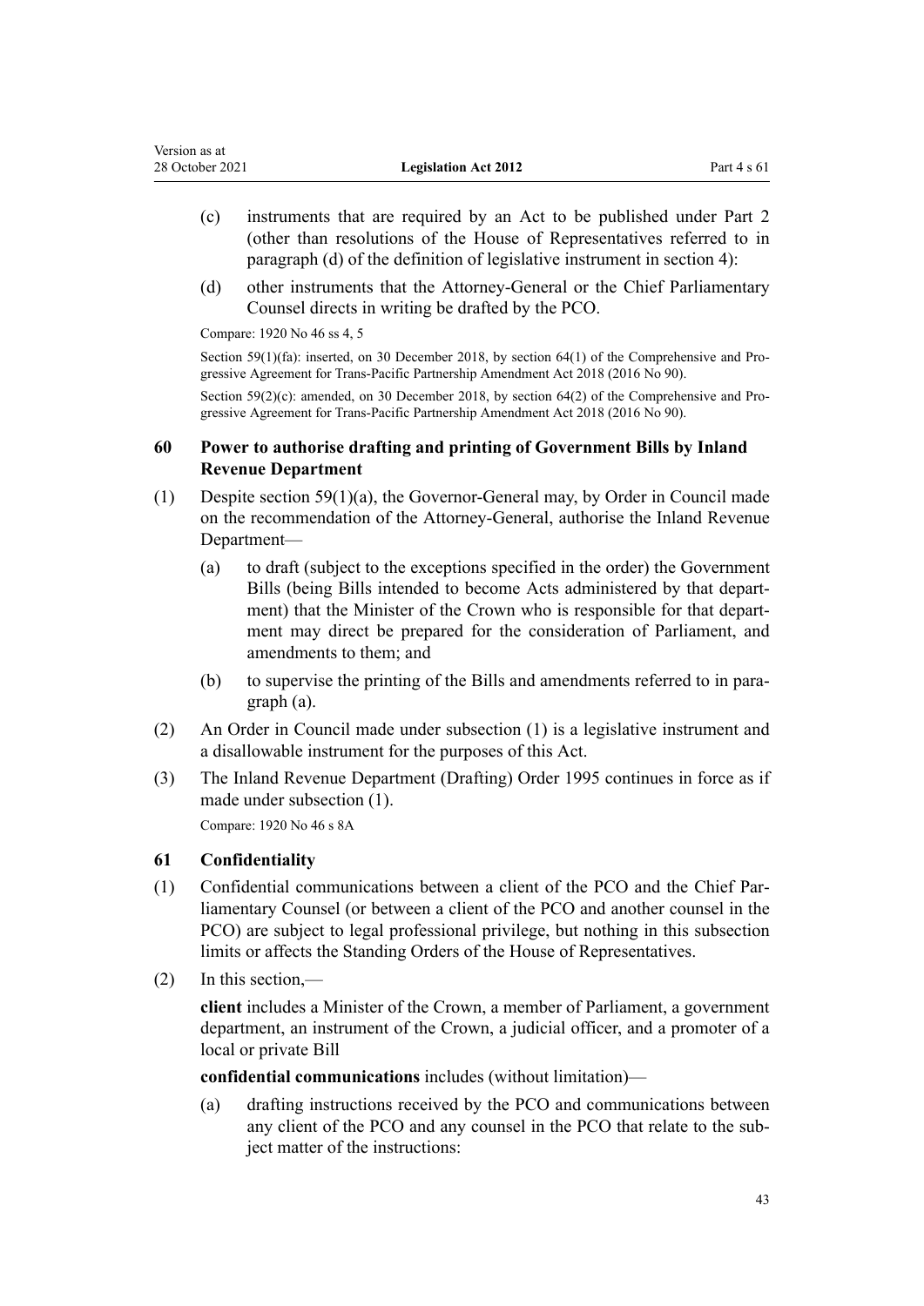(c) instruments that are required by an Act to be published under Part 2 (other than resolutions of the House of Representatives referred to in paragraph (d) of the definition of legislative instrument in section 4):

(d) other instruments that the Attorney-General or the Chief Parliamentary Counsel directs in writing be drafted by the PCO.

Compare: 1920 No 46 ss 4, 5

Section 59(1)(fa): inserted, on 30 December 2018, by section 64(1) of the Comprehensive and Progressive Agreement for Trans-Pacific Partnership Amendment Act 2018 (2016 No 90).

Section 59(2)(c): amended, on 30 December 2018, by section 64(2) of the Comprehensive and Progressive Agreement for Trans-Pacific Partnership Amendment Act 2018 (2016 No 90).

### 60 Power to authorise drafting and printing of Government Bills by Inland Revenue Department

(1) Despite section 59(1)(a), the Governor-General may, by Order in Council made on the recommendation of the Attorney-General, authorise the Inland Revenue Department—

(a) to draft (subject to the exceptions specified in the order) the Government Bills (being Bills intended to become Acts administered by that department) that the Minister of the Crown who is responsible for that department may direct be prepared for the consideration of Parliament, and amendments to them; and

(b) to supervise the printing of the Bills and amendments referred to in paragraph (a).

(2) An Order in Council made under subsection (1) is a legislative instrument and a disallowable instrument for the purposes of this Act.

(3) The Inland Revenue Department (Drafting) Order 1995 continues in force as if made under subsection (1).

Compare: 1920 No 46 s 8A

### 61 Confidentiality

(1) Confidential communications between a client of the PCO and the Chief Parliamentary Counsel (or between a client of the PCO and another counsel in the PCO) are subject to legal professional privilege, but nothing in this subsection limits or affects the Standing Orders of the House of Representatives.

(2) In this section,—

**client** includes a Minister of the Crown, a member of Parliament, a government department, an instrument of the Crown, a judicial officer, and a promoter of a local or private Bill

**confidential communications** includes (without limitation)—

(a) drafting instructions received by the PCO and communications between any client of the PCO and any counsel in the PCO that relate to the subject matter of the instructions: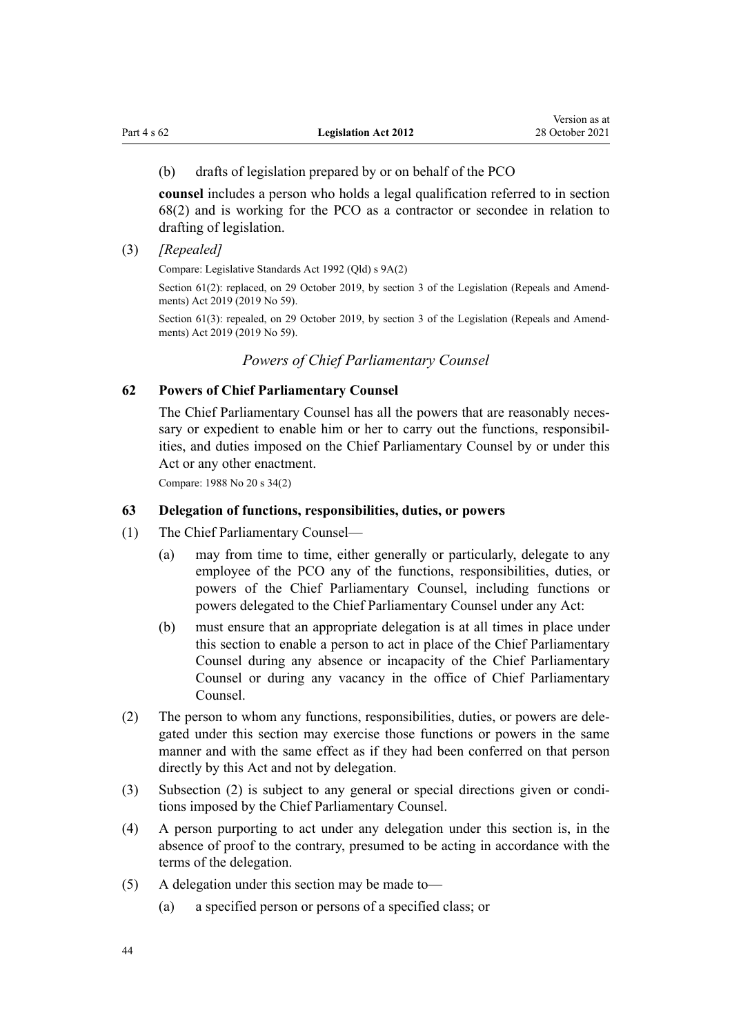(b) drafts of legislation prepared by or on behalf of the PCO

**counsel** includes a person who holds a legal qualification referred to in section 68(2) and is working for the PCO as a contractor or secondee in relation to drafting of legislation.

(3) *[Repealed]*

Compare: Legislative Standards Act 1992 (Qld) s 9A(2)

Section 61(2): replaced, on 29 October 2019, by section 3 of the Legislation (Repeals and Amendments) Act 2019 (2019 No 59).

Section 61(3): repealed, on 29 October 2019, by section 3 of the Legislation (Repeals and Amendments) Act 2019 (2019 No 59).

### *Powers of Chief Parliamentary Counsel*

### 62 Powers of Chief Parliamentary Counsel

The Chief Parliamentary Counsel has all the powers that are reasonably necessary or expedient to enable him or her to carry out the functions, responsibilities, and duties imposed on the Chief Parliamentary Counsel by or under this Act or any other enactment.

Compare: 1988 No 20 s 34(2)

### 63 Delegation of functions, responsibilities, duties, or powers

(1) The Chief Parliamentary Counsel—

(a) may from time to time, either generally or particularly, delegate to any employee of the PCO any of the functions, responsibilities, duties, or powers of the Chief Parliamentary Counsel, including functions or powers delegated to the Chief Parliamentary Counsel under any Act:

(b) must ensure that an appropriate delegation is at all times in place under this section to enable a person to act in place of the Chief Parliamentary Counsel during any absence or incapacity of the Chief Parliamentary Counsel or during any vacancy in the office of Chief Parliamentary Counsel.

(2) The person to whom any functions, responsibilities, duties, or powers are delegated under this section may exercise those functions or powers in the same manner and with the same effect as if they had been conferred on that person directly by this Act and not by delegation.

(3) Subsection (2) is subject to any general or special directions given or conditions imposed by the Chief Parliamentary Counsel.

(4) A person purporting to act under any delegation under this section is, in the absence of proof to the contrary, presumed to be acting in accordance with the terms of the delegation.

(5) A delegation under this section may be made to—

(a) a specified person or persons of a specified class; or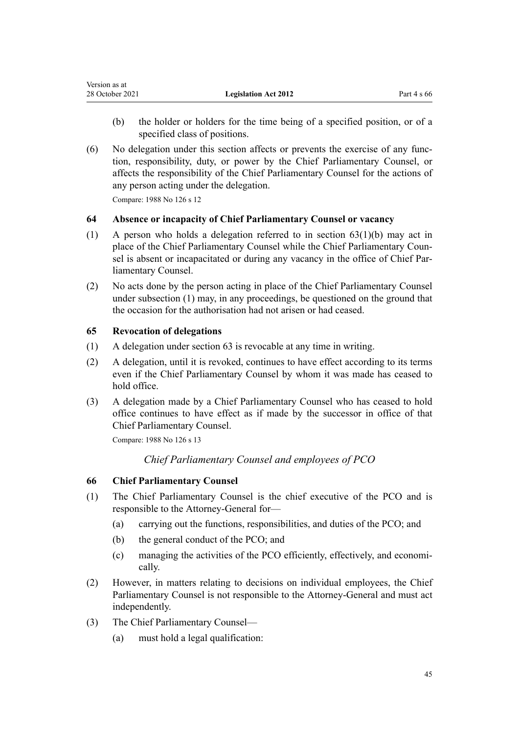(b) the holder or holders for the time being of a specified position, or of a specified class of positions.

(6) No delegation under this section affects or prevents the exercise of any function, responsibility, duty, or power by the Chief Parliamentary Counsel, or affects the responsibility of the Chief Parliamentary Counsel for the actions of any person acting under the delegation.

Compare: 1988 No 126 s 12

### 64 Absence or incapacity of Chief Parliamentary Counsel or vacancy

(1) A person who holds a delegation referred to in section 63(1)(b) may act in place of the Chief Parliamentary Counsel while the Chief Parliamentary Counsel is absent or incapacitated or during any vacancy in the office of Chief Parliamentary Counsel.

(2) No acts done by the person acting in place of the Chief Parliamentary Counsel under subsection (1) may, in any proceedings, be questioned on the ground that the occasion for the authorisation had not arisen or had ceased.

### 65 Revocation of delegations

(1) A delegation under section 63 is revocable at any time in writing.

(2) A delegation, until it is revoked, continues to have effect according to its terms even if the Chief Parliamentary Counsel by whom it was made has ceased to hold office.

(3) A delegation made by a Chief Parliamentary Counsel who has ceased to hold office continues to have effect as if made by the successor in office of that Chief Parliamentary Counsel.

Compare: 1988 No 126 s 13

*Chief Parliamentary Counsel and employees of PCO*

### 66 Chief Parliamentary Counsel

(1) The Chief Parliamentary Counsel is the chief executive of the PCO and is responsible to the Attorney-General for—

(a) carrying out the functions, responsibilities, and duties of the PCO; and

(b) the general conduct of the PCO; and

(c) managing the activities of the PCO efficiently, effectively, and economically.

(2) However, in matters relating to decisions on individual employees, the Chief Parliamentary Counsel is not responsible to the Attorney-General and must act independently.

(3) The Chief Parliamentary Counsel—

(a) must hold a legal qualification: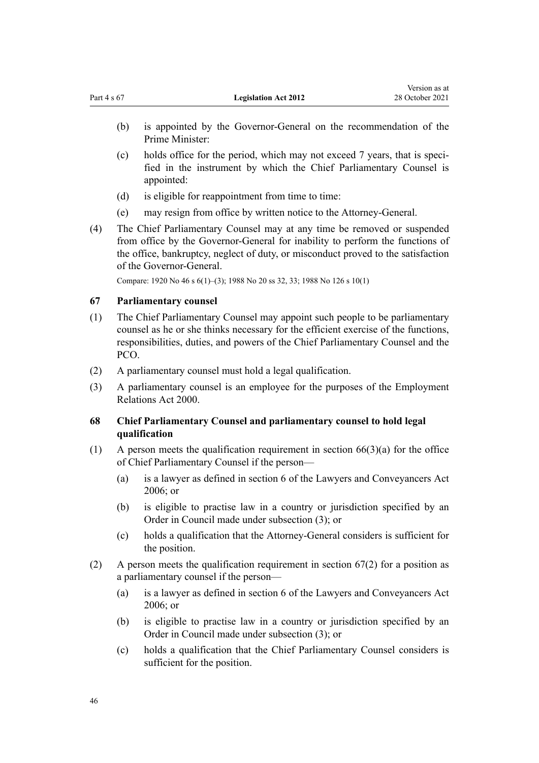(b) is appointed by the Governor-General on the recommendation of the Prime Minister:

(c) holds office for the period, which may not exceed 7 years, that is specified in the instrument by which the Chief Parliamentary Counsel is appointed:

(d) is eligible for reappointment from time to time:

(e) may resign from office by written notice to the Attorney-General.

(4) The Chief Parliamentary Counsel may at any time be removed or suspended from office by the Governor-General for inability to perform the functions of the office, bankruptcy, neglect of duty, or misconduct proved to the satisfaction of the Governor-General.

Compare: 1920 No 46 s 6(1)–(3); 1988 No 20 ss 32, 33; 1988 No 126 s 10(1)

### 67 Parliamentary counsel

(1) The Chief Parliamentary Counsel may appoint such people to be parliamentary counsel as he or she thinks necessary for the efficient exercise of the functions, responsibilities, duties, and powers of the Chief Parliamentary Counsel and the PCO.

(2) A parliamentary counsel must hold a legal qualification.

(3) A parliamentary counsel is an employee for the purposes of the Employment Relations Act 2000.

### 68 Chief Parliamentary Counsel and parliamentary counsel to hold legal qualification

(1) A person meets the qualification requirement in section 66(3)(a) for the office of Chief Parliamentary Counsel if the person—

(a) is a lawyer as defined in section 6 of the Lawyers and Conveyancers Act 2006; or

(b) is eligible to practise law in a country or jurisdiction specified by an Order in Council made under subsection (3); or

(c) holds a qualification that the Attorney-General considers is sufficient for the position.

(2) A person meets the qualification requirement in section 67(2) for a position as a parliamentary counsel if the person—

(a) is a lawyer as defined in section 6 of the Lawyers and Conveyancers Act 2006; or

(b) is eligible to practise law in a country or jurisdiction specified by an Order in Council made under subsection (3); or

(c) holds a qualification that the Chief Parliamentary Counsel considers is sufficient for the position.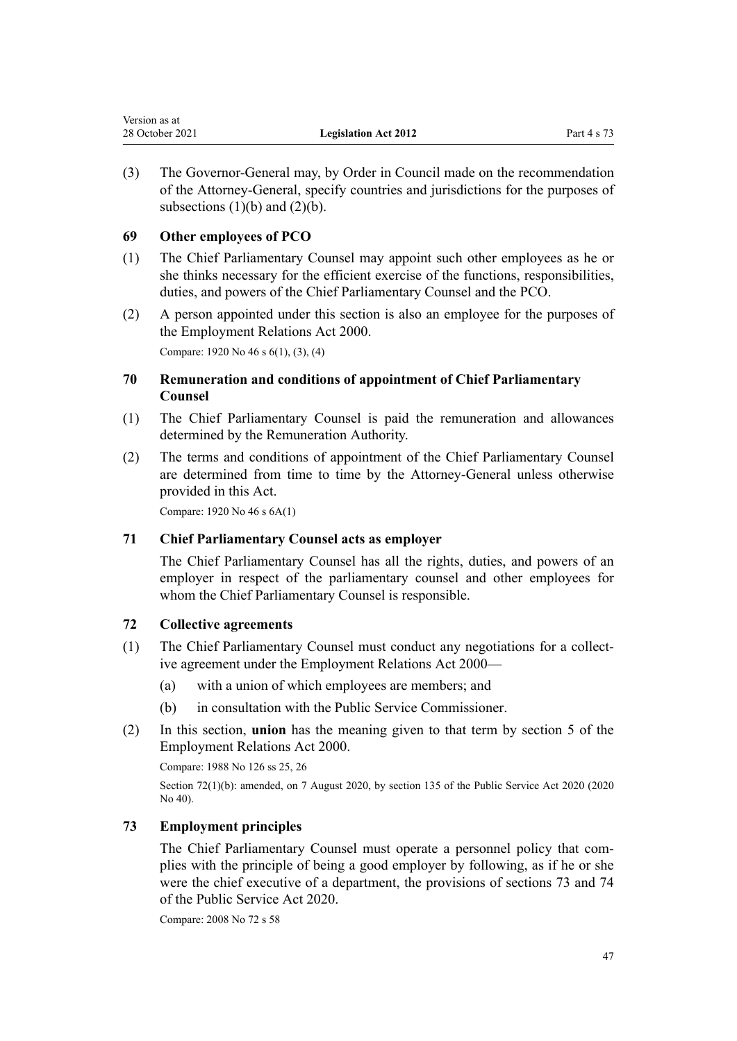(3) The Governor-General may, by Order in Council made on the recommendation of the Attorney-General, specify countries and jurisdictions for the purposes of subsections (1)(b) and (2)(b).

### 69 Other employees of PCO

(1) The Chief Parliamentary Counsel may appoint such other employees as he or she thinks necessary for the efficient exercise of the functions, responsibilities, duties, and powers of the Chief Parliamentary Counsel and the PCO.

(2) A person appointed under this section is also an employee for the purposes of the Employment Relations Act 2000.

Compare: 1920 No 46 s 6(1), (3), (4)

### 70 Remuneration and conditions of appointment of Chief Parliamentary Counsel

(1) The Chief Parliamentary Counsel is paid the remuneration and allowances determined by the Remuneration Authority.

(2) The terms and conditions of appointment of the Chief Parliamentary Counsel are determined from time to time by the Attorney-General unless otherwise provided in this Act.

Compare: 1920 No 46 s 6A(1)

### 71 Chief Parliamentary Counsel acts as employer

The Chief Parliamentary Counsel has all the rights, duties, and powers of an employer in respect of the parliamentary counsel and other employees for whom the Chief Parliamentary Counsel is responsible.

### 72 Collective agreements

(1) The Chief Parliamentary Counsel must conduct any negotiations for a collective agreement under the Employment Relations Act 2000—

(a) with a union of which employees are members; and

(b) in consultation with the Public Service Commissioner.

(2) In this section, **union** has the meaning given to that term by section 5 of the Employment Relations Act 2000.

Compare: 1988 No 126 ss 25, 26

Section 72(1)(b): amended, on 7 August 2020, by section 135 of the Public Service Act 2020 (2020 No 40).

### 73 Employment principles

The Chief Parliamentary Counsel must operate a personnel policy that complies with the principle of being a good employer by following, as if he or she were the chief executive of a department, the provisions of sections 73 and 74 of the Public Service Act 2020.

Compare: 2008 No 72 s 58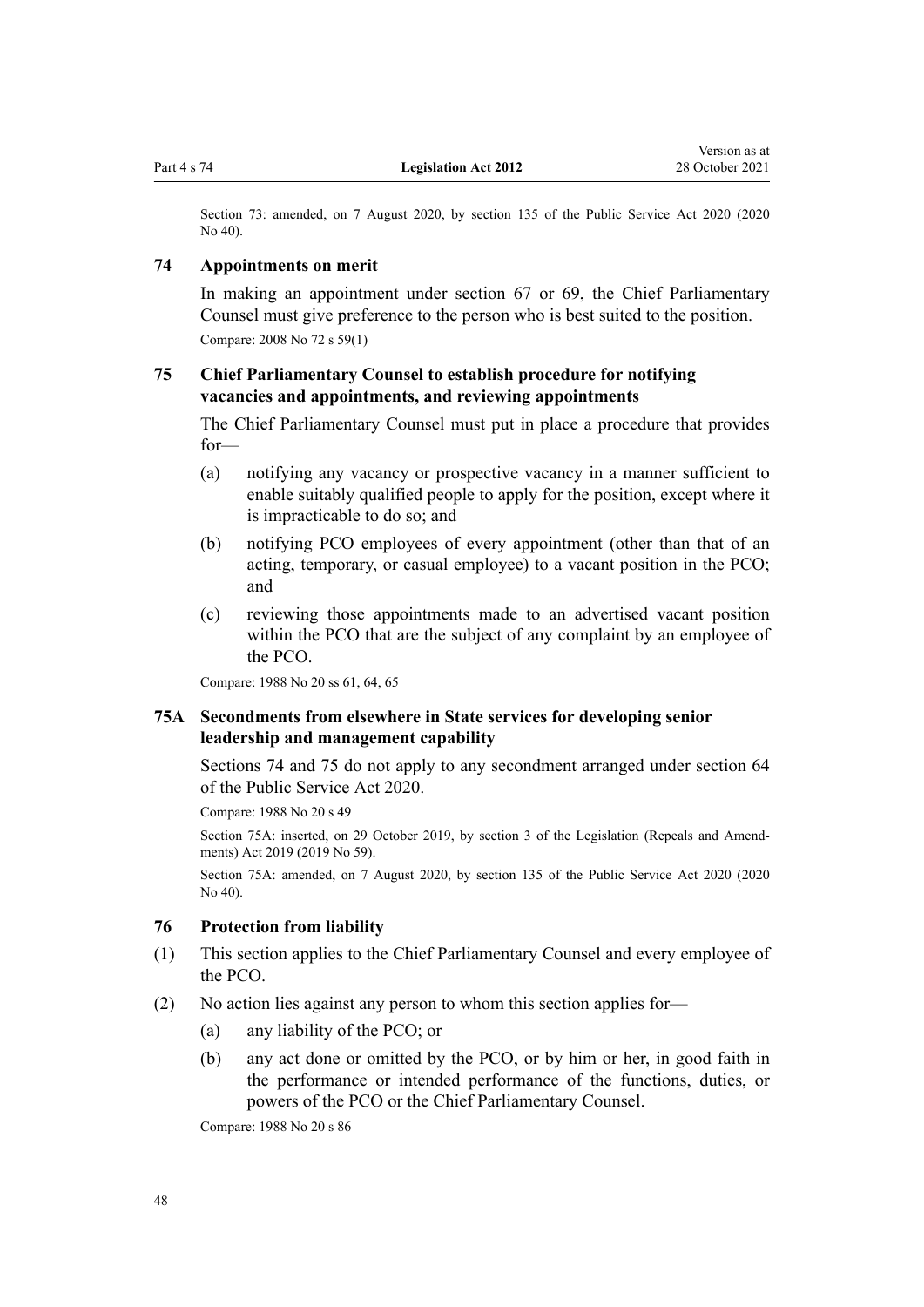Section 73: amended, on 7 August 2020, by section 135 of the Public Service Act 2020 (2020 No 40).

### 74 Appointments on merit

In making an appointment under section 67 or 69, the Chief Parliamentary Counsel must give preference to the person who is best suited to the position.

Compare: 2008 No 72 s 59(1)

### 75 Chief Parliamentary Counsel to establish procedure for notifying vacancies and appointments, and reviewing appointments

The Chief Parliamentary Counsel must put in place a procedure that provides for—

(a) notifying any vacancy or prospective vacancy in a manner sufficient to enable suitably qualified people to apply for the position, except where it is impracticable to do so; and

(b) notifying PCO employees of every appointment (other than that of an acting, temporary, or casual employee) to a vacant position in the PCO; and

(c) reviewing those appointments made to an advertised vacant position within the PCO that are the subject of any complaint by an employee of the PCO.

Compare: 1988 No 20 ss 61, 64, 65

### 75A Secondments from elsewhere in State services for developing senior leadership and management capability

Sections 74 and 75 do not apply to any secondment arranged under section 64 of the Public Service Act 2020.

Compare: 1988 No 20 s 49

Section 75A: inserted, on 29 October 2019, by section 3 of the Legislation (Repeals and Amendments) Act 2019 (2019 No 59).

Section 75A: amended, on 7 August 2020, by section 135 of the Public Service Act 2020 (2020 No 40).

### 76 Protection from liability

(1) This section applies to the Chief Parliamentary Counsel and every employee of the PCO.

(2) No action lies against any person to whom this section applies for—

(a) any liability of the PCO; or

(b) any act done or omitted by the PCO, or by him or her, in good faith in the performance or intended performance of the functions, duties, or powers of the PCO or the Chief Parliamentary Counsel.

Compare: 1988 No 20 s 86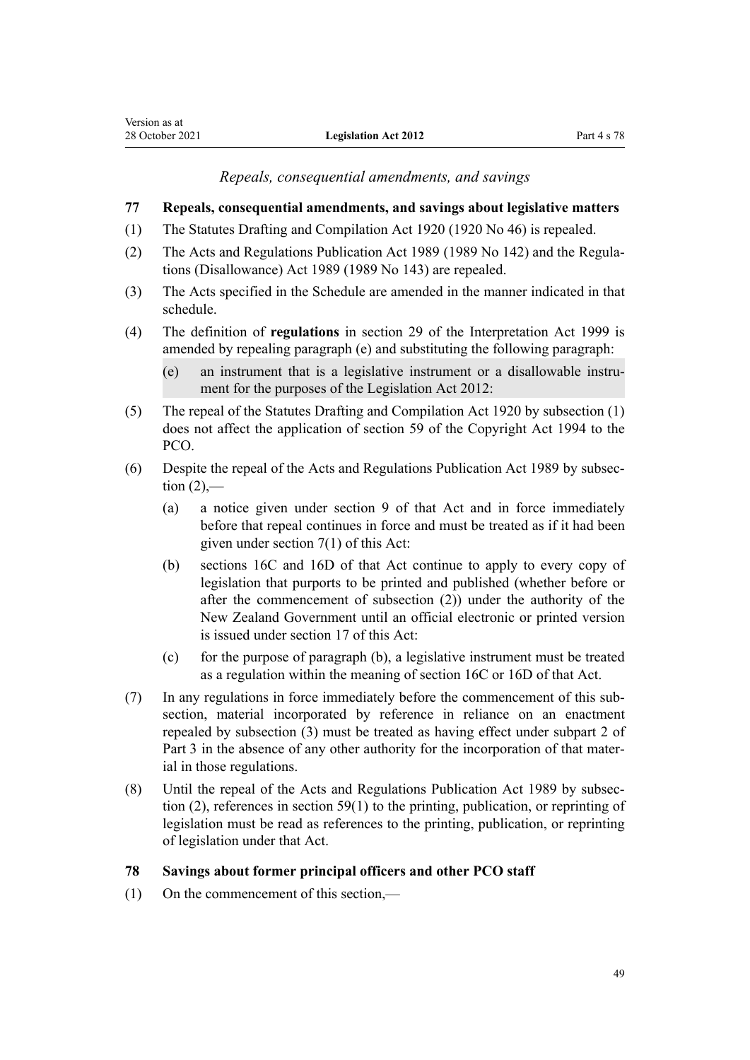*Repeals, consequential amendments, and savings*

**77 Repeals, consequential amendments, and savings about legislative matters**

(1) The Statutes Drafting and Compilation Act 1920 (1920 No 46) is repealed.

(2) The Acts and Regulations Publication Act 1989 (1989 No 142) and the Regulations (Disallowance) Act 1989 (1989 No 143) are repealed.

(3) The Acts specified in the Schedule are amended in the manner indicated in that schedule.

(4) The definition of **regulations** in section 29 of the Interpretation Act 1999 is amended by repealing paragraph (e) and substituting the following paragraph:

> (e) an instrument that is a legislative instrument or a disallowable instrument for the purposes of the Legislation Act 2012:

(5) The repeal of the Statutes Drafting and Compilation Act 1920 by subsection (1) does not affect the application of section 59 of the Copyright Act 1994 to the PCO.

(6) Despite the repeal of the Acts and Regulations Publication Act 1989 by subsection (2),—

- (a) a notice given under section 9 of that Act and in force immediately before that repeal continues in force and must be treated as if it had been given under section 7(1) of this Act:
- (b) sections 16C and 16D of that Act continue to apply to every copy of legislation that purports to be printed and published (whether before or after the commencement of subsection (2)) under the authority of the New Zealand Government until an official electronic or printed version is issued under section 17 of this Act:
- (c) for the purpose of paragraph (b), a legislative instrument must be treated as a regulation within the meaning of section 16C or 16D of that Act.

(7) In any regulations in force immediately before the commencement of this subsection, material incorporated by reference in reliance on an enactment repealed by subsection (3) must be treated as having effect under subpart 2 of Part 3 in the absence of any other authority for the incorporation of that material in those regulations.

(8) Until the repeal of the Acts and Regulations Publication Act 1989 by subsection (2), references in section 59(1) to the printing, publication, or reprinting of legislation must be read as references to the printing, publication, or reprinting of legislation under that Act.

**78 Savings about former principal officers and other PCO staff**

(1) On the commencement of this section,—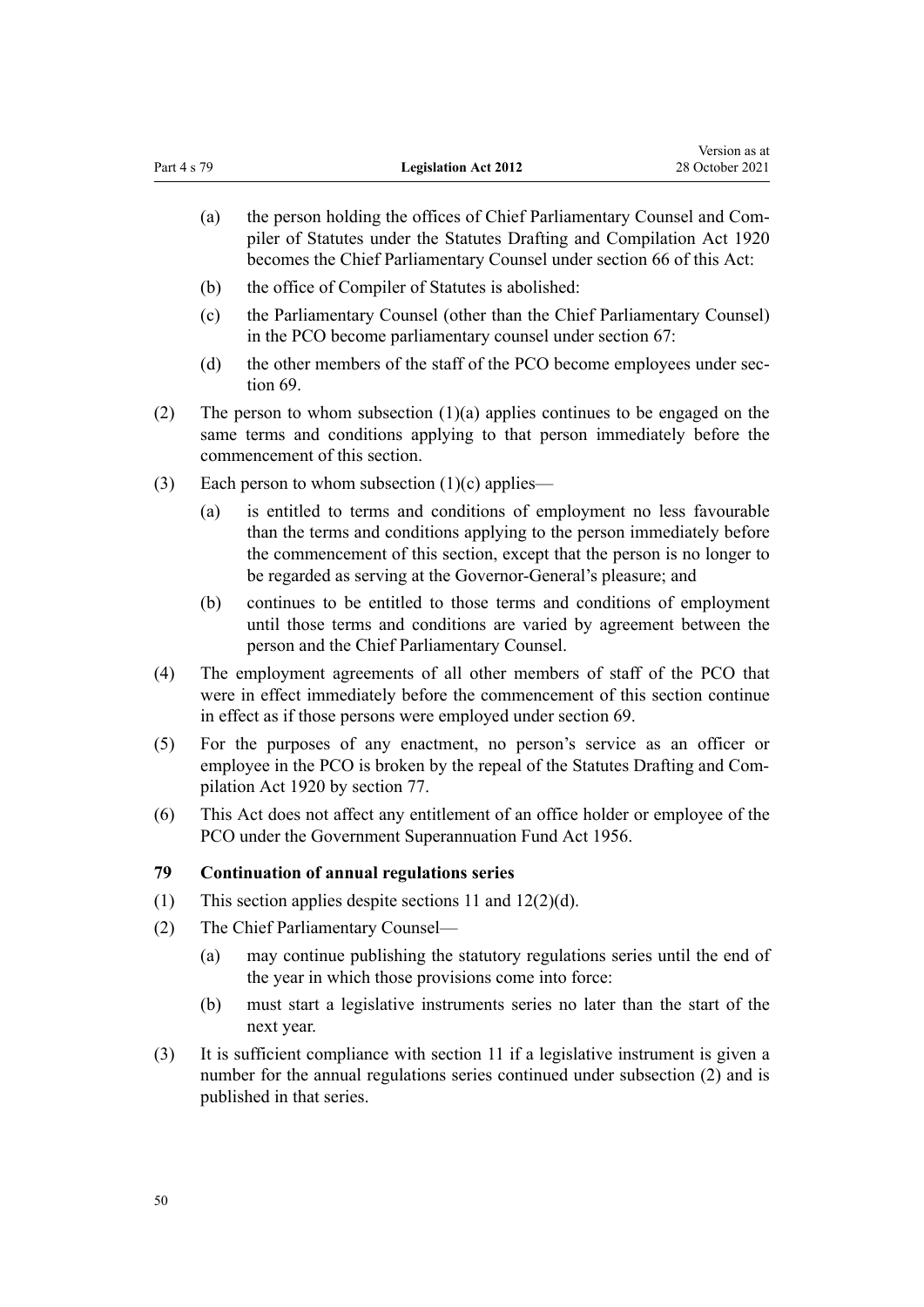(a) the person holding the offices of Chief Parliamentary Counsel and Compiler of Statutes under the Statutes Drafting and Compilation Act 1920 becomes the Chief Parliamentary Counsel under section 66 of this Act:

(b) the office of Compiler of Statutes is abolished:

(c) the Parliamentary Counsel (other than the Chief Parliamentary Counsel) in the PCO become parliamentary counsel under section 67:

(d) the other members of the staff of the PCO become employees under section 69.

(2) The person to whom subsection (1)(a) applies continues to be engaged on the same terms and conditions applying to that person immediately before the commencement of this section.

(3) Each person to whom subsection (1)(c) applies—

(a) is entitled to terms and conditions of employment no less favourable than the terms and conditions applying to the person immediately before the commencement of this section, except that the person is no longer to be regarded as serving at the Governor-General's pleasure; and

(b) continues to be entitled to those terms and conditions of employment until those terms and conditions are varied by agreement between the person and the Chief Parliamentary Counsel.

(4) The employment agreements of all other members of staff of the PCO that were in effect immediately before the commencement of this section continue in effect as if those persons were employed under section 69.

(5) For the purposes of any enactment, no person's service as an officer or employee in the PCO is broken by the repeal of the Statutes Drafting and Compilation Act 1920 by section 77.

(6) This Act does not affect any entitlement of an office holder or employee of the PCO under the Government Superannuation Fund Act 1956.

### 79 Continuation of annual regulations series

(1) This section applies despite sections 11 and 12(2)(d).

(2) The Chief Parliamentary Counsel—

(a) may continue publishing the statutory regulations series until the end of the year in which those provisions come into force:

(b) must start a legislative instruments series no later than the start of the next year.

(3) It is sufficient compliance with section 11 if a legislative instrument is given a number for the annual regulations series continued under subsection (2) and is published in that series.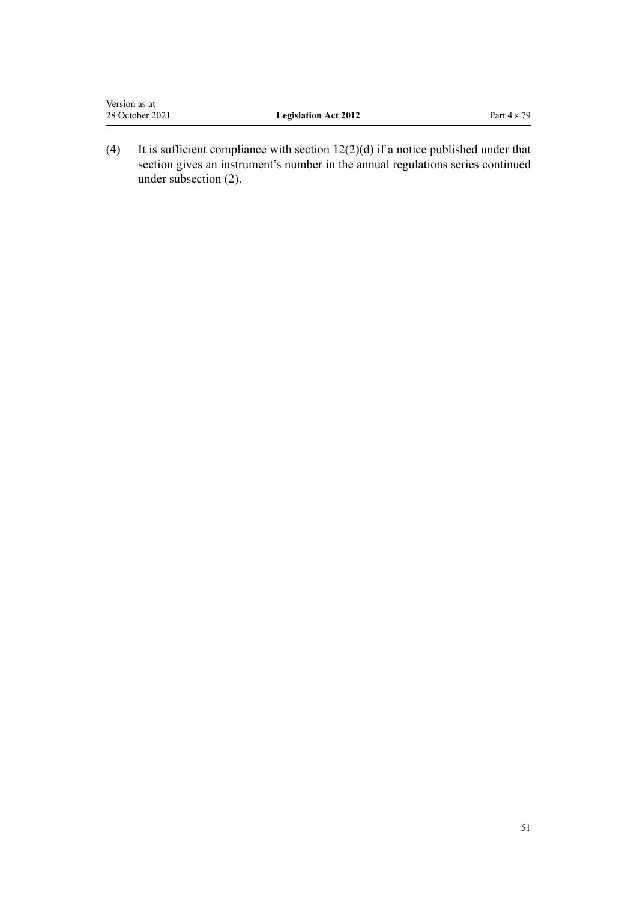(4) It is sufficient compliance with section 12(2)(d) if a notice published under that section gives an instrument's number in the annual regulations series continued under subsection (2).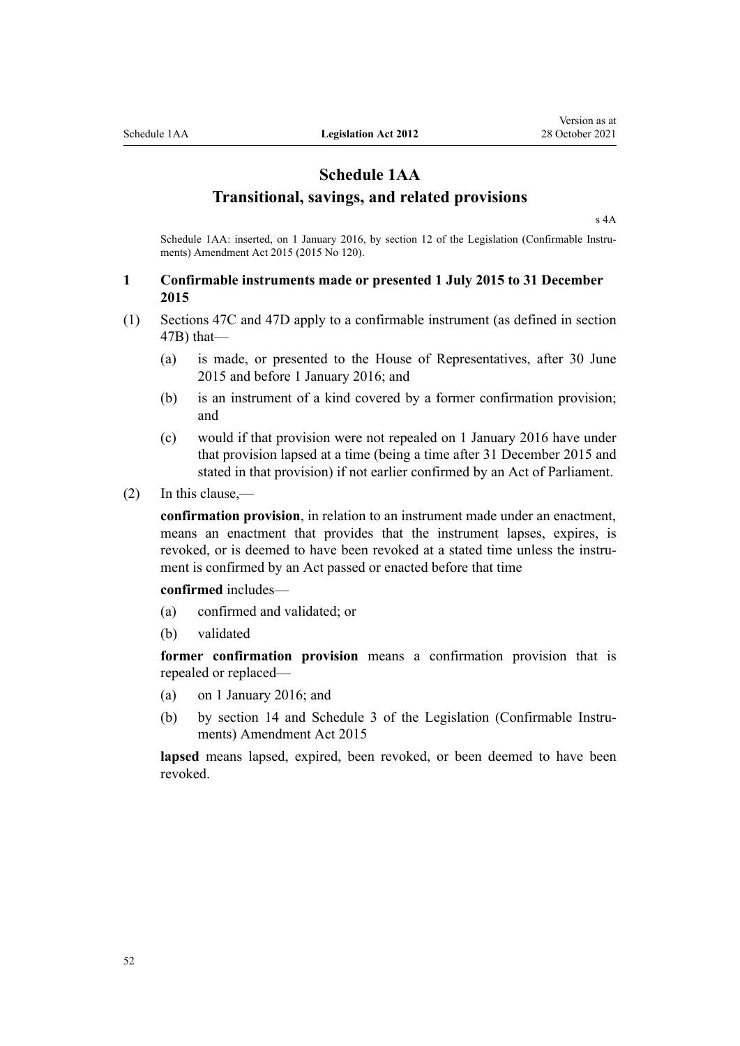# Schedule 1AA
## Transitional, savings, and related provisions

s 4A

Schedule 1AA: inserted, on 1 January 2016, by section 12 of the Legislation (Confirmable Instruments) Amendment Act 2015 (2015 No 120).

### 1 Confirmable instruments made or presented 1 July 2015 to 31 December 2015

(1) Sections 47C and 47D apply to a confirmable instrument (as defined in section 47B) that—

- (a) is made, or presented to the House of Representatives, after 30 June 2015 and before 1 January 2016; and
- (b) is an instrument of a kind covered by a former confirmation provision; and
- (c) would if that provision were not repealed on 1 January 2016 have under that provision lapsed at a time (being a time after 31 December 2015 and stated in that provision) if not earlier confirmed by an Act of Parliament.

(2) In this clause,—

**confirmation provision**, in relation to an instrument made under an enactment, means an enactment that provides that the instrument lapses, expires, is revoked, or is deemed to have been revoked at a stated time unless the instrument is confirmed by an Act passed or enacted before that time

**confirmed** includes—

- (a) confirmed and validated; or
- (b) validated

**former confirmation provision** means a confirmation provision that is repealed or replaced—

- (a) on 1 January 2016; and
- (b) by section 14 and Schedule 3 of the Legislation (Confirmable Instruments) Amendment Act 2015

**lapsed** means lapsed, expired, been revoked, or been deemed to have been revoked.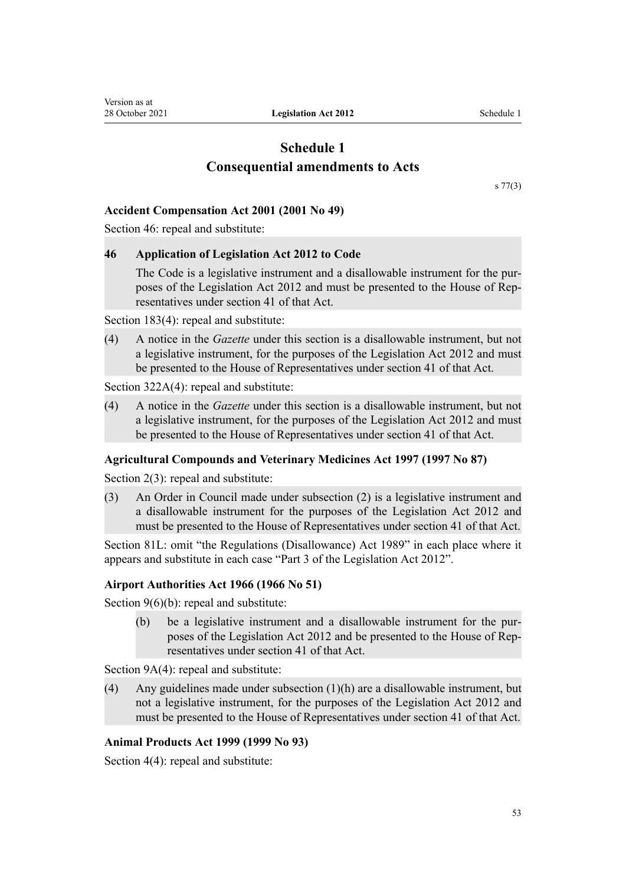# Schedule 1
## Consequential amendments to Acts

s 77(3)

### Accident Compensation Act 2001 (2001 No 49)

Section 46: repeal and substitute:

> **46 Application of Legislation Act 2012 to Code**
>
> The Code is a legislative instrument and a disallowable instrument for the purposes of the Legislation Act 2012 and must be presented to the House of Representatives under section 41 of that Act.

Section 183(4): repeal and substitute:

> (4) A notice in the *Gazette* under this section is a disallowable instrument, but not a legislative instrument, for the purposes of the Legislation Act 2012 and must be presented to the House of Representatives under section 41 of that Act.

Section 322A(4): repeal and substitute:

> (4) A notice in the *Gazette* under this section is a disallowable instrument, but not a legislative instrument, for the purposes of the Legislation Act 2012 and must be presented to the House of Representatives under section 41 of that Act.

### Agricultural Compounds and Veterinary Medicines Act 1997 (1997 No 87)

Section 2(3): repeal and substitute:

> (3) An Order in Council made under subsection (2) is a legislative instrument and a disallowable instrument for the purposes of the Legislation Act 2012 and must be presented to the House of Representatives under section 41 of that Act.

Section 81L: omit "the Regulations (Disallowance) Act 1989" in each place where it appears and substitute in each case "Part 3 of the Legislation Act 2012".

### Airport Authorities Act 1966 (1966 No 51)

Section 9(6)(b): repeal and substitute:

> (b) be a legislative instrument and a disallowable instrument for the purposes of the Legislation Act 2012 and be presented to the House of Representatives under section 41 of that Act.

Section 9A(4): repeal and substitute:

> (4) Any guidelines made under subsection (1)(h) are a disallowable instrument, but not a legislative instrument, for the purposes of the Legislation Act 2012 and must be presented to the House of Representatives under section 41 of that Act.

### Animal Products Act 1999 (1999 No 93)

Section 4(4): repeal and substitute: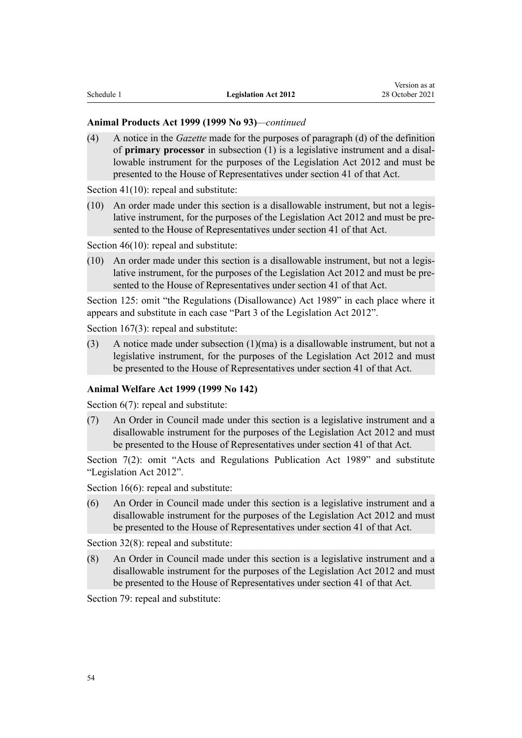**Animal Products Act 1999 (1999 No 93)**—*continued*

(4) A notice in the *Gazette* made for the purposes of paragraph (d) of the definition of **primary processor** in subsection (1) is a legislative instrument and a disallowable instrument for the purposes of the Legislation Act 2012 and must be presented to the House of Representatives under section 41 of that Act.

Section 41(10): repeal and substitute:

(10) An order made under this section is a disallowable instrument, but not a legislative instrument, for the purposes of the Legislation Act 2012 and must be presented to the House of Representatives under section 41 of that Act.

Section 46(10): repeal and substitute:

(10) An order made under this section is a disallowable instrument, but not a legislative instrument, for the purposes of the Legislation Act 2012 and must be presented to the House of Representatives under section 41 of that Act.

Section 125: omit "the Regulations (Disallowance) Act 1989" in each place where it appears and substitute in each case "Part 3 of the Legislation Act 2012".

Section 167(3): repeal and substitute:

(3) A notice made under subsection (1)(ma) is a disallowable instrument, but not a legislative instrument, for the purposes of the Legislation Act 2012 and must be presented to the House of Representatives under section 41 of that Act.

**Animal Welfare Act 1999 (1999 No 142)**

Section 6(7): repeal and substitute:

(7) An Order in Council made under this section is a legislative instrument and a disallowable instrument for the purposes of the Legislation Act 2012 and must be presented to the House of Representatives under section 41 of that Act.

Section 7(2): omit "Acts and Regulations Publication Act 1989" and substitute "Legislation Act 2012".

Section 16(6): repeal and substitute:

(6) An Order in Council made under this section is a legislative instrument and a disallowable instrument for the purposes of the Legislation Act 2012 and must be presented to the House of Representatives under section 41 of that Act.

Section 32(8): repeal and substitute:

(8) An Order in Council made under this section is a legislative instrument and a disallowable instrument for the purposes of the Legislation Act 2012 and must be presented to the House of Representatives under section 41 of that Act.

Section 79: repeal and substitute: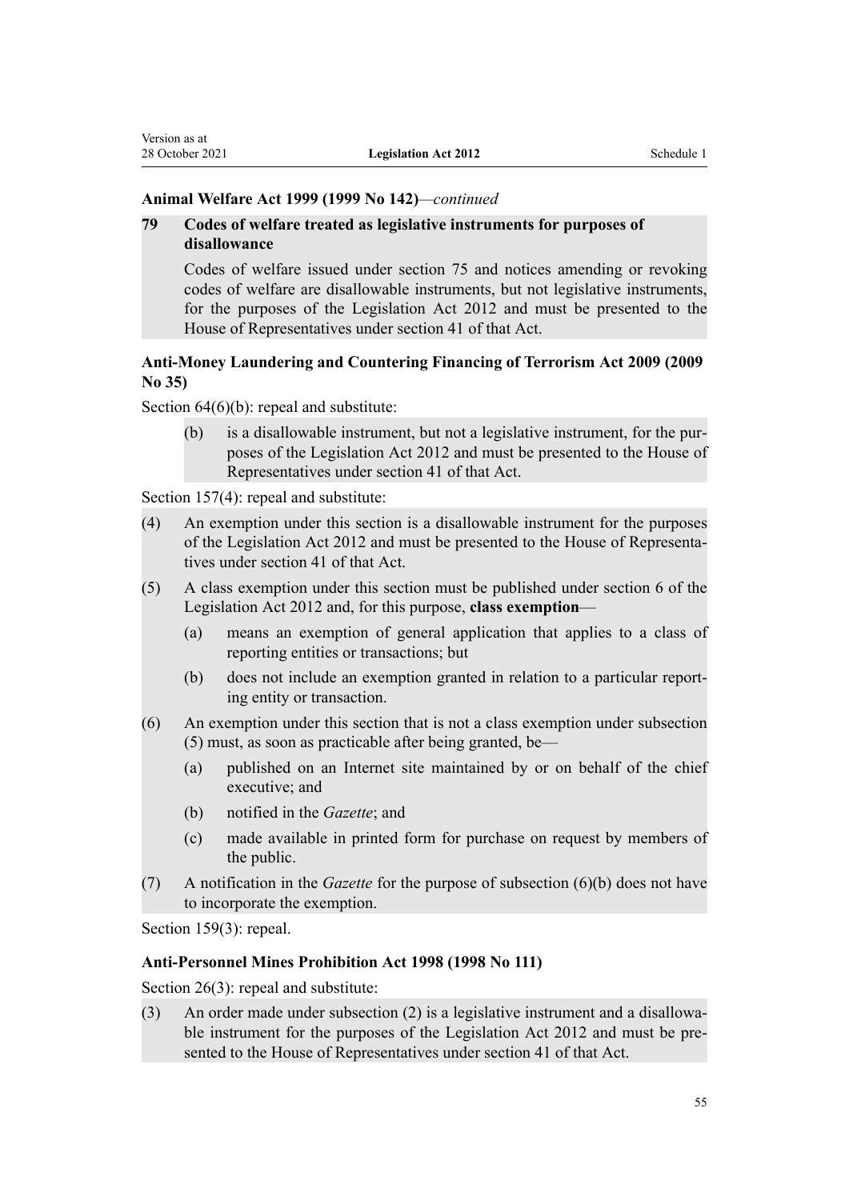**Animal Welfare Act 1999 (1999 No 142)**—*continued*

**79 Codes of welfare treated as legislative instruments for purposes of disallowance**

Codes of welfare issued under section 75 and notices amending or revoking codes of welfare are disallowable instruments, but not legislative instruments, for the purposes of the Legislation Act 2012 and must be presented to the House of Representatives under section 41 of that Act.

**Anti-Money Laundering and Countering Financing of Terrorism Act 2009 (2009 No 35)**

Section 64(6)(b): repeal and substitute:

(b) is a disallowable instrument, but not a legislative instrument, for the purposes of the Legislation Act 2012 and must be presented to the House of Representatives under section 41 of that Act.

Section 157(4): repeal and substitute:

(4) An exemption under this section is a disallowable instrument for the purposes of the Legislation Act 2012 and must be presented to the House of Representatives under section 41 of that Act.

(5) A class exemption under this section must be published under section 6 of the Legislation Act 2012 and, for this purpose, **class exemption**—

(a) means an exemption of general application that applies to a class of reporting entities or transactions; but

(b) does not include an exemption granted in relation to a particular reporting entity or transaction.

(6) An exemption under this section that is not a class exemption under subsection (5) must, as soon as practicable after being granted, be—

(a) published on an Internet site maintained by or on behalf of the chief executive; and

(b) notified in the *Gazette*; and

(c) made available in printed form for purchase on request by members of the public.

(7) A notification in the *Gazette* for the purpose of subsection (6)(b) does not have to incorporate the exemption.

Section 159(3): repeal.

**Anti-Personnel Mines Prohibition Act 1998 (1998 No 111)**

Section 26(3): repeal and substitute:

(3) An order made under subsection (2) is a legislative instrument and a disallowable instrument for the purposes of the Legislation Act 2012 and must be presented to the House of Representatives under section 41 of that Act.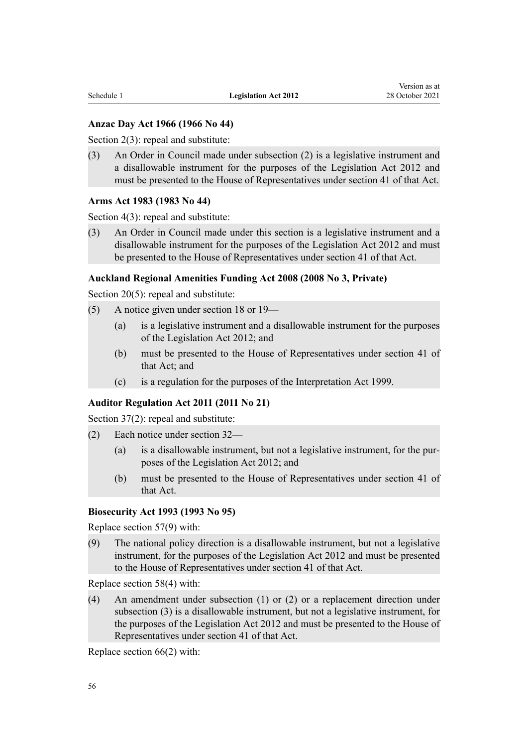**Anzac Day Act 1966 (1966 No 44)**

Section 2(3): repeal and substitute:

(3) An Order in Council made under subsection (2) is a legislative instrument and a disallowable instrument for the purposes of the Legislation Act 2012 and must be presented to the House of Representatives under section 41 of that Act.

**Arms Act 1983 (1983 No 44)**

Section 4(3): repeal and substitute:

(3) An Order in Council made under this section is a legislative instrument and a disallowable instrument for the purposes of the Legislation Act 2012 and must be presented to the House of Representatives under section 41 of that Act.

**Auckland Regional Amenities Funding Act 2008 (2008 No 3, Private)**

Section 20(5): repeal and substitute:

(5) A notice given under section 18 or 19—

   (a) is a legislative instrument and a disallowable instrument for the purposes of the Legislation Act 2012; and

   (b) must be presented to the House of Representatives under section 41 of that Act; and

   (c) is a regulation for the purposes of the Interpretation Act 1999.

**Auditor Regulation Act 2011 (2011 No 21)**

Section 37(2): repeal and substitute:

(2) Each notice under section 32—

   (a) is a disallowable instrument, but not a legislative instrument, for the purposes of the Legislation Act 2012; and

   (b) must be presented to the House of Representatives under section 41 of that Act.

**Biosecurity Act 1993 (1993 No 95)**

Replace section 57(9) with:

(9) The national policy direction is a disallowable instrument, but not a legislative instrument, for the purposes of the Legislation Act 2012 and must be presented to the House of Representatives under section 41 of that Act.

Replace section 58(4) with:

(4) An amendment under subsection (1) or (2) or a replacement direction under subsection (3) is a disallowable instrument, but not a legislative instrument, for the purposes of the Legislation Act 2012 and must be presented to the House of Representatives under section 41 of that Act.

Replace section 66(2) with: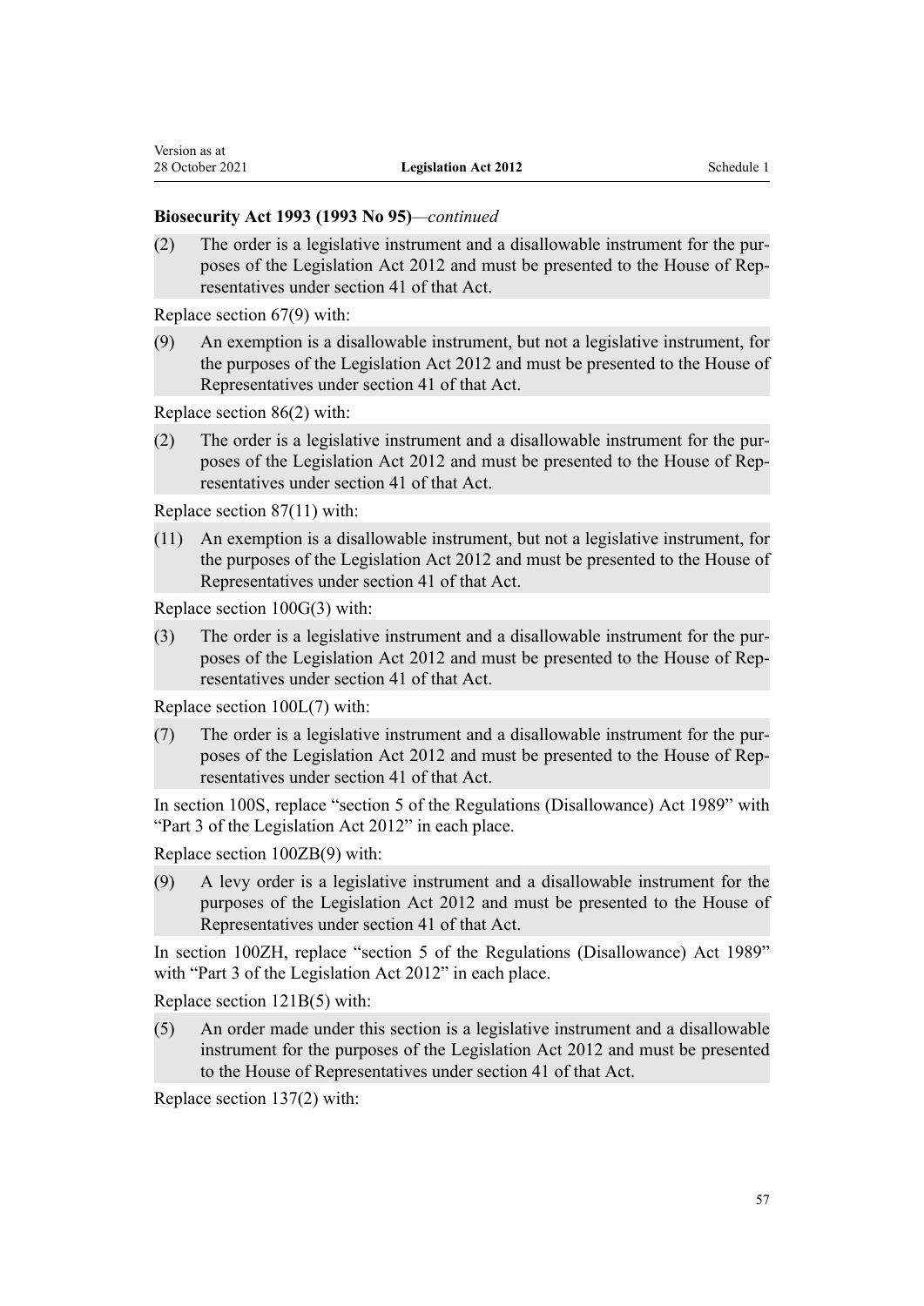**Biosecurity Act 1993 (1993 No 95)**—*continued*

(2) The order is a legislative instrument and a disallowable instrument for the purposes of the Legislation Act 2012 and must be presented to the House of Representatives under section 41 of that Act.

Replace section 67(9) with:

(9) An exemption is a disallowable instrument, but not a legislative instrument, for the purposes of the Legislation Act 2012 and must be presented to the House of Representatives under section 41 of that Act.

Replace section 86(2) with:

(2) The order is a legislative instrument and a disallowable instrument for the purposes of the Legislation Act 2012 and must be presented to the House of Representatives under section 41 of that Act.

Replace section 87(11) with:

(11) An exemption is a disallowable instrument, but not a legislative instrument, for the purposes of the Legislation Act 2012 and must be presented to the House of Representatives under section 41 of that Act.

Replace section 100G(3) with:

(3) The order is a legislative instrument and a disallowable instrument for the purposes of the Legislation Act 2012 and must be presented to the House of Representatives under section 41 of that Act.

Replace section 100L(7) with:

(7) The order is a legislative instrument and a disallowable instrument for the purposes of the Legislation Act 2012 and must be presented to the House of Representatives under section 41 of that Act.

In section 100S, replace "section 5 of the Regulations (Disallowance) Act 1989" with "Part 3 of the Legislation Act 2012" in each place.

Replace section 100ZB(9) with:

(9) A levy order is a legislative instrument and a disallowable instrument for the purposes of the Legislation Act 2012 and must be presented to the House of Representatives under section 41 of that Act.

In section 100ZH, replace "section 5 of the Regulations (Disallowance) Act 1989" with "Part 3 of the Legislation Act 2012" in each place.

Replace section 121B(5) with:

(5) An order made under this section is a legislative instrument and a disallowable instrument for the purposes of the Legislation Act 2012 and must be presented to the House of Representatives under section 41 of that Act.

Replace section 137(2) with: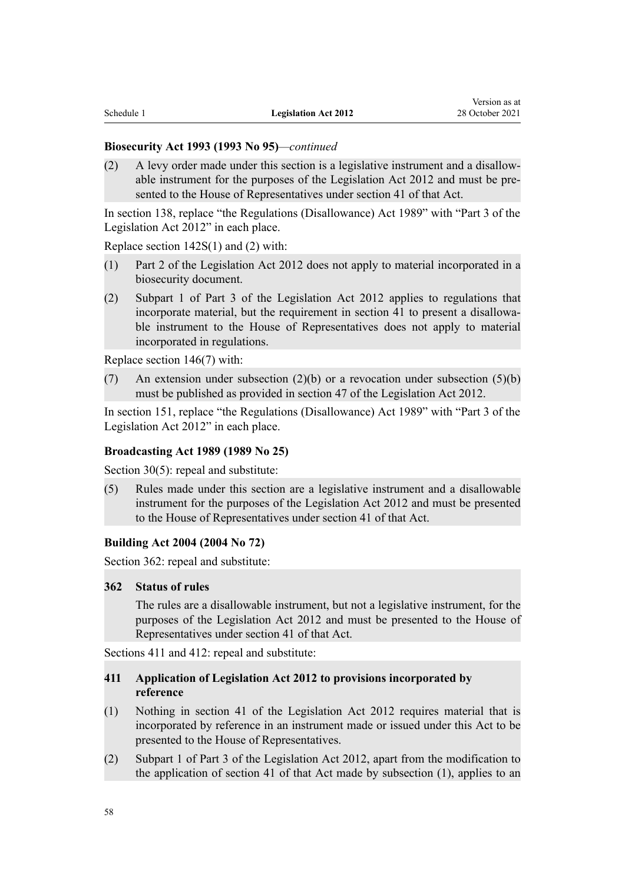**Biosecurity Act 1993 (1993 No 95)**—*continued*

(2) A levy order made under this section is a legislative instrument and a disallowable instrument for the purposes of the Legislation Act 2012 and must be presented to the House of Representatives under section 41 of that Act.

In section 138, replace "the Regulations (Disallowance) Act 1989" with "Part 3 of the Legislation Act 2012" in each place.

Replace section 142S(1) and (2) with:

(1) Part 2 of the Legislation Act 2012 does not apply to material incorporated in a biosecurity document.

(2) Subpart 1 of Part 3 of the Legislation Act 2012 applies to regulations that incorporate material, but the requirement in section 41 to present a disallowable instrument to the House of Representatives does not apply to material incorporated in regulations.

Replace section 146(7) with:

(7) An extension under subsection (2)(b) or a revocation under subsection (5)(b) must be published as provided in section 47 of the Legislation Act 2012.

In section 151, replace "the Regulations (Disallowance) Act 1989" with "Part 3 of the Legislation Act 2012" in each place.

**Broadcasting Act 1989 (1989 No 25)**

Section 30(5): repeal and substitute:

(5) Rules made under this section are a legislative instrument and a disallowable instrument for the purposes of the Legislation Act 2012 and must be presented to the House of Representatives under section 41 of that Act.

**Building Act 2004 (2004 No 72)**

Section 362: repeal and substitute:

**362 Status of rules**

The rules are a disallowable instrument, but not a legislative instrument, for the purposes of the Legislation Act 2012 and must be presented to the House of Representatives under section 41 of that Act.

Sections 411 and 412: repeal and substitute:

**411 Application of Legislation Act 2012 to provisions incorporated by reference**

(1) Nothing in section 41 of the Legislation Act 2012 requires material that is incorporated by reference in an instrument made or issued under this Act to be presented to the House of Representatives.

(2) Subpart 1 of Part 3 of the Legislation Act 2012, apart from the modification to the application of section 41 of that Act made by subsection (1), applies to an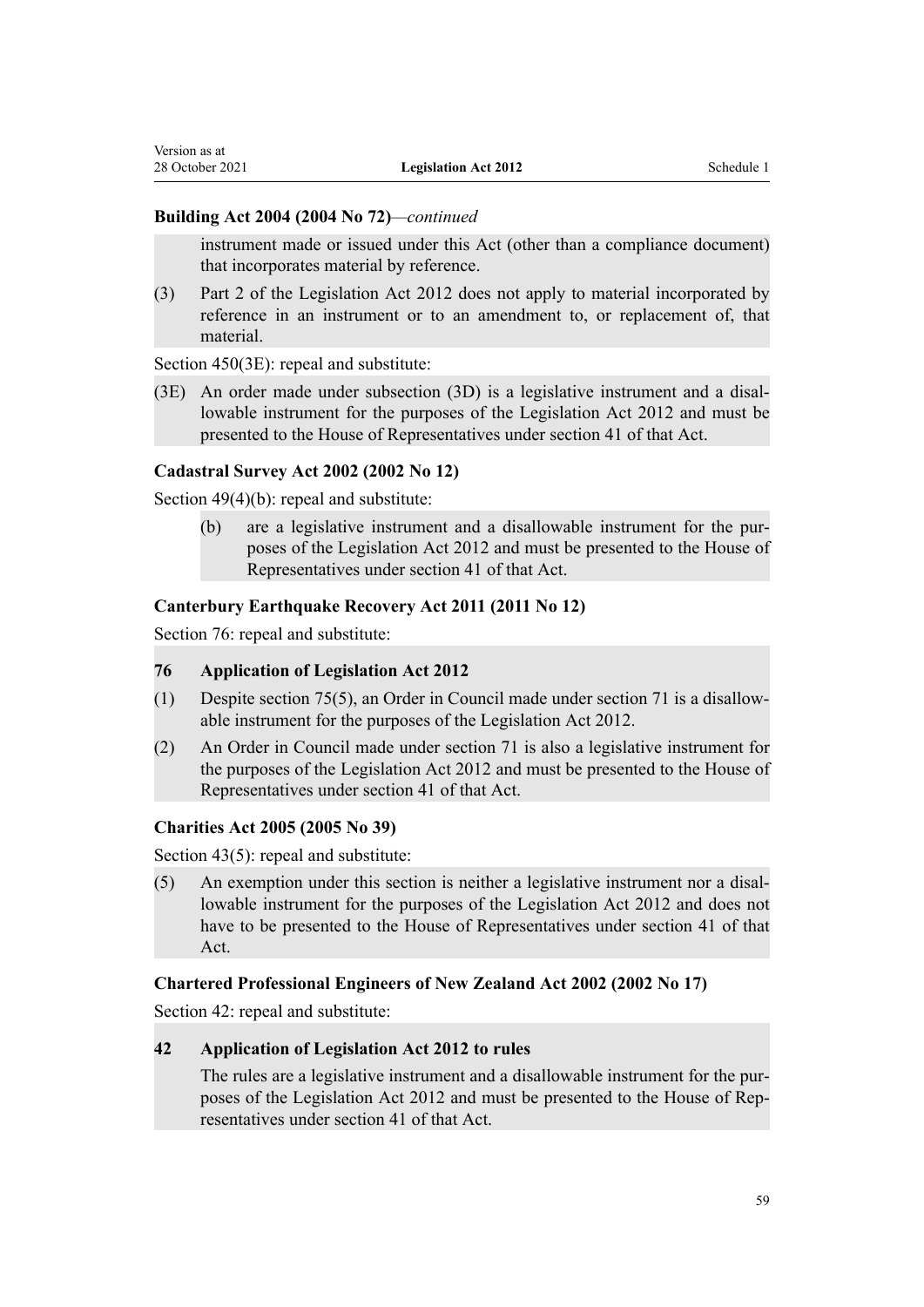**Building Act 2004 (2004 No 72)**—*continued*

instrument made or issued under this Act (other than a compliance document) that incorporates material by reference.

(3) Part 2 of the Legislation Act 2012 does not apply to material incorporated by reference in an instrument or to an amendment to, or replacement of, that material.

Section 450(3E): repeal and substitute:

(3E) An order made under subsection (3D) is a legislative instrument and a disallowable instrument for the purposes of the Legislation Act 2012 and must be presented to the House of Representatives under section 41 of that Act.

**Cadastral Survey Act 2002 (2002 No 12)**

Section 49(4)(b): repeal and substitute:

(b) are a legislative instrument and a disallowable instrument for the purposes of the Legislation Act 2012 and must be presented to the House of Representatives under section 41 of that Act.

**Canterbury Earthquake Recovery Act 2011 (2011 No 12)**

Section 76: repeal and substitute:

**76 Application of Legislation Act 2012**

(1) Despite section 75(5), an Order in Council made under section 71 is a disallowable instrument for the purposes of the Legislation Act 2012.

(2) An Order in Council made under section 71 is also a legislative instrument for the purposes of the Legislation Act 2012 and must be presented to the House of Representatives under section 41 of that Act.

**Charities Act 2005 (2005 No 39)**

Section 43(5): repeal and substitute:

(5) An exemption under this section is neither a legislative instrument nor a disallowable instrument for the purposes of the Legislation Act 2012 and does not have to be presented to the House of Representatives under section 41 of that Act.

**Chartered Professional Engineers of New Zealand Act 2002 (2002 No 17)**

Section 42: repeal and substitute:

**42 Application of Legislation Act 2012 to rules**

The rules are a legislative instrument and a disallowable instrument for the purposes of the Legislation Act 2012 and must be presented to the House of Representatives under section 41 of that Act.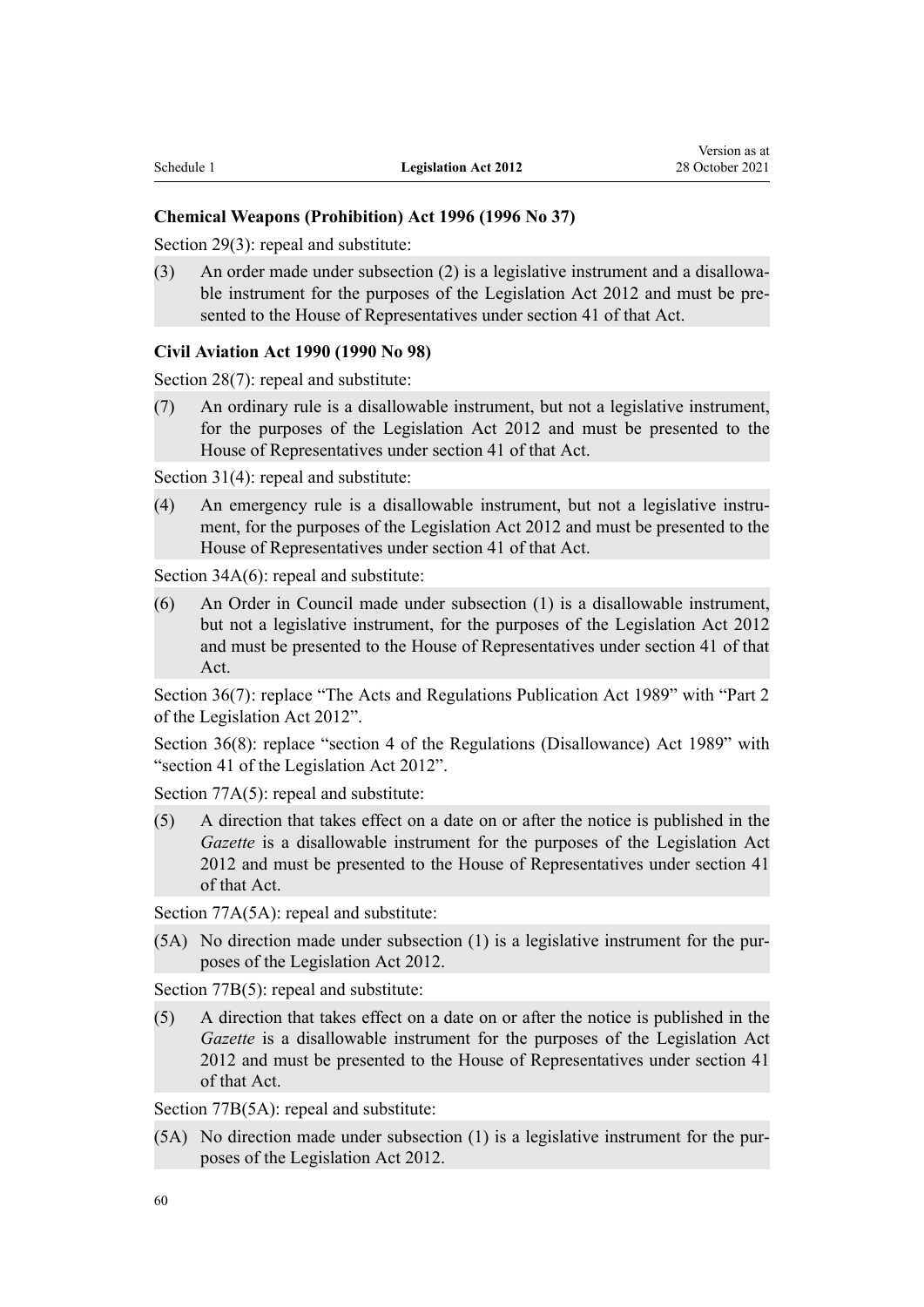**Chemical Weapons (Prohibition) Act 1996 (1996 No 37)**

Section 29(3): repeal and substitute:

(3) An order made under subsection (2) is a legislative instrument and a disallowable instrument for the purposes of the Legislation Act 2012 and must be presented to the House of Representatives under section 41 of that Act.

**Civil Aviation Act 1990 (1990 No 98)**

Section 28(7): repeal and substitute:

(7) An ordinary rule is a disallowable instrument, but not a legislative instrument, for the purposes of the Legislation Act 2012 and must be presented to the House of Representatives under section 41 of that Act.

Section 31(4): repeal and substitute:

(4) An emergency rule is a disallowable instrument, but not a legislative instrument, for the purposes of the Legislation Act 2012 and must be presented to the House of Representatives under section 41 of that Act.

Section 34A(6): repeal and substitute:

(6) An Order in Council made under subsection (1) is a disallowable instrument, but not a legislative instrument, for the purposes of the Legislation Act 2012 and must be presented to the House of Representatives under section 41 of that Act.

Section 36(7): replace "The Acts and Regulations Publication Act 1989" with "Part 2 of the Legislation Act 2012".

Section 36(8): replace "section 4 of the Regulations (Disallowance) Act 1989" with "section 41 of the Legislation Act 2012".

Section 77A(5): repeal and substitute:

(5) A direction that takes effect on a date on or after the notice is published in the *Gazette* is a disallowable instrument for the purposes of the Legislation Act 2012 and must be presented to the House of Representatives under section 41 of that Act.

Section 77A(5A): repeal and substitute:

(5A) No direction made under subsection (1) is a legislative instrument for the purposes of the Legislation Act 2012.

Section 77B(5): repeal and substitute:

(5) A direction that takes effect on a date on or after the notice is published in the *Gazette* is a disallowable instrument for the purposes of the Legislation Act 2012 and must be presented to the House of Representatives under section 41 of that Act.

Section 77B(5A): repeal and substitute:

(5A) No direction made under subsection (1) is a legislative instrument for the purposes of the Legislation Act 2012.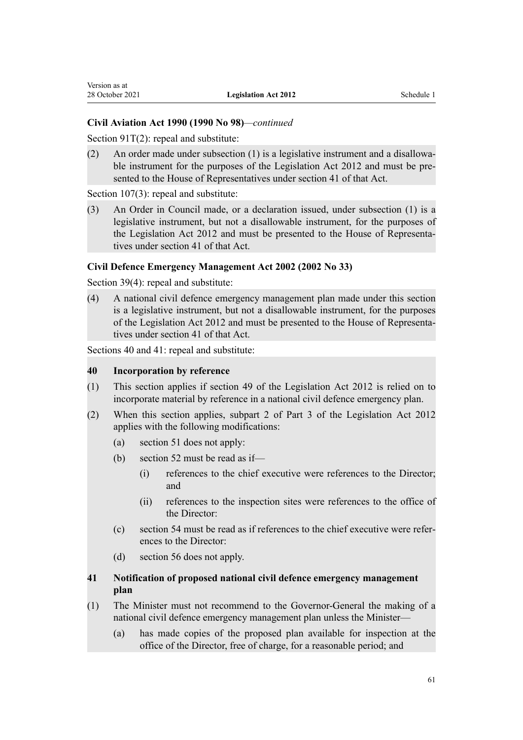**Civil Aviation Act 1990 (1990 No 98)**—*continued*

Section 91T(2): repeal and substitute:

(2) An order made under subsection (1) is a legislative instrument and a disallowable instrument for the purposes of the Legislation Act 2012 and must be presented to the House of Representatives under section 41 of that Act.

Section 107(3): repeal and substitute:

(3) An Order in Council made, or a declaration issued, under subsection (1) is a legislative instrument, but not a disallowable instrument, for the purposes of the Legislation Act 2012 and must be presented to the House of Representatives under section 41 of that Act.

**Civil Defence Emergency Management Act 2002 (2002 No 33)**

Section 39(4): repeal and substitute:

(4) A national civil defence emergency management plan made under this section is a legislative instrument, but not a disallowable instrument, for the purposes of the Legislation Act 2012 and must be presented to the House of Representatives under section 41 of that Act.

Sections 40 and 41: repeal and substitute:

**40 Incorporation by reference**

(1) This section applies if section 49 of the Legislation Act 2012 is relied on to incorporate material by reference in a national civil defence emergency plan.

(2) When this section applies, subpart 2 of Part 3 of the Legislation Act 2012 applies with the following modifications:

- (a) section 51 does not apply:
- (b) section 52 must be read as if—
  - (i) references to the chief executive were references to the Director; and
  - (ii) references to the inspection sites were references to the office of the Director:
- (c) section 54 must be read as if references to the chief executive were references to the Director:
- (d) section 56 does not apply.

**41 Notification of proposed national civil defence emergency management plan**

(1) The Minister must not recommend to the Governor-General the making of a national civil defence emergency management plan unless the Minister—

- (a) has made copies of the proposed plan available for inspection at the office of the Director, free of charge, for a reasonable period; and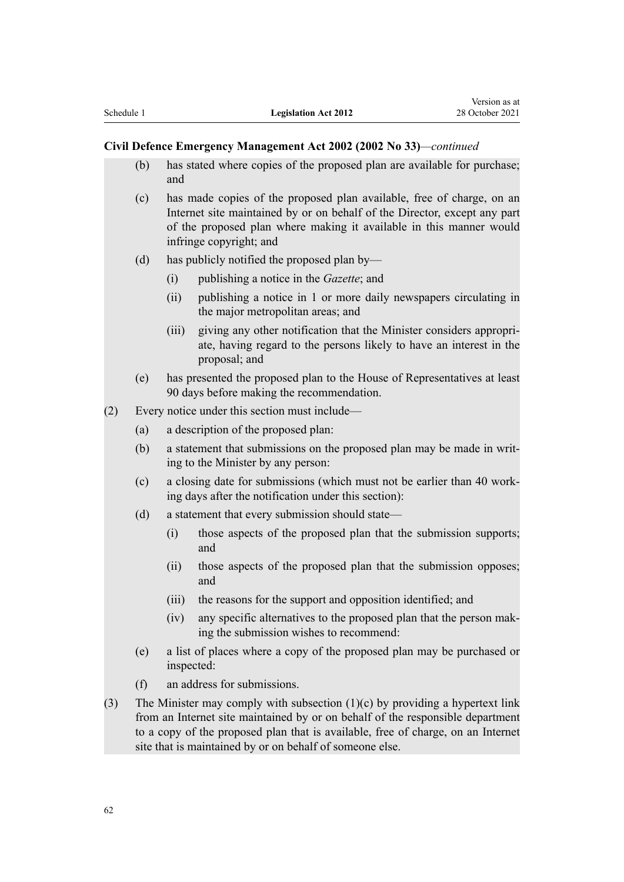**Civil Defence Emergency Management Act 2002 (2002 No 33)**—*continued*

(b) has stated where copies of the proposed plan are available for purchase; and

(c) has made copies of the proposed plan available, free of charge, on an Internet site maintained by or on behalf of the Director, except any part of the proposed plan where making it available in this manner would infringe copyright; and

(d) has publicly notified the proposed plan by—

(i) publishing a notice in the *Gazette*; and

(ii) publishing a notice in 1 or more daily newspapers circulating in the major metropolitan areas; and

(iii) giving any other notification that the Minister considers appropriate, having regard to the persons likely to have an interest in the proposal; and

(e) has presented the proposed plan to the House of Representatives at least 90 days before making the recommendation.

(2) Every notice under this section must include—

(a) a description of the proposed plan:

(b) a statement that submissions on the proposed plan may be made in writing to the Minister by any person:

(c) a closing date for submissions (which must not be earlier than 40 working days after the notification under this section):

(d) a statement that every submission should state—

(i) those aspects of the proposed plan that the submission supports; and

(ii) those aspects of the proposed plan that the submission opposes; and

(iii) the reasons for the support and opposition identified; and

(iv) any specific alternatives to the proposed plan that the person making the submission wishes to recommend:

(e) a list of places where a copy of the proposed plan may be purchased or inspected:

(f) an address for submissions.

(3) The Minister may comply with subsection (1)(c) by providing a hypertext link from an Internet site maintained by or on behalf of the responsible department to a copy of the proposed plan that is available, free of charge, on an Internet site that is maintained by or on behalf of someone else.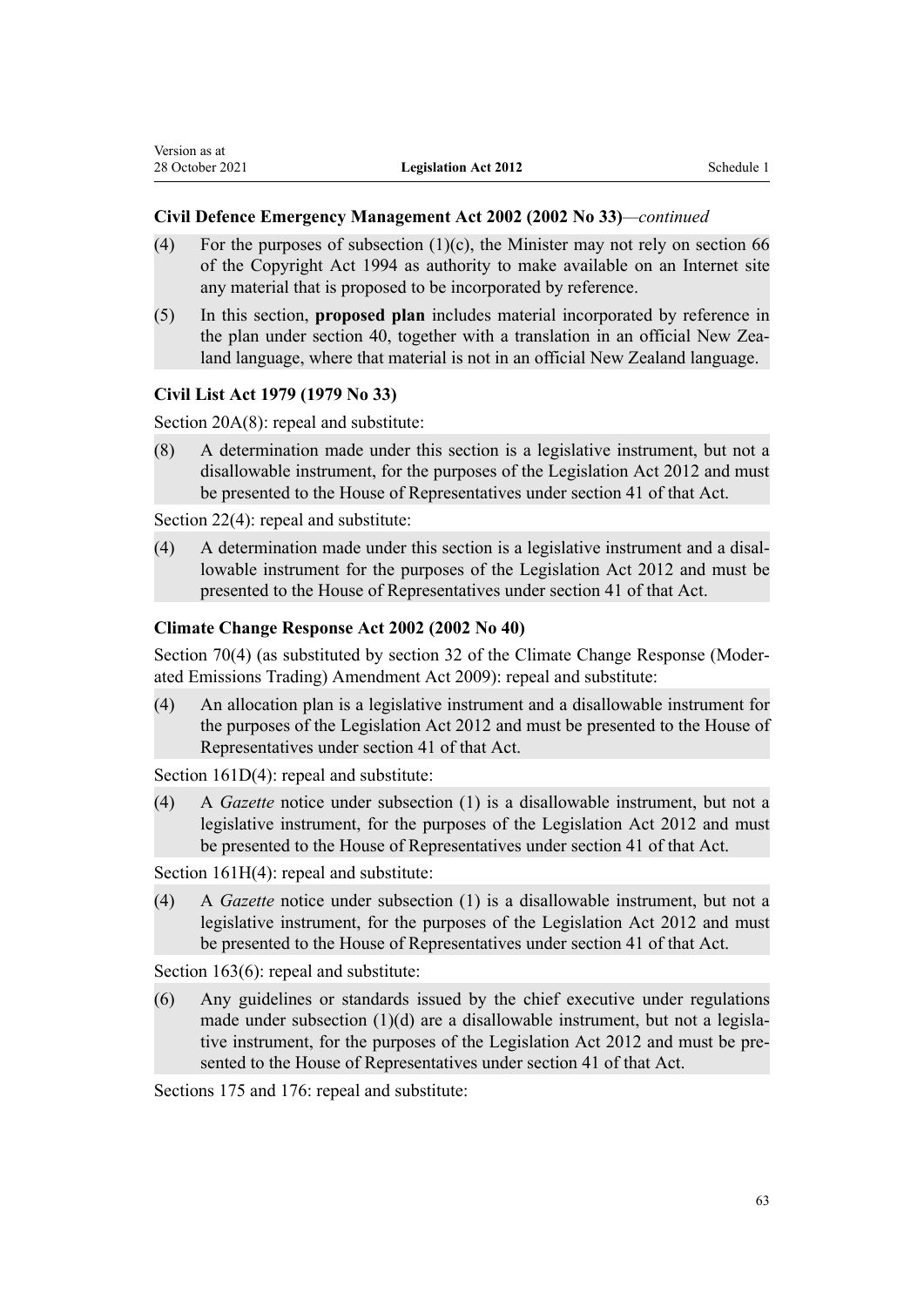**Civil Defence Emergency Management Act 2002 (2002 No 33)**—*continued*

(4) For the purposes of subsection (1)(c), the Minister may not rely on section 66 of the Copyright Act 1994 as authority to make available on an Internet site any material that is proposed to be incorporated by reference.

(5) In this section, **proposed plan** includes material incorporated by reference in the plan under section 40, together with a translation in an official New Zealand language, where that material is not in an official New Zealand language.

**Civil List Act 1979 (1979 No 33)**

Section 20A(8): repeal and substitute:

(8) A determination made under this section is a legislative instrument, but not a disallowable instrument, for the purposes of the Legislation Act 2012 and must be presented to the House of Representatives under section 41 of that Act.

Section 22(4): repeal and substitute:

(4) A determination made under this section is a legislative instrument and a disallowable instrument for the purposes of the Legislation Act 2012 and must be presented to the House of Representatives under section 41 of that Act.

**Climate Change Response Act 2002 (2002 No 40)**

Section 70(4) (as substituted by section 32 of the Climate Change Response (Moderated Emissions Trading) Amendment Act 2009): repeal and substitute:

(4) An allocation plan is a legislative instrument and a disallowable instrument for the purposes of the Legislation Act 2012 and must be presented to the House of Representatives under section 41 of that Act.

Section 161D(4): repeal and substitute:

(4) A *Gazette* notice under subsection (1) is a disallowable instrument, but not a legislative instrument, for the purposes of the Legislation Act 2012 and must be presented to the House of Representatives under section 41 of that Act.

Section 161H(4): repeal and substitute:

(4) A *Gazette* notice under subsection (1) is a disallowable instrument, but not a legislative instrument, for the purposes of the Legislation Act 2012 and must be presented to the House of Representatives under section 41 of that Act.

Section 163(6): repeal and substitute:

(6) Any guidelines or standards issued by the chief executive under regulations made under subsection (1)(d) are a disallowable instrument, but not a legislative instrument, for the purposes of the Legislation Act 2012 and must be presented to the House of Representatives under section 41 of that Act.

Sections 175 and 176: repeal and substitute: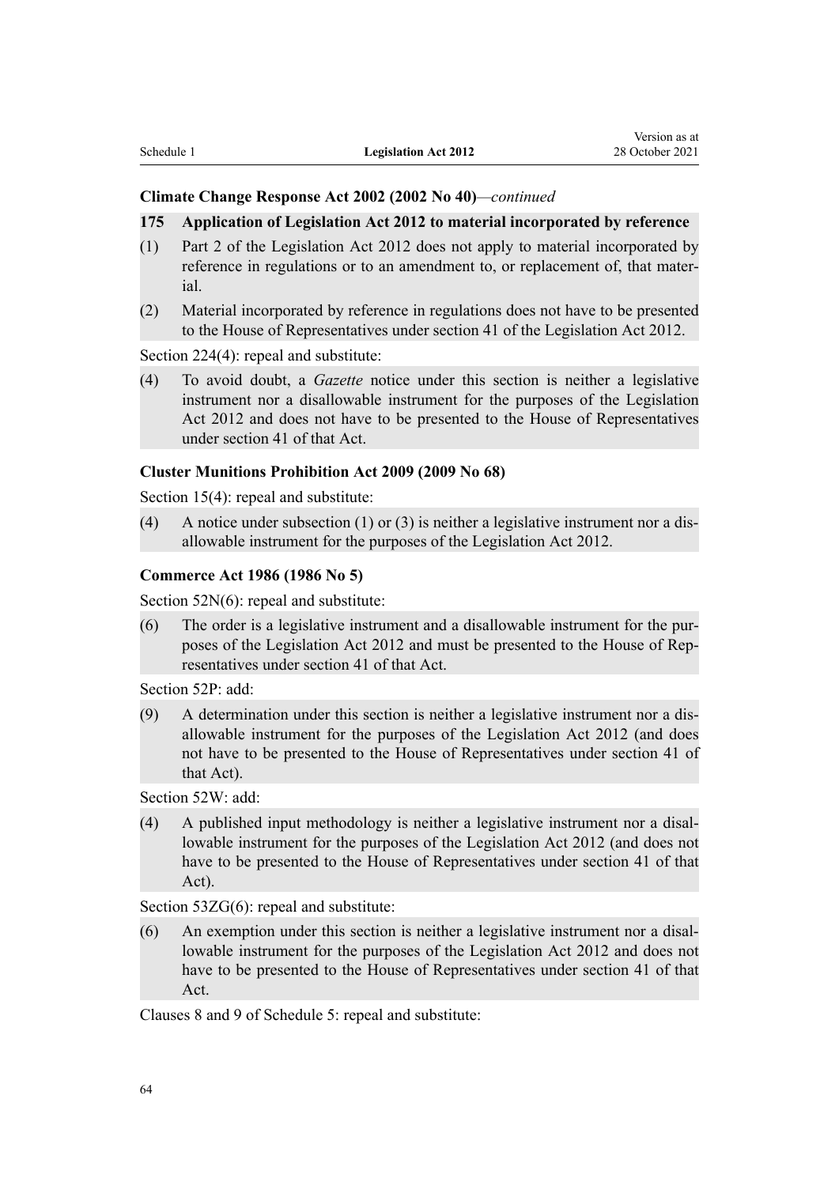**Climate Change Response Act 2002 (2002 No 40)**—*continued*

**175 Application of Legislation Act 2012 to material incorporated by reference**

(1) Part 2 of the Legislation Act 2012 does not apply to material incorporated by reference in regulations or to an amendment to, or replacement of, that material.

(2) Material incorporated by reference in regulations does not have to be presented to the House of Representatives under section 41 of the Legislation Act 2012.

Section 224(4): repeal and substitute:

(4) To avoid doubt, a *Gazette* notice under this section is neither a legislative instrument nor a disallowable instrument for the purposes of the Legislation Act 2012 and does not have to be presented to the House of Representatives under section 41 of that Act.

**Cluster Munitions Prohibition Act 2009 (2009 No 68)**

Section 15(4): repeal and substitute:

(4) A notice under subsection (1) or (3) is neither a legislative instrument nor a disallowable instrument for the purposes of the Legislation Act 2012.

**Commerce Act 1986 (1986 No 5)**

Section 52N(6): repeal and substitute:

(6) The order is a legislative instrument and a disallowable instrument for the purposes of the Legislation Act 2012 and must be presented to the House of Representatives under section 41 of that Act.

Section 52P: add:

(9) A determination under this section is neither a legislative instrument nor a disallowable instrument for the purposes of the Legislation Act 2012 (and does not have to be presented to the House of Representatives under section 41 of that Act).

Section 52W: add:

(4) A published input methodology is neither a legislative instrument nor a disallowable instrument for the purposes of the Legislation Act 2012 (and does not have to be presented to the House of Representatives under section 41 of that Act).

Section 53ZG(6): repeal and substitute:

(6) An exemption under this section is neither a legislative instrument nor a disallowable instrument for the purposes of the Legislation Act 2012 and does not have to be presented to the House of Representatives under section 41 of that Act.

Clauses 8 and 9 of Schedule 5: repeal and substitute: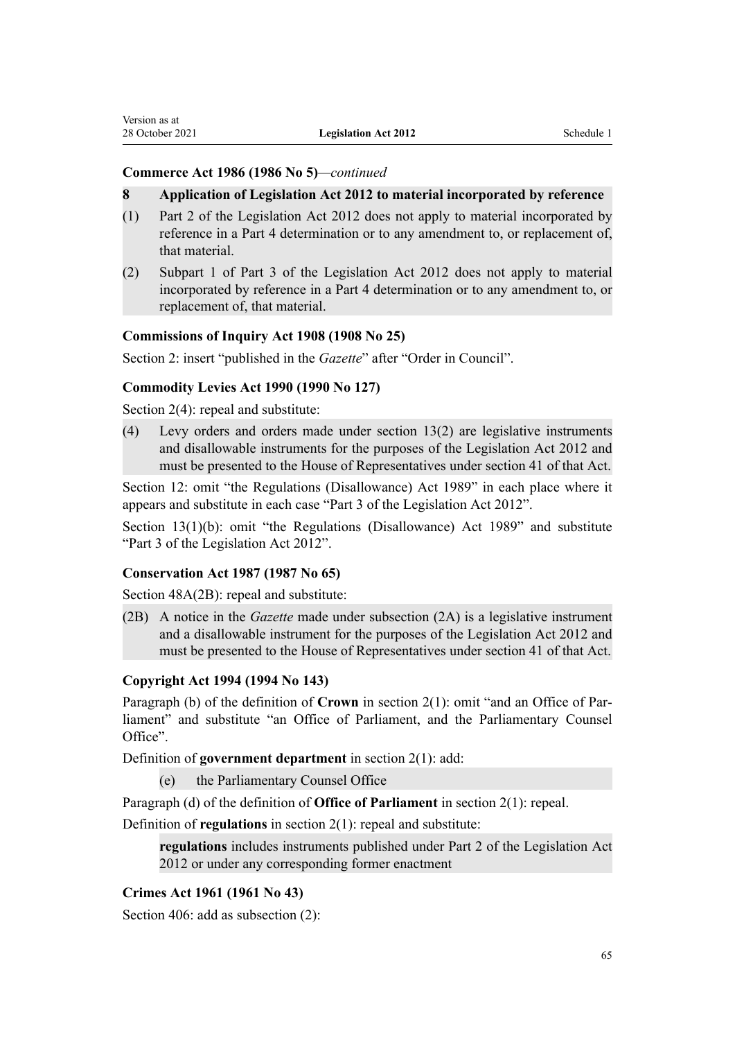**Commerce Act 1986 (1986 No 5)**—*continued*

**8 Application of Legislation Act 2012 to material incorporated by reference**

(1) Part 2 of the Legislation Act 2012 does not apply to material incorporated by reference in a Part 4 determination or to any amendment to, or replacement of, that material.

(2) Subpart 1 of Part 3 of the Legislation Act 2012 does not apply to material incorporated by reference in a Part 4 determination or to any amendment to, or replacement of, that material.

**Commissions of Inquiry Act 1908 (1908 No 25)**

Section 2: insert "published in the *Gazette*" after "Order in Council".

**Commodity Levies Act 1990 (1990 No 127)**

Section 2(4): repeal and substitute:

(4) Levy orders and orders made under section 13(2) are legislative instruments and disallowable instruments for the purposes of the Legislation Act 2012 and must be presented to the House of Representatives under section 41 of that Act.

Section 12: omit "the Regulations (Disallowance) Act 1989" in each place where it appears and substitute in each case "Part 3 of the Legislation Act 2012".

Section 13(1)(b): omit "the Regulations (Disallowance) Act 1989" and substitute "Part 3 of the Legislation Act 2012".

**Conservation Act 1987 (1987 No 65)**

Section 48A(2B): repeal and substitute:

(2B) A notice in the *Gazette* made under subsection (2A) is a legislative instrument and a disallowable instrument for the purposes of the Legislation Act 2012 and must be presented to the House of Representatives under section 41 of that Act.

**Copyright Act 1994 (1994 No 143)**

Paragraph (b) of the definition of **Crown** in section 2(1): omit "and an Office of Parliament" and substitute "an Office of Parliament, and the Parliamentary Counsel Office".

Definition of **government department** in section 2(1): add:

(e) the Parliamentary Counsel Office

Paragraph (d) of the definition of **Office of Parliament** in section 2(1): repeal.

Definition of **regulations** in section 2(1): repeal and substitute:

**regulations** includes instruments published under Part 2 of the Legislation Act 2012 or under any corresponding former enactment

**Crimes Act 1961 (1961 No 43)**

Section 406: add as subsection (2):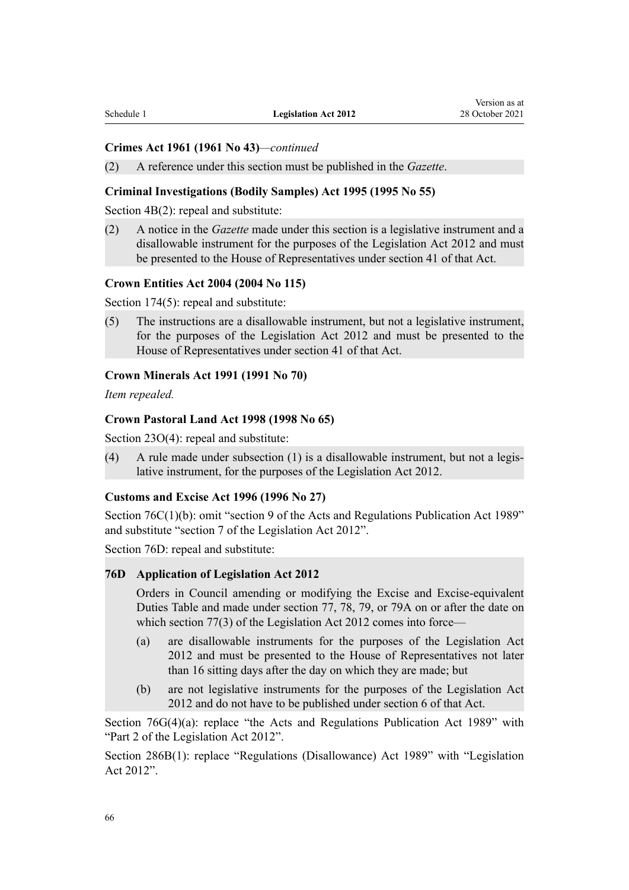**Crimes Act 1961 (1961 No 43)**—*continued*

(2) A reference under this section must be published in the *Gazette*.

**Criminal Investigations (Bodily Samples) Act 1995 (1995 No 55)**

Section 4B(2): repeal and substitute:

(2) A notice in the *Gazette* made under this section is a legislative instrument and a disallowable instrument for the purposes of the Legislation Act 2012 and must be presented to the House of Representatives under section 41 of that Act.

**Crown Entities Act 2004 (2004 No 115)**

Section 174(5): repeal and substitute:

(5) The instructions are a disallowable instrument, but not a legislative instrument, for the purposes of the Legislation Act 2012 and must be presented to the House of Representatives under section 41 of that Act.

**Crown Minerals Act 1991 (1991 No 70)**

*Item repealed.*

**Crown Pastoral Land Act 1998 (1998 No 65)**

Section 23O(4): repeal and substitute:

(4) A rule made under subsection (1) is a disallowable instrument, but not a legislative instrument, for the purposes of the Legislation Act 2012.

**Customs and Excise Act 1996 (1996 No 27)**

Section 76C(1)(b): omit "section 9 of the Acts and Regulations Publication Act 1989" and substitute "section 7 of the Legislation Act 2012".

Section 76D: repeal and substitute:

**76D Application of Legislation Act 2012**

Orders in Council amending or modifying the Excise and Excise-equivalent Duties Table and made under section 77, 78, 79, or 79A on or after the date on which section 77(3) of the Legislation Act 2012 comes into force—

(a) are disallowable instruments for the purposes of the Legislation Act 2012 and must be presented to the House of Representatives not later than 16 sitting days after the day on which they are made; but

(b) are not legislative instruments for the purposes of the Legislation Act 2012 and do not have to be published under section 6 of that Act.

Section 76G(4)(a): replace "the Acts and Regulations Publication Act 1989" with "Part 2 of the Legislation Act 2012".

Section 286B(1): replace "Regulations (Disallowance) Act 1989" with "Legislation Act 2012".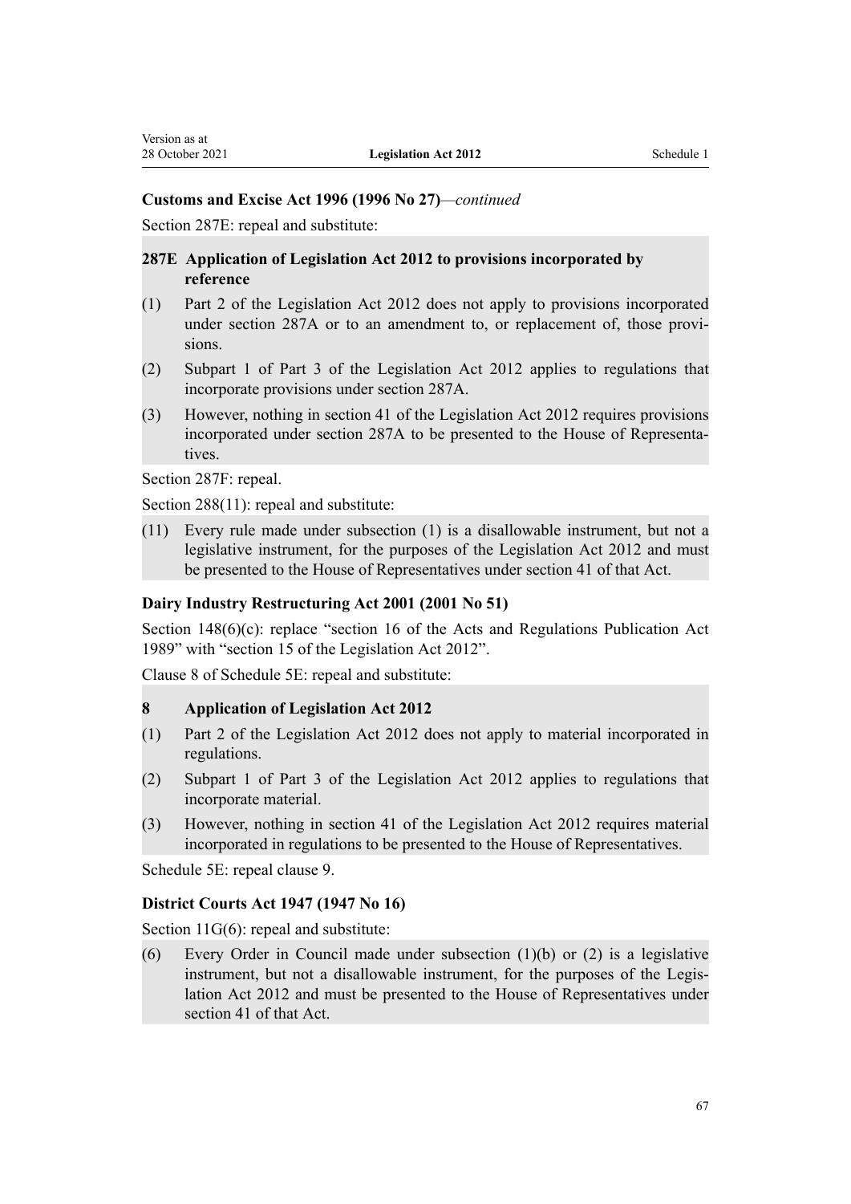**Customs and Excise Act 1996 (1996 No 27)**—*continued*

Section 287E: repeal and substitute:

**287E Application of Legislation Act 2012 to provisions incorporated by reference**

(1) Part 2 of the Legislation Act 2012 does not apply to provisions incorporated under section 287A or to an amendment to, or replacement of, those provisions.

(2) Subpart 1 of Part 3 of the Legislation Act 2012 applies to regulations that incorporate provisions under section 287A.

(3) However, nothing in section 41 of the Legislation Act 2012 requires provisions incorporated under section 287A to be presented to the House of Representatives.

Section 287F: repeal.

Section 288(11): repeal and substitute:

(11) Every rule made under subsection (1) is a disallowable instrument, but not a legislative instrument, for the purposes of the Legislation Act 2012 and must be presented to the House of Representatives under section 41 of that Act.

**Dairy Industry Restructuring Act 2001 (2001 No 51)**

Section 148(6)(c): replace "section 16 of the Acts and Regulations Publication Act 1989" with "section 15 of the Legislation Act 2012".

Clause 8 of Schedule 5E: repeal and substitute:

**8 Application of Legislation Act 2012**

(1) Part 2 of the Legislation Act 2012 does not apply to material incorporated in regulations.

(2) Subpart 1 of Part 3 of the Legislation Act 2012 applies to regulations that incorporate material.

(3) However, nothing in section 41 of the Legislation Act 2012 requires material incorporated in regulations to be presented to the House of Representatives.

Schedule 5E: repeal clause 9.

**District Courts Act 1947 (1947 No 16)**

Section 11G(6): repeal and substitute:

(6) Every Order in Council made under subsection (1)(b) or (2) is a legislative instrument, but not a disallowable instrument, for the purposes of the Legislation Act 2012 and must be presented to the House of Representatives under section 41 of that Act.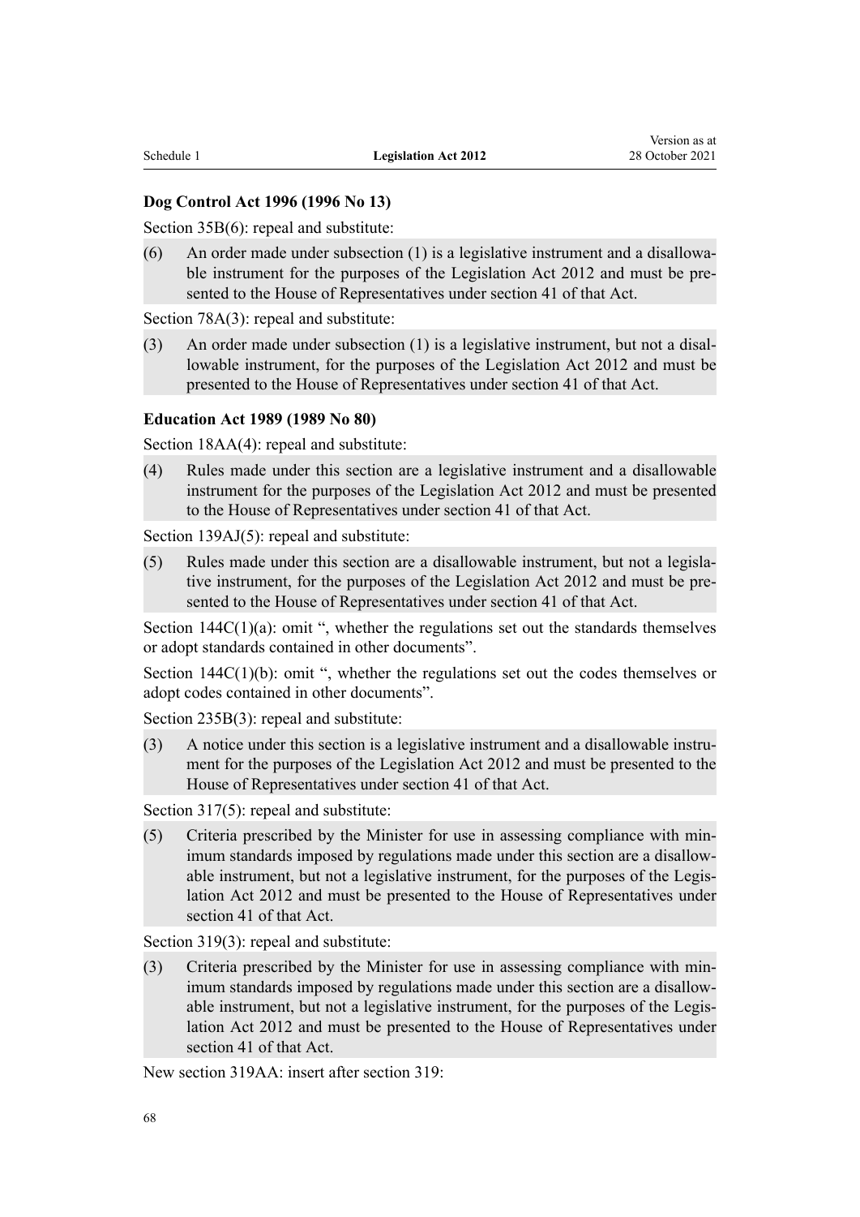### Dog Control Act 1996 (1996 No 13)

Section 35B(6): repeal and substitute:

(6) An order made under subsection (1) is a legislative instrument and a disallowable instrument for the purposes of the Legislation Act 2012 and must be presented to the House of Representatives under section 41 of that Act.

Section 78A(3): repeal and substitute:

(3) An order made under subsection (1) is a legislative instrument, but not a disallowable instrument, for the purposes of the Legislation Act 2012 and must be presented to the House of Representatives under section 41 of that Act.

### Education Act 1989 (1989 No 80)

Section 18AA(4): repeal and substitute:

(4) Rules made under this section are a legislative instrument and a disallowable instrument for the purposes of the Legislation Act 2012 and must be presented to the House of Representatives under section 41 of that Act.

Section 139AJ(5): repeal and substitute:

(5) Rules made under this section are a disallowable instrument, but not a legislative instrument, for the purposes of the Legislation Act 2012 and must be presented to the House of Representatives under section 41 of that Act.

Section 144C(1)(a): omit ", whether the regulations set out the standards themselves or adopt standards contained in other documents".

Section 144C(1)(b): omit ", whether the regulations set out the codes themselves or adopt codes contained in other documents".

Section 235B(3): repeal and substitute:

(3) A notice under this section is a legislative instrument and a disallowable instrument for the purposes of the Legislation Act 2012 and must be presented to the House of Representatives under section 41 of that Act.

Section 317(5): repeal and substitute:

(5) Criteria prescribed by the Minister for use in assessing compliance with minimum standards imposed by regulations made under this section are a disallowable instrument, but not a legislative instrument, for the purposes of the Legislation Act 2012 and must be presented to the House of Representatives under section 41 of that Act.

Section 319(3): repeal and substitute:

(3) Criteria prescribed by the Minister for use in assessing compliance with minimum standards imposed by regulations made under this section are a disallowable instrument, but not a legislative instrument, for the purposes of the Legislation Act 2012 and must be presented to the House of Representatives under section 41 of that Act.

New section 319AA: insert after section 319: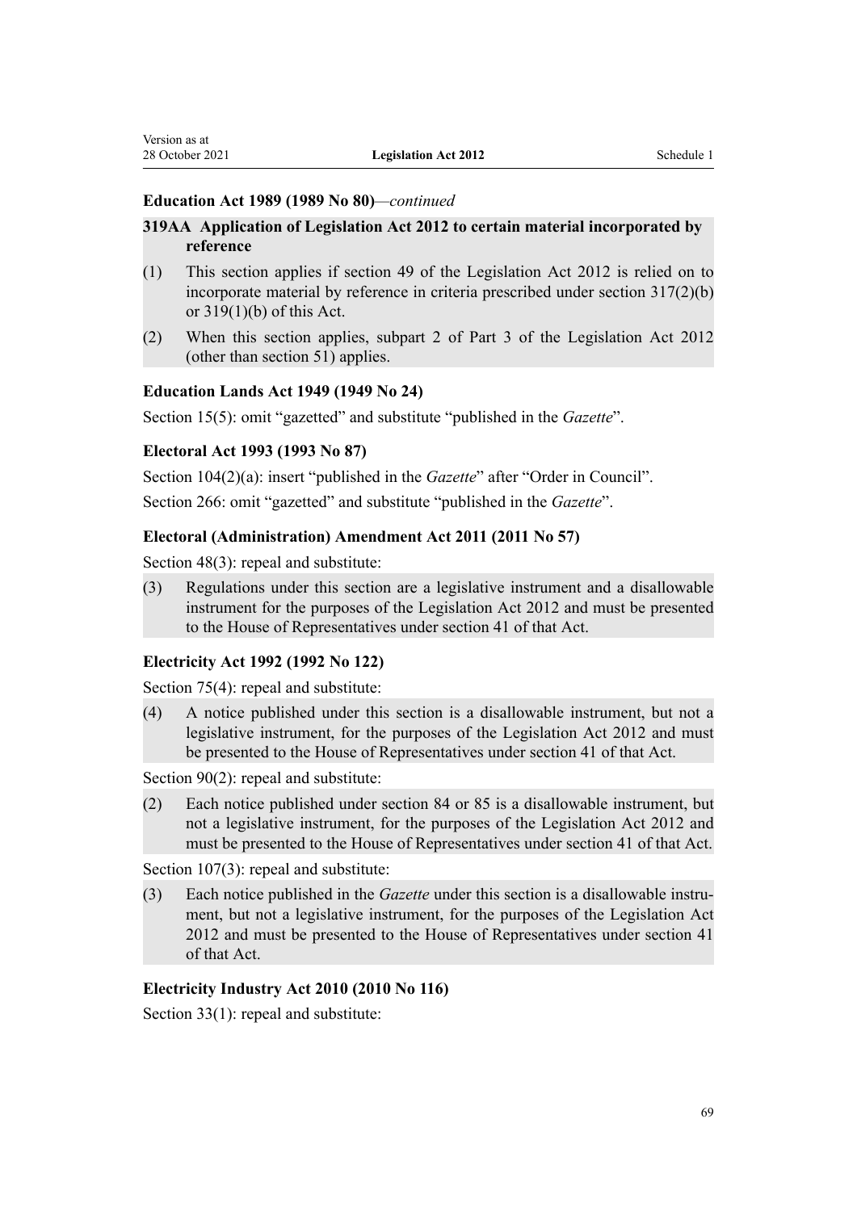**Education Act 1989 (1989 No 80)**—*continued*

**319AA Application of Legislation Act 2012 to certain material incorporated by reference**

(1) This section applies if section 49 of the Legislation Act 2012 is relied on to incorporate material by reference in criteria prescribed under section 317(2)(b) or 319(1)(b) of this Act.

(2) When this section applies, subpart 2 of Part 3 of the Legislation Act 2012 (other than section 51) applies.

**Education Lands Act 1949 (1949 No 24)**

Section 15(5): omit "gazetted" and substitute "published in the *Gazette*".

**Electoral Act 1993 (1993 No 87)**

Section 104(2)(a): insert "published in the *Gazette*" after "Order in Council".

Section 266: omit "gazetted" and substitute "published in the *Gazette*".

**Electoral (Administration) Amendment Act 2011 (2011 No 57)**

Section 48(3): repeal and substitute:

(3) Regulations under this section are a legislative instrument and a disallowable instrument for the purposes of the Legislation Act 2012 and must be presented to the House of Representatives under section 41 of that Act.

**Electricity Act 1992 (1992 No 122)**

Section 75(4): repeal and substitute:

(4) A notice published under this section is a disallowable instrument, but not a legislative instrument, for the purposes of the Legislation Act 2012 and must be presented to the House of Representatives under section 41 of that Act.

Section 90(2): repeal and substitute:

(2) Each notice published under section 84 or 85 is a disallowable instrument, but not a legislative instrument, for the purposes of the Legislation Act 2012 and must be presented to the House of Representatives under section 41 of that Act.

Section 107(3): repeal and substitute:

(3) Each notice published in the *Gazette* under this section is a disallowable instrument, but not a legislative instrument, for the purposes of the Legislation Act 2012 and must be presented to the House of Representatives under section 41 of that Act.

**Electricity Industry Act 2010 (2010 No 116)**

Section 33(1): repeal and substitute: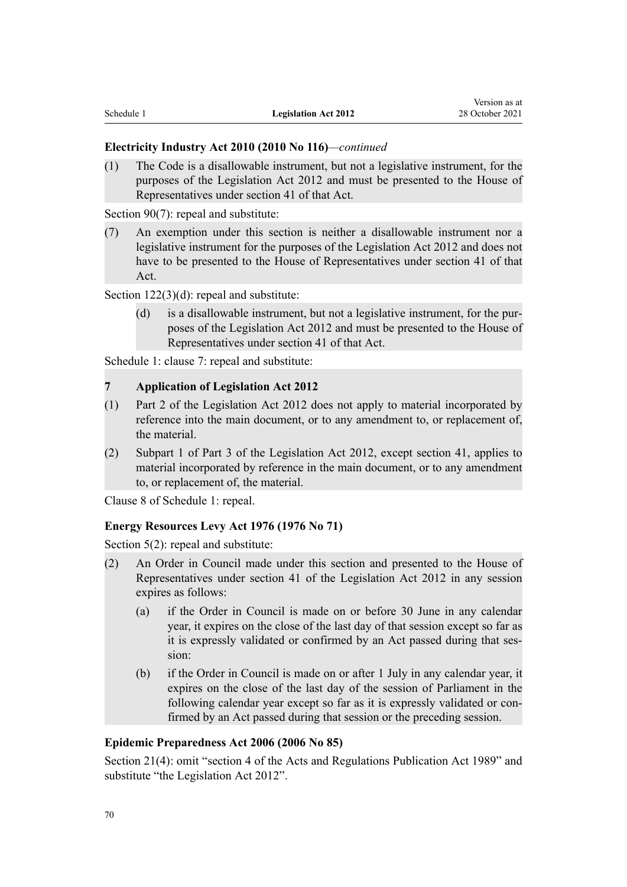**Electricity Industry Act 2010 (2010 No 116)***—continued*

(1) The Code is a disallowable instrument, but not a legislative instrument, for the purposes of the Legislation Act 2012 and must be presented to the House of Representatives under section 41 of that Act.

Section 90(7): repeal and substitute:

(7) An exemption under this section is neither a disallowable instrument nor a legislative instrument for the purposes of the Legislation Act 2012 and does not have to be presented to the House of Representatives under section 41 of that Act.

Section 122(3)(d): repeal and substitute:

(d) is a disallowable instrument, but not a legislative instrument, for the purposes of the Legislation Act 2012 and must be presented to the House of Representatives under section 41 of that Act.

Schedule 1: clause 7: repeal and substitute:

**7 Application of Legislation Act 2012**

(1) Part 2 of the Legislation Act 2012 does not apply to material incorporated by reference into the main document, or to any amendment to, or replacement of, the material.

(2) Subpart 1 of Part 3 of the Legislation Act 2012, except section 41, applies to material incorporated by reference in the main document, or to any amendment to, or replacement of, the material.

Clause 8 of Schedule 1: repeal.

**Energy Resources Levy Act 1976 (1976 No 71)**

Section 5(2): repeal and substitute:

(2) An Order in Council made under this section and presented to the House of Representatives under section 41 of the Legislation Act 2012 in any session expires as follows:

(a) if the Order in Council is made on or before 30 June in any calendar year, it expires on the close of the last day of that session except so far as it is expressly validated or confirmed by an Act passed during that session:

(b) if the Order in Council is made on or after 1 July in any calendar year, it expires on the close of the last day of the session of Parliament in the following calendar year except so far as it is expressly validated or confirmed by an Act passed during that session or the preceding session.

**Epidemic Preparedness Act 2006 (2006 No 85)**

Section 21(4): omit "section 4 of the Acts and Regulations Publication Act 1989" and substitute "the Legislation Act 2012".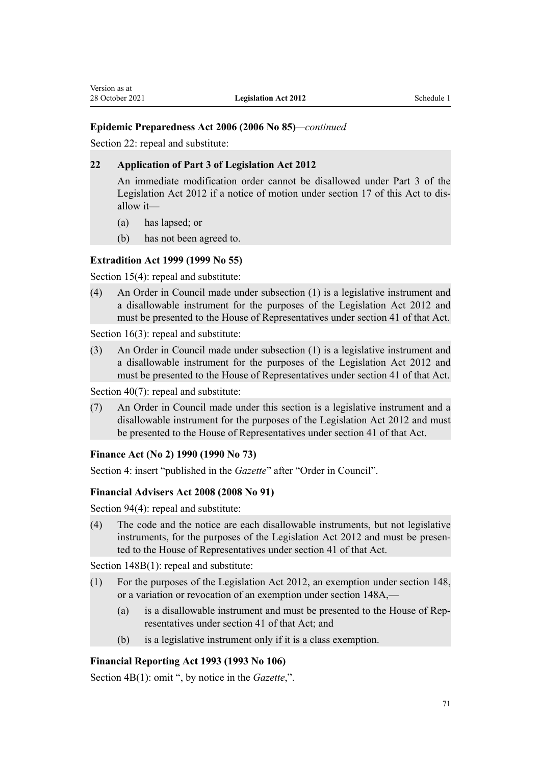**Epidemic Preparedness Act 2006 (2006 No 85)**—*continued*

Section 22: repeal and substitute:

**22 Application of Part 3 of Legislation Act 2012**

An immediate modification order cannot be disallowed under Part 3 of the Legislation Act 2012 if a notice of motion under section 17 of this Act to disallow it—

(a) has lapsed; or

(b) has not been agreed to.

**Extradition Act 1999 (1999 No 55)**

Section 15(4): repeal and substitute:

(4) An Order in Council made under subsection (1) is a legislative instrument and a disallowable instrument for the purposes of the Legislation Act 2012 and must be presented to the House of Representatives under section 41 of that Act.

Section 16(3): repeal and substitute:

(3) An Order in Council made under subsection (1) is a legislative instrument and a disallowable instrument for the purposes of the Legislation Act 2012 and must be presented to the House of Representatives under section 41 of that Act.

Section 40(7): repeal and substitute:

(7) An Order in Council made under this section is a legislative instrument and a disallowable instrument for the purposes of the Legislation Act 2012 and must be presented to the House of Representatives under section 41 of that Act.

**Finance Act (No 2) 1990 (1990 No 73)**

Section 4: insert "published in the *Gazette*" after "Order in Council".

**Financial Advisers Act 2008 (2008 No 91)**

Section 94(4): repeal and substitute:

(4) The code and the notice are each disallowable instruments, but not legislative instruments, for the purposes of the Legislation Act 2012 and must be presented to the House of Representatives under section 41 of that Act.

Section 148B(1): repeal and substitute:

(1) For the purposes of the Legislation Act 2012, an exemption under section 148, or a variation or revocation of an exemption under section 148A,—

(a) is a disallowable instrument and must be presented to the House of Representatives under section 41 of that Act; and

(b) is a legislative instrument only if it is a class exemption.

**Financial Reporting Act 1993 (1993 No 106)**

Section 4B(1): omit ", by notice in the *Gazette*,".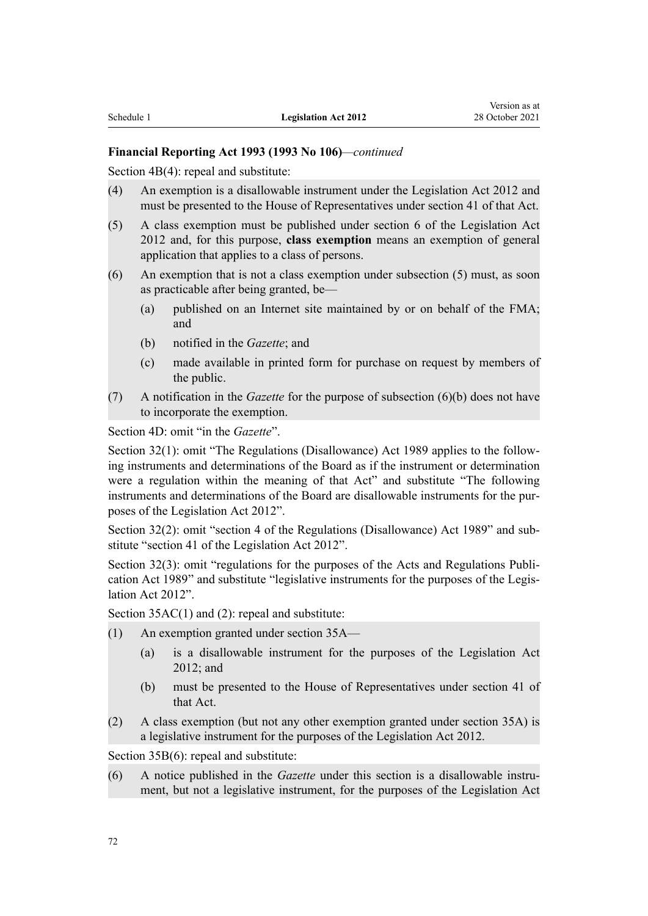**Financial Reporting Act 1993 (1993 No 106)**—*continued*

Section 4B(4): repeal and substitute:

(4) An exemption is a disallowable instrument under the Legislation Act 2012 and must be presented to the House of Representatives under section 41 of that Act.

(5) A class exemption must be published under section 6 of the Legislation Act 2012 and, for this purpose, **class exemption** means an exemption of general application that applies to a class of persons.

(6) An exemption that is not a class exemption under subsection (5) must, as soon as practicable after being granted, be—

(a) published on an Internet site maintained by or on behalf of the FMA; and

(b) notified in the *Gazette*; and

(c) made available in printed form for purchase on request by members of the public.

(7) A notification in the *Gazette* for the purpose of subsection (6)(b) does not have to incorporate the exemption.

Section 4D: omit "in the *Gazette*".

Section 32(1): omit "The Regulations (Disallowance) Act 1989 applies to the following instruments and determinations of the Board as if the instrument or determination were a regulation within the meaning of that Act" and substitute "The following instruments and determinations of the Board are disallowable instruments for the purposes of the Legislation Act 2012".

Section 32(2): omit "section 4 of the Regulations (Disallowance) Act 1989" and substitute "section 41 of the Legislation Act 2012".

Section 32(3): omit "regulations for the purposes of the Acts and Regulations Publication Act 1989" and substitute "legislative instruments for the purposes of the Legislation Act 2012".

Section 35AC(1) and (2): repeal and substitute:

(1) An exemption granted under section 35A—

(a) is a disallowable instrument for the purposes of the Legislation Act 2012; and

(b) must be presented to the House of Representatives under section 41 of that Act.

(2) A class exemption (but not any other exemption granted under section 35A) is a legislative instrument for the purposes of the Legislation Act 2012.

Section 35B(6): repeal and substitute:

(6) A notice published in the *Gazette* under this section is a disallowable instrument, but not a legislative instrument, for the purposes of the Legislation Act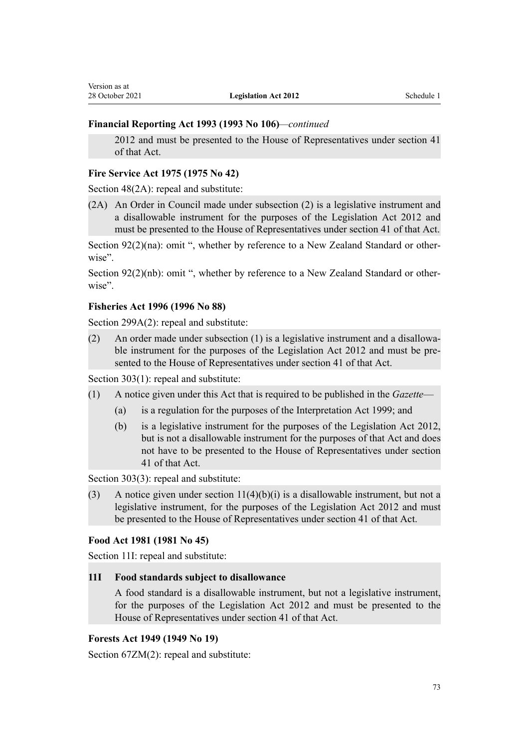**Financial Reporting Act 1993 (1993 No 106)**—*continued*

> 2012 and must be presented to the House of Representatives under section 41 of that Act.

**Fire Service Act 1975 (1975 No 42)**

Section 48(2A): repeal and substitute:

> (2A) An Order in Council made under subsection (2) is a legislative instrument and a disallowable instrument for the purposes of the Legislation Act 2012 and must be presented to the House of Representatives under section 41 of that Act.

Section 92(2)(na): omit ", whether by reference to a New Zealand Standard or otherwise".

Section 92(2)(nb): omit ", whether by reference to a New Zealand Standard or otherwise".

**Fisheries Act 1996 (1996 No 88)**

Section 299A(2): repeal and substitute:

> (2) An order made under subsection (1) is a legislative instrument and a disallowable instrument for the purposes of the Legislation Act 2012 and must be presented to the House of Representatives under section 41 of that Act.

Section 303(1): repeal and substitute:

> (1) A notice given under this Act that is required to be published in the *Gazette*—
>
> (a) is a regulation for the purposes of the Interpretation Act 1999; and
>
> (b) is a legislative instrument for the purposes of the Legislation Act 2012, but is not a disallowable instrument for the purposes of that Act and does not have to be presented to the House of Representatives under section 41 of that Act.

Section 303(3): repeal and substitute:

> (3) A notice given under section 11(4)(b)(i) is a disallowable instrument, but not a legislative instrument, for the purposes of the Legislation Act 2012 and must be presented to the House of Representatives under section 41 of that Act.

**Food Act 1981 (1981 No 45)**

Section 11I: repeal and substitute:

> **11I Food standards subject to disallowance**
>
> A food standard is a disallowable instrument, but not a legislative instrument, for the purposes of the Legislation Act 2012 and must be presented to the House of Representatives under section 41 of that Act.

**Forests Act 1949 (1949 No 19)**

Section 67ZM(2): repeal and substitute: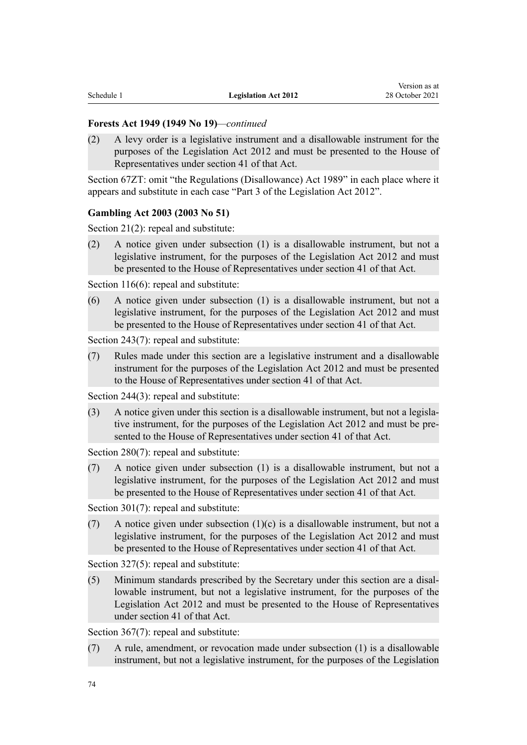**Forests Act 1949 (1949 No 19)**—*continued*

(2) A levy order is a legislative instrument and a disallowable instrument for the purposes of the Legislation Act 2012 and must be presented to the House of Representatives under section 41 of that Act.

Section 67ZT: omit "the Regulations (Disallowance) Act 1989" in each place where it appears and substitute in each case "Part 3 of the Legislation Act 2012".

**Gambling Act 2003 (2003 No 51)**

Section 21(2): repeal and substitute:

(2) A notice given under subsection (1) is a disallowable instrument, but not a legislative instrument, for the purposes of the Legislation Act 2012 and must be presented to the House of Representatives under section 41 of that Act.

Section 116(6): repeal and substitute:

(6) A notice given under subsection (1) is a disallowable instrument, but not a legislative instrument, for the purposes of the Legislation Act 2012 and must be presented to the House of Representatives under section 41 of that Act.

Section 243(7): repeal and substitute:

(7) Rules made under this section are a legislative instrument and a disallowable instrument for the purposes of the Legislation Act 2012 and must be presented to the House of Representatives under section 41 of that Act.

Section 244(3): repeal and substitute:

(3) A notice given under this section is a disallowable instrument, but not a legislative instrument, for the purposes of the Legislation Act 2012 and must be presented to the House of Representatives under section 41 of that Act.

Section 280(7): repeal and substitute:

(7) A notice given under subsection (1) is a disallowable instrument, but not a legislative instrument, for the purposes of the Legislation Act 2012 and must be presented to the House of Representatives under section 41 of that Act.

Section 301(7): repeal and substitute:

(7) A notice given under subsection (1)(c) is a disallowable instrument, but not a legislative instrument, for the purposes of the Legislation Act 2012 and must be presented to the House of Representatives under section 41 of that Act.

Section 327(5): repeal and substitute:

(5) Minimum standards prescribed by the Secretary under this section are a disallowable instrument, but not a legislative instrument, for the purposes of the Legislation Act 2012 and must be presented to the House of Representatives under section 41 of that Act.

Section 367(7): repeal and substitute:

(7) A rule, amendment, or revocation made under subsection (1) is a disallowable instrument, but not a legislative instrument, for the purposes of the Legislation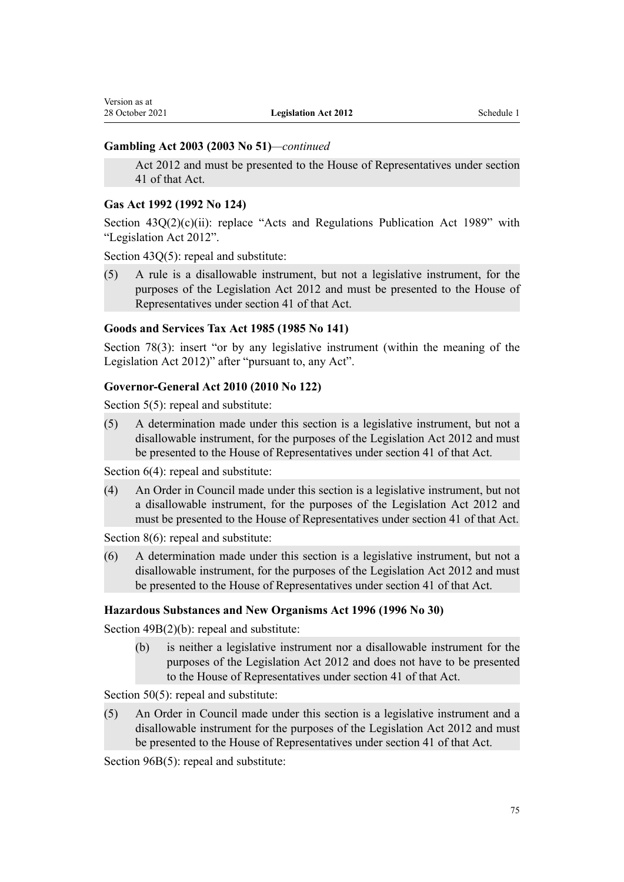**Gambling Act 2003 (2003 No 51)**—*continued*

> Act 2012 and must be presented to the House of Representatives under section 41 of that Act.

**Gas Act 1992 (1992 No 124)**

Section 43Q(2)(c)(ii): replace “Acts and Regulations Publication Act 1989” with “Legislation Act 2012”.

Section 43Q(5): repeal and substitute:

> (5) A rule is a disallowable instrument, but not a legislative instrument, for the purposes of the Legislation Act 2012 and must be presented to the House of Representatives under section 41 of that Act.

**Goods and Services Tax Act 1985 (1985 No 141)**

Section 78(3): insert “or by any legislative instrument (within the meaning of the Legislation Act 2012)” after “pursuant to, any Act”.

**Governor-General Act 2010 (2010 No 122)**

Section 5(5): repeal and substitute:

> (5) A determination made under this section is a legislative instrument, but not a disallowable instrument, for the purposes of the Legislation Act 2012 and must be presented to the House of Representatives under section 41 of that Act.

Section 6(4): repeal and substitute:

> (4) An Order in Council made under this section is a legislative instrument, but not a disallowable instrument, for the purposes of the Legislation Act 2012 and must be presented to the House of Representatives under section 41 of that Act.

Section 8(6): repeal and substitute:

> (6) A determination made under this section is a legislative instrument, but not a disallowable instrument, for the purposes of the Legislation Act 2012 and must be presented to the House of Representatives under section 41 of that Act.

**Hazardous Substances and New Organisms Act 1996 (1996 No 30)**

Section 49B(2)(b): repeal and substitute:

> (b) is neither a legislative instrument nor a disallowable instrument for the purposes of the Legislation Act 2012 and does not have to be presented to the House of Representatives under section 41 of that Act.

Section 50(5): repeal and substitute:

> (5) An Order in Council made under this section is a legislative instrument and a disallowable instrument for the purposes of the Legislation Act 2012 and must be presented to the House of Representatives under section 41 of that Act.

Section 96B(5): repeal and substitute: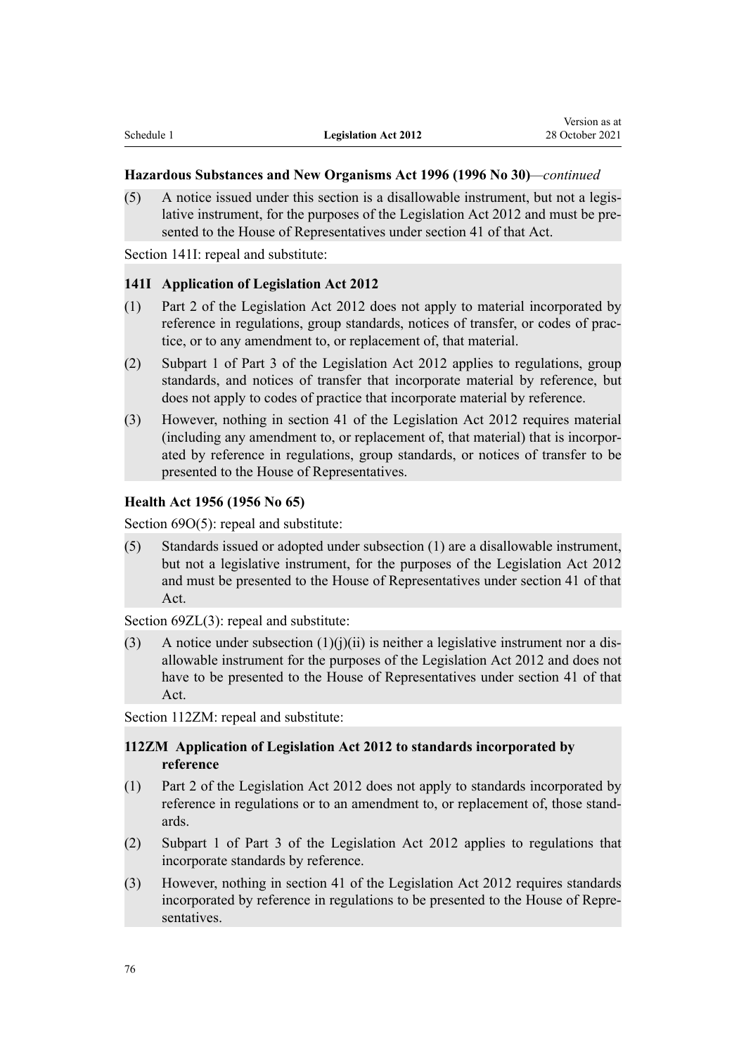**Hazardous Substances and New Organisms Act 1996 (1996 No 30)**—*continued*

(5) A notice issued under this section is a disallowable instrument, but not a legislative instrument, for the purposes of the Legislation Act 2012 and must be presented to the House of Representatives under section 41 of that Act.

Section 141I: repeal and substitute:

**141I Application of Legislation Act 2012**

(1) Part 2 of the Legislation Act 2012 does not apply to material incorporated by reference in regulations, group standards, notices of transfer, or codes of practice, or to any amendment to, or replacement of, that material.

(2) Subpart 1 of Part 3 of the Legislation Act 2012 applies to regulations, group standards, and notices of transfer that incorporate material by reference, but does not apply to codes of practice that incorporate material by reference.

(3) However, nothing in section 41 of the Legislation Act 2012 requires material (including any amendment to, or replacement of, that material) that is incorporated by reference in regulations, group standards, or notices of transfer to be presented to the House of Representatives.

**Health Act 1956 (1956 No 65)**

Section 69O(5): repeal and substitute:

(5) Standards issued or adopted under subsection (1) are a disallowable instrument, but not a legislative instrument, for the purposes of the Legislation Act 2012 and must be presented to the House of Representatives under section 41 of that Act.

Section 69ZL(3): repeal and substitute:

(3) A notice under subsection (1)(j)(ii) is neither a legislative instrument nor a disallowable instrument for the purposes of the Legislation Act 2012 and does not have to be presented to the House of Representatives under section 41 of that Act.

Section 112ZM: repeal and substitute:

**112ZM Application of Legislation Act 2012 to standards incorporated by reference**

(1) Part 2 of the Legislation Act 2012 does not apply to standards incorporated by reference in regulations or to an amendment to, or replacement of, those standards.

(2) Subpart 1 of Part 3 of the Legislation Act 2012 applies to regulations that incorporate standards by reference.

(3) However, nothing in section 41 of the Legislation Act 2012 requires standards incorporated by reference in regulations to be presented to the House of Representatives.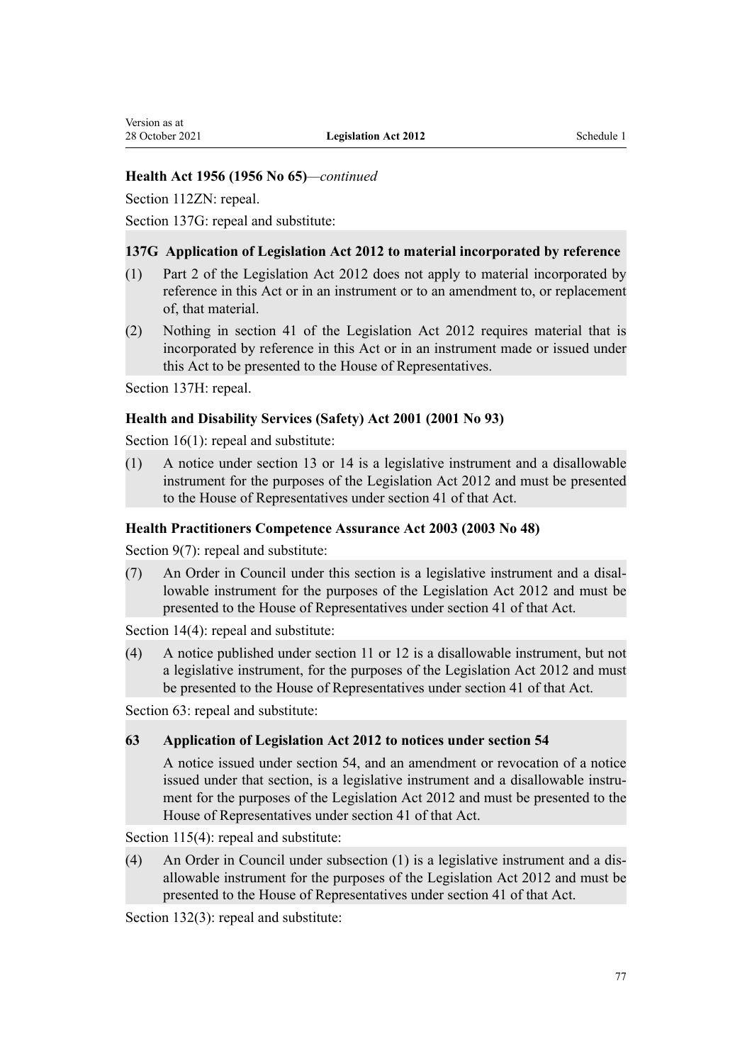**Health Act 1956 (1956 No 65)**—*continued*

Section 112ZN: repeal.

Section 137G: repeal and substitute:

**137G Application of Legislation Act 2012 to material incorporated by reference**

(1) Part 2 of the Legislation Act 2012 does not apply to material incorporated by reference in this Act or in an instrument or to an amendment to, or replacement of, that material.

(2) Nothing in section 41 of the Legislation Act 2012 requires material that is incorporated by reference in this Act or in an instrument made or issued under this Act to be presented to the House of Representatives.

Section 137H: repeal.

**Health and Disability Services (Safety) Act 2001 (2001 No 93)**

Section 16(1): repeal and substitute:

(1) A notice under section 13 or 14 is a legislative instrument and a disallowable instrument for the purposes of the Legislation Act 2012 and must be presented to the House of Representatives under section 41 of that Act.

**Health Practitioners Competence Assurance Act 2003 (2003 No 48)**

Section 9(7): repeal and substitute:

(7) An Order in Council under this section is a legislative instrument and a disallowable instrument for the purposes of the Legislation Act 2012 and must be presented to the House of Representatives under section 41 of that Act.

Section 14(4): repeal and substitute:

(4) A notice published under section 11 or 12 is a disallowable instrument, but not a legislative instrument, for the purposes of the Legislation Act 2012 and must be presented to the House of Representatives under section 41 of that Act.

Section 63: repeal and substitute:

**63 Application of Legislation Act 2012 to notices under section 54**

A notice issued under section 54, and an amendment or revocation of a notice issued under that section, is a legislative instrument and a disallowable instrument for the purposes of the Legislation Act 2012 and must be presented to the House of Representatives under section 41 of that Act.

Section 115(4): repeal and substitute:

(4) An Order in Council under subsection (1) is a legislative instrument and a disallowable instrument for the purposes of the Legislation Act 2012 and must be presented to the House of Representatives under section 41 of that Act.

Section 132(3): repeal and substitute: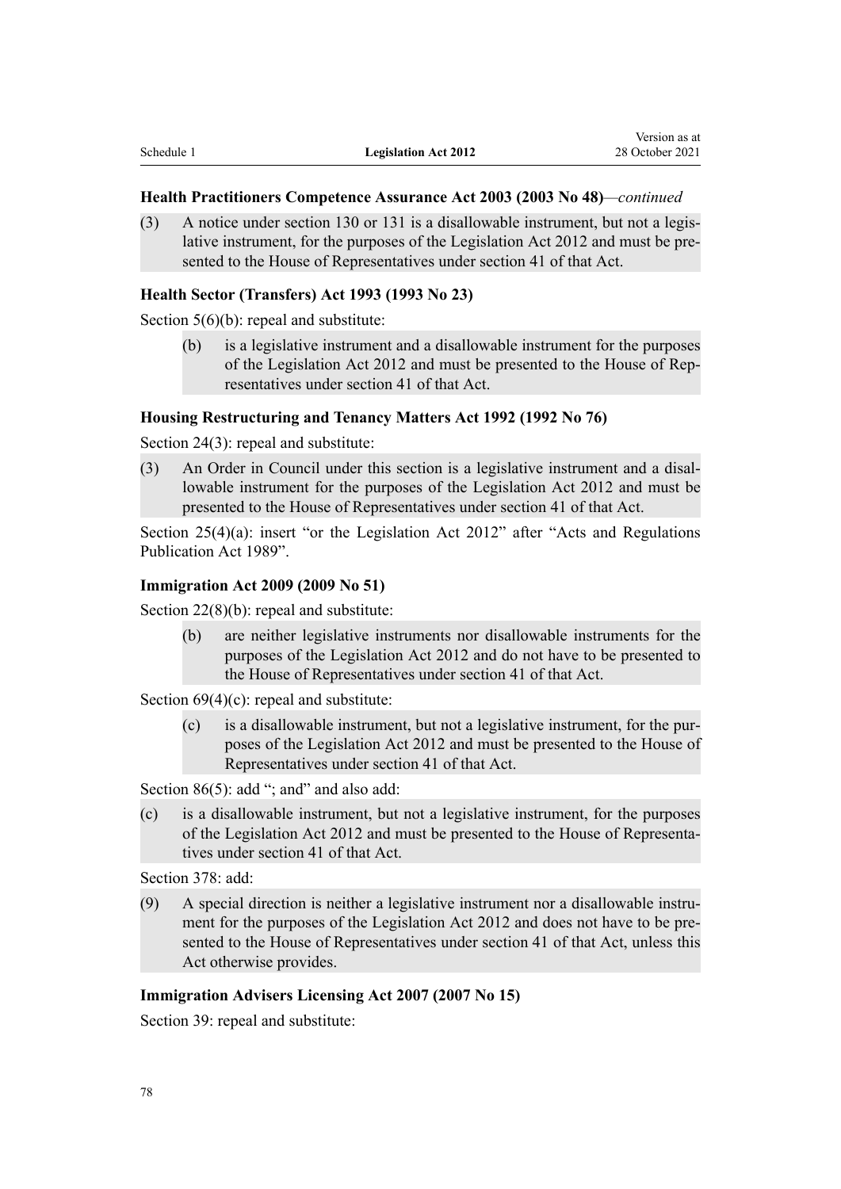**Health Practitioners Competence Assurance Act 2003 (2003 No 48)**—*continued*

(3) A notice under section 130 or 131 is a disallowable instrument, but not a legislative instrument, for the purposes of the Legislation Act 2012 and must be presented to the House of Representatives under section 41 of that Act.

**Health Sector (Transfers) Act 1993 (1993 No 23)**

Section 5(6)(b): repeal and substitute:

> (b) is a legislative instrument and a disallowable instrument for the purposes of the Legislation Act 2012 and must be presented to the House of Representatives under section 41 of that Act.

**Housing Restructuring and Tenancy Matters Act 1992 (1992 No 76)**

Section 24(3): repeal and substitute:

(3) An Order in Council under this section is a legislative instrument and a disallowable instrument for the purposes of the Legislation Act 2012 and must be presented to the House of Representatives under section 41 of that Act.

Section 25(4)(a): insert "or the Legislation Act 2012" after "Acts and Regulations Publication Act 1989".

**Immigration Act 2009 (2009 No 51)**

Section 22(8)(b): repeal and substitute:

> (b) are neither legislative instruments nor disallowable instruments for the purposes of the Legislation Act 2012 and do not have to be presented to the House of Representatives under section 41 of that Act.

Section 69(4)(c): repeal and substitute:

> (c) is a disallowable instrument, but not a legislative instrument, for the purposes of the Legislation Act 2012 and must be presented to the House of Representatives under section 41 of that Act.

Section 86(5): add "; and" and also add:

(c) is a disallowable instrument, but not a legislative instrument, for the purposes of the Legislation Act 2012 and must be presented to the House of Representatives under section 41 of that Act.

Section 378: add:

(9) A special direction is neither a legislative instrument nor a disallowable instrument for the purposes of the Legislation Act 2012 and does not have to be presented to the House of Representatives under section 41 of that Act, unless this Act otherwise provides.

**Immigration Advisers Licensing Act 2007 (2007 No 15)**

Section 39: repeal and substitute: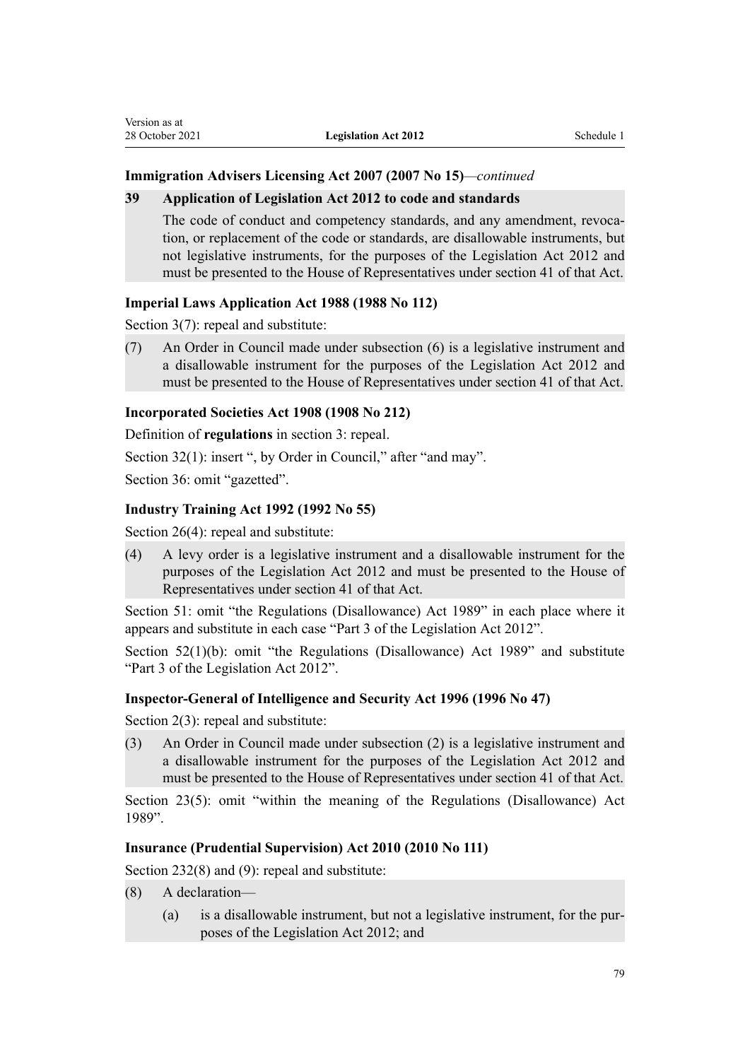### Immigration Advisers Licensing Act 2007 (2007 No 15)—*continued*

**39 Application of Legislation Act 2012 to code and standards**

The code of conduct and competency standards, and any amendment, revocation, or replacement of the code or standards, are disallowable instruments, but not legislative instruments, for the purposes of the Legislation Act 2012 and must be presented to the House of Representatives under section 41 of that Act.

### Imperial Laws Application Act 1988 (1988 No 112)

Section 3(7): repeal and substitute:

(7) An Order in Council made under subsection (6) is a legislative instrument and a disallowable instrument for the purposes of the Legislation Act 2012 and must be presented to the House of Representatives under section 41 of that Act.

### Incorporated Societies Act 1908 (1908 No 212)

Definition of **regulations** in section 3: repeal.

Section 32(1): insert ", by Order in Council," after "and may".

Section 36: omit "gazetted".

### Industry Training Act 1992 (1992 No 55)

Section 26(4): repeal and substitute:

(4) A levy order is a legislative instrument and a disallowable instrument for the purposes of the Legislation Act 2012 and must be presented to the House of Representatives under section 41 of that Act.

Section 51: omit "the Regulations (Disallowance) Act 1989" in each place where it appears and substitute in each case "Part 3 of the Legislation Act 2012".

Section 52(1)(b): omit "the Regulations (Disallowance) Act 1989" and substitute "Part 3 of the Legislation Act 2012".

### Inspector-General of Intelligence and Security Act 1996 (1996 No 47)

Section 2(3): repeal and substitute:

(3) An Order in Council made under subsection (2) is a legislative instrument and a disallowable instrument for the purposes of the Legislation Act 2012 and must be presented to the House of Representatives under section 41 of that Act.

Section 23(5): omit "within the meaning of the Regulations (Disallowance) Act 1989".

### Insurance (Prudential Supervision) Act 2010 (2010 No 111)

Section 232(8) and (9): repeal and substitute:

(8) A declaration—

(a) is a disallowable instrument, but not a legislative instrument, for the purposes of the Legislation Act 2012; and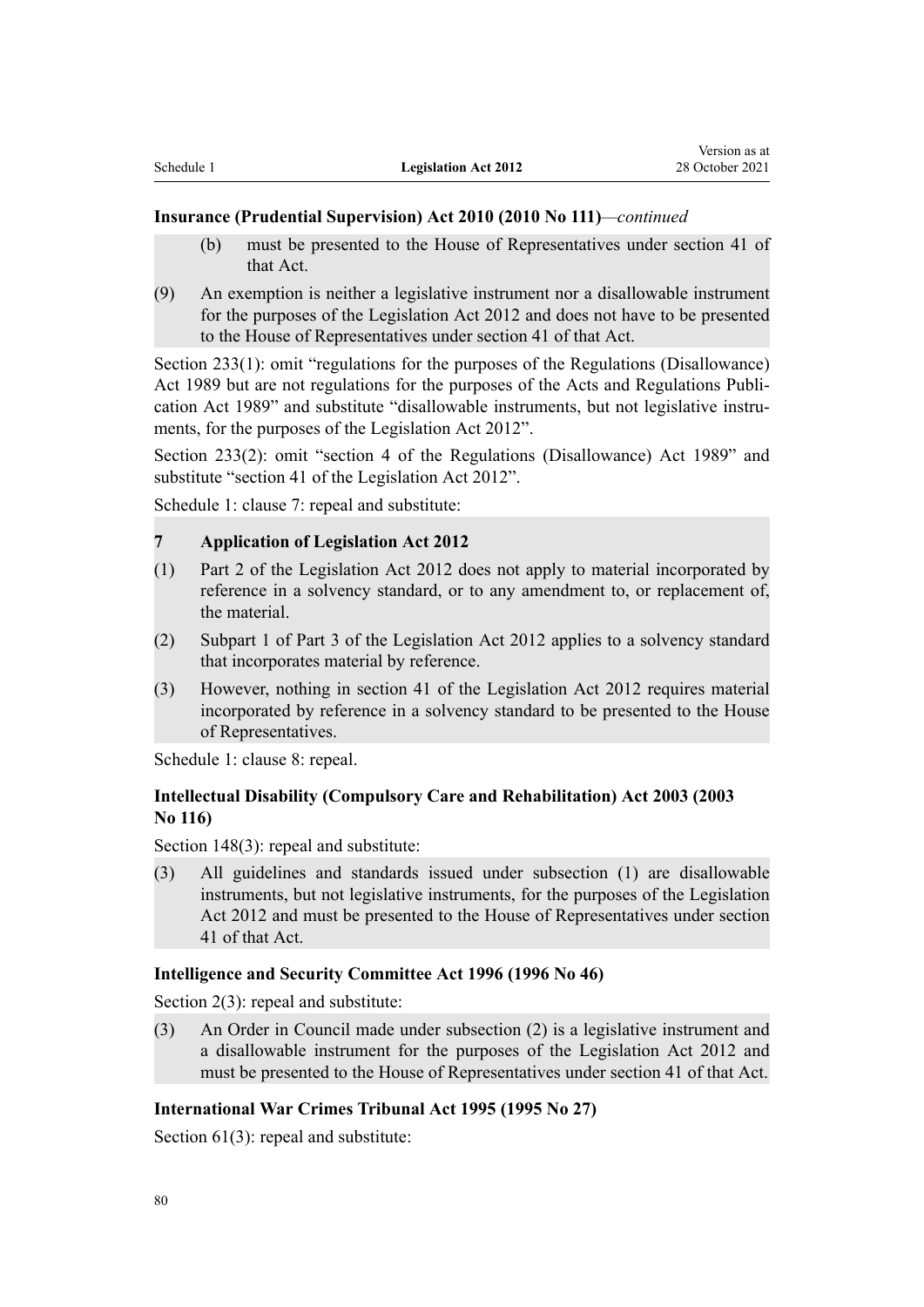**Insurance (Prudential Supervision) Act 2010 (2010 No 111)**—*continued*

(b) must be presented to the House of Representatives under section 41 of that Act.

(9) An exemption is neither a legislative instrument nor a disallowable instrument for the purposes of the Legislation Act 2012 and does not have to be presented to the House of Representatives under section 41 of that Act.

Section 233(1): omit "regulations for the purposes of the Regulations (Disallowance) Act 1989 but are not regulations for the purposes of the Acts and Regulations Publication Act 1989" and substitute "disallowable instruments, but not legislative instruments, for the purposes of the Legislation Act 2012".

Section 233(2): omit "section 4 of the Regulations (Disallowance) Act 1989" and substitute "section 41 of the Legislation Act 2012".

Schedule 1: clause 7: repeal and substitute:

**7 Application of Legislation Act 2012**

(1) Part 2 of the Legislation Act 2012 does not apply to material incorporated by reference in a solvency standard, or to any amendment to, or replacement of, the material.

(2) Subpart 1 of Part 3 of the Legislation Act 2012 applies to a solvency standard that incorporates material by reference.

(3) However, nothing in section 41 of the Legislation Act 2012 requires material incorporated by reference in a solvency standard to be presented to the House of Representatives.

Schedule 1: clause 8: repeal.

### Intellectual Disability (Compulsory Care and Rehabilitation) Act 2003 (2003 No 116)

Section 148(3): repeal and substitute:

(3) All guidelines and standards issued under subsection (1) are disallowable instruments, but not legislative instruments, for the purposes of the Legislation Act 2012 and must be presented to the House of Representatives under section 41 of that Act.

### Intelligence and Security Committee Act 1996 (1996 No 46)

Section 2(3): repeal and substitute:

(3) An Order in Council made under subsection (2) is a legislative instrument and a disallowable instrument for the purposes of the Legislation Act 2012 and must be presented to the House of Representatives under section 41 of that Act.

### International War Crimes Tribunal Act 1995 (1995 No 27)

Section 61(3): repeal and substitute: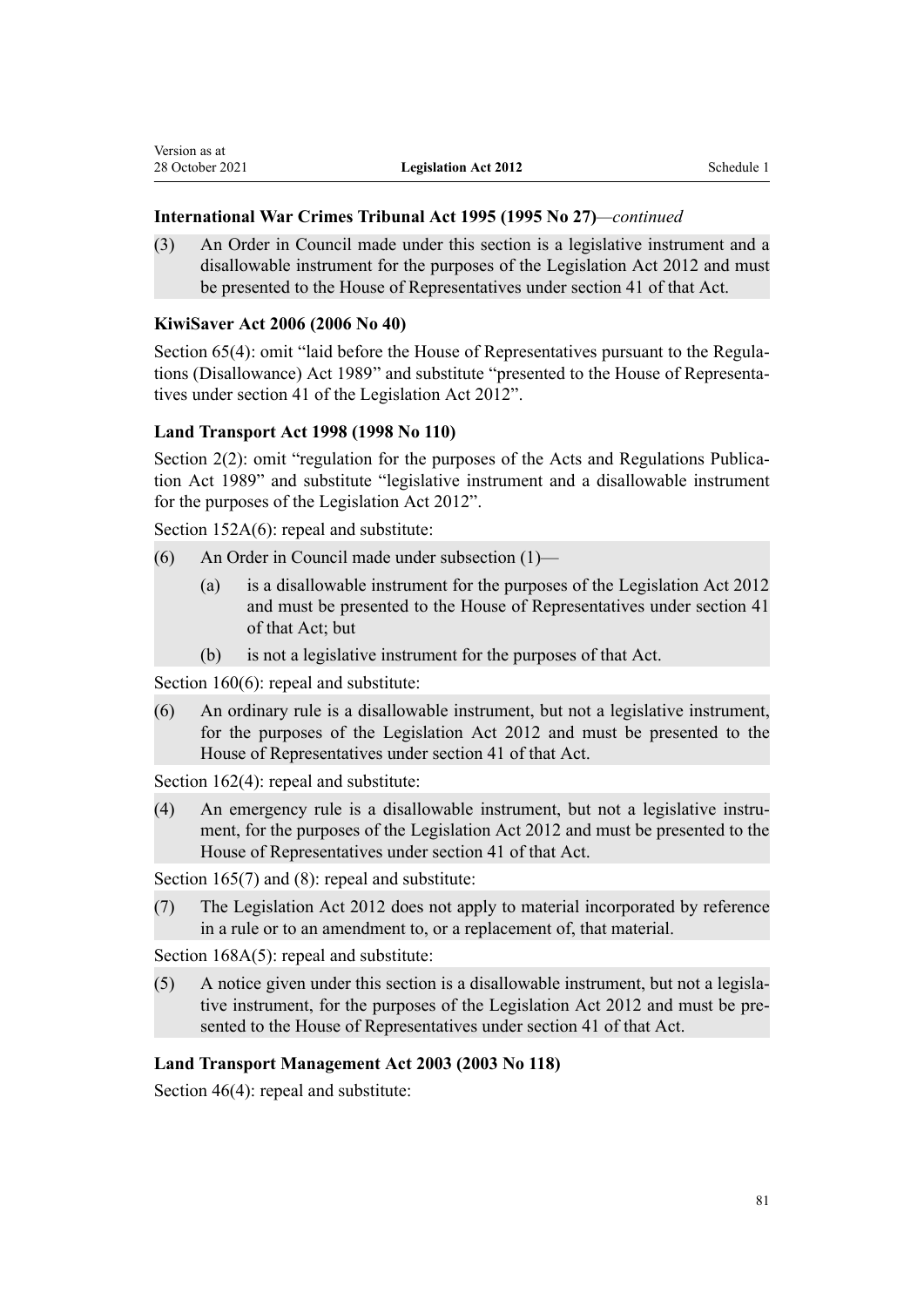**International War Crimes Tribunal Act 1995 (1995 No 27)**—*continued*

(3) An Order in Council made under this section is a legislative instrument and a disallowable instrument for the purposes of the Legislation Act 2012 and must be presented to the House of Representatives under section 41 of that Act.

**KiwiSaver Act 2006 (2006 No 40)**

Section 65(4): omit "laid before the House of Representatives pursuant to the Regulations (Disallowance) Act 1989" and substitute "presented to the House of Representatives under section 41 of the Legislation Act 2012".

**Land Transport Act 1998 (1998 No 110)**

Section 2(2): omit "regulation for the purposes of the Acts and Regulations Publication Act 1989" and substitute "legislative instrument and a disallowable instrument for the purposes of the Legislation Act 2012".

Section 152A(6): repeal and substitute:

(6) An Order in Council made under subsection (1)—

  (a) is a disallowable instrument for the purposes of the Legislation Act 2012 and must be presented to the House of Representatives under section 41 of that Act; but

  (b) is not a legislative instrument for the purposes of that Act.

Section 160(6): repeal and substitute:

(6) An ordinary rule is a disallowable instrument, but not a legislative instrument, for the purposes of the Legislation Act 2012 and must be presented to the House of Representatives under section 41 of that Act.

Section 162(4): repeal and substitute:

(4) An emergency rule is a disallowable instrument, but not a legislative instrument, for the purposes of the Legislation Act 2012 and must be presented to the House of Representatives under section 41 of that Act.

Section 165(7) and (8): repeal and substitute:

(7) The Legislation Act 2012 does not apply to material incorporated by reference in a rule or to an amendment to, or a replacement of, that material.

Section 168A(5): repeal and substitute:

(5) A notice given under this section is a disallowable instrument, but not a legislative instrument, for the purposes of the Legislation Act 2012 and must be presented to the House of Representatives under section 41 of that Act.

**Land Transport Management Act 2003 (2003 No 118)**

Section 46(4): repeal and substitute: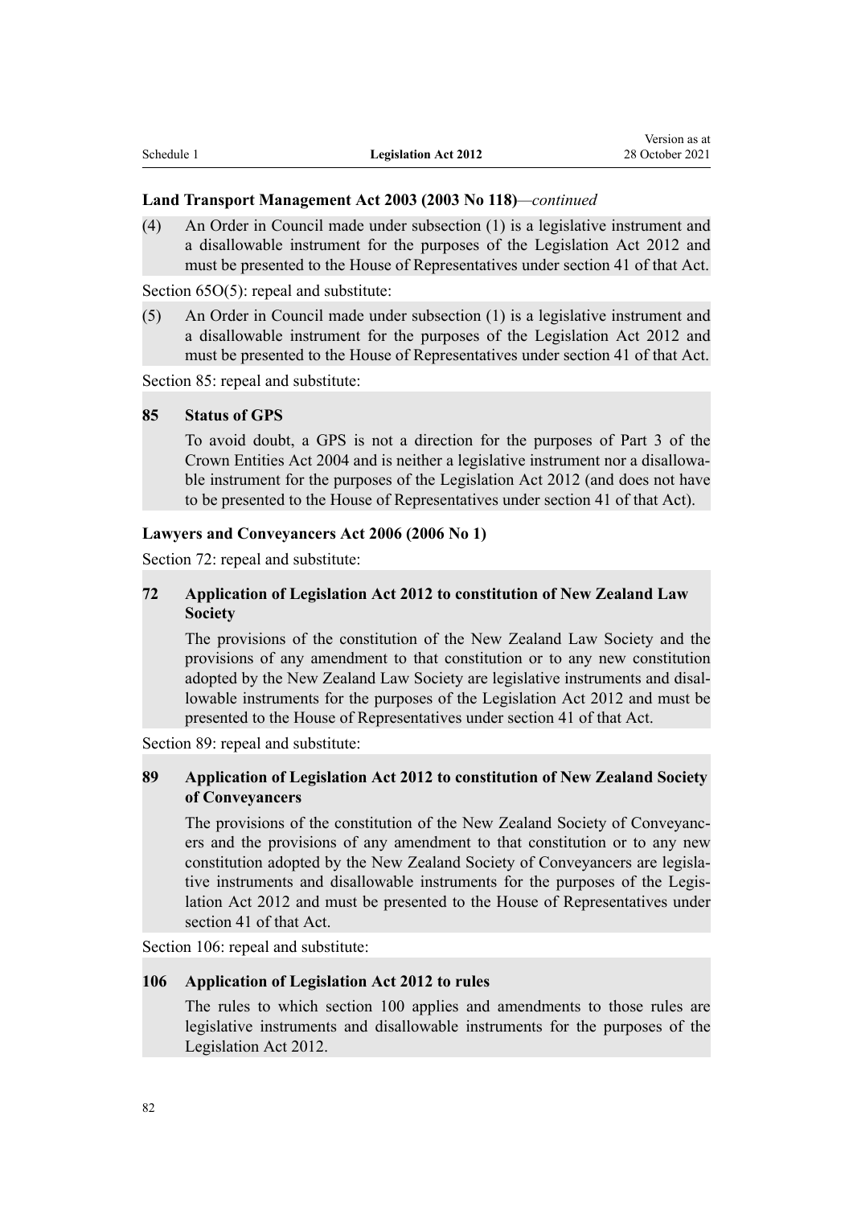**Land Transport Management Act 2003 (2003 No 118)***—continued*

(4) An Order in Council made under subsection (1) is a legislative instrument and a disallowable instrument for the purposes of the Legislation Act 2012 and must be presented to the House of Representatives under section 41 of that Act.

Section 65O(5): repeal and substitute:

(5) An Order in Council made under subsection (1) is a legislative instrument and a disallowable instrument for the purposes of the Legislation Act 2012 and must be presented to the House of Representatives under section 41 of that Act.

Section 85: repeal and substitute:

**85 Status of GPS**

To avoid doubt, a GPS is not a direction for the purposes of Part 3 of the Crown Entities Act 2004 and is neither a legislative instrument nor a disallowable instrument for the purposes of the Legislation Act 2012 (and does not have to be presented to the House of Representatives under section 41 of that Act).

**Lawyers and Conveyancers Act 2006 (2006 No 1)**

Section 72: repeal and substitute:

**72 Application of Legislation Act 2012 to constitution of New Zealand Law Society**

The provisions of the constitution of the New Zealand Law Society and the provisions of any amendment to that constitution or to any new constitution adopted by the New Zealand Law Society are legislative instruments and disallowable instruments for the purposes of the Legislation Act 2012 and must be presented to the House of Representatives under section 41 of that Act.

Section 89: repeal and substitute:

**89 Application of Legislation Act 2012 to constitution of New Zealand Society of Conveyancers**

The provisions of the constitution of the New Zealand Society of Conveyancers and the provisions of any amendment to that constitution or to any new constitution adopted by the New Zealand Society of Conveyancers are legislative instruments and disallowable instruments for the purposes of the Legislation Act 2012 and must be presented to the House of Representatives under section 41 of that Act.

Section 106: repeal and substitute:

**106 Application of Legislation Act 2012 to rules**

The rules to which section 100 applies and amendments to those rules are legislative instruments and disallowable instruments for the purposes of the Legislation Act 2012.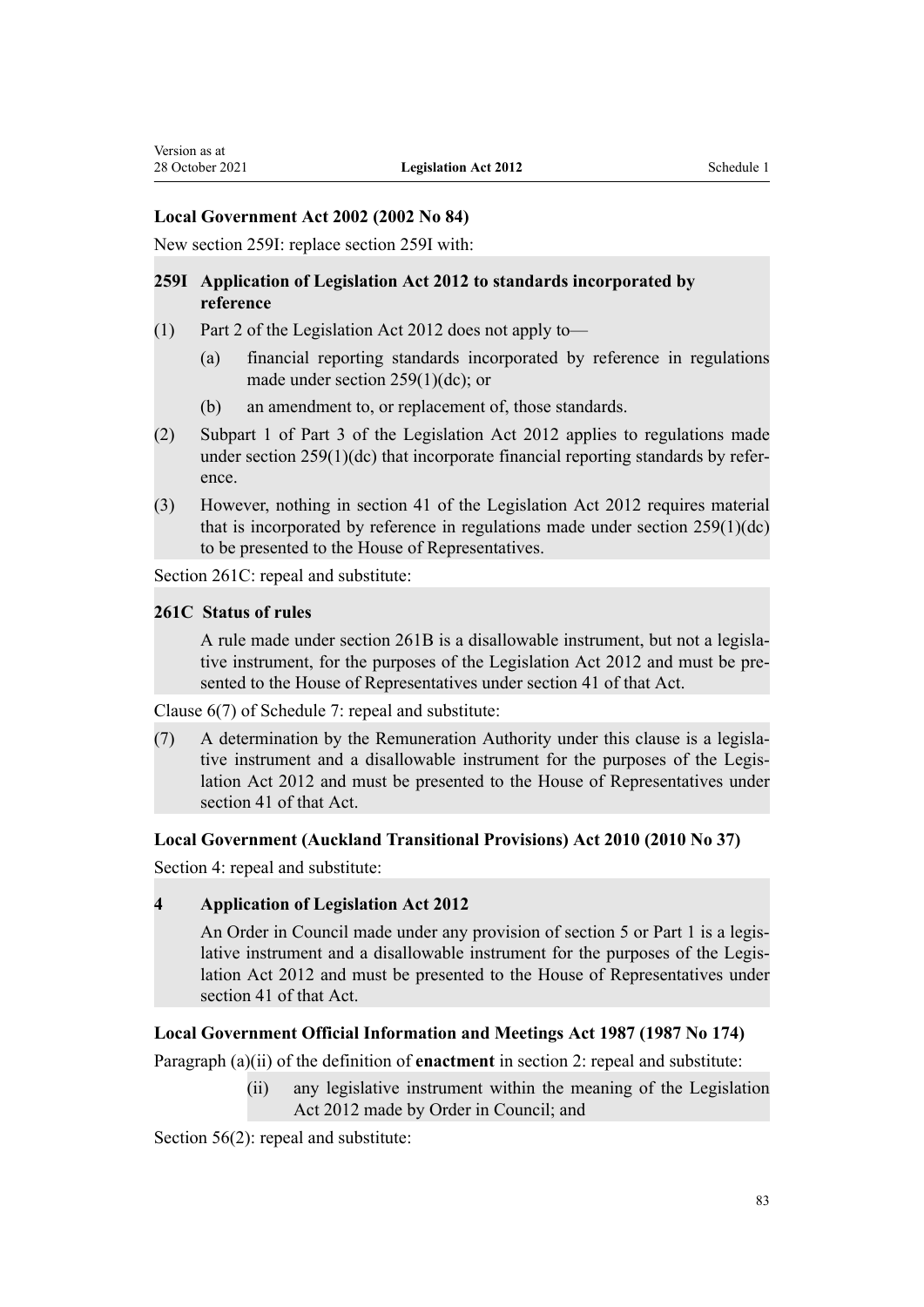### Local Government Act 2002 (2002 No 84)

New section 259I: replace section 259I with:

> **259I Application of Legislation Act 2012 to standards incorporated by reference**
>
> (1) Part 2 of the Legislation Act 2012 does not apply to—
>
> (a) financial reporting standards incorporated by reference in regulations made under section 259(1)(dc); or
>
> (b) an amendment to, or replacement of, those standards.
>
> (2) Subpart 1 of Part 3 of the Legislation Act 2012 applies to regulations made under section 259(1)(dc) that incorporate financial reporting standards by reference.
>
> (3) However, nothing in section 41 of the Legislation Act 2012 requires material that is incorporated by reference in regulations made under section 259(1)(dc) to be presented to the House of Representatives.

Section 261C: repeal and substitute:

> **261C Status of rules**
>
> A rule made under section 261B is a disallowable instrument, but not a legislative instrument, for the purposes of the Legislation Act 2012 and must be presented to the House of Representatives under section 41 of that Act.

Clause 6(7) of Schedule 7: repeal and substitute:

> (7) A determination by the Remuneration Authority under this clause is a legislative instrument and a disallowable instrument for the purposes of the Legislation Act 2012 and must be presented to the House of Representatives under section 41 of that Act.

### Local Government (Auckland Transitional Provisions) Act 2010 (2010 No 37)

Section 4: repeal and substitute:

> **4 Application of Legislation Act 2012**
>
> An Order in Council made under any provision of section 5 or Part 1 is a legislative instrument and a disallowable instrument for the purposes of the Legislation Act 2012 and must be presented to the House of Representatives under section 41 of that Act.

### Local Government Official Information and Meetings Act 1987 (1987 No 174)

Paragraph (a)(ii) of the definition of **enactment** in section 2: repeal and substitute:

> (ii) any legislative instrument within the meaning of the Legislation Act 2012 made by Order in Council; and

Section 56(2): repeal and substitute: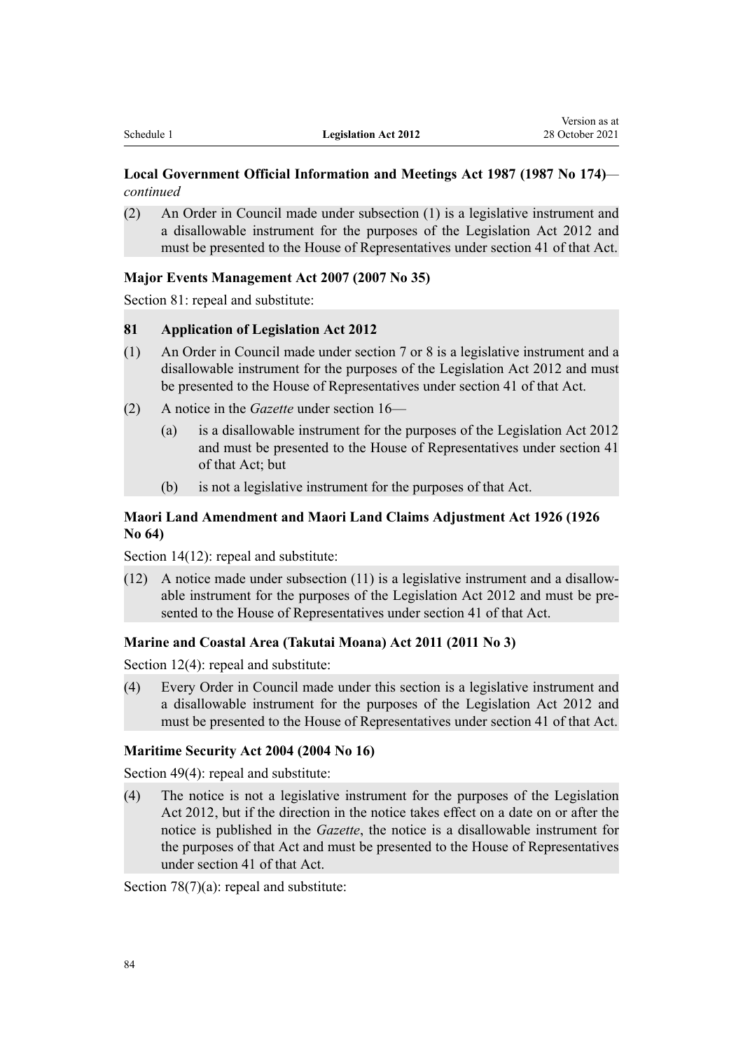**Local Government Official Information and Meetings Act 1987 (1987 No 174)**—*continued*

(2) An Order in Council made under subsection (1) is a legislative instrument and a disallowable instrument for the purposes of the Legislation Act 2012 and must be presented to the House of Representatives under section 41 of that Act.

**Major Events Management Act 2007 (2007 No 35)**

Section 81: repeal and substitute:

**81 Application of Legislation Act 2012**

(1) An Order in Council made under section 7 or 8 is a legislative instrument and a disallowable instrument for the purposes of the Legislation Act 2012 and must be presented to the House of Representatives under section 41 of that Act.

(2) A notice in the *Gazette* under section 16—

(a) is a disallowable instrument for the purposes of the Legislation Act 2012 and must be presented to the House of Representatives under section 41 of that Act; but

(b) is not a legislative instrument for the purposes of that Act.

**Maori Land Amendment and Maori Land Claims Adjustment Act 1926 (1926 No 64)**

Section 14(12): repeal and substitute:

(12) A notice made under subsection (11) is a legislative instrument and a disallowable instrument for the purposes of the Legislation Act 2012 and must be presented to the House of Representatives under section 41 of that Act.

**Marine and Coastal Area (Takutai Moana) Act 2011 (2011 No 3)**

Section 12(4): repeal and substitute:

(4) Every Order in Council made under this section is a legislative instrument and a disallowable instrument for the purposes of the Legislation Act 2012 and must be presented to the House of Representatives under section 41 of that Act.

**Maritime Security Act 2004 (2004 No 16)**

Section 49(4): repeal and substitute:

(4) The notice is not a legislative instrument for the purposes of the Legislation Act 2012, but if the direction in the notice takes effect on a date on or after the notice is published in the *Gazette*, the notice is a disallowable instrument for the purposes of that Act and must be presented to the House of Representatives under section 41 of that Act.

Section 78(7)(a): repeal and substitute: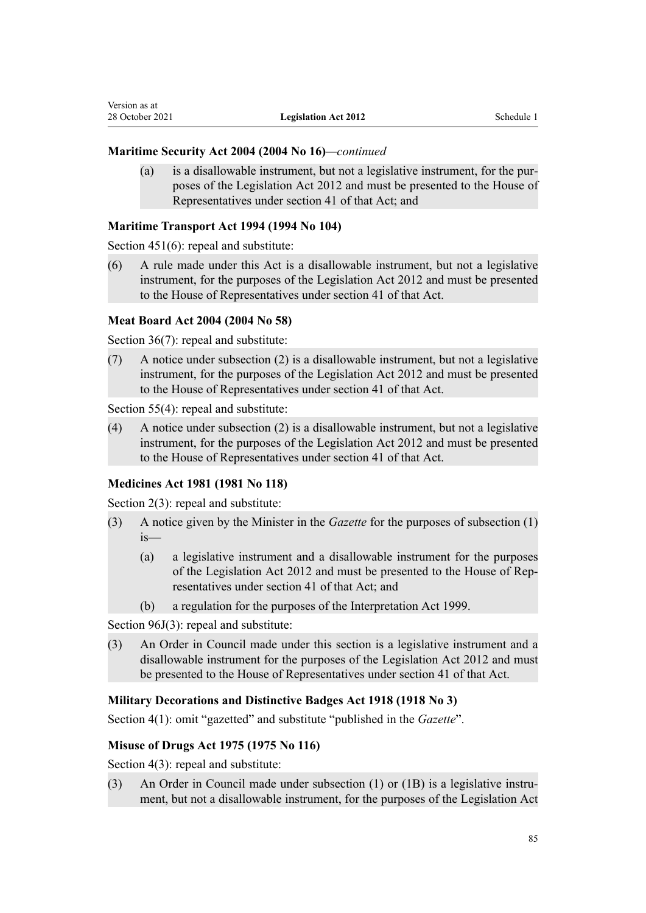**Maritime Security Act 2004 (2004 No 16)**—*continued*

(a) is a disallowable instrument, but not a legislative instrument, for the purposes of the Legislation Act 2012 and must be presented to the House of Representatives under section 41 of that Act; and

**Maritime Transport Act 1994 (1994 No 104)**

Section 451(6): repeal and substitute:

(6) A rule made under this Act is a disallowable instrument, but not a legislative instrument, for the purposes of the Legislation Act 2012 and must be presented to the House of Representatives under section 41 of that Act.

**Meat Board Act 2004 (2004 No 58)**

Section 36(7): repeal and substitute:

(7) A notice under subsection (2) is a disallowable instrument, but not a legislative instrument, for the purposes of the Legislation Act 2012 and must be presented to the House of Representatives under section 41 of that Act.

Section 55(4): repeal and substitute:

(4) A notice under subsection (2) is a disallowable instrument, but not a legislative instrument, for the purposes of the Legislation Act 2012 and must be presented to the House of Representatives under section 41 of that Act.

**Medicines Act 1981 (1981 No 118)**

Section 2(3): repeal and substitute:

(3) A notice given by the Minister in the *Gazette* for the purposes of subsection (1) is—

(a) a legislative instrument and a disallowable instrument for the purposes of the Legislation Act 2012 and must be presented to the House of Representatives under section 41 of that Act; and

(b) a regulation for the purposes of the Interpretation Act 1999.

Section 96J(3): repeal and substitute:

(3) An Order in Council made under this section is a legislative instrument and a disallowable instrument for the purposes of the Legislation Act 2012 and must be presented to the House of Representatives under section 41 of that Act.

**Military Decorations and Distinctive Badges Act 1918 (1918 No 3)**

Section 4(1): omit "gazetted" and substitute "published in the *Gazette*".

**Misuse of Drugs Act 1975 (1975 No 116)**

Section 4(3): repeal and substitute:

(3) An Order in Council made under subsection (1) or (1B) is a legislative instrument, but not a disallowable instrument, for the purposes of the Legislation Act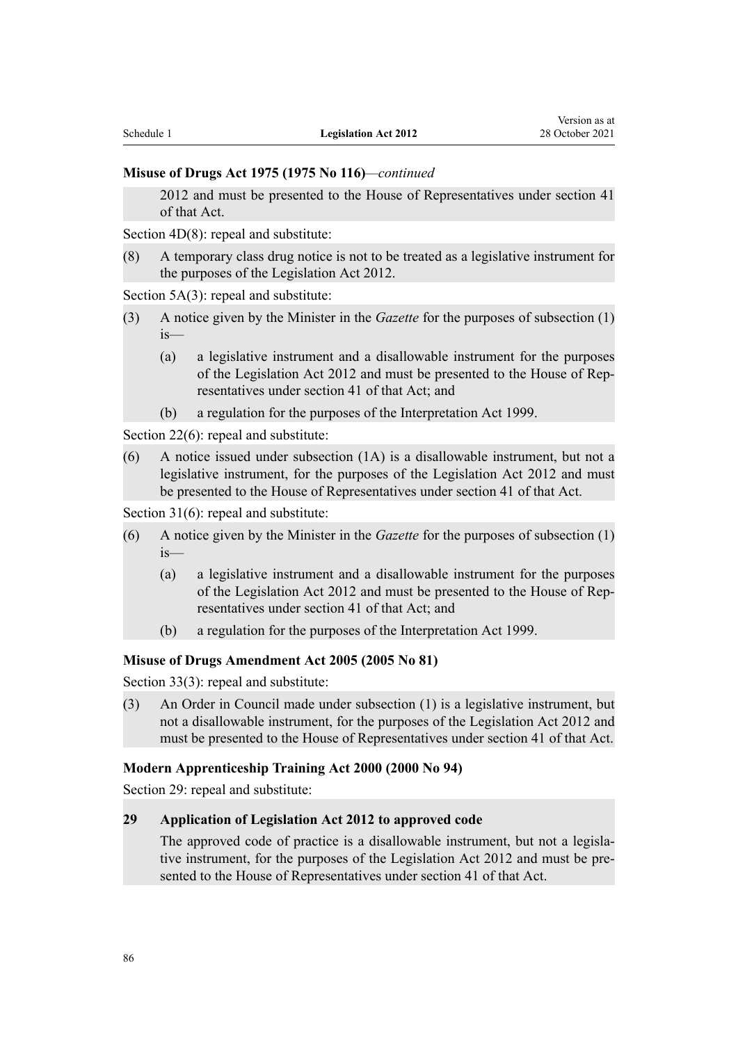**Misuse of Drugs Act 1975 (1975 No 116)**—*continued*

2012 and must be presented to the House of Representatives under section 41 of that Act.

Section 4D(8): repeal and substitute:

(8) A temporary class drug notice is not to be treated as a legislative instrument for the purposes of the Legislation Act 2012.

Section 5A(3): repeal and substitute:

(3) A notice given by the Minister in the *Gazette* for the purposes of subsection (1) is—

(a) a legislative instrument and a disallowable instrument for the purposes of the Legislation Act 2012 and must be presented to the House of Representatives under section 41 of that Act; and

(b) a regulation for the purposes of the Interpretation Act 1999.

Section 22(6): repeal and substitute:

(6) A notice issued under subsection (1A) is a disallowable instrument, but not a legislative instrument, for the purposes of the Legislation Act 2012 and must be presented to the House of Representatives under section 41 of that Act.

Section 31(6): repeal and substitute:

(6) A notice given by the Minister in the *Gazette* for the purposes of subsection (1) is—

(a) a legislative instrument and a disallowable instrument for the purposes of the Legislation Act 2012 and must be presented to the House of Representatives under section 41 of that Act; and

(b) a regulation for the purposes of the Interpretation Act 1999.

**Misuse of Drugs Amendment Act 2005 (2005 No 81)**

Section 33(3): repeal and substitute:

(3) An Order in Council made under subsection (1) is a legislative instrument, but not a disallowable instrument, for the purposes of the Legislation Act 2012 and must be presented to the House of Representatives under section 41 of that Act.

**Modern Apprenticeship Training Act 2000 (2000 No 94)**

Section 29: repeal and substitute:

**29 Application of Legislation Act 2012 to approved code**

The approved code of practice is a disallowable instrument, but not a legislative instrument, for the purposes of the Legislation Act 2012 and must be presented to the House of Representatives under section 41 of that Act.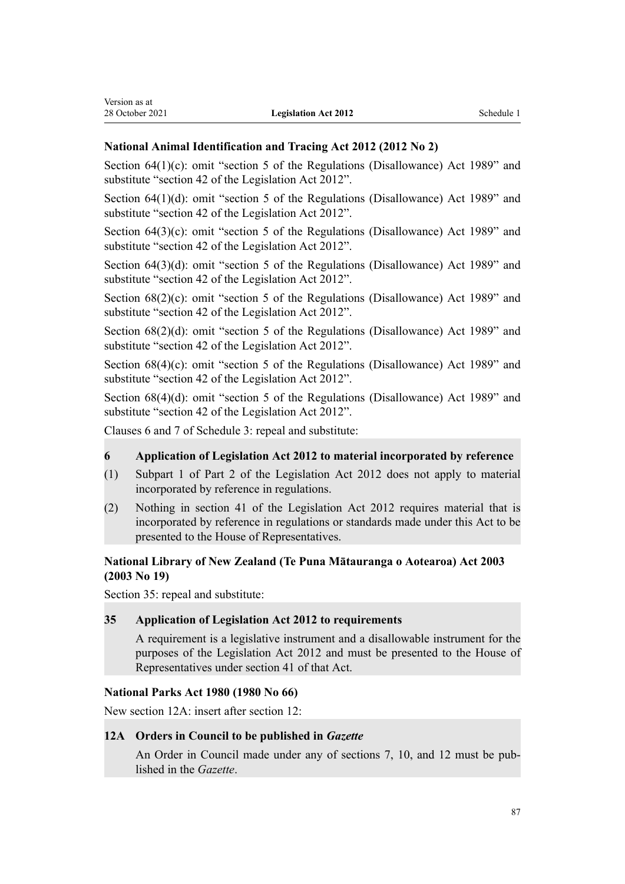**National Animal Identification and Tracing Act 2012 (2012 No 2)**

Section 64(1)(c): omit "section 5 of the Regulations (Disallowance) Act 1989" and substitute "section 42 of the Legislation Act 2012".

Section 64(1)(d): omit "section 5 of the Regulations (Disallowance) Act 1989" and substitute "section 42 of the Legislation Act 2012".

Section 64(3)(c): omit "section 5 of the Regulations (Disallowance) Act 1989" and substitute "section 42 of the Legislation Act 2012".

Section 64(3)(d): omit "section 5 of the Regulations (Disallowance) Act 1989" and substitute "section 42 of the Legislation Act 2012".

Section 68(2)(c): omit "section 5 of the Regulations (Disallowance) Act 1989" and substitute "section 42 of the Legislation Act 2012".

Section 68(2)(d): omit "section 5 of the Regulations (Disallowance) Act 1989" and substitute "section 42 of the Legislation Act 2012".

Section 68(4)(c): omit "section 5 of the Regulations (Disallowance) Act 1989" and substitute "section 42 of the Legislation Act 2012".

Section 68(4)(d): omit "section 5 of the Regulations (Disallowance) Act 1989" and substitute "section 42 of the Legislation Act 2012".

Clauses 6 and 7 of Schedule 3: repeal and substitute:

**6 Application of Legislation Act 2012 to material incorporated by reference**

(1) Subpart 1 of Part 2 of the Legislation Act 2012 does not apply to material incorporated by reference in regulations.

(2) Nothing in section 41 of the Legislation Act 2012 requires material that is incorporated by reference in regulations or standards made under this Act to be presented to the House of Representatives.

**National Library of New Zealand (Te Puna Mātauranga o Aotearoa) Act 2003 (2003 No 19)**

Section 35: repeal and substitute:

**35 Application of Legislation Act 2012 to requirements**

A requirement is a legislative instrument and a disallowable instrument for the purposes of the Legislation Act 2012 and must be presented to the House of Representatives under section 41 of that Act.

**National Parks Act 1980 (1980 No 66)**

New section 12A: insert after section 12:

**12A Orders in Council to be published in *Gazette***

An Order in Council made under any of sections 7, 10, and 12 must be published in the *Gazette*.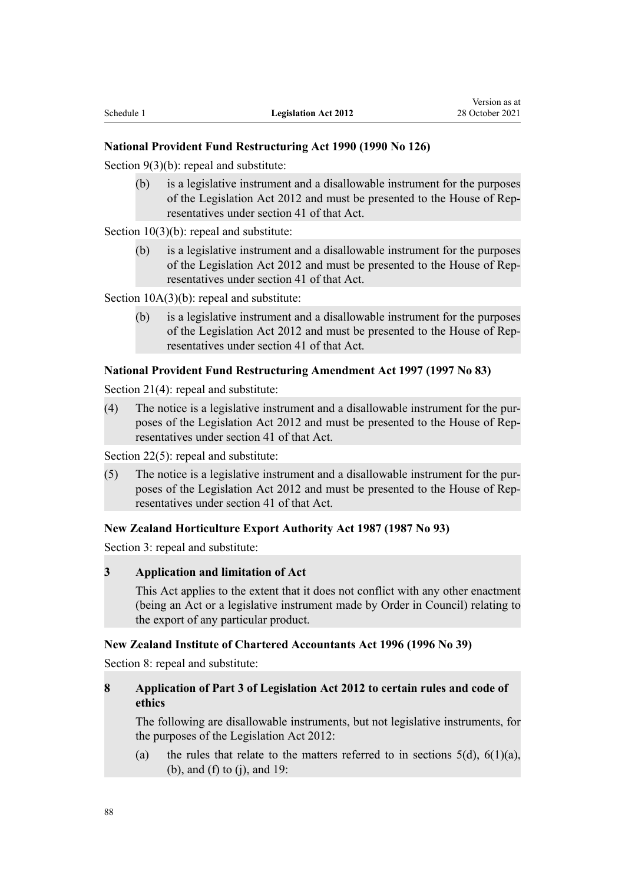### National Provident Fund Restructuring Act 1990 (1990 No 126)

Section 9(3)(b): repeal and substitute:

(b) is a legislative instrument and a disallowable instrument for the purposes of the Legislation Act 2012 and must be presented to the House of Representatives under section 41 of that Act.

Section 10(3)(b): repeal and substitute:

(b) is a legislative instrument and a disallowable instrument for the purposes of the Legislation Act 2012 and must be presented to the House of Representatives under section 41 of that Act.

Section 10A(3)(b): repeal and substitute:

(b) is a legislative instrument and a disallowable instrument for the purposes of the Legislation Act 2012 and must be presented to the House of Representatives under section 41 of that Act.

### National Provident Fund Restructuring Amendment Act 1997 (1997 No 83)

Section 21(4): repeal and substitute:

(4) The notice is a legislative instrument and a disallowable instrument for the purposes of the Legislation Act 2012 and must be presented to the House of Representatives under section 41 of that Act.

Section 22(5): repeal and substitute:

(5) The notice is a legislative instrument and a disallowable instrument for the purposes of the Legislation Act 2012 and must be presented to the House of Representatives under section 41 of that Act.

### New Zealand Horticulture Export Authority Act 1987 (1987 No 93)

Section 3: repeal and substitute:

**3 Application and limitation of Act**

This Act applies to the extent that it does not conflict with any other enactment (being an Act or a legislative instrument made by Order in Council) relating to the export of any particular product.

### New Zealand Institute of Chartered Accountants Act 1996 (1996 No 39)

Section 8: repeal and substitute:

**8 Application of Part 3 of Legislation Act 2012 to certain rules and code of ethics**

The following are disallowable instruments, but not legislative instruments, for the purposes of the Legislation Act 2012:

(a) the rules that relate to the matters referred to in sections 5(d), 6(1)(a), (b), and (f) to (j), and 19: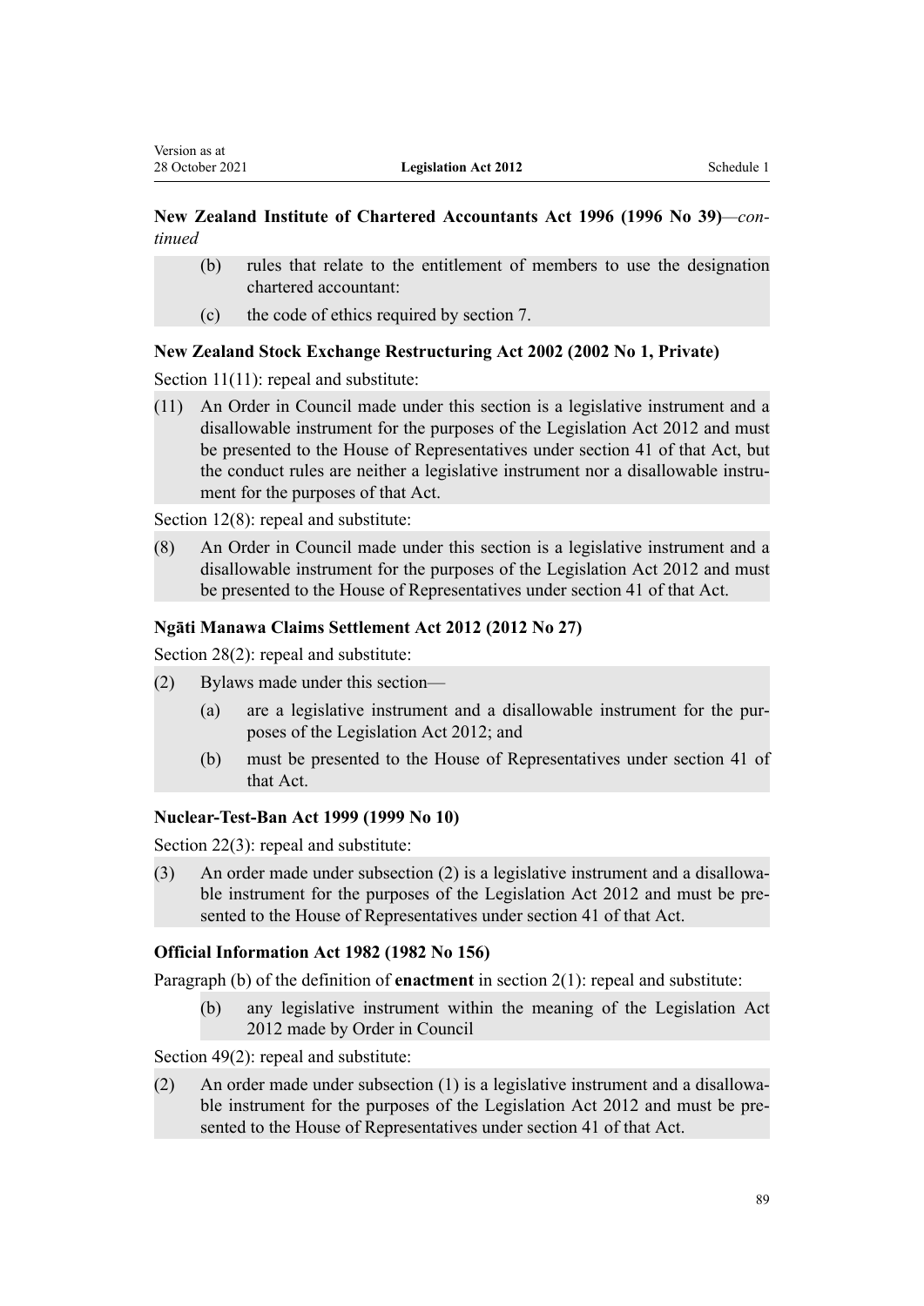**New Zealand Institute of Chartered Accountants Act 1996 (1996 No 39)**—*continued*

(b) rules that relate to the entitlement of members to use the designation chartered accountant:

(c) the code of ethics required by section 7.

**New Zealand Stock Exchange Restructuring Act 2002 (2002 No 1, Private)**

Section 11(11): repeal and substitute:

(11) An Order in Council made under this section is a legislative instrument and a disallowable instrument for the purposes of the Legislation Act 2012 and must be presented to the House of Representatives under section 41 of that Act, but the conduct rules are neither a legislative instrument nor a disallowable instrument for the purposes of that Act.

Section 12(8): repeal and substitute:

(8) An Order in Council made under this section is a legislative instrument and a disallowable instrument for the purposes of the Legislation Act 2012 and must be presented to the House of Representatives under section 41 of that Act.

**Ngāti Manawa Claims Settlement Act 2012 (2012 No 27)**

Section 28(2): repeal and substitute:

(2) Bylaws made under this section—

(a) are a legislative instrument and a disallowable instrument for the purposes of the Legislation Act 2012; and

(b) must be presented to the House of Representatives under section 41 of that Act.

**Nuclear-Test-Ban Act 1999 (1999 No 10)**

Section 22(3): repeal and substitute:

(3) An order made under subsection (2) is a legislative instrument and a disallowable instrument for the purposes of the Legislation Act 2012 and must be presented to the House of Representatives under section 41 of that Act.

**Official Information Act 1982 (1982 No 156)**

Paragraph (b) of the definition of **enactment** in section 2(1): repeal and substitute:

(b) any legislative instrument within the meaning of the Legislation Act 2012 made by Order in Council

Section 49(2): repeal and substitute:

(2) An order made under subsection (1) is a legislative instrument and a disallowable instrument for the purposes of the Legislation Act 2012 and must be presented to the House of Representatives under section 41 of that Act.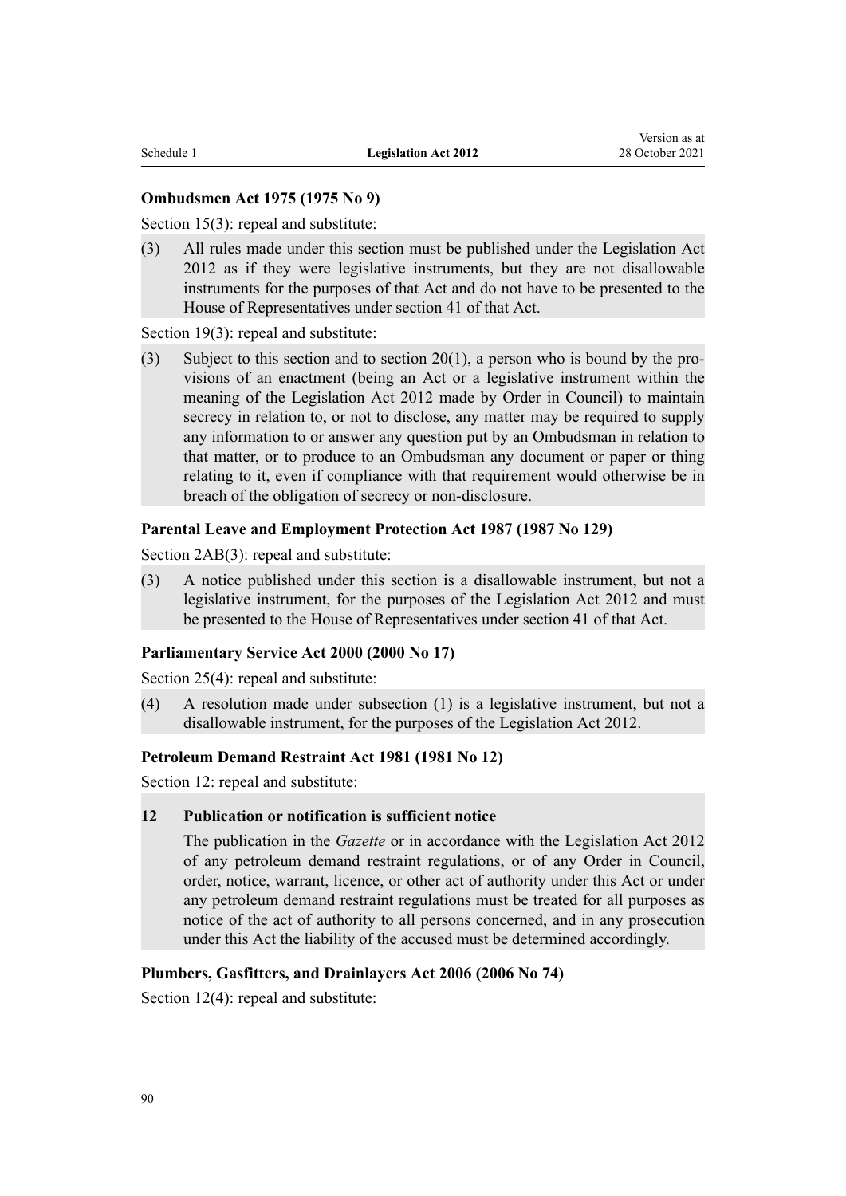**Ombudsmen Act 1975 (1975 No 9)**

Section 15(3): repeal and substitute:

(3) All rules made under this section must be published under the Legislation Act 2012 as if they were legislative instruments, but they are not disallowable instruments for the purposes of that Act and do not have to be presented to the House of Representatives under section 41 of that Act.

Section 19(3): repeal and substitute:

(3) Subject to this section and to section 20(1), a person who is bound by the provisions of an enactment (being an Act or a legislative instrument within the meaning of the Legislation Act 2012 made by Order in Council) to maintain secrecy in relation to, or not to disclose, any matter may be required to supply any information to or answer any question put by an Ombudsman in relation to that matter, or to produce to an Ombudsman any document or paper or thing relating to it, even if compliance with that requirement would otherwise be in breach of the obligation of secrecy or non-disclosure.

**Parental Leave and Employment Protection Act 1987 (1987 No 129)**

Section 2AB(3): repeal and substitute:

(3) A notice published under this section is a disallowable instrument, but not a legislative instrument, for the purposes of the Legislation Act 2012 and must be presented to the House of Representatives under section 41 of that Act.

**Parliamentary Service Act 2000 (2000 No 17)**

Section 25(4): repeal and substitute:

(4) A resolution made under subsection (1) is a legislative instrument, but not a disallowable instrument, for the purposes of the Legislation Act 2012.

**Petroleum Demand Restraint Act 1981 (1981 No 12)**

Section 12: repeal and substitute:

**12 Publication or notification is sufficient notice**

The publication in the *Gazette* or in accordance with the Legislation Act 2012 of any petroleum demand restraint regulations, or of any Order in Council, order, notice, warrant, licence, or other act of authority under this Act or under any petroleum demand restraint regulations must be treated for all purposes as notice of the act of authority to all persons concerned, and in any prosecution under this Act the liability of the accused must be determined accordingly.

**Plumbers, Gasfitters, and Drainlayers Act 2006 (2006 No 74)**

Section 12(4): repeal and substitute: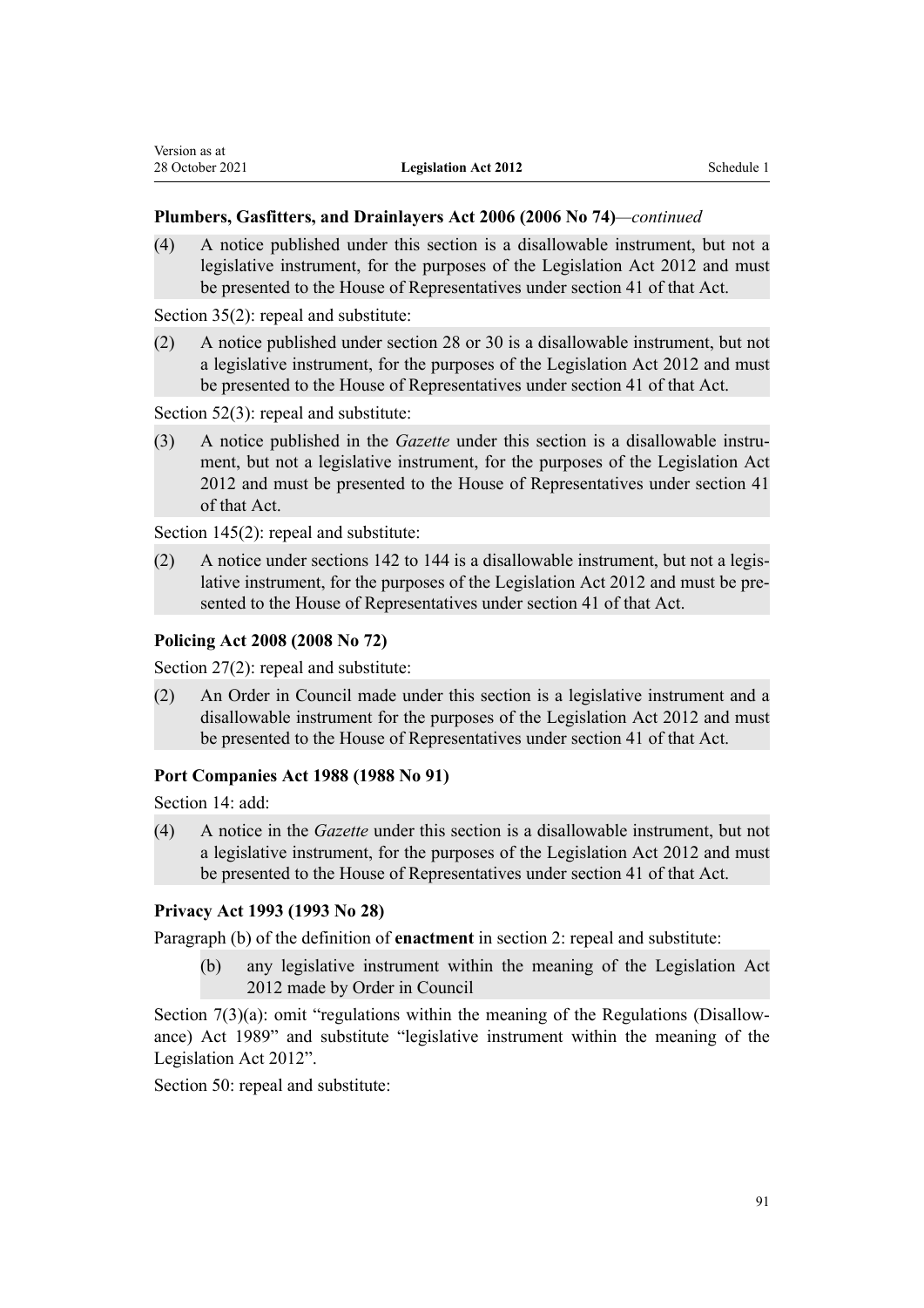**Plumbers, Gasfitters, and Drainlayers Act 2006 (2006 No 74)***—continued*

(4) A notice published under this section is a disallowable instrument, but not a legislative instrument, for the purposes of the Legislation Act 2012 and must be presented to the House of Representatives under section 41 of that Act.

Section 35(2): repeal and substitute:

(2) A notice published under section 28 or 30 is a disallowable instrument, but not a legislative instrument, for the purposes of the Legislation Act 2012 and must be presented to the House of Representatives under section 41 of that Act.

Section 52(3): repeal and substitute:

(3) A notice published in the *Gazette* under this section is a disallowable instrument, but not a legislative instrument, for the purposes of the Legislation Act 2012 and must be presented to the House of Representatives under section 41 of that Act.

Section 145(2): repeal and substitute:

(2) A notice under sections 142 to 144 is a disallowable instrument, but not a legislative instrument, for the purposes of the Legislation Act 2012 and must be presented to the House of Representatives under section 41 of that Act.

**Policing Act 2008 (2008 No 72)**

Section 27(2): repeal and substitute:

(2) An Order in Council made under this section is a legislative instrument and a disallowable instrument for the purposes of the Legislation Act 2012 and must be presented to the House of Representatives under section 41 of that Act.

**Port Companies Act 1988 (1988 No 91)**

Section 14: add:

(4) A notice in the *Gazette* under this section is a disallowable instrument, but not a legislative instrument, for the purposes of the Legislation Act 2012 and must be presented to the House of Representatives under section 41 of that Act.

**Privacy Act 1993 (1993 No 28)**

Paragraph (b) of the definition of **enactment** in section 2: repeal and substitute:

(b) any legislative instrument within the meaning of the Legislation Act 2012 made by Order in Council

Section 7(3)(a): omit "regulations within the meaning of the Regulations (Disallowance) Act 1989" and substitute "legislative instrument within the meaning of the Legislation Act 2012".

Section 50: repeal and substitute: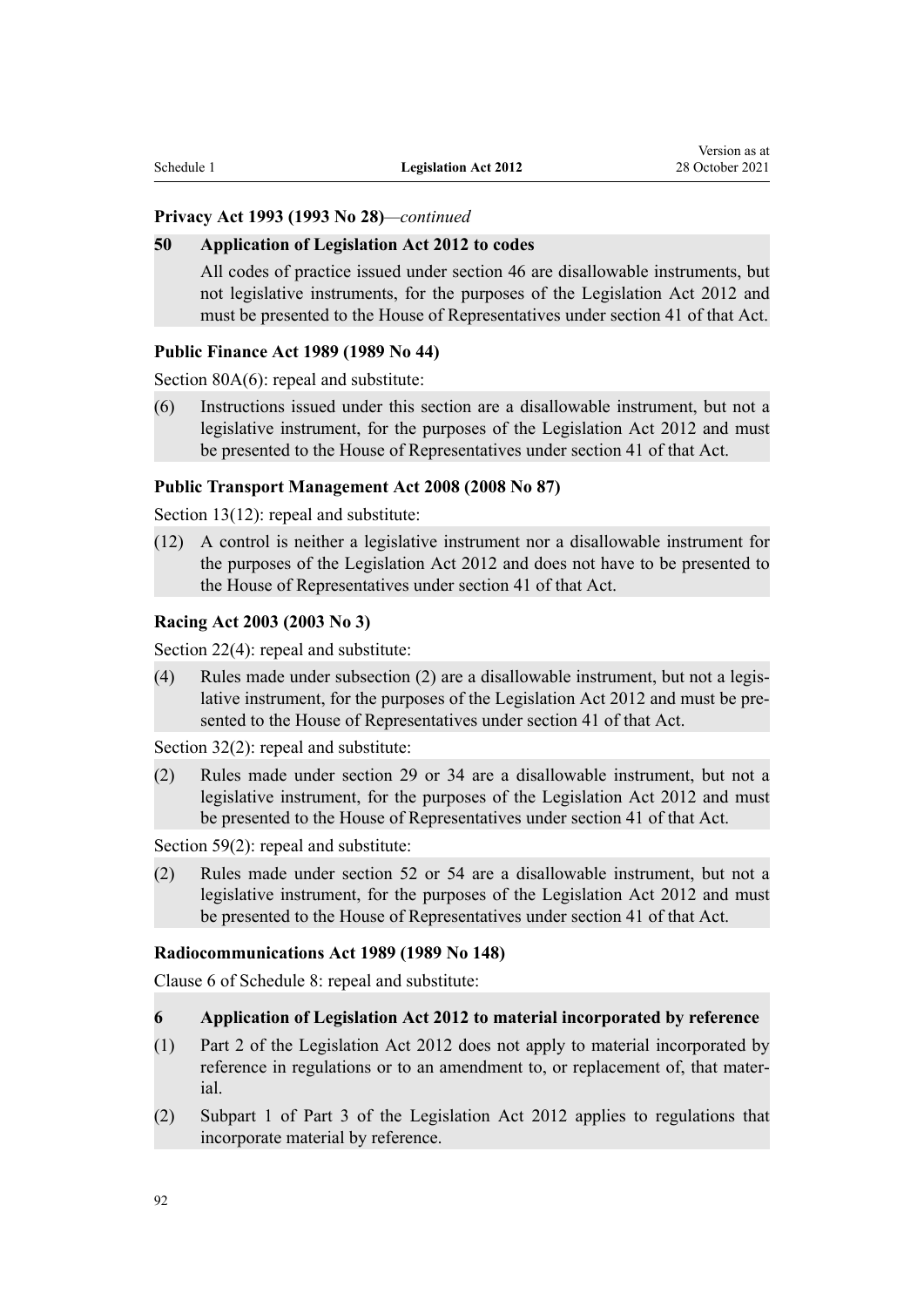**Privacy Act 1993 (1993 No 28)**—*continued*

**50 Application of Legislation Act 2012 to codes**

All codes of practice issued under section 46 are disallowable instruments, but not legislative instruments, for the purposes of the Legislation Act 2012 and must be presented to the House of Representatives under section 41 of that Act.

**Public Finance Act 1989 (1989 No 44)**

Section 80A(6): repeal and substitute:

(6) Instructions issued under this section are a disallowable instrument, but not a legislative instrument, for the purposes of the Legislation Act 2012 and must be presented to the House of Representatives under section 41 of that Act.

**Public Transport Management Act 2008 (2008 No 87)**

Section 13(12): repeal and substitute:

(12) A control is neither a legislative instrument nor a disallowable instrument for the purposes of the Legislation Act 2012 and does not have to be presented to the House of Representatives under section 41 of that Act.

**Racing Act 2003 (2003 No 3)**

Section 22(4): repeal and substitute:

(4) Rules made under subsection (2) are a disallowable instrument, but not a legislative instrument, for the purposes of the Legislation Act 2012 and must be presented to the House of Representatives under section 41 of that Act.

Section 32(2): repeal and substitute:

(2) Rules made under section 29 or 34 are a disallowable instrument, but not a legislative instrument, for the purposes of the Legislation Act 2012 and must be presented to the House of Representatives under section 41 of that Act.

Section 59(2): repeal and substitute:

(2) Rules made under section 52 or 54 are a disallowable instrument, but not a legislative instrument, for the purposes of the Legislation Act 2012 and must be presented to the House of Representatives under section 41 of that Act.

**Radiocommunications Act 1989 (1989 No 148)**

Clause 6 of Schedule 8: repeal and substitute:

**6 Application of Legislation Act 2012 to material incorporated by reference**

(1) Part 2 of the Legislation Act 2012 does not apply to material incorporated by reference in regulations or to an amendment to, or replacement of, that material.

(2) Subpart 1 of Part 3 of the Legislation Act 2012 applies to regulations that incorporate material by reference.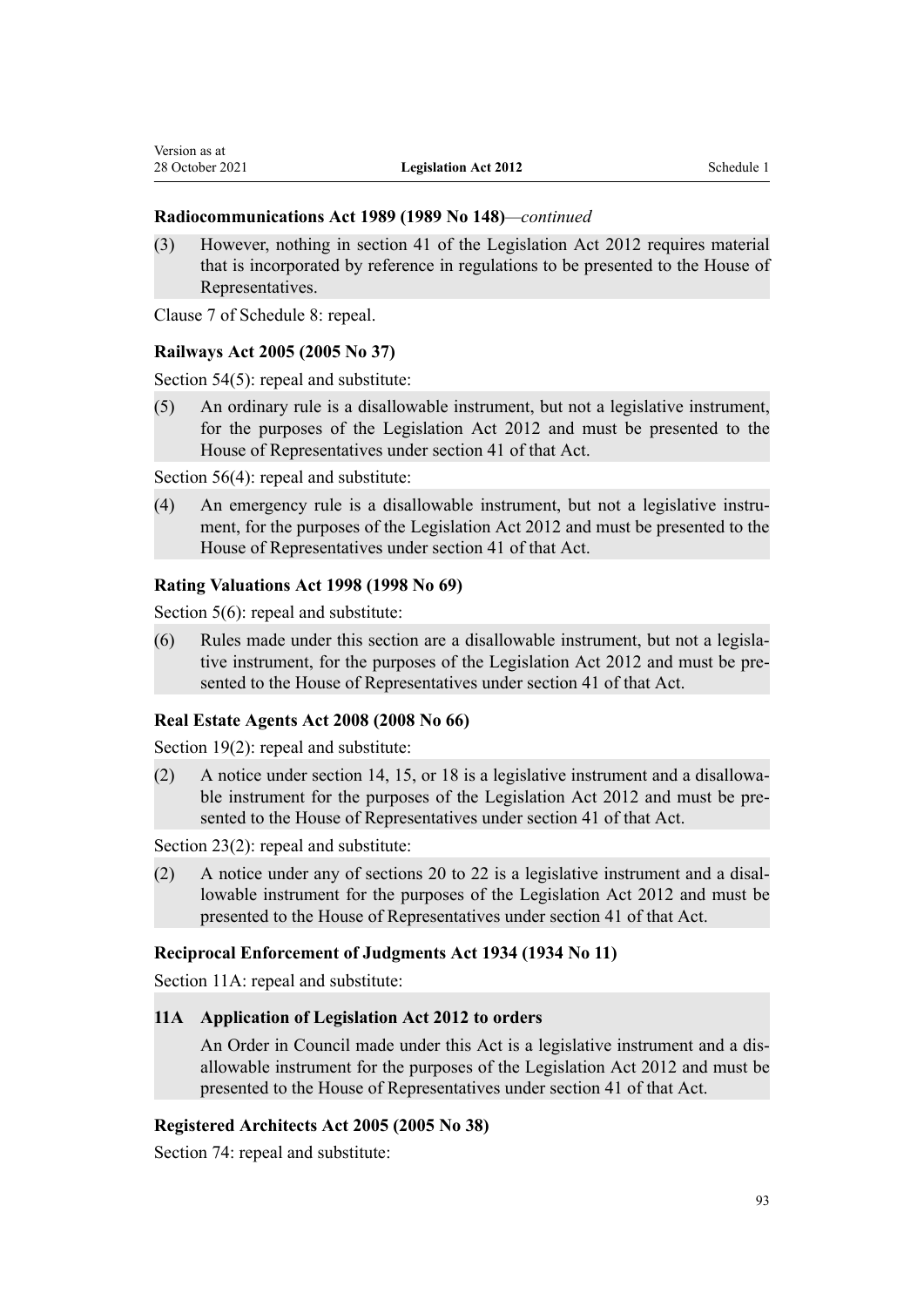**Radiocommunications Act 1989 (1989 No 148)**—*continued*

(3) However, nothing in section 41 of the Legislation Act 2012 requires material that is incorporated by reference in regulations to be presented to the House of Representatives.

Clause 7 of Schedule 8: repeal.

**Railways Act 2005 (2005 No 37)**

Section 54(5): repeal and substitute:

(5) An ordinary rule is a disallowable instrument, but not a legislative instrument, for the purposes of the Legislation Act 2012 and must be presented to the House of Representatives under section 41 of that Act.

Section 56(4): repeal and substitute:

(4) An emergency rule is a disallowable instrument, but not a legislative instrument, for the purposes of the Legislation Act 2012 and must be presented to the House of Representatives under section 41 of that Act.

**Rating Valuations Act 1998 (1998 No 69)**

Section 5(6): repeal and substitute:

(6) Rules made under this section are a disallowable instrument, but not a legislative instrument, for the purposes of the Legislation Act 2012 and must be presented to the House of Representatives under section 41 of that Act.

**Real Estate Agents Act 2008 (2008 No 66)**

Section 19(2): repeal and substitute:

(2) A notice under section 14, 15, or 18 is a legislative instrument and a disallowable instrument for the purposes of the Legislation Act 2012 and must be presented to the House of Representatives under section 41 of that Act.

Section 23(2): repeal and substitute:

(2) A notice under any of sections 20 to 22 is a legislative instrument and a disallowable instrument for the purposes of the Legislation Act 2012 and must be presented to the House of Representatives under section 41 of that Act.

**Reciprocal Enforcement of Judgments Act 1934 (1934 No 11)**

Section 11A: repeal and substitute:

**11A Application of Legislation Act 2012 to orders**

An Order in Council made under this Act is a legislative instrument and a disallowable instrument for the purposes of the Legislation Act 2012 and must be presented to the House of Representatives under section 41 of that Act.

**Registered Architects Act 2005 (2005 No 38)**

Section 74: repeal and substitute: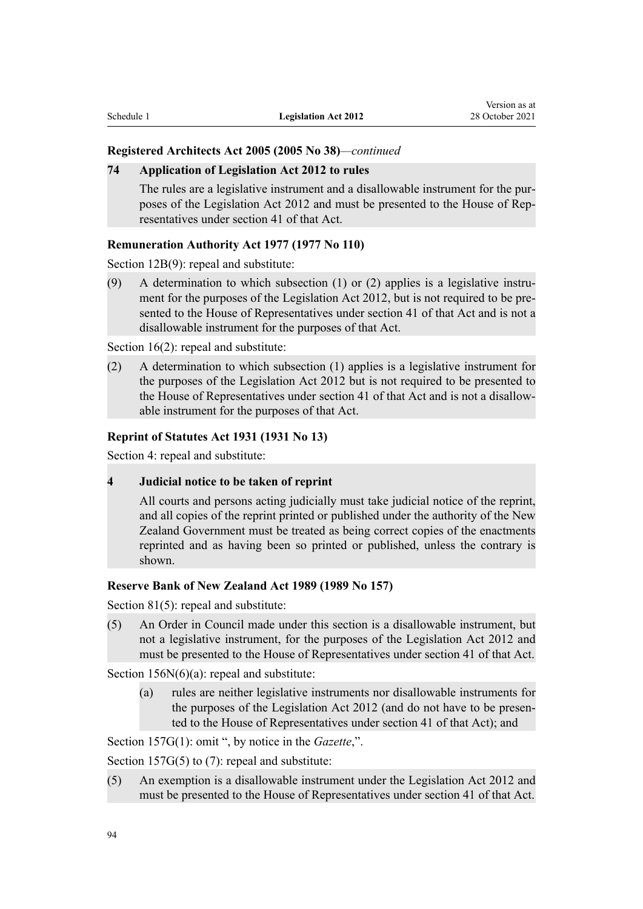**Registered Architects Act 2005 (2005 No 38)**—*continued*

**74 Application of Legislation Act 2012 to rules**

The rules are a legislative instrument and a disallowable instrument for the purposes of the Legislation Act 2012 and must be presented to the House of Representatives under section 41 of that Act.

**Remuneration Authority Act 1977 (1977 No 110)**

Section 12B(9): repeal and substitute:

(9) A determination to which subsection (1) or (2) applies is a legislative instrument for the purposes of the Legislation Act 2012, but is not required to be presented to the House of Representatives under section 41 of that Act and is not a disallowable instrument for the purposes of that Act.

Section 16(2): repeal and substitute:

(2) A determination to which subsection (1) applies is a legislative instrument for the purposes of the Legislation Act 2012 but is not required to be presented to the House of Representatives under section 41 of that Act and is not a disallowable instrument for the purposes of that Act.

**Reprint of Statutes Act 1931 (1931 No 13)**

Section 4: repeal and substitute:

**4 Judicial notice to be taken of reprint**

All courts and persons acting judicially must take judicial notice of the reprint, and all copies of the reprint printed or published under the authority of the New Zealand Government must be treated as being correct copies of the enactments reprinted and as having been so printed or published, unless the contrary is shown.

**Reserve Bank of New Zealand Act 1989 (1989 No 157)**

Section 81(5): repeal and substitute:

(5) An Order in Council made under this section is a disallowable instrument, but not a legislative instrument, for the purposes of the Legislation Act 2012 and must be presented to the House of Representatives under section 41 of that Act.

Section 156N(6)(a): repeal and substitute:

(a) rules are neither legislative instruments nor disallowable instruments for the purposes of the Legislation Act 2012 (and do not have to be presented to the House of Representatives under section 41 of that Act); and

Section 157G(1): omit ", by notice in the *Gazette*,".

Section 157G(5) to (7): repeal and substitute:

(5) An exemption is a disallowable instrument under the Legislation Act 2012 and must be presented to the House of Representatives under section 41 of that Act.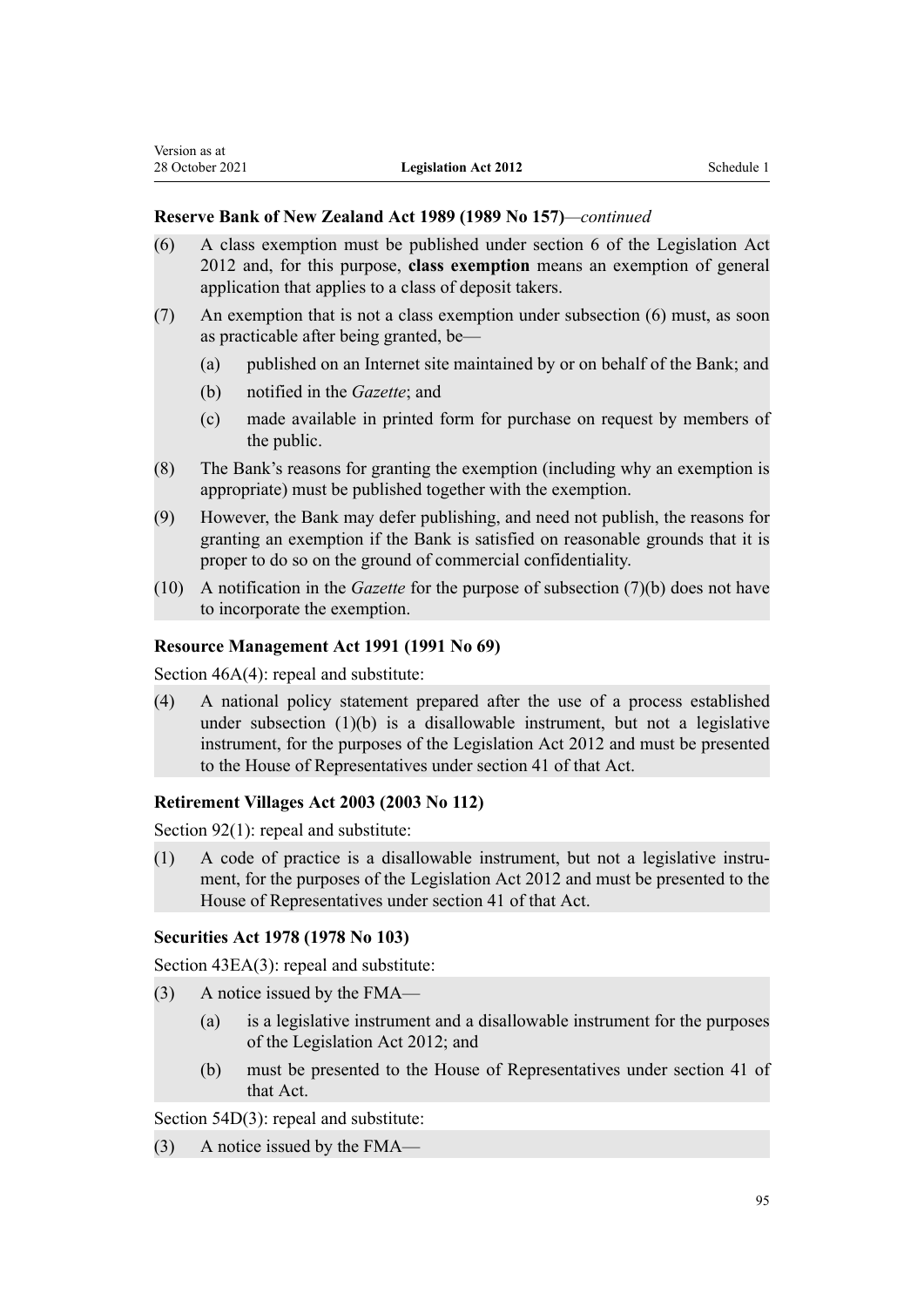#### Reserve Bank of New Zealand Act 1989 (1989 No 157)—*continued*

(6) A class exemption must be published under section 6 of the Legislation Act 2012 and, for this purpose, **class exemption** means an exemption of general application that applies to a class of deposit takers.

(7) An exemption that is not a class exemption under subsection (6) must, as soon as practicable after being granted, be—

(a) published on an Internet site maintained by or on behalf of the Bank; and

(b) notified in the *Gazette*; and

(c) made available in printed form for purchase on request by members of the public.

(8) The Bank's reasons for granting the exemption (including why an exemption is appropriate) must be published together with the exemption.

(9) However, the Bank may defer publishing, and need not publish, the reasons for granting an exemption if the Bank is satisfied on reasonable grounds that it is proper to do so on the ground of commercial confidentiality.

(10) A notification in the *Gazette* for the purpose of subsection (7)(b) does not have to incorporate the exemption.

#### Resource Management Act 1991 (1991 No 69)

Section 46A(4): repeal and substitute:

(4) A national policy statement prepared after the use of a process established under subsection (1)(b) is a disallowable instrument, but not a legislative instrument, for the purposes of the Legislation Act 2012 and must be presented to the House of Representatives under section 41 of that Act.

#### Retirement Villages Act 2003 (2003 No 112)

Section 92(1): repeal and substitute:

(1) A code of practice is a disallowable instrument, but not a legislative instrument, for the purposes of the Legislation Act 2012 and must be presented to the House of Representatives under section 41 of that Act.

#### Securities Act 1978 (1978 No 103)

Section 43EA(3): repeal and substitute:

(3) A notice issued by the FMA—

(a) is a legislative instrument and a disallowable instrument for the purposes of the Legislation Act 2012; and

(b) must be presented to the House of Representatives under section 41 of that Act.

Section 54D(3): repeal and substitute:

(3) A notice issued by the FMA—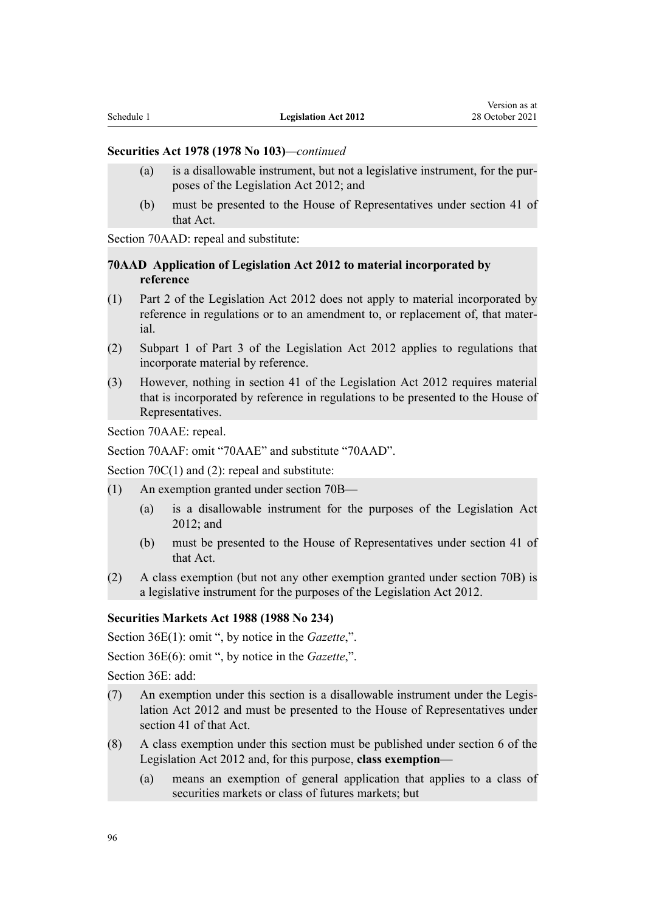**Securities Act 1978 (1978 No 103)**—*continued*

(a) is a disallowable instrument, but not a legislative instrument, for the purposes of the Legislation Act 2012; and

(b) must be presented to the House of Representatives under section 41 of that Act.

Section 70AAD: repeal and substitute:

**70AAD Application of Legislation Act 2012 to material incorporated by reference**

(1) Part 2 of the Legislation Act 2012 does not apply to material incorporated by reference in regulations or to an amendment to, or replacement of, that material.

(2) Subpart 1 of Part 3 of the Legislation Act 2012 applies to regulations that incorporate material by reference.

(3) However, nothing in section 41 of the Legislation Act 2012 requires material that is incorporated by reference in regulations to be presented to the House of Representatives.

Section 70AAE: repeal.

Section 70AAF: omit "70AAE" and substitute "70AAD".

Section 70C(1) and (2): repeal and substitute:

(1) An exemption granted under section 70B—

(a) is a disallowable instrument for the purposes of the Legislation Act 2012; and

(b) must be presented to the House of Representatives under section 41 of that Act.

(2) A class exemption (but not any other exemption granted under section 70B) is a legislative instrument for the purposes of the Legislation Act 2012.

**Securities Markets Act 1988 (1988 No 234)**

Section 36E(1): omit ", by notice in the *Gazette*,".

Section 36E(6): omit ", by notice in the *Gazette*,".

Section 36E: add:

(7) An exemption under this section is a disallowable instrument under the Legislation Act 2012 and must be presented to the House of Representatives under section 41 of that Act.

(8) A class exemption under this section must be published under section 6 of the Legislation Act 2012 and, for this purpose, **class exemption**—

(a) means an exemption of general application that applies to a class of securities markets or class of futures markets; but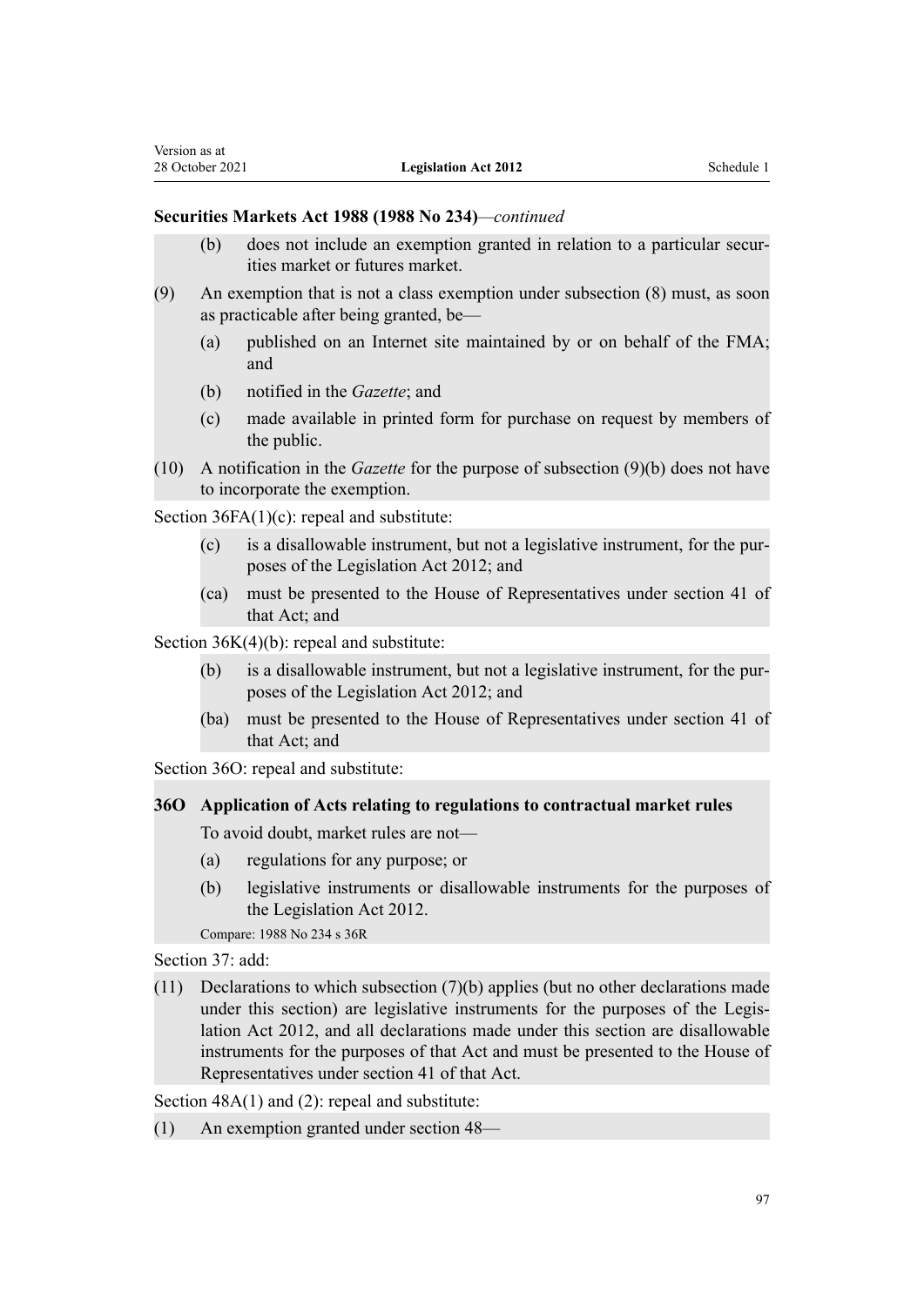**Securities Markets Act 1988 (1988 No 234)**—*continued*

(b) does not include an exemption granted in relation to a particular securities market or futures market.

(9) An exemption that is not a class exemption under subsection (8) must, as soon as practicable after being granted, be—

(a) published on an Internet site maintained by or on behalf of the FMA; and

(b) notified in the *Gazette*; and

(c) made available in printed form for purchase on request by members of the public.

(10) A notification in the *Gazette* for the purpose of subsection (9)(b) does not have to incorporate the exemption.

Section 36FA(1)(c): repeal and substitute:

(c) is a disallowable instrument, but not a legislative instrument, for the purposes of the Legislation Act 2012; and

(ca) must be presented to the House of Representatives under section 41 of that Act; and

Section 36K(4)(b): repeal and substitute:

(b) is a disallowable instrument, but not a legislative instrument, for the purposes of the Legislation Act 2012; and

(ba) must be presented to the House of Representatives under section 41 of that Act; and

Section 36O: repeal and substitute:

**36O Application of Acts relating to regulations to contractual market rules**

To avoid doubt, market rules are not—

(a) regulations for any purpose; or

(b) legislative instruments or disallowable instruments for the purposes of the Legislation Act 2012.

Compare: 1988 No 234 s 36R

Section 37: add:

(11) Declarations to which subsection (7)(b) applies (but no other declarations made under this section) are legislative instruments for the purposes of the Legislation Act 2012, and all declarations made under this section are disallowable instruments for the purposes of that Act and must be presented to the House of Representatives under section 41 of that Act.

Section 48A(1) and (2): repeal and substitute:

(1) An exemption granted under section 48—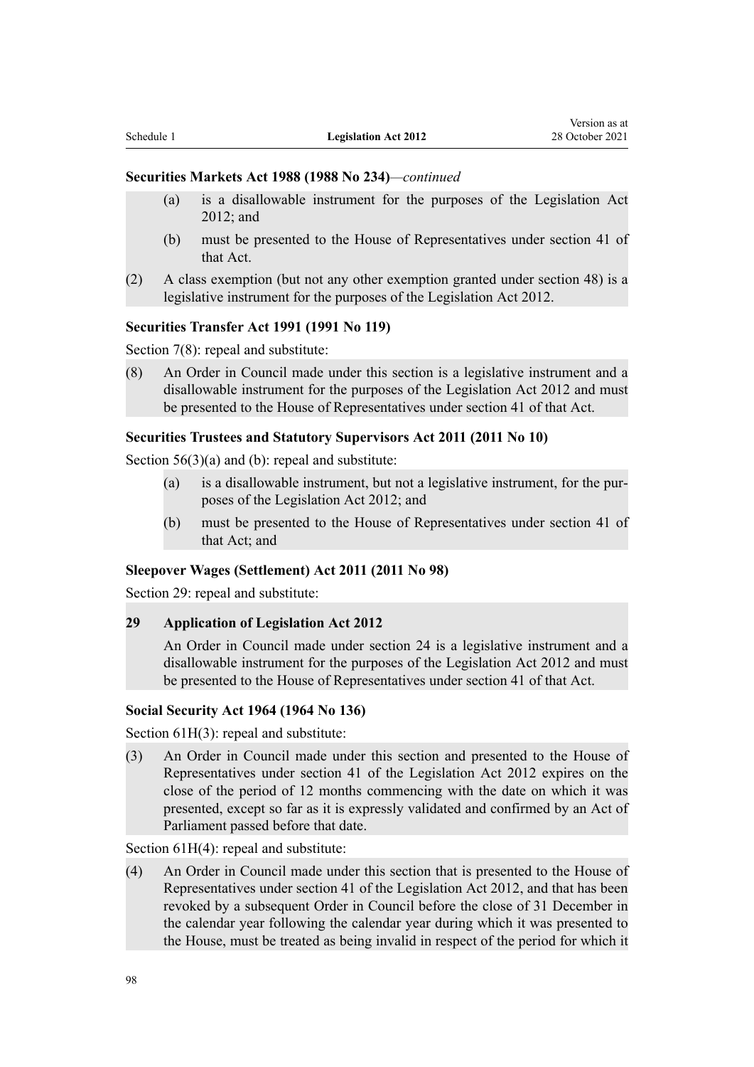**Securities Markets Act 1988 (1988 No 234)**—*continued*

(a) is a disallowable instrument for the purposes of the Legislation Act 2012; and

(b) must be presented to the House of Representatives under section 41 of that Act.

(2) A class exemption (but not any other exemption granted under section 48) is a legislative instrument for the purposes of the Legislation Act 2012.

**Securities Transfer Act 1991 (1991 No 119)**

Section 7(8): repeal and substitute:

(8) An Order in Council made under this section is a legislative instrument and a disallowable instrument for the purposes of the Legislation Act 2012 and must be presented to the House of Representatives under section 41 of that Act.

**Securities Trustees and Statutory Supervisors Act 2011 (2011 No 10)**

Section 56(3)(a) and (b): repeal and substitute:

(a) is a disallowable instrument, but not a legislative instrument, for the purposes of the Legislation Act 2012; and

(b) must be presented to the House of Representatives under section 41 of that Act; and

**Sleepover Wages (Settlement) Act 2011 (2011 No 98)**

Section 29: repeal and substitute:

**29 Application of Legislation Act 2012**

An Order in Council made under section 24 is a legislative instrument and a disallowable instrument for the purposes of the Legislation Act 2012 and must be presented to the House of Representatives under section 41 of that Act.

**Social Security Act 1964 (1964 No 136)**

Section 61H(3): repeal and substitute:

(3) An Order in Council made under this section and presented to the House of Representatives under section 41 of the Legislation Act 2012 expires on the close of the period of 12 months commencing with the date on which it was presented, except so far as it is expressly validated and confirmed by an Act of Parliament passed before that date.

Section 61H(4): repeal and substitute:

(4) An Order in Council made under this section that is presented to the House of Representatives under section 41 of the Legislation Act 2012, and that has been revoked by a subsequent Order in Council before the close of 31 December in the calendar year following the calendar year during which it was presented to the House, must be treated as being invalid in respect of the period for which it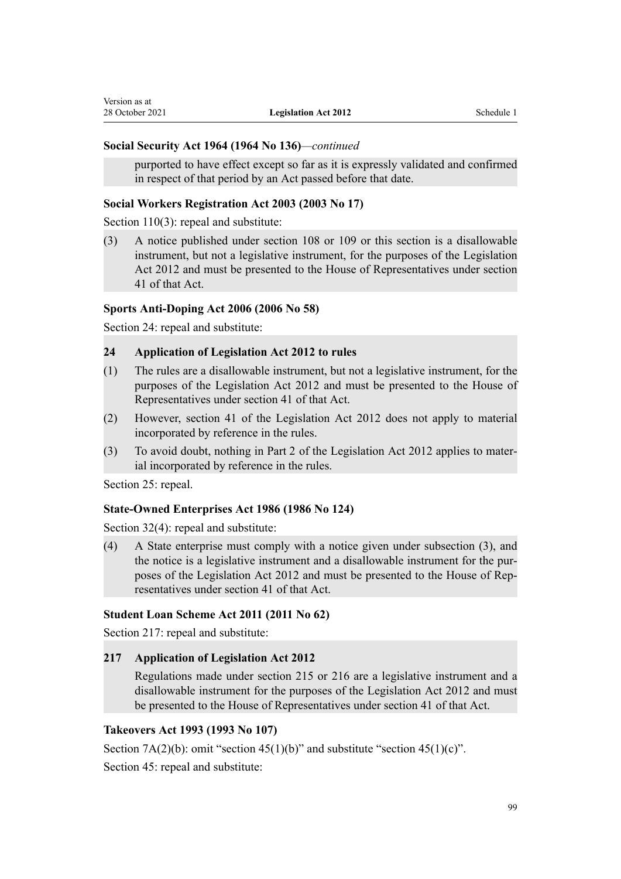**Social Security Act 1964 (1964 No 136)**—*continued*

purported to have effect except so far as it is expressly validated and confirmed in respect of that period by an Act passed before that date.

**Social Workers Registration Act 2003 (2003 No 17)**

Section 110(3): repeal and substitute:

(3) A notice published under section 108 or 109 or this section is a disallowable instrument, but not a legislative instrument, for the purposes of the Legislation Act 2012 and must be presented to the House of Representatives under section 41 of that Act.

**Sports Anti-Doping Act 2006 (2006 No 58)**

Section 24: repeal and substitute:

**24 Application of Legislation Act 2012 to rules**

(1) The rules are a disallowable instrument, but not a legislative instrument, for the purposes of the Legislation Act 2012 and must be presented to the House of Representatives under section 41 of that Act.

(2) However, section 41 of the Legislation Act 2012 does not apply to material incorporated by reference in the rules.

(3) To avoid doubt, nothing in Part 2 of the Legislation Act 2012 applies to material incorporated by reference in the rules.

Section 25: repeal.

**State-Owned Enterprises Act 1986 (1986 No 124)**

Section 32(4): repeal and substitute:

(4) A State enterprise must comply with a notice given under subsection (3), and the notice is a legislative instrument and a disallowable instrument for the purposes of the Legislation Act 2012 and must be presented to the House of Representatives under section 41 of that Act.

**Student Loan Scheme Act 2011 (2011 No 62)**

Section 217: repeal and substitute:

**217 Application of Legislation Act 2012**

Regulations made under section 215 or 216 are a legislative instrument and a disallowable instrument for the purposes of the Legislation Act 2012 and must be presented to the House of Representatives under section 41 of that Act.

**Takeovers Act 1993 (1993 No 107)**

Section 7A(2)(b): omit "section 45(1)(b)" and substitute "section 45(1)(c)".

Section 45: repeal and substitute: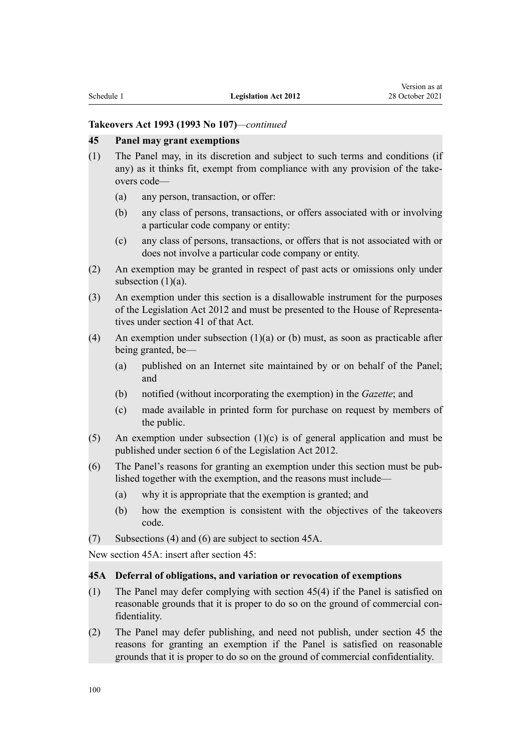**Takeovers Act 1993 (1993 No 107)**—*continued*

**45 Panel may grant exemptions**

(1) The Panel may, in its discretion and subject to such terms and conditions (if any) as it thinks fit, exempt from compliance with any provision of the takeovers code—

(a) any person, transaction, or offer:

(b) any class of persons, transactions, or offers associated with or involving a particular code company or entity:

(c) any class of persons, transactions, or offers that is not associated with or does not involve a particular code company or entity.

(2) An exemption may be granted in respect of past acts or omissions only under subsection (1)(a).

(3) An exemption under this section is a disallowable instrument for the purposes of the Legislation Act 2012 and must be presented to the House of Representatives under section 41 of that Act.

(4) An exemption under subsection (1)(a) or (b) must, as soon as practicable after being granted, be—

(a) published on an Internet site maintained by or on behalf of the Panel; and

(b) notified (without incorporating the exemption) in the *Gazette*; and

(c) made available in printed form for purchase on request by members of the public.

(5) An exemption under subsection (1)(c) is of general application and must be published under section 6 of the Legislation Act 2012.

(6) The Panel's reasons for granting an exemption under this section must be published together with the exemption, and the reasons must include—

(a) why it is appropriate that the exemption is granted; and

(b) how the exemption is consistent with the objectives of the takeovers code.

(7) Subsections (4) and (6) are subject to section 45A.

New section 45A: insert after section 45:

**45A Deferral of obligations, and variation or revocation of exemptions**

(1) The Panel may defer complying with section 45(4) if the Panel is satisfied on reasonable grounds that it is proper to do so on the ground of commercial confidentiality.

(2) The Panel may defer publishing, and need not publish, under section 45 the reasons for granting an exemption if the Panel is satisfied on reasonable grounds that it is proper to do so on the ground of commercial confidentiality.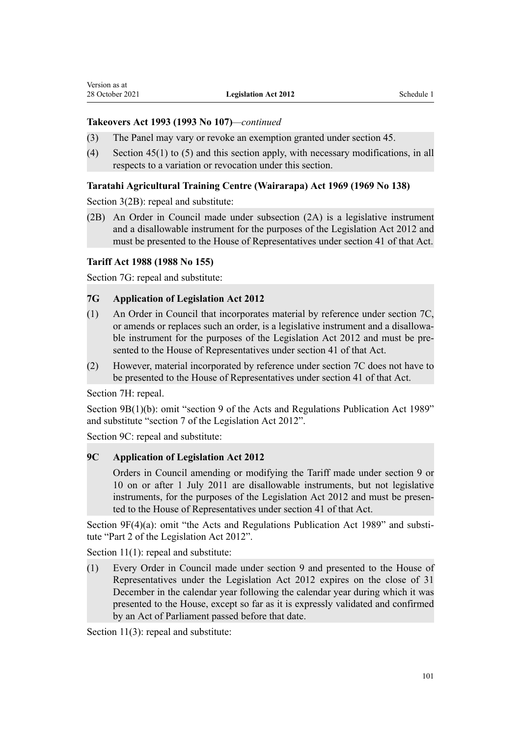**Takeovers Act 1993 (1993 No 107)**—*continued*

(3) The Panel may vary or revoke an exemption granted under section 45.

(4) Section 45(1) to (5) and this section apply, with necessary modifications, in all respects to a variation or revocation under this section.

**Taratahi Agricultural Training Centre (Wairarapa) Act 1969 (1969 No 138)**

Section 3(2B): repeal and substitute:

(2B) An Order in Council made under subsection (2A) is a legislative instrument and a disallowable instrument for the purposes of the Legislation Act 2012 and must be presented to the House of Representatives under section 41 of that Act.

**Tariff Act 1988 (1988 No 155)**

Section 7G: repeal and substitute:

**7G Application of Legislation Act 2012**

(1) An Order in Council that incorporates material by reference under section 7C, or amends or replaces such an order, is a legislative instrument and a disallowable instrument for the purposes of the Legislation Act 2012 and must be presented to the House of Representatives under section 41 of that Act.

(2) However, material incorporated by reference under section 7C does not have to be presented to the House of Representatives under section 41 of that Act.

Section 7H: repeal.

Section 9B(1)(b): omit "section 9 of the Acts and Regulations Publication Act 1989" and substitute "section 7 of the Legislation Act 2012".

Section 9C: repeal and substitute:

**9C Application of Legislation Act 2012**

Orders in Council amending or modifying the Tariff made under section 9 or 10 on or after 1 July 2011 are disallowable instruments, but not legislative instruments, for the purposes of the Legislation Act 2012 and must be presented to the House of Representatives under section 41 of that Act.

Section 9F(4)(a): omit "the Acts and Regulations Publication Act 1989" and substitute "Part 2 of the Legislation Act 2012".

Section 11(1): repeal and substitute:

(1) Every Order in Council made under section 9 and presented to the House of Representatives under the Legislation Act 2012 expires on the close of 31 December in the calendar year following the calendar year during which it was presented to the House, except so far as it is expressly validated and confirmed by an Act of Parliament passed before that date.

Section 11(3): repeal and substitute: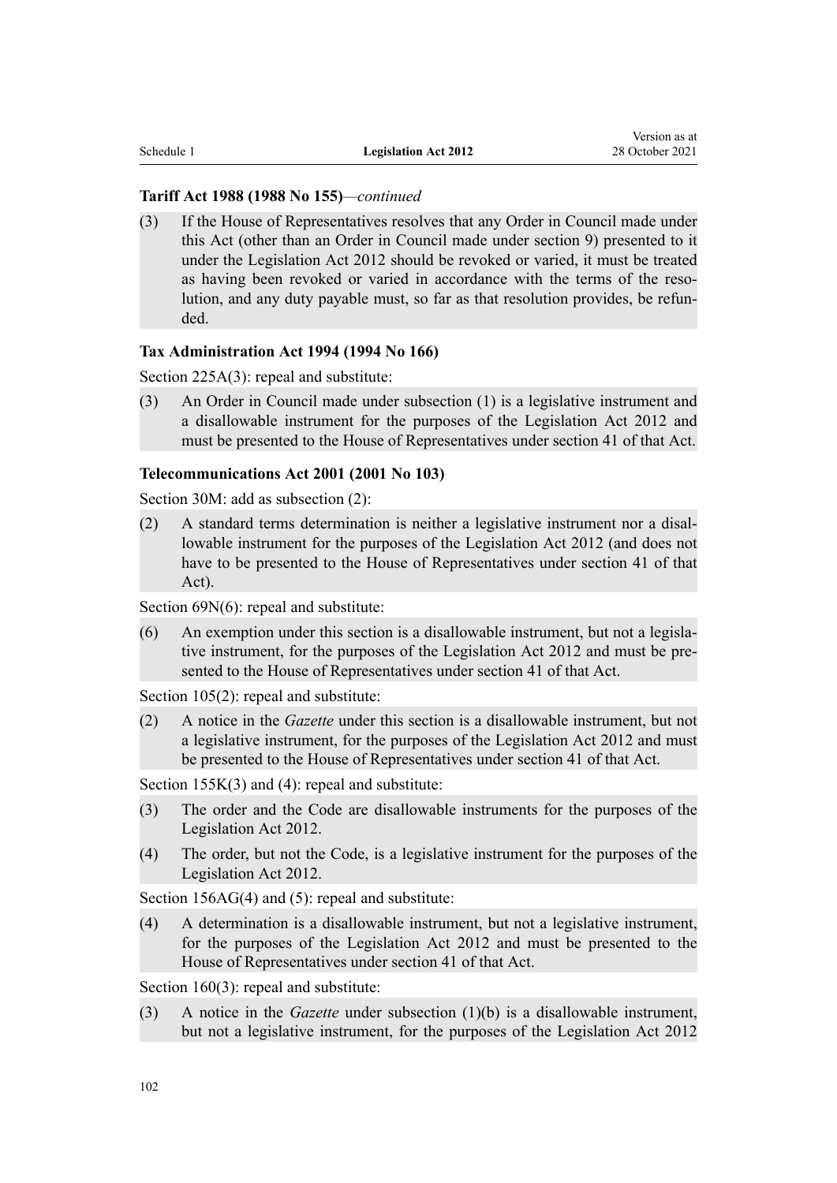**Tariff Act 1988 (1988 No 155)**—*continued*

(3) If the House of Representatives resolves that any Order in Council made under this Act (other than an Order in Council made under section 9) presented to it under the Legislation Act 2012 should be revoked or varied, it must be treated as having been revoked or varied in accordance with the terms of the resolution, and any duty payable must, so far as that resolution provides, be refunded.

**Tax Administration Act 1994 (1994 No 166)**

Section 225A(3): repeal and substitute:

(3) An Order in Council made under subsection (1) is a legislative instrument and a disallowable instrument for the purposes of the Legislation Act 2012 and must be presented to the House of Representatives under section 41 of that Act.

**Telecommunications Act 2001 (2001 No 103)**

Section 30M: add as subsection (2):

(2) A standard terms determination is neither a legislative instrument nor a disallowable instrument for the purposes of the Legislation Act 2012 (and does not have to be presented to the House of Representatives under section 41 of that Act).

Section 69N(6): repeal and substitute:

(6) An exemption under this section is a disallowable instrument, but not a legislative instrument, for the purposes of the Legislation Act 2012 and must be presented to the House of Representatives under section 41 of that Act.

Section 105(2): repeal and substitute:

(2) A notice in the *Gazette* under this section is a disallowable instrument, but not a legislative instrument, for the purposes of the Legislation Act 2012 and must be presented to the House of Representatives under section 41 of that Act.

Section 155K(3) and (4): repeal and substitute:

(3) The order and the Code are disallowable instruments for the purposes of the Legislation Act 2012.

(4) The order, but not the Code, is a legislative instrument for the purposes of the Legislation Act 2012.

Section 156AG(4) and (5): repeal and substitute:

(4) A determination is a disallowable instrument, but not a legislative instrument, for the purposes of the Legislation Act 2012 and must be presented to the House of Representatives under section 41 of that Act.

Section 160(3): repeal and substitute:

(3) A notice in the *Gazette* under subsection (1)(b) is a disallowable instrument, but not a legislative instrument, for the purposes of the Legislation Act 2012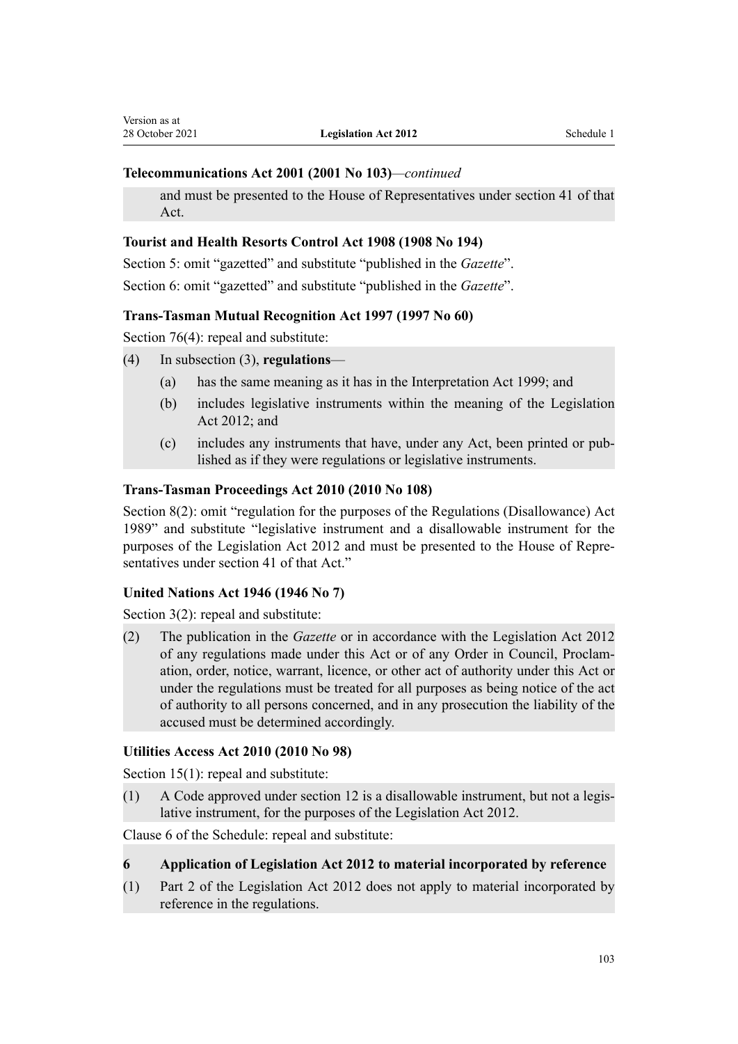**Telecommunications Act 2001 (2001 No 103)**—*continued*

and must be presented to the House of Representatives under section 41 of that Act.

**Tourist and Health Resorts Control Act 1908 (1908 No 194)**

Section 5: omit "gazetted" and substitute "published in the *Gazette*".

Section 6: omit "gazetted" and substitute "published in the *Gazette*".

**Trans-Tasman Mutual Recognition Act 1997 (1997 No 60)**

Section 76(4): repeal and substitute:

(4) In subsection (3), **regulations**—

- (a) has the same meaning as it has in the Interpretation Act 1999; and
- (b) includes legislative instruments within the meaning of the Legislation Act 2012; and
- (c) includes any instruments that have, under any Act, been printed or published as if they were regulations or legislative instruments.

**Trans-Tasman Proceedings Act 2010 (2010 No 108)**

Section 8(2): omit "regulation for the purposes of the Regulations (Disallowance) Act 1989" and substitute "legislative instrument and a disallowable instrument for the purposes of the Legislation Act 2012 and must be presented to the House of Representatives under section 41 of that Act."

**United Nations Act 1946 (1946 No 7)**

Section 3(2): repeal and substitute:

(2) The publication in the *Gazette* or in accordance with the Legislation Act 2012 of any regulations made under this Act or of any Order in Council, Proclamation, order, notice, warrant, licence, or other act of authority under this Act or under the regulations must be treated for all purposes as being notice of the act of authority to all persons concerned, and in any prosecution the liability of the accused must be determined accordingly.

**Utilities Access Act 2010 (2010 No 98)**

Section 15(1): repeal and substitute:

(1) A Code approved under section 12 is a disallowable instrument, but not a legislative instrument, for the purposes of the Legislation Act 2012.

Clause 6 of the Schedule: repeal and substitute:

**6 Application of Legislation Act 2012 to material incorporated by reference**

(1) Part 2 of the Legislation Act 2012 does not apply to material incorporated by reference in the regulations.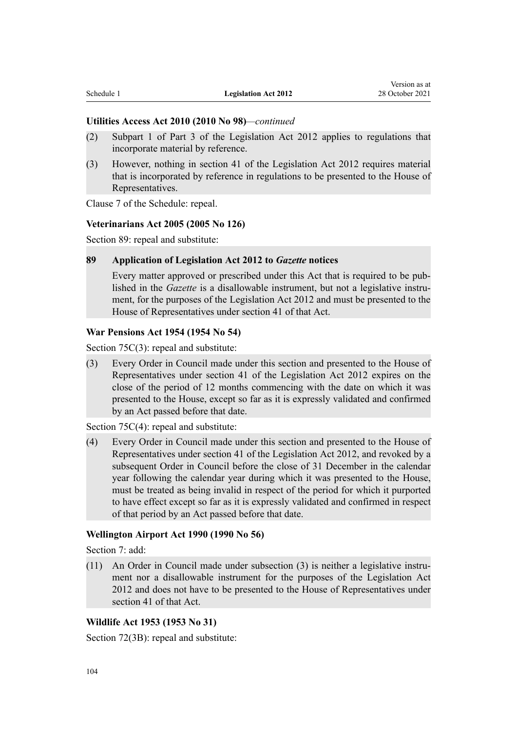**Utilities Access Act 2010 (2010 No 98)**—*continued*

(2) Subpart 1 of Part 3 of the Legislation Act 2012 applies to regulations that incorporate material by reference.

(3) However, nothing in section 41 of the Legislation Act 2012 requires material that is incorporated by reference in regulations to be presented to the House of Representatives.

Clause 7 of the Schedule: repeal.

**Veterinarians Act 2005 (2005 No 126)**

Section 89: repeal and substitute:

**89 Application of Legislation Act 2012 to *Gazette* notices**

Every matter approved or prescribed under this Act that is required to be published in the *Gazette* is a disallowable instrument, but not a legislative instrument, for the purposes of the Legislation Act 2012 and must be presented to the House of Representatives under section 41 of that Act.

**War Pensions Act 1954 (1954 No 54)**

Section 75C(3): repeal and substitute:

(3) Every Order in Council made under this section and presented to the House of Representatives under section 41 of the Legislation Act 2012 expires on the close of the period of 12 months commencing with the date on which it was presented to the House, except so far as it is expressly validated and confirmed by an Act passed before that date.

Section 75C(4): repeal and substitute:

(4) Every Order in Council made under this section and presented to the House of Representatives under section 41 of the Legislation Act 2012, and revoked by a subsequent Order in Council before the close of 31 December in the calendar year following the calendar year during which it was presented to the House, must be treated as being invalid in respect of the period for which it purported to have effect except so far as it is expressly validated and confirmed in respect of that period by an Act passed before that date.

**Wellington Airport Act 1990 (1990 No 56)**

Section 7: add:

(11) An Order in Council made under subsection (3) is neither a legislative instrument nor a disallowable instrument for the purposes of the Legislation Act 2012 and does not have to be presented to the House of Representatives under section 41 of that Act.

**Wildlife Act 1953 (1953 No 31)**

Section 72(3B): repeal and substitute: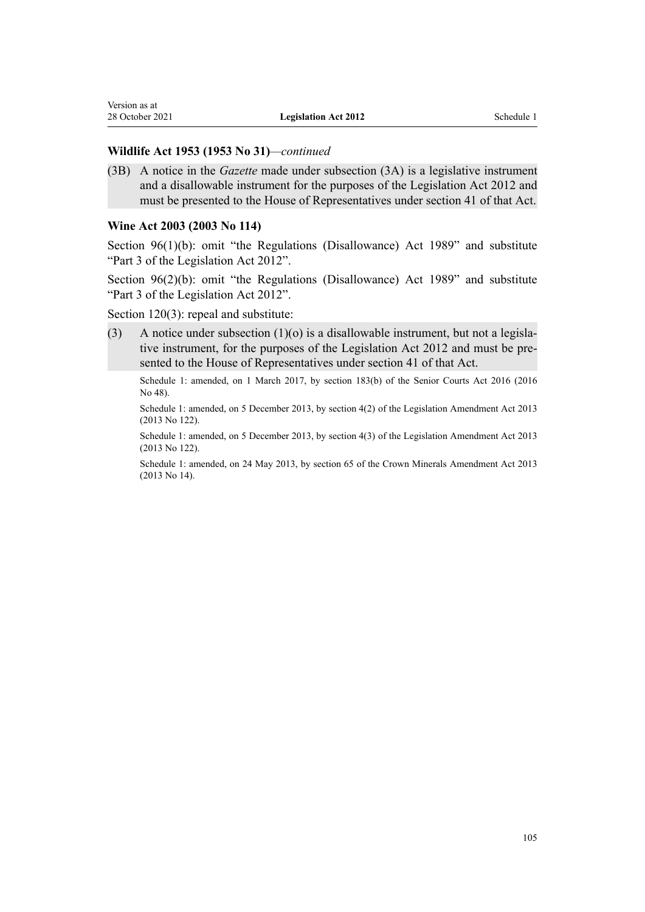**Wildlife Act 1953 (1953 No 31)**—*continued*

(3B) A notice in the *Gazette* made under subsection (3A) is a legislative instrument and a disallowable instrument for the purposes of the Legislation Act 2012 and must be presented to the House of Representatives under section 41 of that Act.

**Wine Act 2003 (2003 No 114)**

Section 96(1)(b): omit "the Regulations (Disallowance) Act 1989" and substitute "Part 3 of the Legislation Act 2012".

Section 96(2)(b): omit "the Regulations (Disallowance) Act 1989" and substitute "Part 3 of the Legislation Act 2012".

Section 120(3): repeal and substitute:

(3) A notice under subsection (1)(o) is a disallowable instrument, but not a legislative instrument, for the purposes of the Legislation Act 2012 and must be presented to the House of Representatives under section 41 of that Act.

Schedule 1: amended, on 1 March 2017, by section 183(b) of the Senior Courts Act 2016 (2016 No 48).

Schedule 1: amended, on 5 December 2013, by section 4(2) of the Legislation Amendment Act 2013 (2013 No 122).

Schedule 1: amended, on 5 December 2013, by section 4(3) of the Legislation Amendment Act 2013 (2013 No 122).

Schedule 1: amended, on 24 May 2013, by section 65 of the Crown Minerals Amendment Act 2013 (2013 No 14).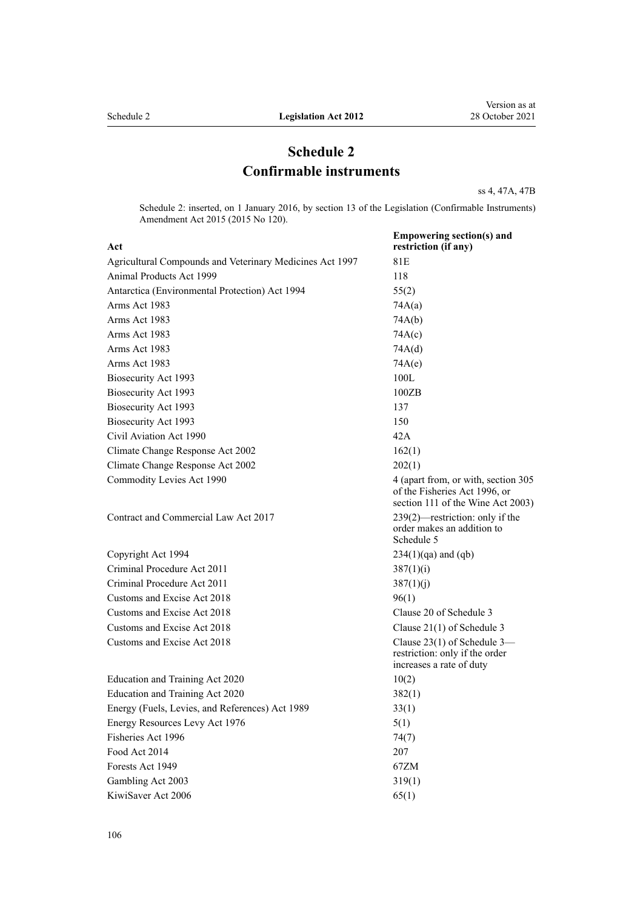# Schedule 2
## Confirmable instruments

ss 4, 47A, 47B

Schedule 2: inserted, on 1 January 2016, by section 13 of the Legislation (Confirmable Instruments) Amendment Act 2015 (2015 No 120).

| Act | Empowering section(s) and restriction (if any) |
|---|---|
| Agricultural Compounds and Veterinary Medicines Act 1997 | 81E |
| Animal Products Act 1999 | 118 |
| Antarctica (Environmental Protection) Act 1994 | 55(2) |
| Arms Act 1983 | 74A(a) |
| Arms Act 1983 | 74A(b) |
| Arms Act 1983 | 74A(c) |
| Arms Act 1983 | 74A(d) |
| Arms Act 1983 | 74A(e) |
| Biosecurity Act 1993 | 100L |
| Biosecurity Act 1993 | 100ZB |
| Biosecurity Act 1993 | 137 |
| Biosecurity Act 1993 | 150 |
| Civil Aviation Act 1990 | 42A |
| Climate Change Response Act 2002 | 162(1) |
| Climate Change Response Act 2002 | 202(1) |
| Commodity Levies Act 1990 | 4 (apart from, or with, section 305 of the Fisheries Act 1996, or section 111 of the Wine Act 2003) |
| Contract and Commercial Law Act 2017 | 239(2)—restriction: only if the order makes an addition to Schedule 5 |
| Copyright Act 1994 | 234(1)(qa) and (qb) |
| Criminal Procedure Act 2011 | 387(1)(i) |
| Criminal Procedure Act 2011 | 387(1)(j) |
| Customs and Excise Act 2018 | 96(1) |
| Customs and Excise Act 2018 | Clause 20 of Schedule 3 |
| Customs and Excise Act 2018 | Clause 21(1) of Schedule 3 |
| Customs and Excise Act 2018 | Clause 23(1) of Schedule 3—restriction: only if the order increases a rate of duty |
| Education and Training Act 2020 | 10(2) |
| Education and Training Act 2020 | 382(1) |
| Energy (Fuels, Levies, and References) Act 1989 | 33(1) |
| Energy Resources Levy Act 1976 | 5(1) |
| Fisheries Act 1996 | 74(7) |
| Food Act 2014 | 207 |
| Forests Act 1949 | 67ZM |
| Gambling Act 2003 | 319(1) |
| KiwiSaver Act 2006 | 65(1) |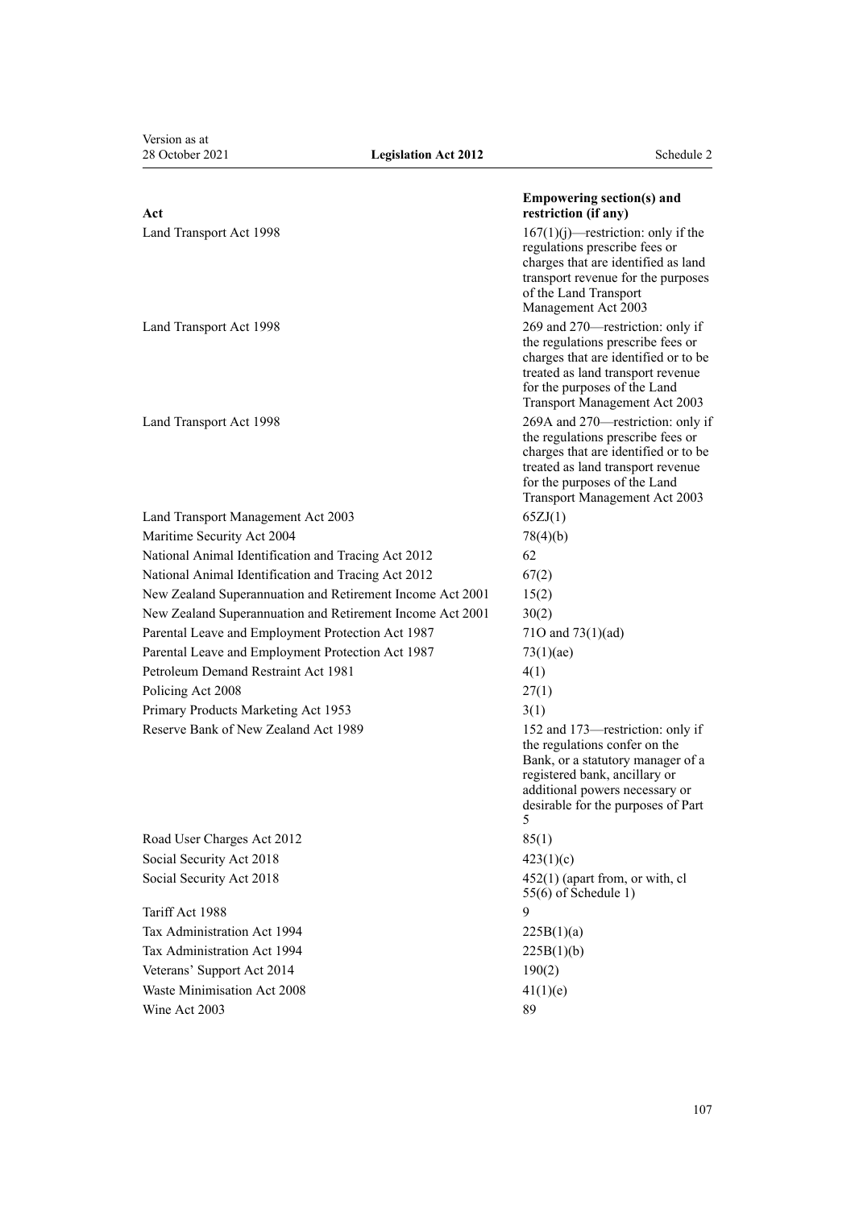| Act | Empowering section(s) and restriction (if any) |
|---|---|
| Land Transport Act 1998 | 167(1)(j)—restriction: only if the regulations prescribe fees or charges that are identified as land transport revenue for the purposes of the Land Transport Management Act 2003 |
| Land Transport Act 1998 | 269 and 270—restriction: only if the regulations prescribe fees or charges that are identified or to be treated as land transport revenue for the purposes of the Land Transport Management Act 2003 |
| Land Transport Act 1998 | 269A and 270—restriction: only if the regulations prescribe fees or charges that are identified or to be treated as land transport revenue for the purposes of the Land Transport Management Act 2003 |
| Land Transport Management Act 2003 | 65ZJ(1) |
| Maritime Security Act 2004 | 78(4)(b) |
| National Animal Identification and Tracing Act 2012 | 62 |
| National Animal Identification and Tracing Act 2012 | 67(2) |
| New Zealand Superannuation and Retirement Income Act 2001 | 15(2) |
| New Zealand Superannuation and Retirement Income Act 2001 | 30(2) |
| Parental Leave and Employment Protection Act 1987 | 71O and 73(1)(ad) |
| Parental Leave and Employment Protection Act 1987 | 73(1)(ae) |
| Petroleum Demand Restraint Act 1981 | 4(1) |
| Policing Act 2008 | 27(1) |
| Primary Products Marketing Act 1953 | 3(1) |
| Reserve Bank of New Zealand Act 1989 | 152 and 173—restriction: only if the regulations confer on the Bank, or a statutory manager of a registered bank, ancillary or additional powers necessary or desirable for the purposes of Part 5 |
| Road User Charges Act 2012 | 85(1) |
| Social Security Act 2018 | 423(1)(c) |
| Social Security Act 2018 | 452(1) (apart from, or with, cl 55(6) of Schedule 1) |
| Tariff Act 1988 | 9 |
| Tax Administration Act 1994 | 225B(1)(a) |
| Tax Administration Act 1994 | 225B(1)(b) |
| Veterans' Support Act 2014 | 190(2) |
| Waste Minimisation Act 2008 | 41(1)(e) |
| Wine Act 2003 | 89 |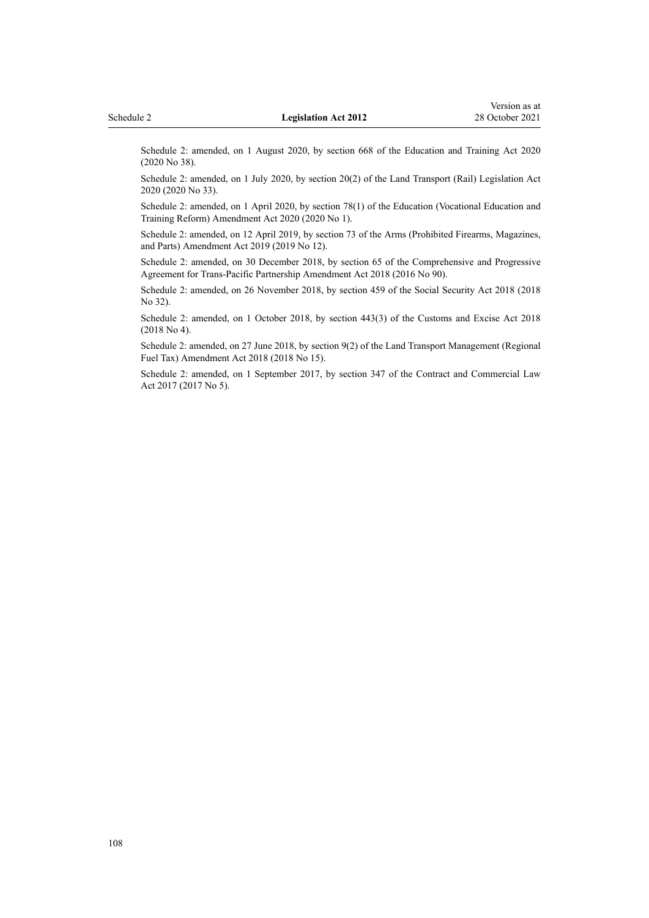Schedule 2: amended, on 1 August 2020, by section 668 of the Education and Training Act 2020 (2020 No 38).

Schedule 2: amended, on 1 July 2020, by section 20(2) of the Land Transport (Rail) Legislation Act 2020 (2020 No 33).

Schedule 2: amended, on 1 April 2020, by section 78(1) of the Education (Vocational Education and Training Reform) Amendment Act 2020 (2020 No 1).

Schedule 2: amended, on 12 April 2019, by section 73 of the Arms (Prohibited Firearms, Magazines, and Parts) Amendment Act 2019 (2019 No 12).

Schedule 2: amended, on 30 December 2018, by section 65 of the Comprehensive and Progressive Agreement for Trans-Pacific Partnership Amendment Act 2018 (2016 No 90).

Schedule 2: amended, on 26 November 2018, by section 459 of the Social Security Act 2018 (2018 No 32).

Schedule 2: amended, on 1 October 2018, by section 443(3) of the Customs and Excise Act 2018 (2018 No 4).

Schedule 2: amended, on 27 June 2018, by section 9(2) of the Land Transport Management (Regional Fuel Tax) Amendment Act 2018 (2018 No 15).

Schedule 2: amended, on 1 September 2017, by section 347 of the Contract and Commercial Law Act 2017 (2017 No 5).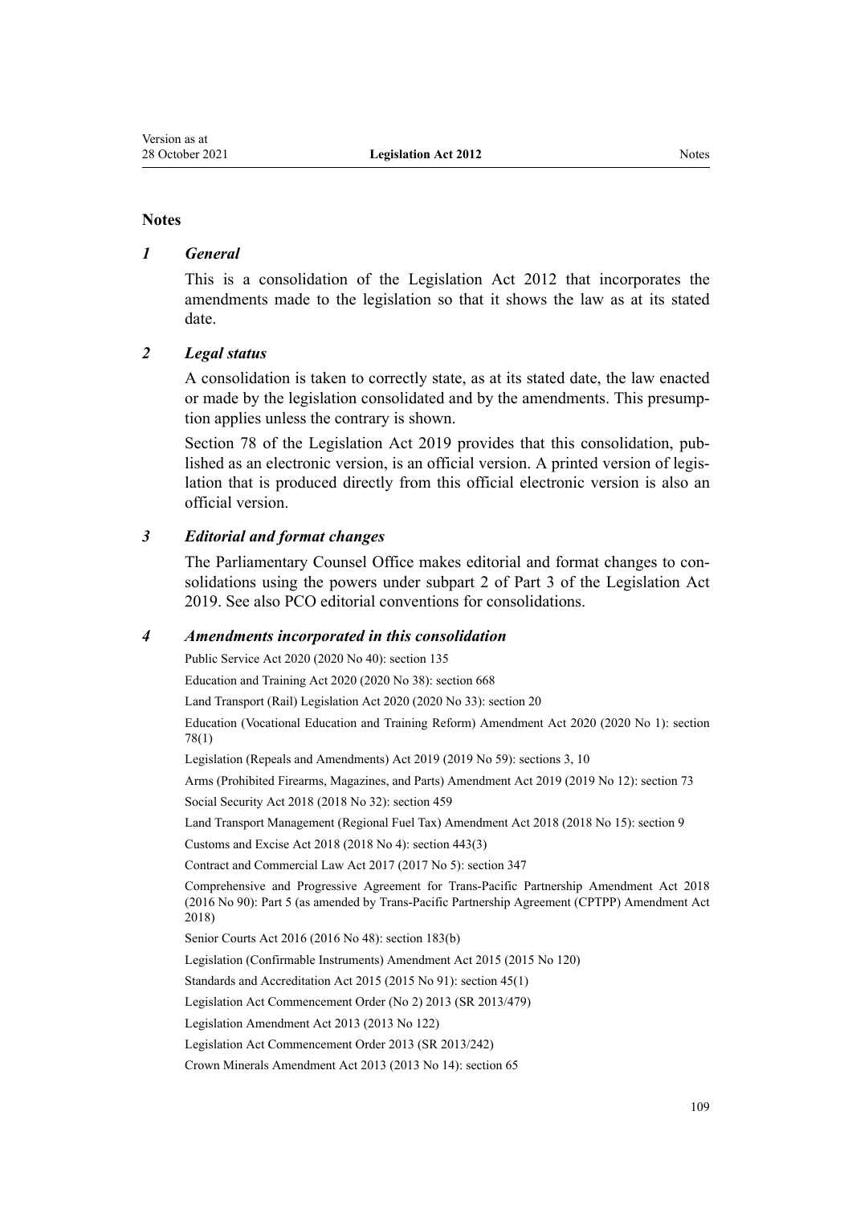## Notes

### *1 General*

This is a consolidation of the Legislation Act 2012 that incorporates the amendments made to the legislation so that it shows the law as at its stated date.

### *2 Legal status*

A consolidation is taken to correctly state, as at its stated date, the law enacted or made by the legislation consolidated and by the amendments. This presumption applies unless the contrary is shown.

Section 78 of the Legislation Act 2019 provides that this consolidation, published as an electronic version, is an official version. A printed version of legislation that is produced directly from this official electronic version is also an official version.

### *3 Editorial and format changes*

The Parliamentary Counsel Office makes editorial and format changes to consolidations using the powers under subpart 2 of Part 3 of the Legislation Act 2019. See also PCO editorial conventions for consolidations.

### *4 Amendments incorporated in this consolidation*

Public Service Act 2020 (2020 No 40): section 135

Education and Training Act 2020 (2020 No 38): section 668

Land Transport (Rail) Legislation Act 2020 (2020 No 33): section 20

Education (Vocational Education and Training Reform) Amendment Act 2020 (2020 No 1): section 78(1)

Legislation (Repeals and Amendments) Act 2019 (2019 No 59): sections 3, 10

Arms (Prohibited Firearms, Magazines, and Parts) Amendment Act 2019 (2019 No 12): section 73

Social Security Act 2018 (2018 No 32): section 459

Land Transport Management (Regional Fuel Tax) Amendment Act 2018 (2018 No 15): section 9

Customs and Excise Act 2018 (2018 No 4): section 443(3)

Contract and Commercial Law Act 2017 (2017 No 5): section 347

Comprehensive and Progressive Agreement for Trans-Pacific Partnership Amendment Act 2018 (2016 No 90): Part 5 (as amended by Trans-Pacific Partnership Agreement (CPTPP) Amendment Act 2018)

Senior Courts Act 2016 (2016 No 48): section 183(b)

Legislation (Confirmable Instruments) Amendment Act 2015 (2015 No 120)

Standards and Accreditation Act 2015 (2015 No 91): section 45(1)

Legislation Act Commencement Order (No 2) 2013 (SR 2013/479)

Legislation Amendment Act 2013 (2013 No 122)

Legislation Act Commencement Order 2013 (SR 2013/242)

Crown Minerals Amendment Act 2013 (2013 No 14): section 65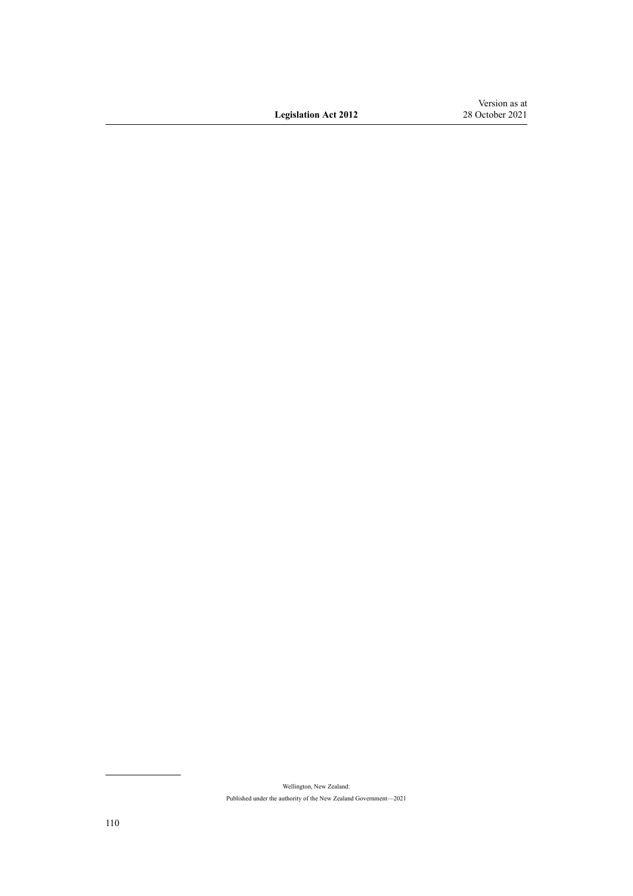Wellington, New Zealand:

Published under the authority of the New Zealand Government—2021